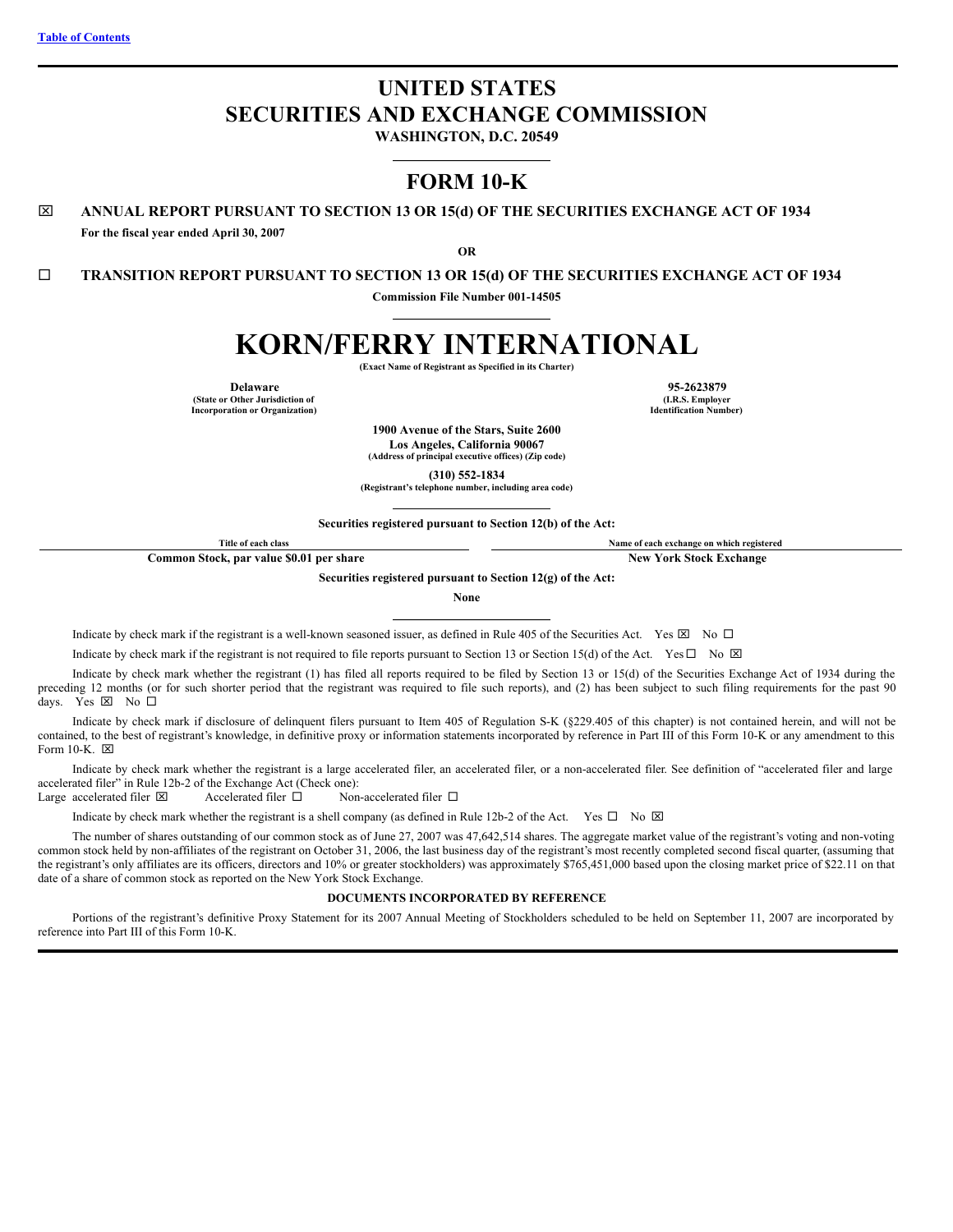[Table of Contents](#)

# UNITED STATES
# SECURITIES AND EXCHANGE COMMISSION

**WASHINGTON, D.C. 20549**

## FORM 10-K

☒ **ANNUAL REPORT PURSUANT TO SECTION 13 OR 15(d) OF THE SECURITIES EXCHANGE ACT OF 1934**

**For the fiscal year ended April 30, 2007**

**OR**

☐ **TRANSITION REPORT PURSUANT TO SECTION 13 OR 15(d) OF THE SECURITIES EXCHANGE ACT OF 1934**

**Commission File Number 001-14505**

# KORN/FERRY INTERNATIONAL

**(Exact Name of Registrant as Specified in its Charter)**

| **Delaware** | **95-2623879** |
|---|---|
| **(State or Other Jurisdiction of Incorporation or Organization)** | **(I.R.S. Employer Identification Number)** |

**1900 Avenue of the Stars, Suite 2600**
**Los Angeles, California 90067**
**(Address of principal executive offices) (Zip code)**

**(310) 552-1834**
**(Registrant's telephone number, including area code)**

**Securities registered pursuant to Section 12(b) of the Act:**

| Title of each class | Name of each exchange on which registered |
|---|---|
| **Common Stock, par value $0.01 per share** | **New York Stock Exchange** |

**Securities registered pursuant to Section 12(g) of the Act:**

**None**

Indicate by check mark if the registrant is a well-known seasoned issuer, as defined in Rule 405 of the Securities Act. Yes ☒ No ☐

Indicate by check mark if the registrant is not required to file reports pursuant to Section 13 or Section 15(d) of the Act. Yes ☐ No ☒

Indicate by check mark whether the registrant (1) has filed all reports required to be filed by Section 13 or 15(d) of the Securities Exchange Act of 1934 during the preceding 12 months (or for such shorter period that the registrant was required to file such reports), and (2) has been subject to such filing requirements for the past 90 days. Yes ☒ No ☐

Indicate by check mark if disclosure of delinquent filers pursuant to Item 405 of Regulation S-K (§229.405 of this chapter) is not contained herein, and will not be contained, to the best of registrant's knowledge, in definitive proxy or information statements incorporated by reference in Part III of this Form 10-K or any amendment to this Form 10-K. ☒

Indicate by check mark whether the registrant is a large accelerated filer, an accelerated filer, or a non-accelerated filer. See definition of "accelerated filer and large accelerated filer" in Rule 12b-2 of the Exchange Act (Check one):
Large accelerated filer ☒ Accelerated filer ☐ Non-accelerated filer ☐

Indicate by check mark whether the registrant is a shell company (as defined in Rule 12b-2 of the Act. Yes ☐ No ☒

The number of shares outstanding of our common stock as of June 27, 2007 was 47,642,514 shares. The aggregate market value of the registrant's voting and non-voting common stock held by non-affiliates of the registrant on October 31, 2006, the last business day of the registrant's most recently completed second fiscal quarter, (assuming that the registrant's only affiliates are its officers, directors and 10% or greater stockholders) was approximately $765,451,000 based upon the closing market price of $22.11 on that date of a share of common stock as reported on the New York Stock Exchange.

**DOCUMENTS INCORPORATED BY REFERENCE**

Portions of the registrant's definitive Proxy Statement for its 2007 Annual Meeting of Stockholders scheduled to be held on September 11, 2007 are incorporated by reference into Part III of this Form 10-K.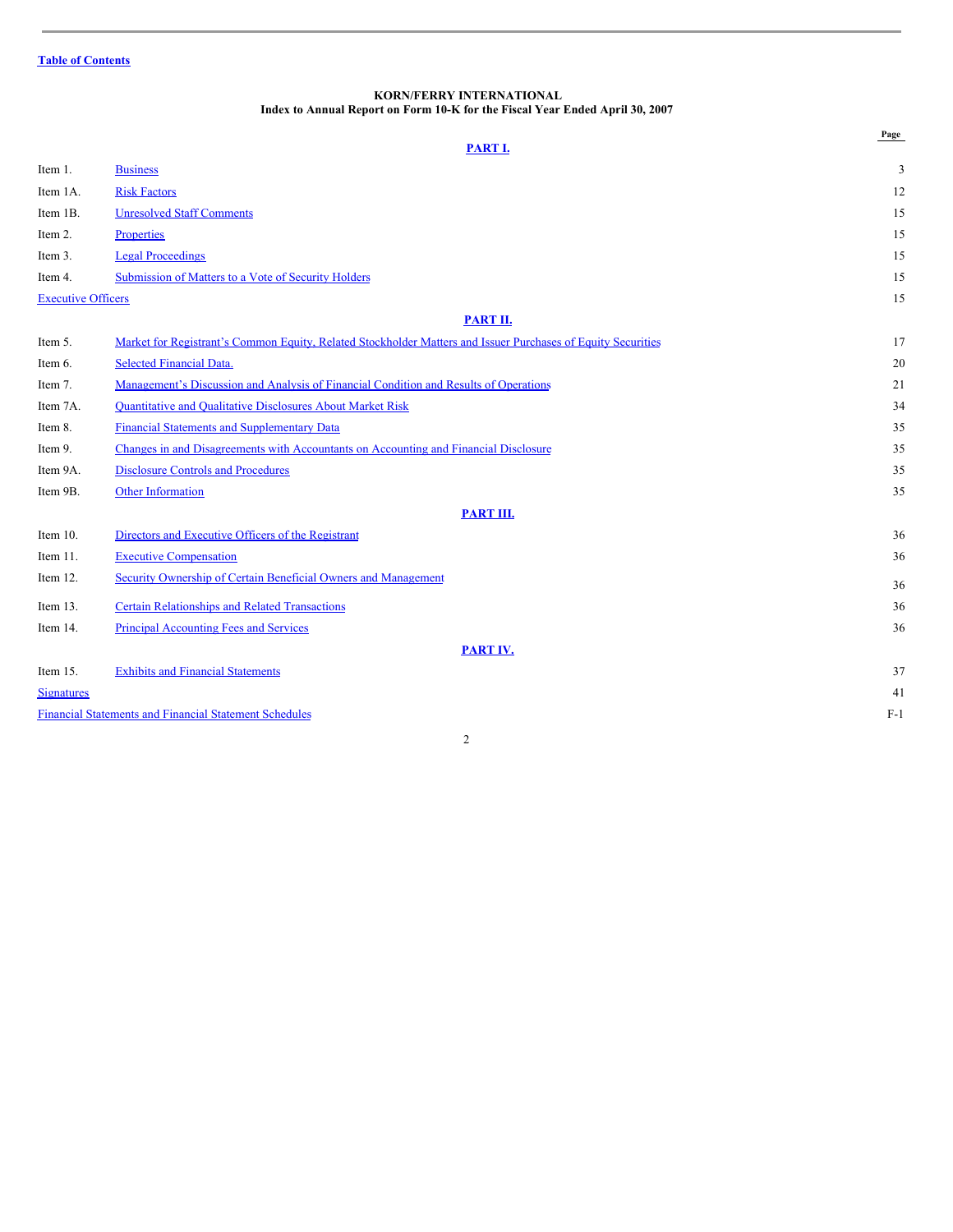Table of Contents

**KORN/FERRY INTERNATIONAL**
**Index to Annual Report on Form 10-K for the Fiscal Year Ended April 30, 2007**

| | | Page |
|---|---|---|
| | **PART I.** | |
| Item 1. | Business | 3 |
| Item 1A. | Risk Factors | 12 |
| Item 1B. | Unresolved Staff Comments | 15 |
| Item 2. | Properties | 15 |
| Item 3. | Legal Proceedings | 15 |
| Item 4. | Submission of Matters to a Vote of Security Holders | 15 |
| Executive Officers | | 15 |
| | **PART II.** | |
| Item 5. | Market for Registrant's Common Equity, Related Stockholder Matters and Issuer Purchases of Equity Securities | 17 |
| Item 6. | Selected Financial Data. | 20 |
| Item 7. | Management's Discussion and Analysis of Financial Condition and Results of Operations | 21 |
| Item 7A. | Quantitative and Qualitative Disclosures About Market Risk | 34 |
| Item 8. | Financial Statements and Supplementary Data | 35 |
| Item 9. | Changes in and Disagreements with Accountants on Accounting and Financial Disclosure | 35 |
| Item 9A. | Disclosure Controls and Procedures | 35 |
| Item 9B. | Other Information | 35 |
| | **PART III.** | |
| Item 10. | Directors and Executive Officers of the Registrant | 36 |
| Item 11. | Executive Compensation | 36 |
| Item 12. | Security Ownership of Certain Beneficial Owners and Management | 36 |
| Item 13. | Certain Relationships and Related Transactions | 36 |
| Item 14. | Principal Accounting Fees and Services | 36 |
| | **PART IV.** | |
| Item 15. | Exhibits and Financial Statements | 37 |
| Signatures | | 41 |
| Financial Statements and Financial Statement Schedules | | F-1 |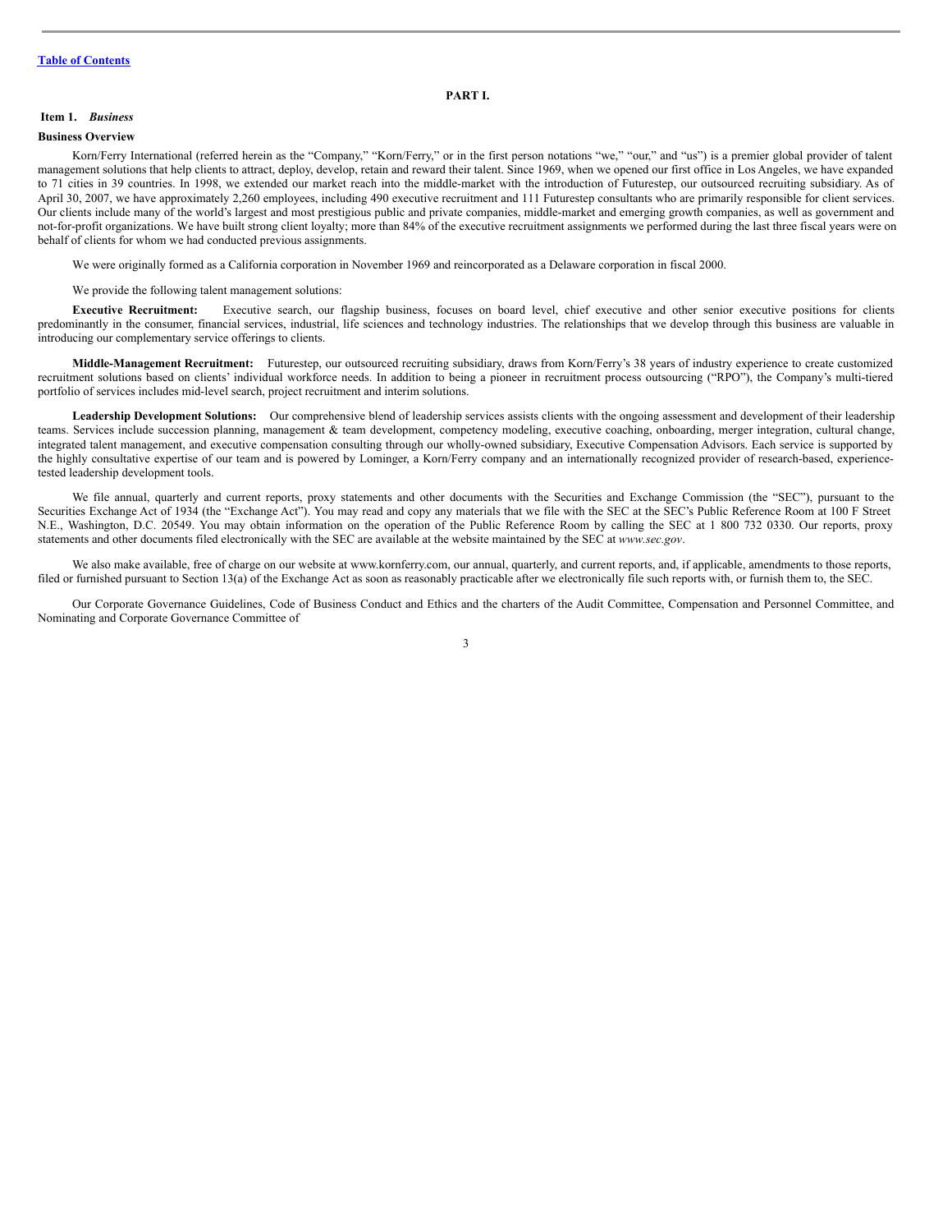# PART I.

## Item 1. *Business*

### Business Overview

Korn/Ferry International (referred herein as the "Company," "Korn/Ferry," or in the first person notations "we," "our," and "us") is a premier global provider of talent management solutions that help clients to attract, deploy, develop, retain and reward their talent. Since 1969, when we opened our first office in Los Angeles, we have expanded to 71 cities in 39 countries. In 1998, we extended our market reach into the middle-market with the introduction of Futurestep, our outsourced recruiting subsidiary. As of April 30, 2007, we have approximately 2,260 employees, including 490 executive recruitment and 111 Futurestep consultants who are primarily responsible for client services. Our clients include many of the world's largest and most prestigious public and private companies, middle-market and emerging growth companies, as well as government and not-for-profit organizations. We have built strong client loyalty; more than 84% of the executive recruitment assignments we performed during the last three fiscal years were on behalf of clients for whom we had conducted previous assignments.

We were originally formed as a California corporation in November 1969 and reincorporated as a Delaware corporation in fiscal 2000.

We provide the following talent management solutions:

**Executive Recruitment:** Executive search, our flagship business, focuses on board level, chief executive and other senior executive positions for clients predominantly in the consumer, financial services, industrial, life sciences and technology industries. The relationships that we develop through this business are valuable in introducing our complementary service offerings to clients.

**Middle-Management Recruitment:** Futurestep, our outsourced recruiting subsidiary, draws from Korn/Ferry's 38 years of industry experience to create customized recruitment solutions based on clients' individual workforce needs. In addition to being a pioneer in recruitment process outsourcing ("RPO"), the Company's multi-tiered portfolio of services includes mid-level search, project recruitment and interim solutions.

**Leadership Development Solutions:** Our comprehensive blend of leadership services assists clients with the ongoing assessment and development of their leadership teams. Services include succession planning, management & team development, competency modeling, executive coaching, onboarding, merger integration, cultural change, integrated talent management, and executive compensation consulting through our wholly-owned subsidiary, Executive Compensation Advisors. Each service is supported by the highly consultative expertise of our team and is powered by Lominger, a Korn/Ferry company and an internationally recognized provider of research-based, experience-tested leadership development tools.

We file annual, quarterly and current reports, proxy statements and other documents with the Securities and Exchange Commission (the "SEC"), pursuant to the Securities Exchange Act of 1934 (the "Exchange Act"). You may read and copy any materials that we file with the SEC at the SEC's Public Reference Room at 100 F Street N.E., Washington, D.C. 20549. You may obtain information on the operation of the Public Reference Room by calling the SEC at 1 800 732 0330. Our reports, proxy statements and other documents filed electronically with the SEC are available at the website maintained by the SEC at *www.sec.gov*.

We also make available, free of charge on our website at www.kornferry.com, our annual, quarterly, and current reports, and, if applicable, amendments to those reports, filed or furnished pursuant to Section 13(a) of the Exchange Act as soon as reasonably practicable after we electronically file such reports with, or furnish them to, the SEC.

Our Corporate Governance Guidelines, Code of Business Conduct and Ethics and the charters of the Audit Committee, Compensation and Personnel Committee, and Nominating and Corporate Governance Committee of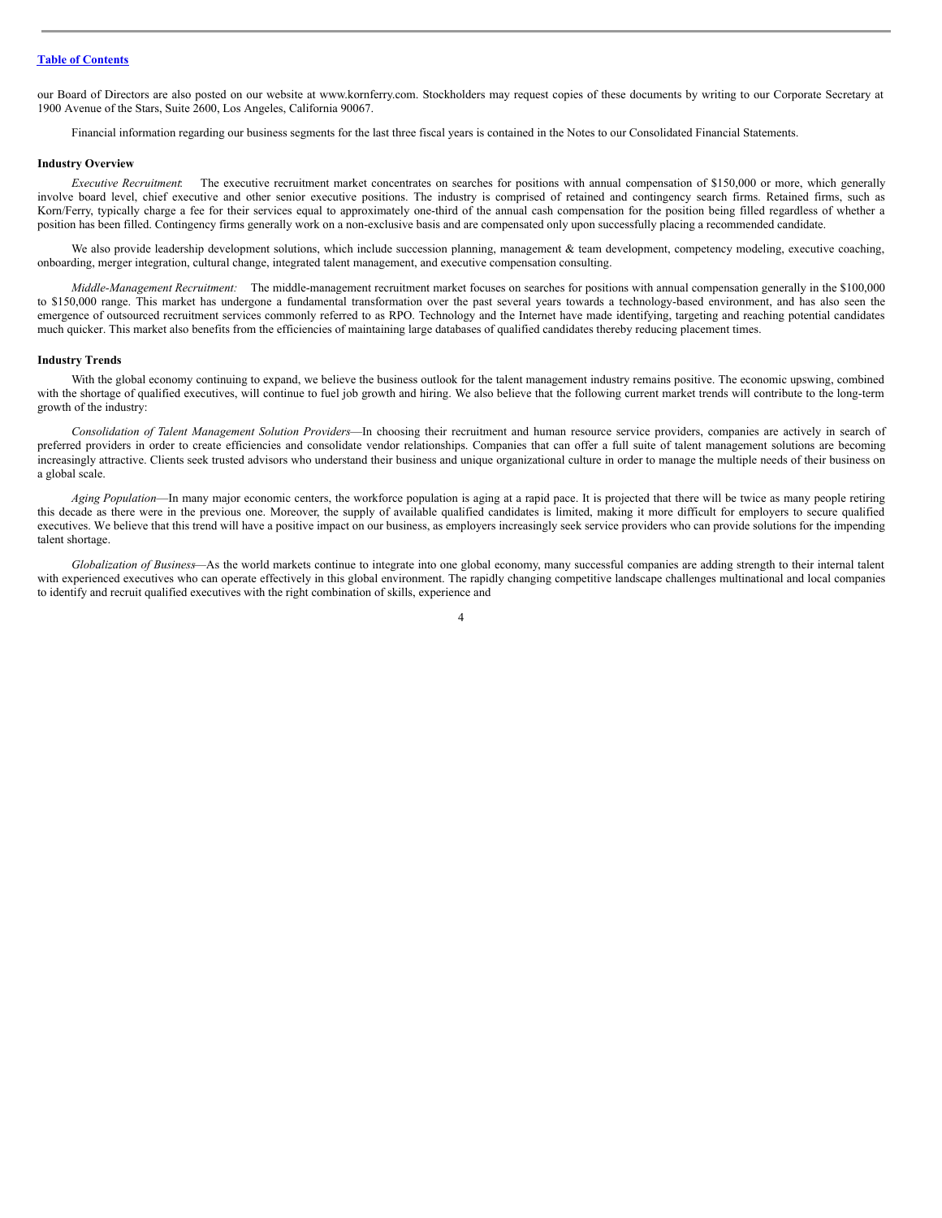our Board of Directors are also posted on our website at www.kornferry.com. Stockholders may request copies of these documents by writing to our Corporate Secretary at 1900 Avenue of the Stars, Suite 2600, Los Angeles, California 90067.

Financial information regarding our business segments for the last three fiscal years is contained in the Notes to our Consolidated Financial Statements.

**Industry Overview**

*Executive Recruitment*: The executive recruitment market concentrates on searches for positions with annual compensation of $150,000 or more, which generally involve board level, chief executive and other senior executive positions. The industry is comprised of retained and contingency search firms. Retained firms, such as Korn/Ferry, typically charge a fee for their services equal to approximately one-third of the annual cash compensation for the position being filled regardless of whether a position has been filled. Contingency firms generally work on a non-exclusive basis and are compensated only upon successfully placing a recommended candidate.

We also provide leadership development solutions, which include succession planning, management & team development, competency modeling, executive coaching, onboarding, merger integration, cultural change, integrated talent management, and executive compensation consulting.

*Middle-Management Recruitment:* The middle-management recruitment market focuses on searches for positions with annual compensation generally in the $100,000 to $150,000 range. This market has undergone a fundamental transformation over the past several years towards a technology-based environment, and has also seen the emergence of outsourced recruitment services commonly referred to as RPO. Technology and the Internet have made identifying, targeting and reaching potential candidates much quicker. This market also benefits from the efficiencies of maintaining large databases of qualified candidates thereby reducing placement times.

**Industry Trends**

With the global economy continuing to expand, we believe the business outlook for the talent management industry remains positive. The economic upswing, combined with the shortage of qualified executives, will continue to fuel job growth and hiring. We also believe that the following current market trends will contribute to the long-term growth of the industry:

*Consolidation of Talent Management Solution Providers*—In choosing their recruitment and human resource service providers, companies are actively in search of preferred providers in order to create efficiencies and consolidate vendor relationships. Companies that can offer a full suite of talent management solutions are becoming increasingly attractive. Clients seek trusted advisors who understand their business and unique organizational culture in order to manage the multiple needs of their business on a global scale.

*Aging Population*—In many major economic centers, the workforce population is aging at a rapid pace. It is projected that there will be twice as many people retiring this decade as there were in the previous one. Moreover, the supply of available qualified candidates is limited, making it more difficult for employers to secure qualified executives. We believe that this trend will have a positive impact on our business, as employers increasingly seek service providers who can provide solutions for the impending talent shortage.

*Globalization of Business*—As the world markets continue to integrate into one global economy, many successful companies are adding strength to their internal talent with experienced executives who can operate effectively in this global environment. The rapidly changing competitive landscape challenges multinational and local companies to identify and recruit qualified executives with the right combination of skills, experience and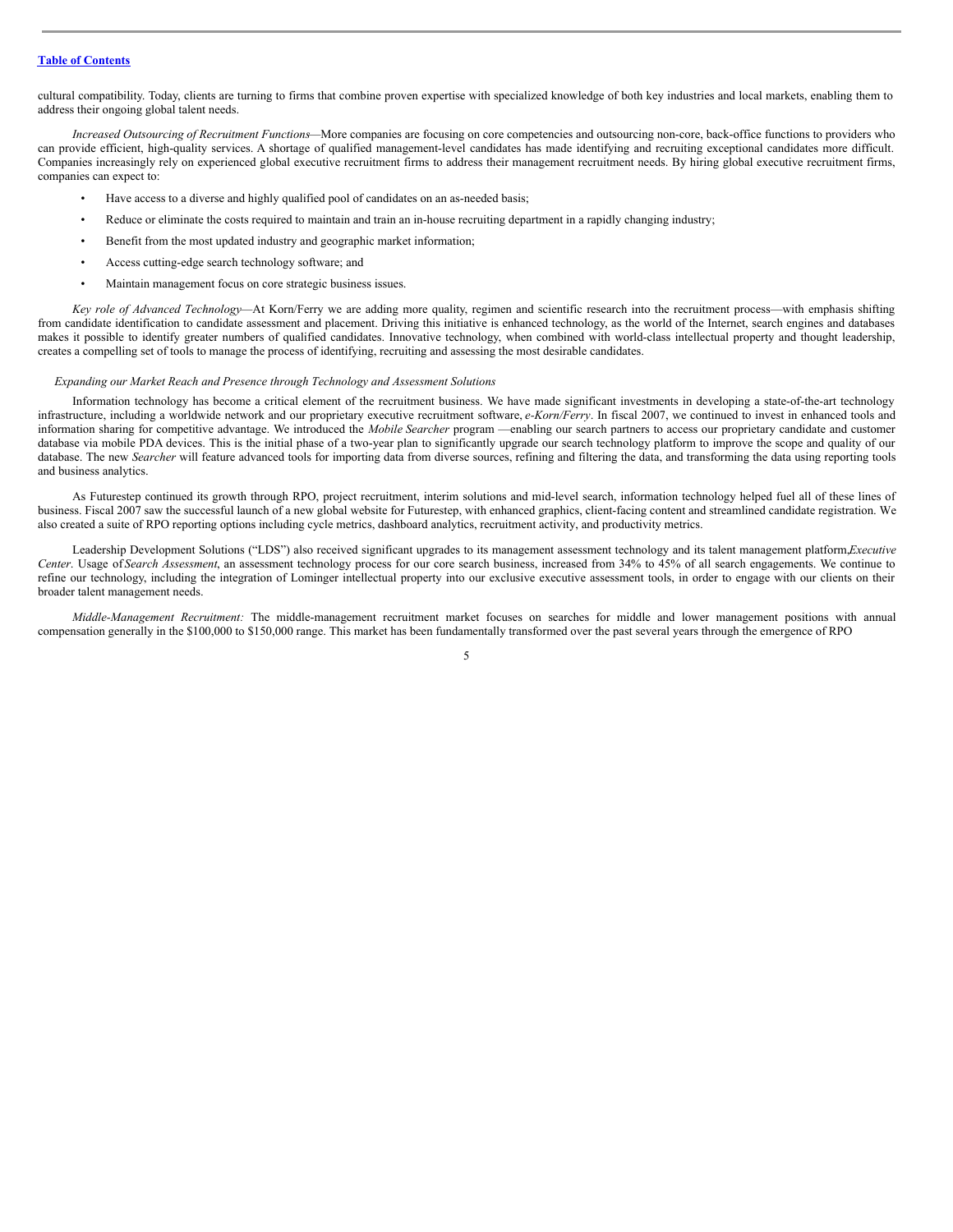cultural compatibility. Today, clients are turning to firms that combine proven expertise with specialized knowledge of both key industries and local markets, enabling them to address their ongoing global talent needs.

*Increased Outsourcing of Recruitment Functions*—More companies are focusing on core competencies and outsourcing non-core, back-office functions to providers who can provide efficient, high-quality services. A shortage of qualified management-level candidates has made identifying and recruiting exceptional candidates more difficult. Companies increasingly rely on experienced global executive recruitment firms to address their management recruitment needs. By hiring global executive recruitment firms, companies can expect to:

- Have access to a diverse and highly qualified pool of candidates on an as-needed basis;
- Reduce or eliminate the costs required to maintain and train an in-house recruiting department in a rapidly changing industry;
- Benefit from the most updated industry and geographic market information;
- Access cutting-edge search technology software; and
- Maintain management focus on core strategic business issues.

*Key role of Advanced Technology*—At Korn/Ferry we are adding more quality, regimen and scientific research into the recruitment process—with emphasis shifting from candidate identification to candidate assessment and placement. Driving this initiative is enhanced technology, as the world of the Internet, search engines and databases makes it possible to identify greater numbers of qualified candidates. Innovative technology, when combined with world-class intellectual property and thought leadership, creates a compelling set of tools to manage the process of identifying, recruiting and assessing the most desirable candidates.

*Expanding our Market Reach and Presence through Technology and Assessment Solutions*

Information technology has become a critical element of the recruitment business. We have made significant investments in developing a state-of-the-art technology infrastructure, including a worldwide network and our proprietary executive recruitment software, *e-Korn/Ferry*. In fiscal 2007, we continued to invest in enhanced tools and information sharing for competitive advantage. We introduced the *Mobile Searcher* program —enabling our search partners to access our proprietary candidate and customer database via mobile PDA devices. This is the initial phase of a two-year plan to significantly upgrade our search technology platform to improve the scope and quality of our database. The new *Searcher* will feature advanced tools for importing data from diverse sources, refining and filtering the data, and transforming the data using reporting tools and business analytics.

As Futurestep continued its growth through RPO, project recruitment, interim solutions and mid-level search, information technology helped fuel all of these lines of business. Fiscal 2007 saw the successful launch of a new global website for Futurestep, with enhanced graphics, client-facing content and streamlined candidate registration. We also created a suite of RPO reporting options including cycle metrics, dashboard analytics, recruitment activity, and productivity metrics.

Leadership Development Solutions ("LDS") also received significant upgrades to its management assessment technology and its talent management platform, *Executive Center*. Usage of *Search Assessment*, an assessment technology process for our core search business, increased from 34% to 45% of all search engagements. We continue to refine our technology, including the integration of Lominger intellectual property into our exclusive executive assessment tools, in order to engage with our clients on their broader talent management needs.

*Middle-Management Recruitment:* The middle-management recruitment market focuses on searches for middle and lower management positions with annual compensation generally in the $100,000 to $150,000 range. This market has been fundamentally transformed over the past several years through the emergence of RPO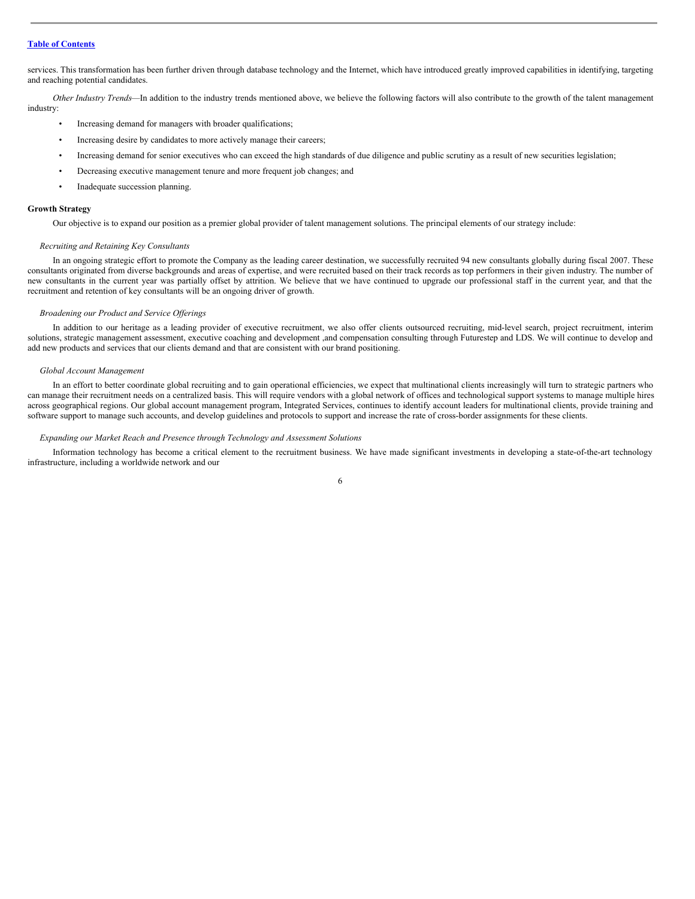services. This transformation has been further driven through database technology and the Internet, which have introduced greatly improved capabilities in identifying, targeting and reaching potential candidates.

*Other Industry Trends*—In addition to the industry trends mentioned above, we believe the following factors will also contribute to the growth of the talent management industry:

- Increasing demand for managers with broader qualifications;
- Increasing desire by candidates to more actively manage their careers;
- Increasing demand for senior executives who can exceed the high standards of due diligence and public scrutiny as a result of new securities legislation;
- Decreasing executive management tenure and more frequent job changes; and
- Inadequate succession planning.

**Growth Strategy**

Our objective is to expand our position as a premier global provider of talent management solutions. The principal elements of our strategy include:

*Recruiting and Retaining Key Consultants*

In an ongoing strategic effort to promote the Company as the leading career destination, we successfully recruited 94 new consultants globally during fiscal 2007. These consultants originated from diverse backgrounds and areas of expertise, and were recruited based on their track records as top performers in their given industry. The number of new consultants in the current year was partially offset by attrition. We believe that we have continued to upgrade our professional staff in the current year, and that the recruitment and retention of key consultants will be an ongoing driver of growth.

*Broadening our Product and Service Offerings*

In addition to our heritage as a leading provider of executive recruitment, we also offer clients outsourced recruiting, mid-level search, project recruitment, interim solutions, strategic management assessment, executive coaching and development ,and compensation consulting through Futurestep and LDS. We will continue to develop and add new products and services that our clients demand and that are consistent with our brand positioning.

*Global Account Management*

In an effort to better coordinate global recruiting and to gain operational efficiencies, we expect that multinational clients increasingly will turn to strategic partners who can manage their recruitment needs on a centralized basis. This will require vendors with a global network of offices and technological support systems to manage multiple hires across geographical regions. Our global account management program, Integrated Services, continues to identify account leaders for multinational clients, provide training and software support to manage such accounts, and develop guidelines and protocols to support and increase the rate of cross-border assignments for these clients.

*Expanding our Market Reach and Presence through Technology and Assessment Solutions*

Information technology has become a critical element to the recruitment business. We have made significant investments in developing a state-of-the-art technology infrastructure, including a worldwide network and our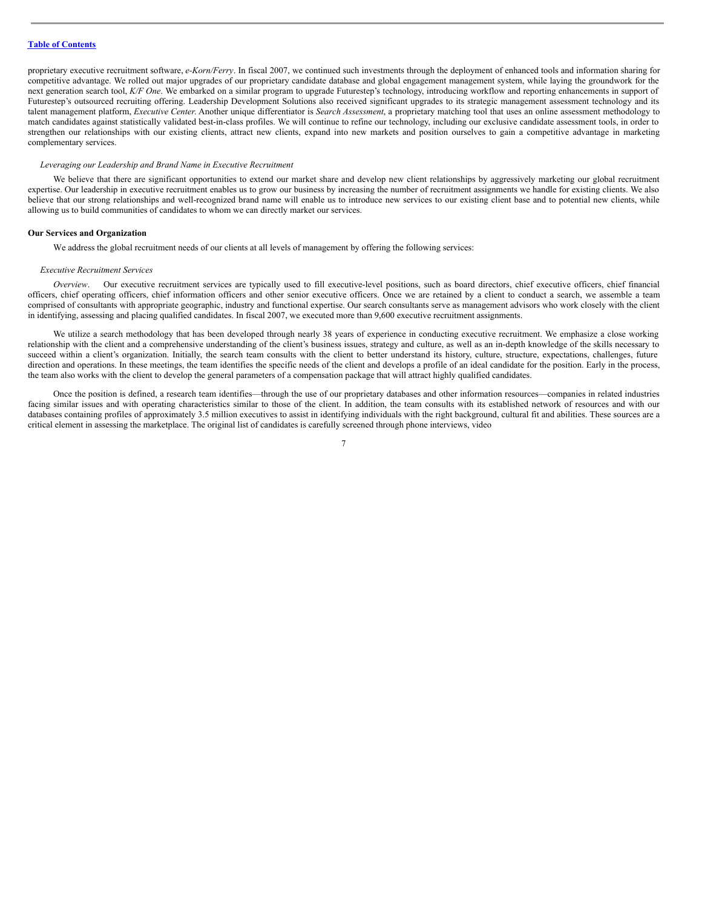proprietary executive recruitment software, *e-Korn/Ferry*. In fiscal 2007, we continued such investments through the deployment of enhanced tools and information sharing for competitive advantage. We rolled out major upgrades of our proprietary candidate database and global engagement management system, while laying the groundwork for the next generation search tool, *K/F One*. We embarked on a similar program to upgrade Futurestep's technology, introducing workflow and reporting enhancements in support of Futurestep's outsourced recruiting offering. Leadership Development Solutions also received significant upgrades to its strategic management assessment technology and its talent management platform, *Executive Center*. Another unique differentiator is *Search Assessment*, a proprietary matching tool that uses an online assessment methodology to match candidates against statistically validated best-in-class profiles. We will continue to refine our technology, including our exclusive candidate assessment tools, in order to strengthen our relationships with our existing clients, attract new clients, expand into new markets and position ourselves to gain a competitive advantage in marketing complementary services.

*Leveraging our Leadership and Brand Name in Executive Recruitment*

We believe that there are significant opportunities to extend our market share and develop new client relationships by aggressively marketing our global recruitment expertise. Our leadership in executive recruitment enables us to grow our business by increasing the number of recruitment assignments we handle for existing clients. We also believe that our strong relationships and well-recognized brand name will enable us to introduce new services to our existing client base and to potential new clients, while allowing us to build communities of candidates to whom we can directly market our services.

**Our Services and Organization**

We address the global recruitment needs of our clients at all levels of management by offering the following services:

*Executive Recruitment Services*

*Overview*. Our executive recruitment services are typically used to fill executive-level positions, such as board directors, chief executive officers, chief financial officers, chief operating officers, chief information officers and other senior executive officers. Once we are retained by a client to conduct a search, we assemble a team comprised of consultants with appropriate geographic, industry and functional expertise. Our search consultants serve as management advisors who work closely with the client in identifying, assessing and placing qualified candidates. In fiscal 2007, we executed more than 9,600 executive recruitment assignments.

We utilize a search methodology that has been developed through nearly 38 years of experience in conducting executive recruitment. We emphasize a close working relationship with the client and a comprehensive understanding of the client's business issues, strategy and culture, as well as an in-depth knowledge of the skills necessary to succeed within a client's organization. Initially, the search team consults with the client to better understand its history, culture, structure, expectations, challenges, future direction and operations. In these meetings, the team identifies the specific needs of the client and develops a profile of an ideal candidate for the position. Early in the process, the team also works with the client to develop the general parameters of a compensation package that will attract highly qualified candidates.

Once the position is defined, a research team identifies—through the use of our proprietary databases and other information resources—companies in related industries facing similar issues and with operating characteristics similar to those of the client. In addition, the team consults with its established network of resources and with our databases containing profiles of approximately 3.5 million executives to assist in identifying individuals with the right background, cultural fit and abilities. These sources are a critical element in assessing the marketplace. The original list of candidates is carefully screened through phone interviews, video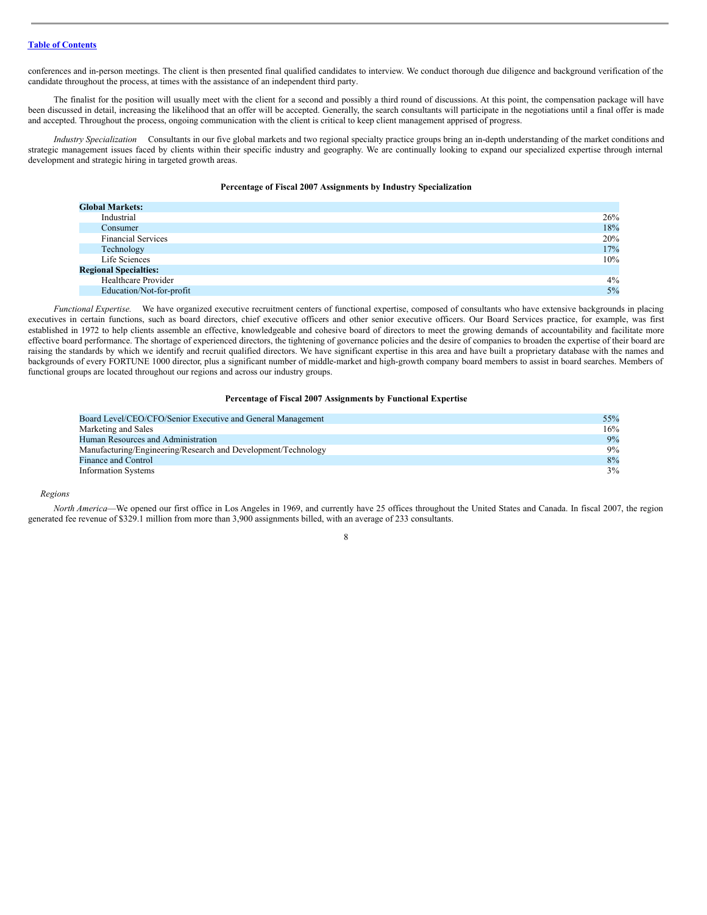conferences and in-person meetings. The client is then presented final qualified candidates to interview. We conduct thorough due diligence and background verification of the candidate throughout the process, at times with the assistance of an independent third party.

The finalist for the position will usually meet with the client for a second and possibly a third round of discussions. At this point, the compensation package will have been discussed in detail, increasing the likelihood that an offer will be accepted. Generally, the search consultants will participate in the negotiations until a final offer is made and accepted. Throughout the process, ongoing communication with the client is critical to keep client management apprised of progress.

*Industry Specialization* Consultants in our five global markets and two regional specialty practice groups bring an in-depth understanding of the market conditions and strategic management issues faced by clients within their specific industry and geography. We are continually looking to expand our specialized expertise through internal development and strategic hiring in targeted growth areas.

**Percentage of Fiscal 2007 Assignments by Industry Specialization**

| | |
|---|---|
| **Global Markets:** | |
| Industrial | 26% |
| Consumer | 18% |
| Financial Services | 20% |
| Technology | 17% |
| Life Sciences | 10% |
| **Regional Specialties:** | |
| Healthcare Provider | 4% |
| Education/Not-for-profit | 5% |

*Functional Expertise.* We have organized executive recruitment centers of functional expertise, composed of consultants who have extensive backgrounds in placing executives in certain functions, such as board directors, chief executive officers and other senior executive officers. Our Board Services practice, for example, was first established in 1972 to help clients assemble an effective, knowledgeable and cohesive board of directors to meet the growing demands of accountability and facilitate more effective board performance. The shortage of experienced directors, the tightening of governance policies and the desire of companies to broaden the expertise of their board are raising the standards by which we identify and recruit qualified directors. We have significant expertise in this area and have built a proprietary database with the names and backgrounds of every FORTUNE 1000 director, plus a significant number of middle-market and high-growth company board members to assist in board searches. Members of functional groups are located throughout our regions and across our industry groups.

**Percentage of Fiscal 2007 Assignments by Functional Expertise**

| | |
|---|---|
| Board Level/CEO/CFO/Senior Executive and General Management | 55% |
| Marketing and Sales | 16% |
| Human Resources and Administration | 9% |
| Manufacturing/Engineering/Research and Development/Technology | 9% |
| Finance and Control | 8% |
| Information Systems | 3% |

*Regions*

*North America*—We opened our first office in Los Angeles in 1969, and currently have 25 offices throughout the United States and Canada. In fiscal 2007, the region generated fee revenue of $329.1 million from more than 3,900 assignments billed, with an average of 233 consultants.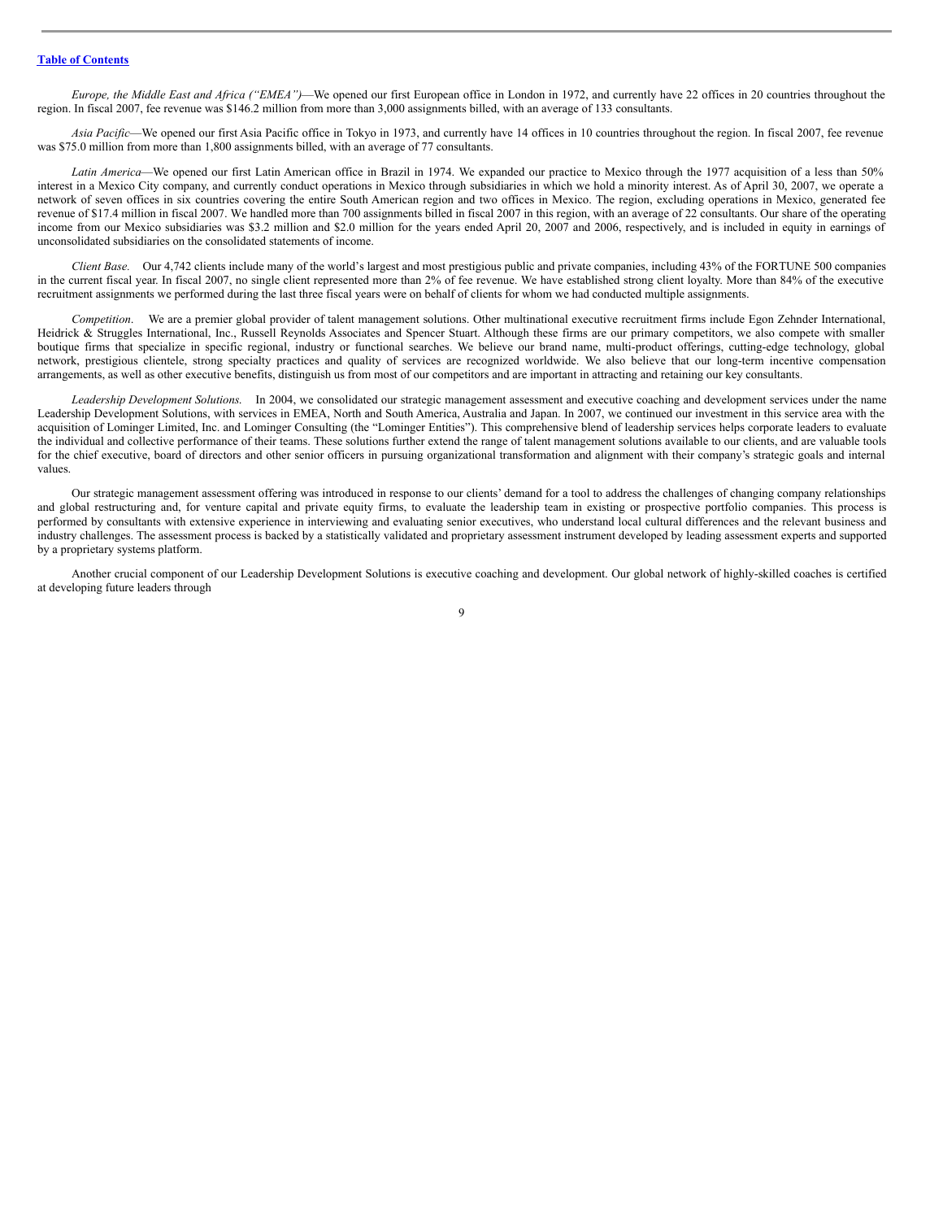*Europe, the Middle East and Africa (“EMEA”)*—We opened our first European office in London in 1972, and currently have 22 offices in 20 countries throughout the region. In fiscal 2007, fee revenue was $146.2 million from more than 3,000 assignments billed, with an average of 133 consultants.

*Asia Pacific*—We opened our first Asia Pacific office in Tokyo in 1973, and currently have 14 offices in 10 countries throughout the region. In fiscal 2007, fee revenue was $75.0 million from more than 1,800 assignments billed, with an average of 77 consultants.

*Latin America*—We opened our first Latin American office in Brazil in 1974. We expanded our practice to Mexico through the 1977 acquisition of a less than 50% interest in a Mexico City company, and currently conduct operations in Mexico through subsidiaries in which we hold a minority interest. As of April 30, 2007, we operate a network of seven offices in six countries covering the entire South American region and two offices in Mexico. The region, excluding operations in Mexico, generated fee revenue of $17.4 million in fiscal 2007. We handled more than 700 assignments billed in fiscal 2007 in this region, with an average of 22 consultants. Our share of the operating income from our Mexico subsidiaries was $3.2 million and $2.0 million for the years ended April 20, 2007 and 2006, respectively, and is included in equity in earnings of unconsolidated subsidiaries on the consolidated statements of income.

*Client Base.* Our 4,742 clients include many of the world’s largest and most prestigious public and private companies, including 43% of the FORTUNE 500 companies in the current fiscal year. In fiscal 2007, no single client represented more than 2% of fee revenue. We have established strong client loyalty. More than 84% of the executive recruitment assignments we performed during the last three fiscal years were on behalf of clients for whom we had conducted multiple assignments.

*Competition*. We are a premier global provider of talent management solutions. Other multinational executive recruitment firms include Egon Zehnder International, Heidrick & Struggles International, Inc., Russell Reynolds Associates and Spencer Stuart. Although these firms are our primary competitors, we also compete with smaller boutique firms that specialize in specific regional, industry or functional searches. We believe our brand name, multi-product offerings, cutting-edge technology, global network, prestigious clientele, strong specialty practices and quality of services are recognized worldwide. We also believe that our long-term incentive compensation arrangements, as well as other executive benefits, distinguish us from most of our competitors and are important in attracting and retaining our key consultants.

*Leadership Development Solutions.* In 2004, we consolidated our strategic management assessment and executive coaching and development services under the name Leadership Development Solutions, with services in EMEA, North and South America, Australia and Japan. In 2007, we continued our investment in this service area with the acquisition of Lominger Limited, Inc. and Lominger Consulting (the “Lominger Entities”). This comprehensive blend of leadership services helps corporate leaders to evaluate the individual and collective performance of their teams. These solutions further extend the range of talent management solutions available to our clients, and are valuable tools for the chief executive, board of directors and other senior officers in pursuing organizational transformation and alignment with their company’s strategic goals and internal values.

Our strategic management assessment offering was introduced in response to our clients’ demand for a tool to address the challenges of changing company relationships and global restructuring and, for venture capital and private equity firms, to evaluate the leadership team in existing or prospective portfolio companies. This process is performed by consultants with extensive experience in interviewing and evaluating senior executives, who understand local cultural differences and the relevant business and industry challenges. The assessment process is backed by a statistically validated and proprietary assessment instrument developed by leading assessment experts and supported by a proprietary systems platform.

Another crucial component of our Leadership Development Solutions is executive coaching and development. Our global network of highly-skilled coaches is certified at developing future leaders through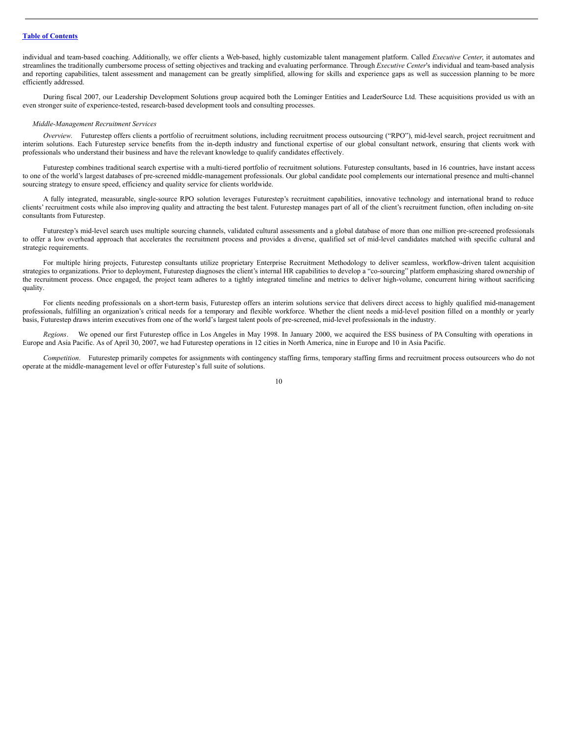individual and team-based coaching. Additionally, we offer clients a Web-based, highly customizable talent management platform. Called *Executive Center*, it automates and streamlines the traditionally cumbersome process of setting objectives and tracking and evaluating performance. Through *Executive Center*'s individual and team-based analysis and reporting capabilities, talent assessment and management can be greatly simplified, allowing for skills and experience gaps as well as succession planning to be more efficiently addressed.

During fiscal 2007, our Leadership Development Solutions group acquired both the Lominger Entities and LeaderSource Ltd. These acquisitions provided us with an even stronger suite of experience-tested, research-based development tools and consulting processes.

*Middle-Management Recruitment Services*

*Overview.* Futurestep offers clients a portfolio of recruitment solutions, including recruitment process outsourcing ("RPO"), mid-level search, project recruitment and interim solutions. Each Futurestep service benefits from the in-depth industry and functional expertise of our global consultant network, ensuring that clients work with professionals who understand their business and have the relevant knowledge to qualify candidates effectively.

Futurestep combines traditional search expertise with a multi-tiered portfolio of recruitment solutions. Futurestep consultants, based in 16 countries, have instant access to one of the world's largest databases of pre-screened middle-management professionals. Our global candidate pool complements our international presence and multi-channel sourcing strategy to ensure speed, efficiency and quality service for clients worldwide.

A fully integrated, measurable, single-source RPO solution leverages Futurestep's recruitment capabilities, innovative technology and international brand to reduce clients' recruitment costs while also improving quality and attracting the best talent. Futurestep manages part of all of the client's recruitment function, often including on-site consultants from Futurestep.

Futurestep's mid-level search uses multiple sourcing channels, validated cultural assessments and a global database of more than one million pre-screened professionals to offer a low overhead approach that accelerates the recruitment process and provides a diverse, qualified set of mid-level candidates matched with specific cultural and strategic requirements.

For multiple hiring projects, Futurestep consultants utilize proprietary Enterprise Recruitment Methodology to deliver seamless, workflow-driven talent acquisition strategies to organizations. Prior to deployment, Futurestep diagnoses the client's internal HR capabilities to develop a "co-sourcing" platform emphasizing shared ownership of the recruitment process. Once engaged, the project team adheres to a tightly integrated timeline and metrics to deliver high-volume, concurrent hiring without sacrificing quality.

For clients needing professionals on a short-term basis, Futurestep offers an interim solutions service that delivers direct access to highly qualified mid-management professionals, fulfilling an organization's critical needs for a temporary and flexible workforce. Whether the client needs a mid-level position filled on a monthly or yearly basis, Futurestep draws interim executives from one of the world's largest talent pools of pre-screened, mid-level professionals in the industry.

*Regions*. We opened our first Futurestep office in Los Angeles in May 1998. In January 2000, we acquired the ESS business of PA Consulting with operations in Europe and Asia Pacific. As of April 30, 2007, we had Futurestep operations in 12 cities in North America, nine in Europe and 10 in Asia Pacific.

*Competition*. Futurestep primarily competes for assignments with contingency staffing firms, temporary staffing firms and recruitment process outsourcers who do not operate at the middle-management level or offer Futurestep's full suite of solutions.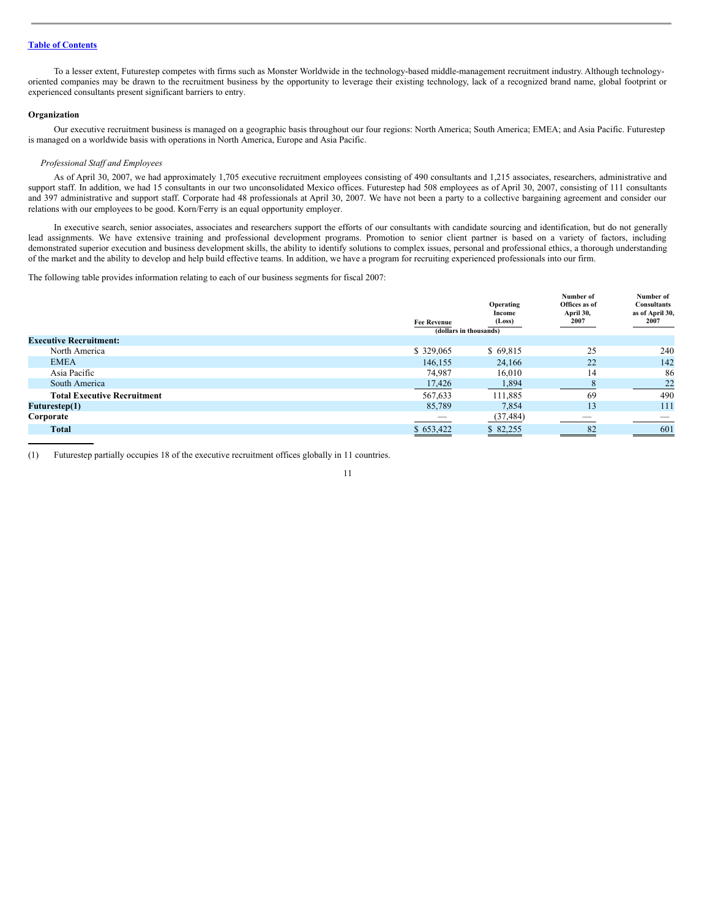Table of Contents

To a lesser extent, Futurestep competes with firms such as Monster Worldwide in the technology-based middle-management recruitment industry. Although technology-oriented companies may be drawn to the recruitment business by the opportunity to leverage their existing technology, lack of a recognized brand name, global footprint or experienced consultants present significant barriers to entry.

**Organization**

Our executive recruitment business is managed on a geographic basis throughout our four regions: North America; South America; EMEA; and Asia Pacific. Futurestep is managed on a worldwide basis with operations in North America, Europe and Asia Pacific.

*Professional Staff and Employees*

As of April 30, 2007, we had approximately 1,705 executive recruitment employees consisting of 490 consultants and 1,215 associates, researchers, administrative and support staff. In addition, we had 15 consultants in our two unconsolidated Mexico offices. Futurestep had 508 employees as of April 30, 2007, consisting of 111 consultants and 397 administrative and support staff. Corporate had 48 professionals at April 30, 2007. We have not been a party to a collective bargaining agreement and consider our relations with our employees to be good. Korn/Ferry is an equal opportunity employer.

In executive search, senior associates, associates and researchers support the efforts of our consultants with candidate sourcing and identification, but do not generally lead assignments. We have extensive training and professional development programs. Promotion to senior client partner is based on a variety of factors, including demonstrated superior execution and business development skills, the ability to identify solutions to complex issues, personal and professional ethics, a thorough understanding of the market and the ability to develop and help build effective teams. In addition, we have a program for recruiting experienced professionals into our firm.

The following table provides information relating to each of our business segments for fiscal 2007:

| | Fee Revenue | Operating Income (Loss) | Number of Offices as of April 30, 2007 | Number of Consultants as of April 30, 2007 |
|---|---|---|---|---|
| | (dollars in thousands) | | | |
| **Executive Recruitment:** | | | | |
| North America | $ 329,065 | $ 69,815 | 25 | 240 |
| EMEA | 146,155 | 24,166 | 22 | 142 |
| Asia Pacific | 74,987 | 16,010 | 14 | 86 |
| South America | 17,426 | 1,894 | 8 | 22 |
| **Total Executive Recruitment** | 567,633 | 111,885 | 69 | 490 |
| **Futurestep(1)** | 85,789 | 7,854 | 13 | 111 |
| **Corporate** | — | (37,484) | — | — |
| **Total** | $ 653,422 | $ 82,255 | 82 | 601 |

(1) Futurestep partially occupies 18 of the executive recruitment offices globally in 11 countries.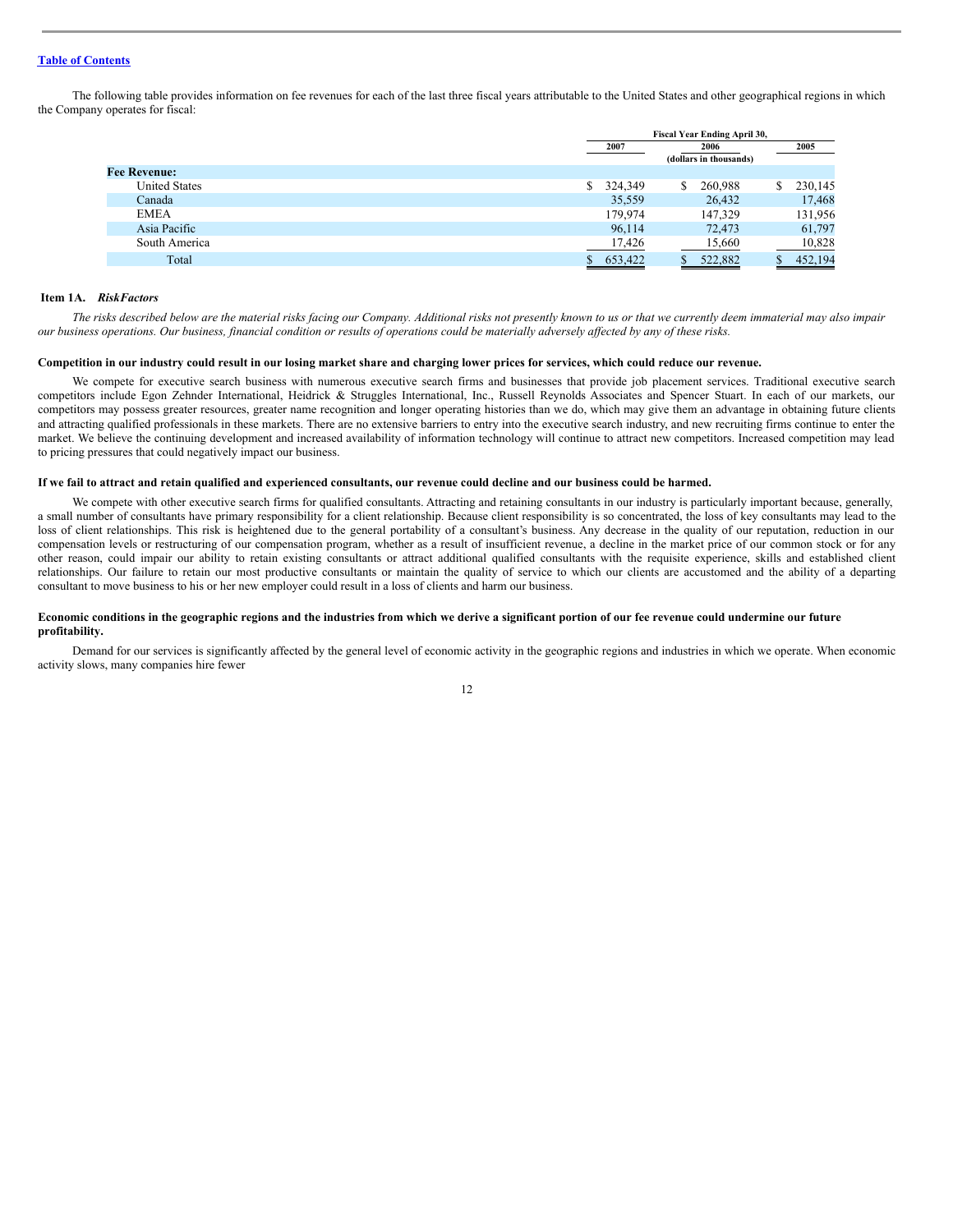The following table provides information on fee revenues for each of the last three fiscal years attributable to the United States and other geographical regions in which the Company operates for fiscal:

| | Fiscal Year Ending April 30, | | |
|---|---|---|---|
| | 2007 | 2006 | 2005 |
| | (dollars in thousands) | | |
| **Fee Revenue:** | | | |
| United States | $ 324,349 | $ 260,988 | $ 230,145 |
| Canada | 35,559 | 26,432 | 17,468 |
| EMEA | 179,974 | 147,329 | 131,956 |
| Asia Pacific | 96,114 | 72,473 | 61,797 |
| South America | 17,426 | 15,660 | 10,828 |
| Total | $ 653,422 | $ 522,882 | $ 452,194 |

## Item 1A. *RiskFactors*

*The risks described below are the material risks facing our Company. Additional risks not presently known to us or that we currently deem immaterial may also impair our business operations. Our business, financial condition or results of operations could be materially adversely affected by any of these risks.*

**Competition in our industry could result in our losing market share and charging lower prices for services, which could reduce our revenue.**

We compete for executive search business with numerous executive search firms and businesses that provide job placement services. Traditional executive search competitors include Egon Zehnder International, Heidrick & Struggles International, Inc., Russell Reynolds Associates and Spencer Stuart. In each of our markets, our competitors may possess greater resources, greater name recognition and longer operating histories than we do, which may give them an advantage in obtaining future clients and attracting qualified professionals in these markets. There are no extensive barriers to entry into the executive search industry, and new recruiting firms continue to enter the market. We believe the continuing development and increased availability of information technology will continue to attract new competitors. Increased competition may lead to pricing pressures that could negatively impact our business.

**If we fail to attract and retain qualified and experienced consultants, our revenue could decline and our business could be harmed.**

We compete with other executive search firms for qualified consultants. Attracting and retaining consultants in our industry is particularly important because, generally, a small number of consultants have primary responsibility for a client relationship. Because client responsibility is so concentrated, the loss of key consultants may lead to the loss of client relationships. This risk is heightened due to the general portability of a consultant's business. Any decrease in the quality of our reputation, reduction in our compensation levels or restructuring of our compensation program, whether as a result of insufficient revenue, a decline in the market price of our common stock or for any other reason, could impair our ability to retain existing consultants or attract additional qualified consultants with the requisite experience, skills and established client relationships. Our failure to retain our most productive consultants or maintain the quality of service to which our clients are accustomed and the ability of a departing consultant to move business to his or her new employer could result in a loss of clients and harm our business.

**Economic conditions in the geographic regions and the industries from which we derive a significant portion of our fee revenue could undermine our future profitability.**

Demand for our services is significantly affected by the general level of economic activity in the geographic regions and industries in which we operate. When economic activity slows, many companies hire fewer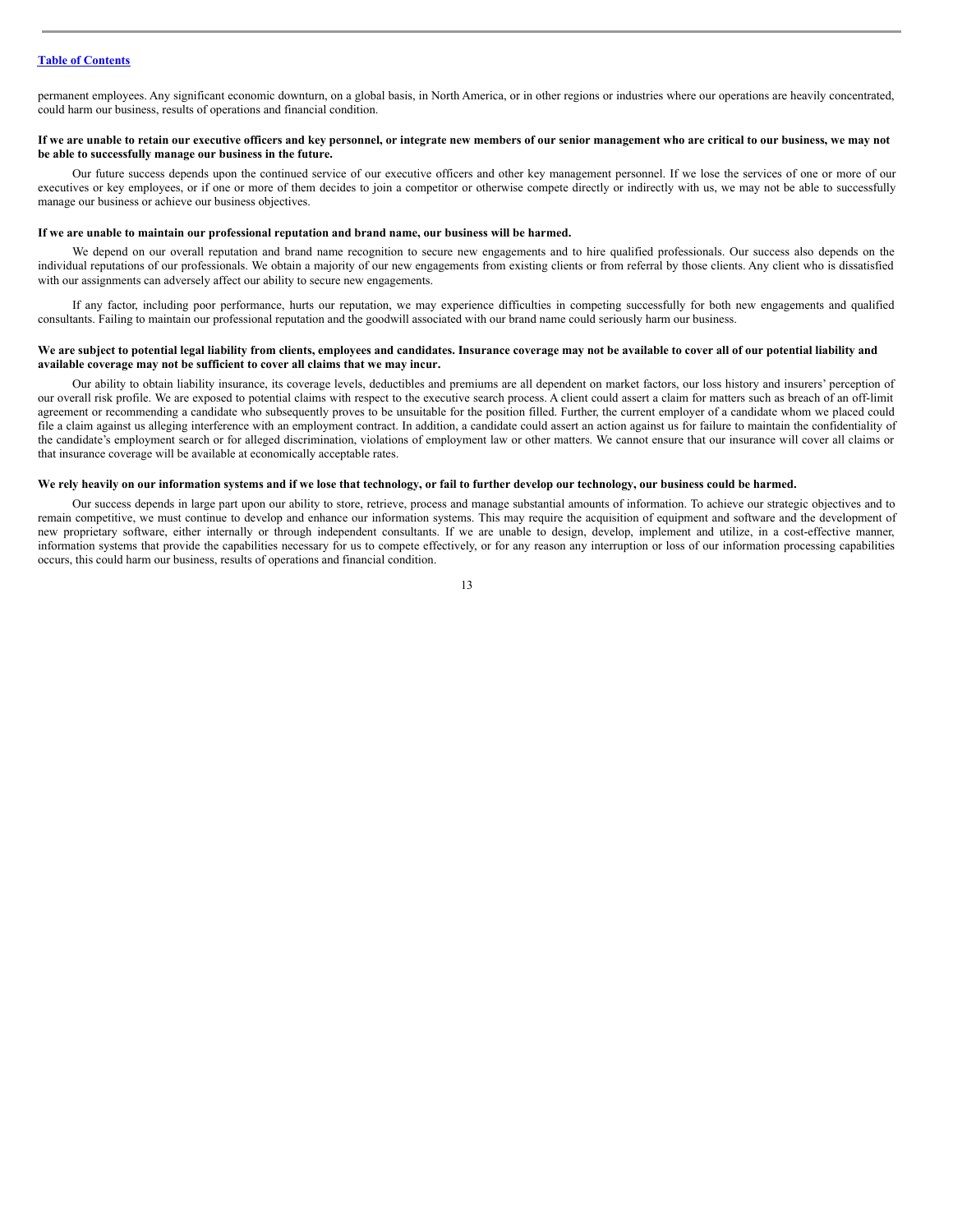permanent employees. Any significant economic downturn, on a global basis, in North America, or in other regions or industries where our operations are heavily concentrated, could harm our business, results of operations and financial condition.

**If we are unable to retain our executive officers and key personnel, or integrate new members of our senior management who are critical to our business, we may not be able to successfully manage our business in the future.**

Our future success depends upon the continued service of our executive officers and other key management personnel. If we lose the services of one or more of our executives or key employees, or if one or more of them decides to join a competitor or otherwise compete directly or indirectly with us, we may not be able to successfully manage our business or achieve our business objectives.

**If we are unable to maintain our professional reputation and brand name, our business will be harmed.**

We depend on our overall reputation and brand name recognition to secure new engagements and to hire qualified professionals. Our success also depends on the individual reputations of our professionals. We obtain a majority of our new engagements from existing clients or from referral by those clients. Any client who is dissatisfied with our assignments can adversely affect our ability to secure new engagements.

If any factor, including poor performance, hurts our reputation, we may experience difficulties in competing successfully for both new engagements and qualified consultants. Failing to maintain our professional reputation and the goodwill associated with our brand name could seriously harm our business.

**We are subject to potential legal liability from clients, employees and candidates. Insurance coverage may not be available to cover all of our potential liability and available coverage may not be sufficient to cover all claims that we may incur.**

Our ability to obtain liability insurance, its coverage levels, deductibles and premiums are all dependent on market factors, our loss history and insurers' perception of our overall risk profile. We are exposed to potential claims with respect to the executive search process. A client could assert a claim for matters such as breach of an off-limit agreement or recommending a candidate who subsequently proves to be unsuitable for the position filled. Further, the current employer of a candidate whom we placed could file a claim against us alleging interference with an employment contract. In addition, a candidate could assert an action against us for failure to maintain the confidentiality of the candidate's employment search or for alleged discrimination, violations of employment law or other matters. We cannot ensure that our insurance will cover all claims or that insurance coverage will be available at economically acceptable rates.

**We rely heavily on our information systems and if we lose that technology, or fail to further develop our technology, our business could be harmed.**

Our success depends in large part upon our ability to store, retrieve, process and manage substantial amounts of information. To achieve our strategic objectives and to remain competitive, we must continue to develop and enhance our information systems. This may require the acquisition of equipment and software and the development of new proprietary software, either internally or through independent consultants. If we are unable to design, develop, implement and utilize, in a cost-effective manner, information systems that provide the capabilities necessary for us to compete effectively, or for any reason any interruption or loss of our information processing capabilities occurs, this could harm our business, results of operations and financial condition.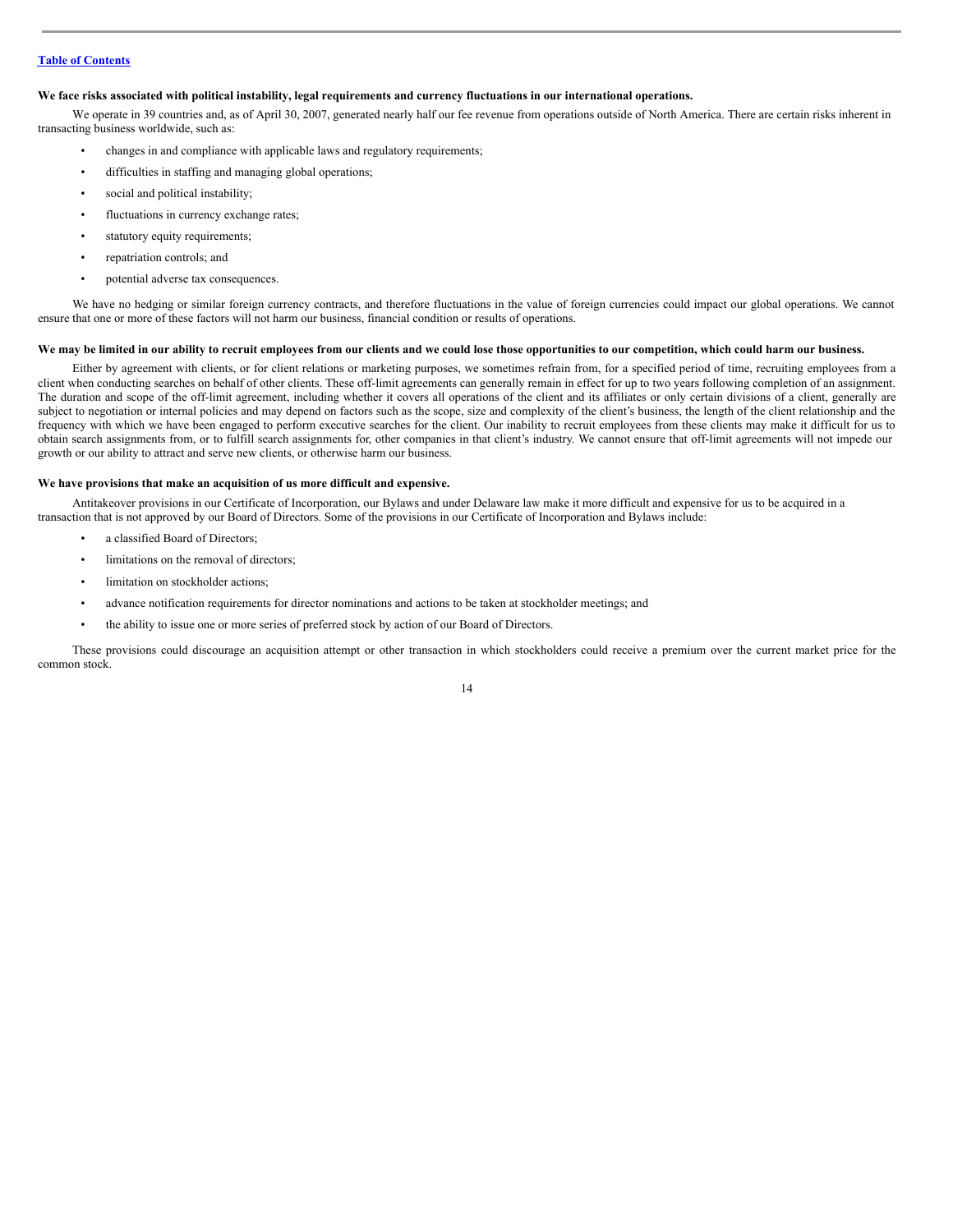**We face risks associated with political instability, legal requirements and currency fluctuations in our international operations.**

We operate in 39 countries and, as of April 30, 2007, generated nearly half our fee revenue from operations outside of North America. There are certain risks inherent in transacting business worldwide, such as:

- changes in and compliance with applicable laws and regulatory requirements;
- difficulties in staffing and managing global operations;
- social and political instability;
- fluctuations in currency exchange rates;
- statutory equity requirements;
- repatriation controls; and
- potential adverse tax consequences.

We have no hedging or similar foreign currency contracts, and therefore fluctuations in the value of foreign currencies could impact our global operations. We cannot ensure that one or more of these factors will not harm our business, financial condition or results of operations.

**We may be limited in our ability to recruit employees from our clients and we could lose those opportunities to our competition, which could harm our business.**

Either by agreement with clients, or for client relations or marketing purposes, we sometimes refrain from, for a specified period of time, recruiting employees from a client when conducting searches on behalf of other clients. These off-limit agreements can generally remain in effect for up to two years following completion of an assignment. The duration and scope of the off-limit agreement, including whether it covers all operations of the client and its affiliates or only certain divisions of a client, generally are subject to negotiation or internal policies and may depend on factors such as the scope, size and complexity of the client's business, the length of the client relationship and the frequency with which we have been engaged to perform executive searches for the client. Our inability to recruit employees from these clients may make it difficult for us to obtain search assignments from, or to fulfill search assignments for, other companies in that client's industry. We cannot ensure that off-limit agreements will not impede our growth or our ability to attract and serve new clients, or otherwise harm our business.

**We have provisions that make an acquisition of us more difficult and expensive.**

Antitakeover provisions in our Certificate of Incorporation, our Bylaws and under Delaware law make it more difficult and expensive for us to be acquired in a transaction that is not approved by our Board of Directors. Some of the provisions in our Certificate of Incorporation and Bylaws include:

- a classified Board of Directors;
- limitations on the removal of directors;
- limitation on stockholder actions;
- advance notification requirements for director nominations and actions to be taken at stockholder meetings; and
- the ability to issue one or more series of preferred stock by action of our Board of Directors.

These provisions could discourage an acquisition attempt or other transaction in which stockholders could receive a premium over the current market price for the common stock.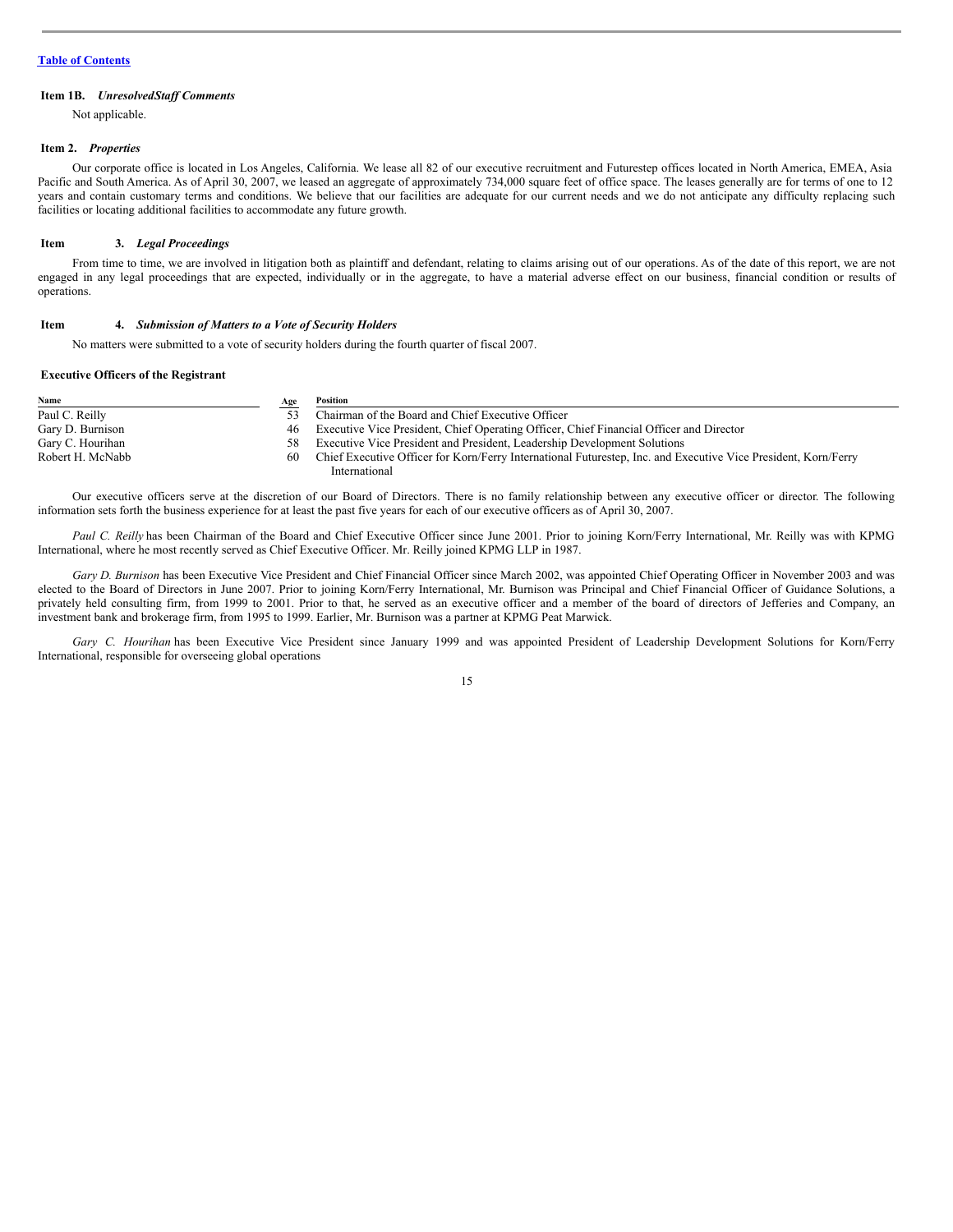### Item 1B. *UnresolvedStaff Comments*

Not applicable.

### Item 2. *Properties*

Our corporate office is located in Los Angeles, California. We lease all 82 of our executive recruitment and Futurestep offices located in North America, EMEA, Asia Pacific and South America. As of April 30, 2007, we leased an aggregate of approximately 734,000 square feet of office space. The leases generally are for terms of one to 12 years and contain customary terms and conditions. We believe that our facilities are adequate for our current needs and we do not anticipate any difficulty replacing such facilities or locating additional facilities to accommodate any future growth.

### Item 3. *Legal Proceedings*

From time to time, we are involved in litigation both as plaintiff and defendant, relating to claims arising out of our operations. As of the date of this report, we are not engaged in any legal proceedings that are expected, individually or in the aggregate, to have a material adverse effect on our business, financial condition or results of operations.

### Item 4. *Submission of Matters to a Vote of Security Holders*

No matters were submitted to a vote of security holders during the fourth quarter of fiscal 2007.

### Executive Officers of the Registrant

| Name | Age | Position |
|---|---|---|
| Paul C. Reilly | 53 | Chairman of the Board and Chief Executive Officer |
| Gary D. Burnison | 46 | Executive Vice President, Chief Operating Officer, Chief Financial Officer and Director |
| Gary C. Hourihan | 58 | Executive Vice President and President, Leadership Development Solutions |
| Robert H. McNabb | 60 | Chief Executive Officer for Korn/Ferry International Futurestep, Inc. and Executive Vice President, Korn/Ferry International |

Our executive officers serve at the discretion of our Board of Directors. There is no family relationship between any executive officer or director. The following information sets forth the business experience for at least the past five years for each of our executive officers as of April 30, 2007.

*Paul C. Reilly* has been Chairman of the Board and Chief Executive Officer since June 2001. Prior to joining Korn/Ferry International, Mr. Reilly was with KPMG International, where he most recently served as Chief Executive Officer. Mr. Reilly joined KPMG LLP in 1987.

*Gary D. Burnison* has been Executive Vice President and Chief Financial Officer since March 2002, was appointed Chief Operating Officer in November 2003 and was elected to the Board of Directors in June 2007. Prior to joining Korn/Ferry International, Mr. Burnison was Principal and Chief Financial Officer of Guidance Solutions, a privately held consulting firm, from 1999 to 2001. Prior to that, he served as an executive officer and a member of the board of directors of Jefferies and Company, an investment bank and brokerage firm, from 1995 to 1999. Earlier, Mr. Burnison was a partner at KPMG Peat Marwick.

*Gary C. Hourihan* has been Executive Vice President since January 1999 and was appointed President of Leadership Development Solutions for Korn/Ferry International, responsible for overseeing global operations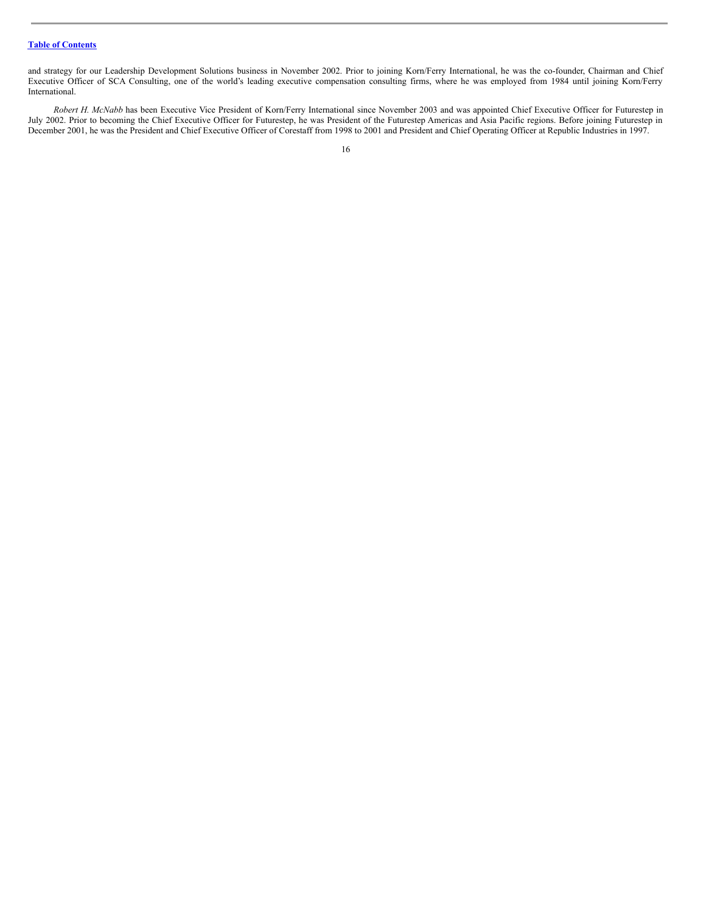and strategy for our Leadership Development Solutions business in November 2002. Prior to joining Korn/Ferry International, he was the co-founder, Chairman and Chief Executive Officer of SCA Consulting, one of the world's leading executive compensation consulting firms, where he was employed from 1984 until joining Korn/Ferry International.

*Robert H. McNabb* has been Executive Vice President of Korn/Ferry International since November 2003 and was appointed Chief Executive Officer for Futurestep in July 2002. Prior to becoming the Chief Executive Officer for Futurestep, he was President of the Futurestep Americas and Asia Pacific regions. Before joining Futurestep in December 2001, he was the President and Chief Executive Officer of Corestaff from 1998 to 2001 and President and Chief Operating Officer at Republic Industries in 1997.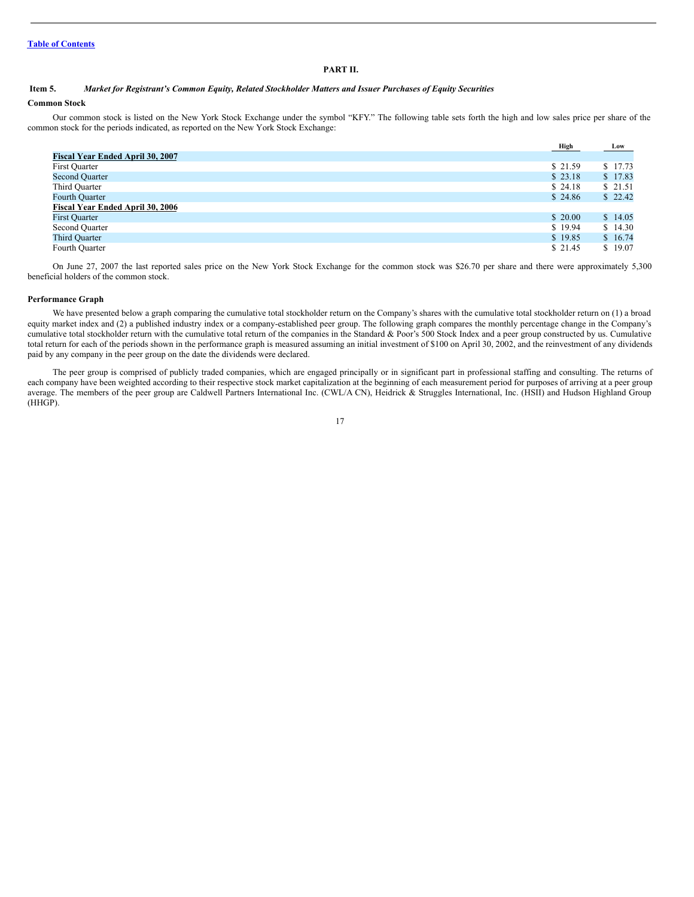Table of Contents

# PART II.

## Item 5. *Market for Registrant's Common Equity, Related Stockholder Matters and Issuer Purchases of Equity Securities*

### Common Stock

Our common stock is listed on the New York Stock Exchange under the symbol "KFY." The following table sets forth the high and low sales price per share of the common stock for the periods indicated, as reported on the New York Stock Exchange:

| | High | Low |
|---|---|---|
| **Fiscal Year Ended April 30, 2007** | | |
| First Quarter | $ 21.59 | $ 17.73 |
| Second Quarter | $ 23.18 | $ 17.83 |
| Third Quarter | $ 24.18 | $ 21.51 |
| Fourth Quarter | $ 24.86 | $ 22.42 |
| **Fiscal Year Ended April 30, 2006** | | |
| First Quarter | $ 20.00 | $ 14.05 |
| Second Quarter | $ 19.94 | $ 14.30 |
| Third Quarter | $ 19.85 | $ 16.74 |
| Fourth Quarter | $ 21.45 | $ 19.07 |

On June 27, 2007 the last reported sales price on the New York Stock Exchange for the common stock was $26.70 per share and there were approximately 5,300 beneficial holders of the common stock.

### Performance Graph

We have presented below a graph comparing the cumulative total stockholder return on the Company's shares with the cumulative total stockholder return on (1) a broad equity market index and (2) a published industry index or a company-established peer group. The following graph compares the monthly percentage change in the Company's cumulative total stockholder return with the cumulative total return of the companies in the Standard & Poor's 500 Stock Index and a peer group constructed by us. Cumulative total return for each of the periods shown in the performance graph is measured assuming an initial investment of $100 on April 30, 2002, and the reinvestment of any dividends paid by any company in the peer group on the date the dividends were declared.

The peer group is comprised of publicly traded companies, which are engaged principally or in significant part in professional staffing and consulting. The returns of each company have been weighted according to their respective stock market capitalization at the beginning of each measurement period for purposes of arriving at a peer group average. The members of the peer group are Caldwell Partners International Inc. (CWL/A CN), Heidrick & Struggles International, Inc. (HSII) and Hudson Highland Group (HHGP).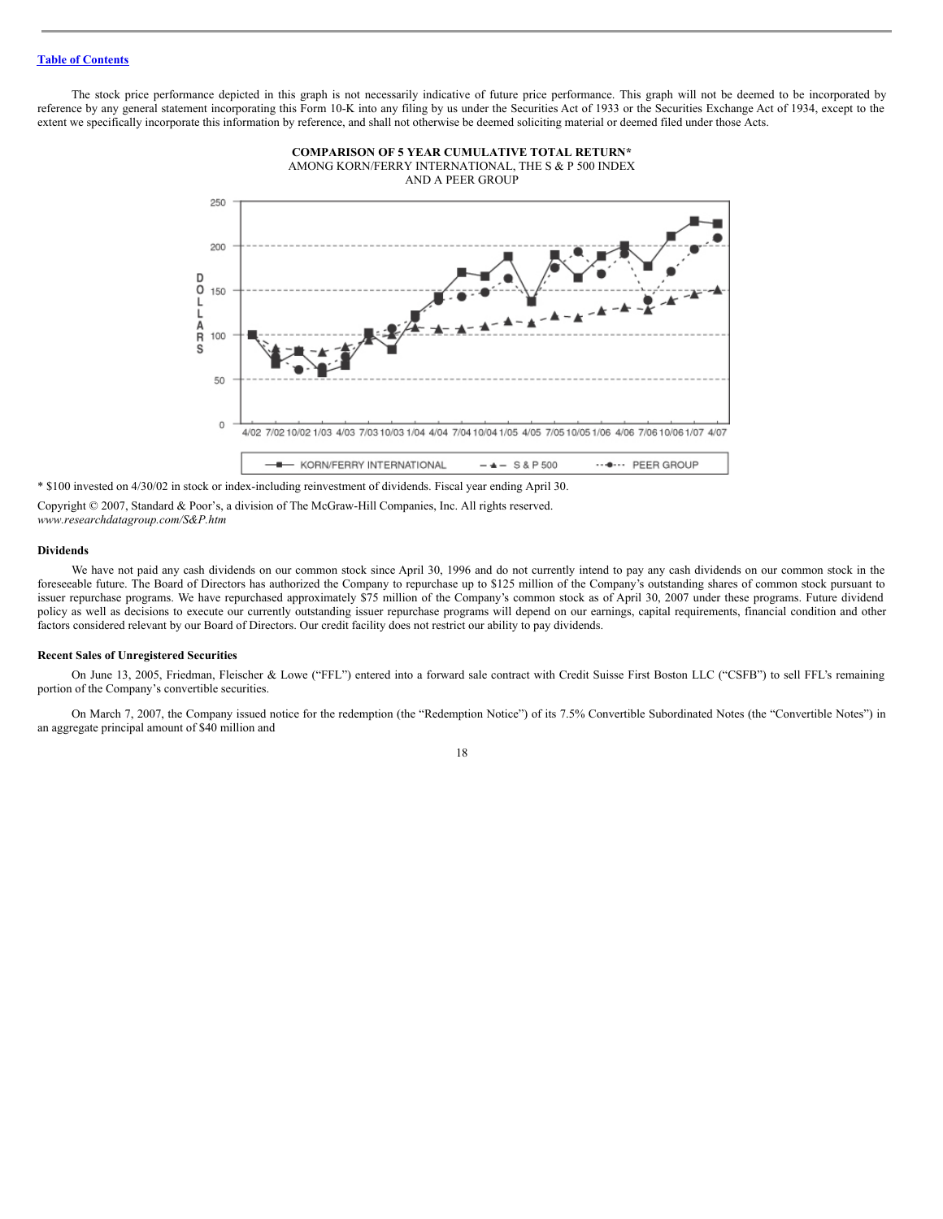The stock price performance depicted in this graph is not necessarily indicative of future price performance. This graph will not be deemed to be incorporated by reference by any general statement incorporating this Form 10-K into any filing by us under the Securities Act of 1933 or the Securities Exchange Act of 1934, except to the extent we specifically incorporate this information by reference, and shall not otherwise be deemed soliciting material or deemed filed under those Acts.

**COMPARISON OF 5 YEAR CUMULATIVE TOTAL RETURN***
AMONG KORN/FERRY INTERNATIONAL, THE S & P 500 INDEX
AND A PEER GROUP

* $100 invested on 4/30/02 in stock or index-including reinvestment of dividends. Fiscal year ending April 30.

Copyright © 2007, Standard & Poor's, a division of The McGraw-Hill Companies, Inc. All rights reserved.
*www.researchdatagroup.com/S&P.htm*

**Dividends**

We have not paid any cash dividends on our common stock since April 30, 1996 and do not currently intend to pay any cash dividends on our common stock in the foreseeable future. The Board of Directors has authorized the Company to repurchase up to $125 million of the Company's outstanding shares of common stock pursuant to issuer repurchase programs. We have repurchased approximately $75 million of the Company's common stock as of April 30, 2007 under these programs. Future dividend policy as well as decisions to execute our currently outstanding issuer repurchase programs will depend on our earnings, capital requirements, financial condition and other factors considered relevant by our Board of Directors. Our credit facility does not restrict our ability to pay dividends.

**Recent Sales of Unregistered Securities**

On June 13, 2005, Friedman, Fleischer & Lowe ("FFL") entered into a forward sale contract with Credit Suisse First Boston LLC ("CSFB") to sell FFL's remaining portion of the Company's convertible securities.

On March 7, 2007, the Company issued notice for the redemption (the "Redemption Notice") of its 7.5% Convertible Subordinated Notes (the "Convertible Notes") in an aggregate principal amount of $40 million and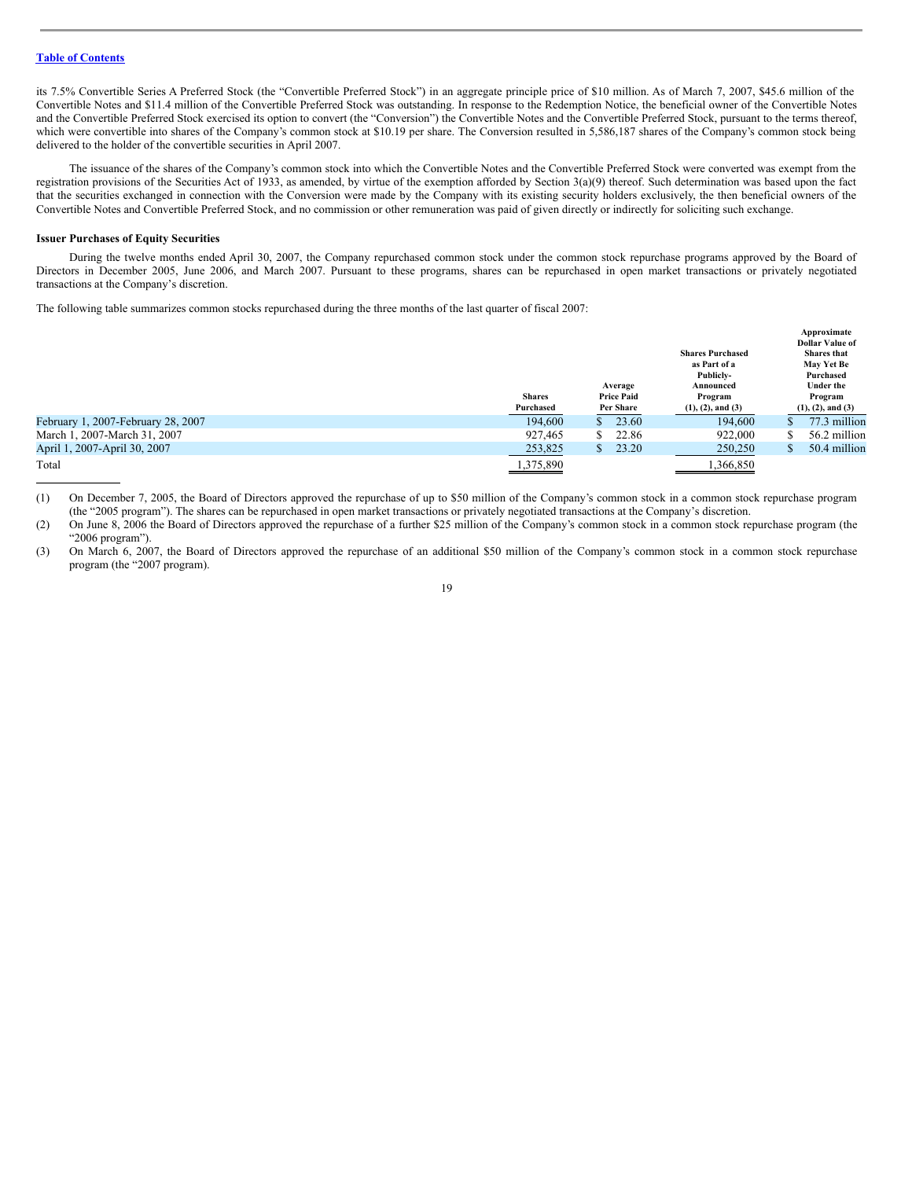its 7.5% Convertible Series A Preferred Stock (the "Convertible Preferred Stock") in an aggregate principle price of $10 million. As of March 7, 2007, $45.6 million of the Convertible Notes and $11.4 million of the Convertible Preferred Stock was outstanding. In response to the Redemption Notice, the beneficial owner of the Convertible Notes and the Convertible Preferred Stock exercised its option to convert (the "Conversion") the Convertible Notes and the Convertible Preferred Stock, pursuant to the terms thereof, which were convertible into shares of the Company's common stock at $10.19 per share. The Conversion resulted in 5,586,187 shares of the Company's common stock being delivered to the holder of the convertible securities in April 2007.

The issuance of the shares of the Company's common stock into which the Convertible Notes and the Convertible Preferred Stock were converted was exempt from the registration provisions of the Securities Act of 1933, as amended, by virtue of the exemption afforded by Section 3(a)(9) thereof. Such determination was based upon the fact that the securities exchanged in connection with the Conversion were made by the Company with its existing security holders exclusively, the then beneficial owners of the Convertible Notes and Convertible Preferred Stock, and no commission or other remuneration was paid of given directly or indirectly for soliciting such exchange.

**Issuer Purchases of Equity Securities**

During the twelve months ended April 30, 2007, the Company repurchased common stock under the common stock repurchase programs approved by the Board of Directors in December 2005, June 2006, and March 2007. Pursuant to these programs, shares can be repurchased in open market transactions or privately negotiated transactions at the Company's discretion.

The following table summarizes common stocks repurchased during the three months of the last quarter of fiscal 2007:

| | Shares Purchased | Average Price Paid Per Share | Shares Purchased as Part of a Publicly-Announced Program (1), (2), and (3) | Approximate Dollar Value of Shares that May Yet Be Purchased Under the Program (1), (2), and (3) |
|---|---|---|---|---|
| February 1, 2007-February 28, 2007 | 194,600 | $ 23.60 | 194,600 | $ 77.3 million |
| March 1, 2007-March 31, 2007 | 927,465 | $ 22.86 | 922,000 | $ 56.2 million |
| April 1, 2007-April 30, 2007 | 253,825 | $ 23.20 | 250,250 | $ 50.4 million |
| Total | 1,375,890 | | 1,366,850 | |

(1) On December 7, 2005, the Board of Directors approved the repurchase of up to $50 million of the Company's common stock in a common stock repurchase program (the "2005 program"). The shares can be repurchased in open market transactions or privately negotiated transactions at the Company's discretion.

(2) On June 8, 2006 the Board of Directors approved the repurchase of a further $25 million of the Company's common stock in a common stock repurchase program (the "2006 program").

(3) On March 6, 2007, the Board of Directors approved the repurchase of an additional $50 million of the Company's common stock in a common stock repurchase program (the "2007 program).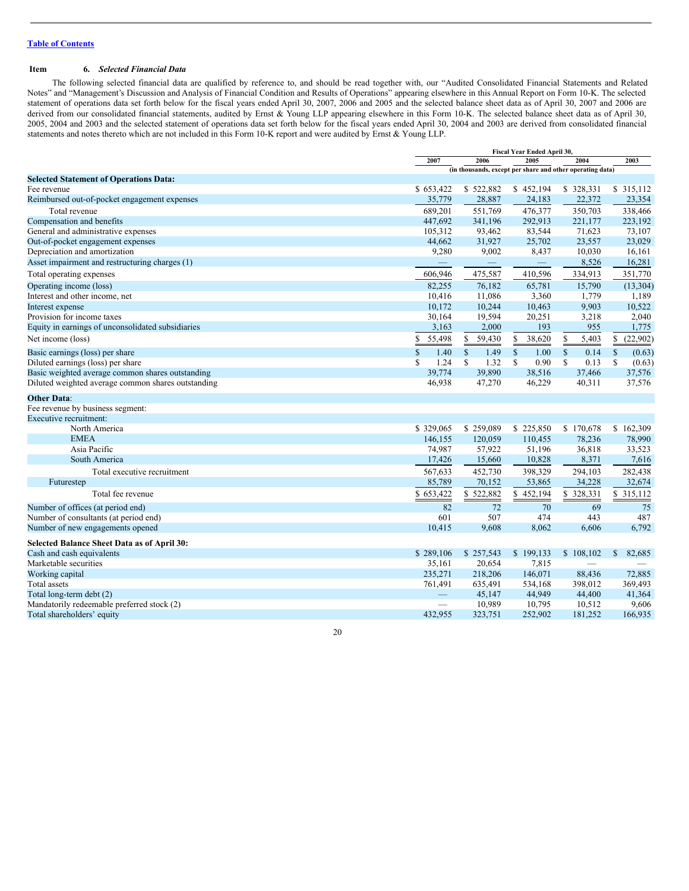[Table of Contents](#)

**Item 6. *Selected Financial Data***

The following selected financial data are qualified by reference to, and should be read together with, our "Audited Consolidated Financial Statements and Related Notes" and "Management's Discussion and Analysis of Financial Condition and Results of Operations" appearing elsewhere in this Annual Report on Form 10-K. The selected statement of operations data set forth below for the fiscal years ended April 30, 2007, 2006 and 2005 and the selected balance sheet data as of April 30, 2007 and 2006 are derived from our consolidated financial statements, audited by Ernst & Young LLP appearing elsewhere in this Form 10-K. The selected balance sheet data as of April 30, 2005, 2004 and 2003 and the selected statement of operations data set forth below for the fiscal years ended April 30, 2004 and 2003 are derived from consolidated financial statements and notes thereto which are not included in this Form 10-K report and were audited by Ernst & Young LLP.

| | Fiscal Year Ended April 30, | | | | |
|---|---|---|---|---|---|
| | 2007 | 2006 | 2005 | 2004 | 2003 |
| | (in thousands, except per share and other operating data) | | | | |
| **Selected Statement of Operations Data:** | | | | | |
| Fee revenue | $ 653,422 | $ 522,882 | $ 452,194 | $ 328,331 | $ 315,112 |
| Reimbursed out-of-pocket engagement expenses | 35,779 | 28,887 | 24,183 | 22,372 | 23,354 |
| Total revenue | 689,201 | 551,769 | 476,377 | 350,703 | 338,466 |
| Compensation and benefits | 447,692 | 341,196 | 292,913 | 221,177 | 223,192 |
| General and administrative expenses | 105,312 | 93,462 | 83,544 | 71,623 | 73,107 |
| Out-of-pocket engagement expenses | 44,662 | 31,927 | 25,702 | 23,557 | 23,029 |
| Depreciation and amortization | 9,280 | 9,002 | 8,437 | 10,030 | 16,161 |
| Asset impairment and restructuring charges (1) | — | — | — | 8,526 | 16,281 |
| Total operating expenses | 606,946 | 475,587 | 410,596 | 334,913 | 351,770 |
| Operating income (loss) | 82,255 | 76,182 | 65,781 | 15,790 | (13,304) |
| Interest and other income, net | 10,416 | 11,086 | 3,360 | 1,779 | 1,189 |
| Interest expense | 10,172 | 10,244 | 10,463 | 9,903 | 10,522 |
| Provision for income taxes | 30,164 | 19,594 | 20,251 | 3,218 | 2,040 |
| Equity in earnings of unconsolidated subsidiaries | 3,163 | 2,000 | 193 | 955 | 1,775 |
| Net income (loss) | $ 55,498 | $ 59,430 | $ 38,620 | $ 5,403 | $ (22,902) |
| Basic earnings (loss) per share | $ 1.40 | $ 1.49 | $ 1.00 | $ 0.14 | $ (0.63) |
| Diluted earnings (loss) per share | $ 1.24 | $ 1.32 | $ 0.90 | $ 0.13 | $ (0.63) |
| Basic weighted average common shares outstanding | 39,774 | 39,890 | 38,516 | 37,466 | 37,576 |
| Diluted weighted average common shares outstanding | 46,938 | 47,270 | 46,229 | 40,311 | 37,576 |
| **Other Data**: | | | | | |
| Fee revenue by business segment: | | | | | |
| Executive recruitment: | | | | | |
| North America | $ 329,065 | $ 259,089 | $ 225,850 | $ 170,678 | $ 162,309 |
| EMEA | 146,155 | 120,059 | 110,455 | 78,236 | 78,990 |
| Asia Pacific | 74,987 | 57,922 | 51,196 | 36,818 | 33,523 |
| South America | 17,426 | 15,660 | 10,828 | 8,371 | 7,616 |
| Total executive recruitment | 567,633 | 452,730 | 398,329 | 294,103 | 282,438 |
| Futurestep | 85,789 | 70,152 | 53,865 | 34,228 | 32,674 |
| Total fee revenue | $ 653,422 | $ 522,882 | $ 452,194 | $ 328,331 | $ 315,112 |
| Number of offices (at period end) | 82 | 72 | 70 | 69 | 75 |
| Number of consultants (at period end) | 601 | 507 | 474 | 443 | 487 |
| Number of new engagements opened | 10,415 | 9,608 | 8,062 | 6,606 | 6,792 |
| **Selected Balance Sheet Data as of April 30:** | | | | | |
| Cash and cash equivalents | $ 289,106 | $ 257,543 | $ 199,133 | $ 108,102 | $ 82,685 |
| Marketable securities | 35,161 | 20,654 | 7,815 | — | — |
| Working capital | 235,271 | 218,206 | 146,071 | 88,436 | 72,885 |
| Total assets | 761,491 | 635,491 | 534,168 | 398,012 | 369,493 |
| Total long-term debt (2) | — | 45,147 | 44,949 | 44,400 | 41,364 |
| Mandatorily redeemable preferred stock (2) | — | 10,989 | 10,795 | 10,512 | 9,606 |
| Total shareholders' equity | 432,955 | 323,751 | 252,902 | 181,252 | 166,935 |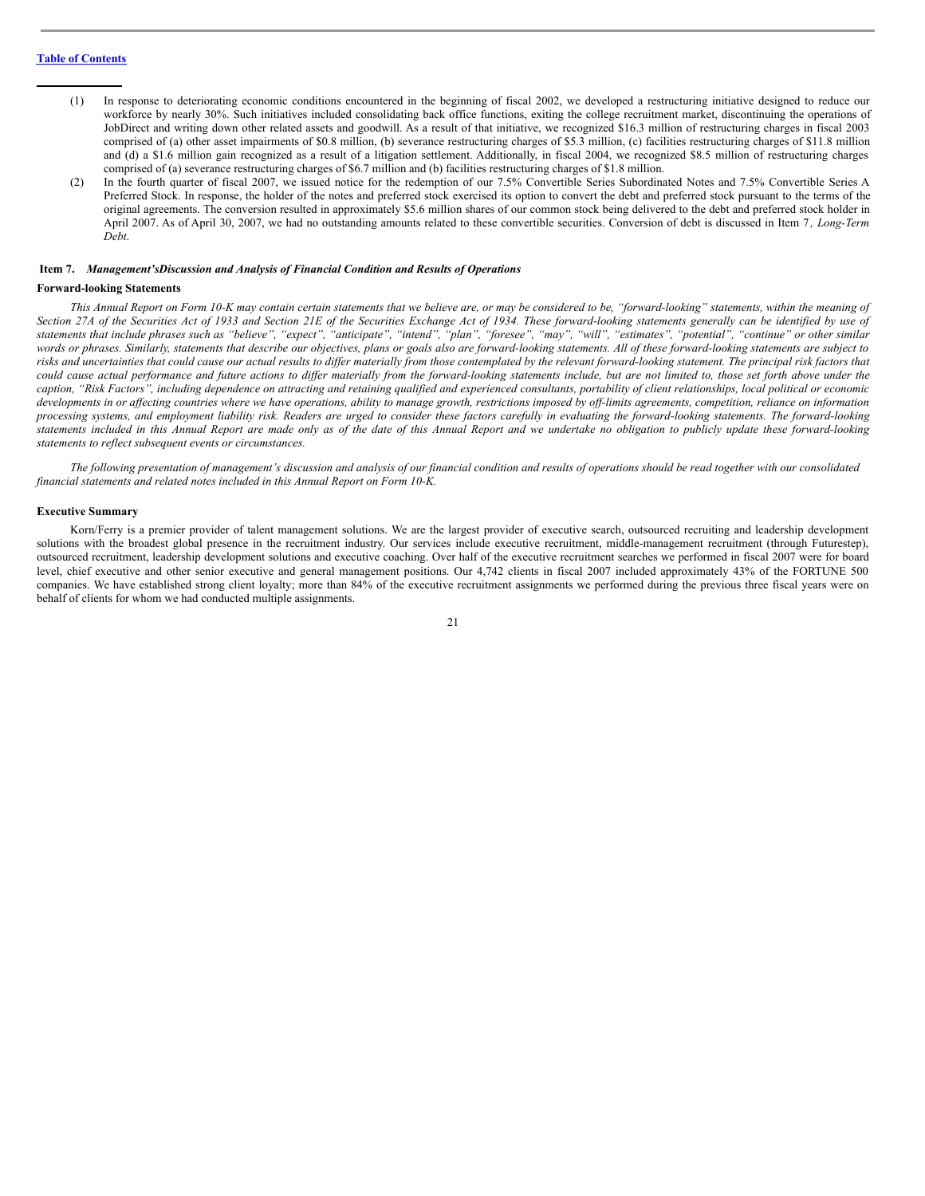(1) In response to deteriorating economic conditions encountered in the beginning of fiscal 2002, we developed a restructuring initiative designed to reduce our workforce by nearly 30%. Such initiatives included consolidating back office functions, exiting the college recruitment market, discontinuing the operations of JobDirect and writing down other related assets and goodwill. As a result of that initiative, we recognized $16.3 million of restructuring charges in fiscal 2003 comprised of (a) other asset impairments of $0.8 million, (b) severance restructuring charges of $5.3 million, (c) facilities restructuring charges of $11.8 million and (d) a $1.6 million gain recognized as a result of a litigation settlement. Additionally, in fiscal 2004, we recognized $8.5 million of restructuring charges comprised of (a) severance restructuring charges of $6.7 million and (b) facilities restructuring charges of $1.8 million.

(2) In the fourth quarter of fiscal 2007, we issued notice for the redemption of our 7.5% Convertible Series Subordinated Notes and 7.5% Convertible Series A Preferred Stock. In response, the holder of the notes and preferred stock exercised its option to convert the debt and preferred stock pursuant to the terms of the original agreements. The conversion resulted in approximately $5.6 million shares of our common stock being delivered to the debt and preferred stock holder in April 2007. As of April 30, 2007, we had no outstanding amounts related to these convertible securities. Conversion of debt is discussed in Item 7, *Long-Term Debt*.

## Item 7. *Management'sDiscussion and Analysis of Financial Condition and Results of Operations*

### Forward-looking Statements

*This Annual Report on Form 10-K may contain certain statements that we believe are, or may be considered to be, "forward-looking" statements, within the meaning of Section 27A of the Securities Act of 1933 and Section 21E of the Securities Exchange Act of 1934. These forward-looking statements generally can be identified by use of statements that include phrases such as "believe", "expect", "anticipate", "intend", "plan", "foresee", "may", "will", "estimates", "potential", "continue" or other similar words or phrases. Similarly, statements that describe our objectives, plans or goals also are forward-looking statements. All of these forward-looking statements are subject to risks and uncertainties that could cause our actual results to differ materially from those contemplated by the relevant forward-looking statement. The principal risk factors that could cause actual performance and future actions to differ materially from the forward-looking statements include, but are not limited to, those set forth above under the caption, "Risk Factors", including dependence on attracting and retaining qualified and experienced consultants, portability of client relationships, local political or economic developments in or affecting countries where we have operations, ability to manage growth, restrictions imposed by off-limits agreements, competition, reliance on information processing systems, and employment liability risk. Readers are urged to consider these factors carefully in evaluating the forward-looking statements. The forward-looking statements included in this Annual Report are made only as of the date of this Annual Report and we undertake no obligation to publicly update these forward-looking statements to reflect subsequent events or circumstances.*

*The following presentation of management's discussion and analysis of our financial condition and results of operations should be read together with our consolidated financial statements and related notes included in this Annual Report on Form 10-K.*

### Executive Summary

Korn/Ferry is a premier provider of talent management solutions. We are the largest provider of executive search, outsourced recruiting and leadership development solutions with the broadest global presence in the recruitment industry. Our services include executive recruitment, middle-management recruitment (through Futurestep), outsourced recruitment, leadership development solutions and executive coaching. Over half of the executive recruitment searches we performed in fiscal 2007 were for board level, chief executive and other senior executive and general management positions. Our 4,742 clients in fiscal 2007 included approximately 43% of the FORTUNE 500 companies. We have established strong client loyalty; more than 84% of the executive recruitment assignments we performed during the previous three fiscal years were on behalf of clients for whom we had conducted multiple assignments.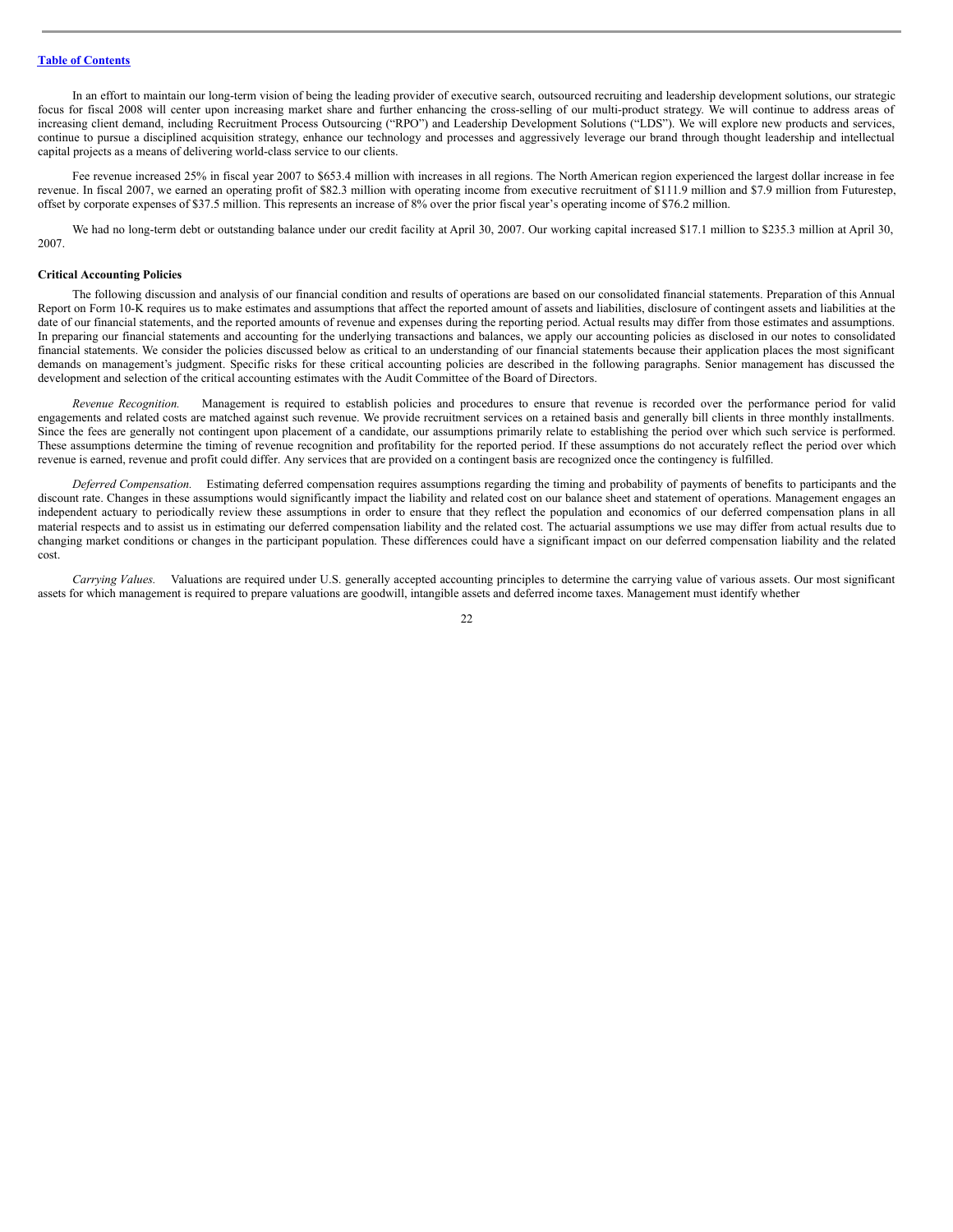In an effort to maintain our long-term vision of being the leading provider of executive search, outsourced recruiting and leadership development solutions, our strategic focus for fiscal 2008 will center upon increasing market share and further enhancing the cross-selling of our multi-product strategy. We will continue to address areas of increasing client demand, including Recruitment Process Outsourcing ("RPO") and Leadership Development Solutions ("LDS"). We will explore new products and services, continue to pursue a disciplined acquisition strategy, enhance our technology and processes and aggressively leverage our brand through thought leadership and intellectual capital projects as a means of delivering world-class service to our clients.

Fee revenue increased 25% in fiscal year 2007 to $653.4 million with increases in all regions. The North American region experienced the largest dollar increase in fee revenue. In fiscal 2007, we earned an operating profit of $82.3 million with operating income from executive recruitment of $111.9 million and $7.9 million from Futurestep, offset by corporate expenses of $37.5 million. This represents an increase of 8% over the prior fiscal year's operating income of $76.2 million.

We had no long-term debt or outstanding balance under our credit facility at April 30, 2007. Our working capital increased $17.1 million to $235.3 million at April 30, 2007.

**Critical Accounting Policies**

The following discussion and analysis of our financial condition and results of operations are based on our consolidated financial statements. Preparation of this Annual Report on Form 10-K requires us to make estimates and assumptions that affect the reported amount of assets and liabilities, disclosure of contingent assets and liabilities at the date of our financial statements, and the reported amounts of revenue and expenses during the reporting period. Actual results may differ from those estimates and assumptions. In preparing our financial statements and accounting for the underlying transactions and balances, we apply our accounting policies as disclosed in our notes to consolidated financial statements. We consider the policies discussed below as critical to an understanding of our financial statements because their application places the most significant demands on management's judgment. Specific risks for these critical accounting policies are described in the following paragraphs. Senior management has discussed the development and selection of the critical accounting estimates with the Audit Committee of the Board of Directors.

*Revenue Recognition.* Management is required to establish policies and procedures to ensure that revenue is recorded over the performance period for valid engagements and related costs are matched against such revenue. We provide recruitment services on a retained basis and generally bill clients in three monthly installments. Since the fees are generally not contingent upon placement of a candidate, our assumptions primarily relate to establishing the period over which such service is performed. These assumptions determine the timing of revenue recognition and profitability for the reported period. If these assumptions do not accurately reflect the period over which revenue is earned, revenue and profit could differ. Any services that are provided on a contingent basis are recognized once the contingency is fulfilled.

*Deferred Compensation.* Estimating deferred compensation requires assumptions regarding the timing and probability of payments of benefits to participants and the discount rate. Changes in these assumptions would significantly impact the liability and related cost on our balance sheet and statement of operations. Management engages an independent actuary to periodically review these assumptions in order to ensure that they reflect the population and economics of our deferred compensation plans in all material respects and to assist us in estimating our deferred compensation liability and the related cost. The actuarial assumptions we use may differ from actual results due to changing market conditions or changes in the participant population. These differences could have a significant impact on our deferred compensation liability and the related cost.

*Carrying Values.* Valuations are required under U.S. generally accepted accounting principles to determine the carrying value of various assets. Our most significant assets for which management is required to prepare valuations are goodwill, intangible assets and deferred income taxes. Management must identify whether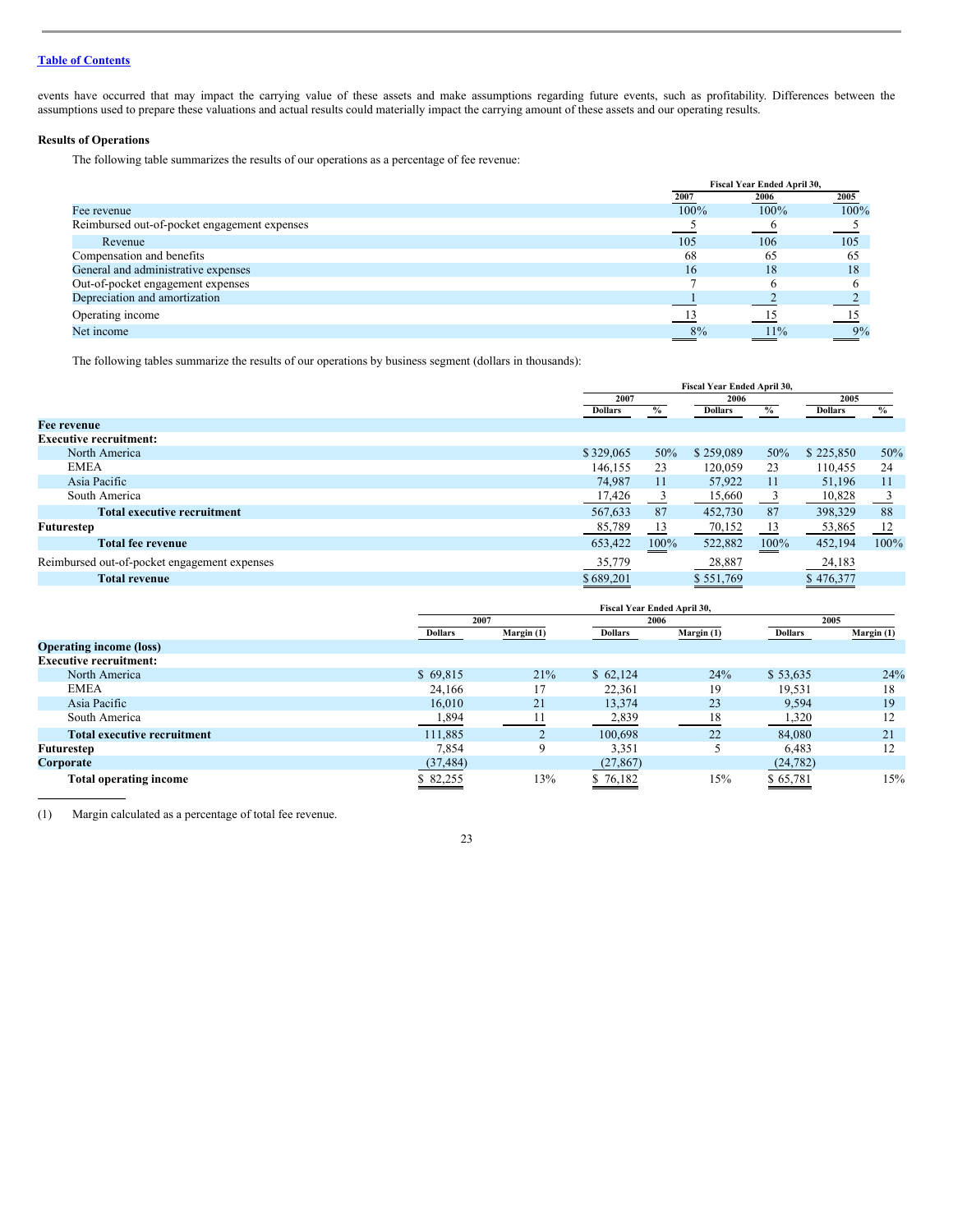events have occurred that may impact the carrying value of these assets and make assumptions regarding future events, such as profitability. Differences between the assumptions used to prepare these valuations and actual results could materially impact the carrying amount of these assets and our operating results.

**Results of Operations**

The following table summarizes the results of our operations as a percentage of fee revenue:

| | Fiscal Year Ended April 30, | | |
|---|---|---|---|
| | 2007 | 2006 | 2005 |
| Fee revenue | 100% | 100% | 100% |
| Reimbursed out-of-pocket engagement expenses | 5 | 6 | 5 |
| Revenue | 105 | 106 | 105 |
| Compensation and benefits | 68 | 65 | 65 |
| General and administrative expenses | 16 | 18 | 18 |
| Out-of-pocket engagement expenses | 7 | 6 | 6 |
| Depreciation and amortization | 1 | 2 | 2 |
| Operating income | 13 | 15 | 15 |
| Net income | 8% | 11% | 9% |

The following tables summarize the results of our operations by business segment (dollars in thousands):

| | Fiscal Year Ended April 30, | | | | | |
|---|---|---|---|---|---|---|
| | 2007 | | 2006 | | 2005 | |
| | Dollars | % | Dollars | % | Dollars | % |
| **Fee revenue** | | | | | | |
| **Executive recruitment:** | | | | | | |
| North America | $ 329,065 | 50% | $ 259,089 | 50% | $ 225,850 | 50% |
| EMEA | 146,155 | 23 | 120,059 | 23 | 110,455 | 24 |
| Asia Pacific | 74,987 | 11 | 57,922 | 11 | 51,196 | 11 |
| South America | 17,426 | 3 | 15,660 | 3 | 10,828 | 3 |
| **Total executive recruitment** | 567,633 | 87 | 452,730 | 87 | 398,329 | 88 |
| **Futurestep** | 85,789 | 13 | 70,152 | 13 | 53,865 | 12 |
| **Total fee revenue** | 653,422 | 100% | 522,882 | 100% | 452,194 | 100% |
| Reimbursed out-of-pocket engagement expenses | 35,779 | | 28,887 | | 24,183 | |
| **Total revenue** | $ 689,201 | | $ 551,769 | | $ 476,377 | |

| | Fiscal Year Ended April 30, | | | | | |
|---|---|---|---|---|---|---|
| | 2007 | | 2006 | | 2005 | |
| | Dollars | Margin (1) | Dollars | Margin (1) | Dollars | Margin (1) |
| **Operating income (loss)** | | | | | | |
| **Executive recruitment:** | | | | | | |
| North America | $ 69,815 | 21% | $ 62,124 | 24% | $ 53,635 | 24% |
| EMEA | 24,166 | 17 | 22,361 | 19 | 19,531 | 18 |
| Asia Pacific | 16,010 | 21 | 13,374 | 23 | 9,594 | 19 |
| South America | 1,894 | 11 | 2,839 | 18 | 1,320 | 12 |
| **Total executive recruitment** | 111,885 | 2 | 100,698 | 22 | 84,080 | 21 |
| **Futurestep** | 7,854 | 9 | 3,351 | 5 | 6,483 | 12 |
| **Corporate** | (37,484) | | (27,867) | | (24,782) | |
| **Total operating income** | $ 82,255 | 13% | $ 76,182 | 15% | $ 65,781 | 15% |

(1) Margin calculated as a percentage of total fee revenue.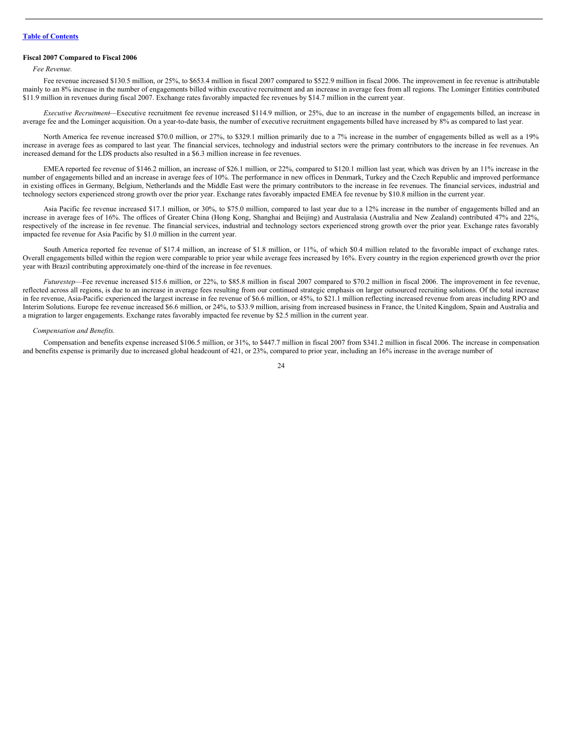[Table of Contents](#)

**Fiscal 2007 Compared to Fiscal 2006**

*Fee Revenue.*

Fee revenue increased $130.5 million, or 25%, to $653.4 million in fiscal 2007 compared to $522.9 million in fiscal 2006. The improvement in fee revenue is attributable mainly to an 8% increase in the number of engagements billed within executive recruitment and an increase in average fees from all regions. The Lominger Entities contributed $11.9 million in revenues during fiscal 2007. Exchange rates favorably impacted fee revenues by $14.7 million in the current year.

*Executive Recruitment*—Executive recruitment fee revenue increased $114.9 million, or 25%, due to an increase in the number of engagements billed, an increase in average fee and the Lominger acquisition. On a year-to-date basis, the number of executive recruitment engagements billed have increased by 8% as compared to last year.

North America fee revenue increased $70.0 million, or 27%, to $329.1 million primarily due to a 7% increase in the number of engagements billed as well as a 19% increase in average fees as compared to last year. The financial services, technology and industrial sectors were the primary contributors to the increase in fee revenues. An increased demand for the LDS products also resulted in a $6.3 million increase in fee revenues.

EMEA reported fee revenue of $146.2 million, an increase of $26.1 million, or 22%, compared to $120.1 million last year, which was driven by an 11% increase in the number of engagements billed and an increase in average fees of 10%. The performance in new offices in Denmark, Turkey and the Czech Republic and improved performance in existing offices in Germany, Belgium, Netherlands and the Middle East were the primary contributors to the increase in fee revenues. The financial services, industrial and technology sectors experienced strong growth over the prior year. Exchange rates favorably impacted EMEA fee revenue by $10.8 million in the current year.

Asia Pacific fee revenue increased $17.1 million, or 30%, to $75.0 million, compared to last year due to a 12% increase in the number of engagements billed and an increase in average fees of 16%. The offices of Greater China (Hong Kong, Shanghai and Beijing) and Australasia (Australia and New Zealand) contributed 47% and 22%, respectively of the increase in fee revenue. The financial services, industrial and technology sectors experienced strong growth over the prior year. Exchange rates favorably impacted fee revenue for Asia Pacific by $1.0 million in the current year.

South America reported fee revenue of $17.4 million, an increase of $1.8 million, or 11%, of which $0.4 million related to the favorable impact of exchange rates. Overall engagements billed within the region were comparable to prior year while average fees increased by 16%. Every country in the region experienced growth over the prior year with Brazil contributing approximately one-third of the increase in fee revenues.

*Futurestep*—Fee revenue increased $15.6 million, or 22%, to $85.8 million in fiscal 2007 compared to $70.2 million in fiscal 2006. The improvement in fee revenue, reflected across all regions, is due to an increase in average fees resulting from our continued strategic emphasis on larger outsourced recruiting solutions. Of the total increase in fee revenue, Asia-Pacific experienced the largest increase in fee revenue of $6.6 million, or 45%, to $21.1 million reflecting increased revenue from areas including RPO and Interim Solutions. Europe fee revenue increased $6.6 million, or 24%, to $33.9 million, arising from increased business in France, the United Kingdom, Spain and Australia and a migration to larger engagements. Exchange rates favorably impacted fee revenue by $2.5 million in the current year.

*Compensation and Benefits.*

Compensation and benefits expense increased $106.5 million, or 31%, to $447.7 million in fiscal 2007 from $341.2 million in fiscal 2006. The increase in compensation and benefits expense is primarily due to increased global headcount of 421, or 23%, compared to prior year, including an 16% increase in the average number of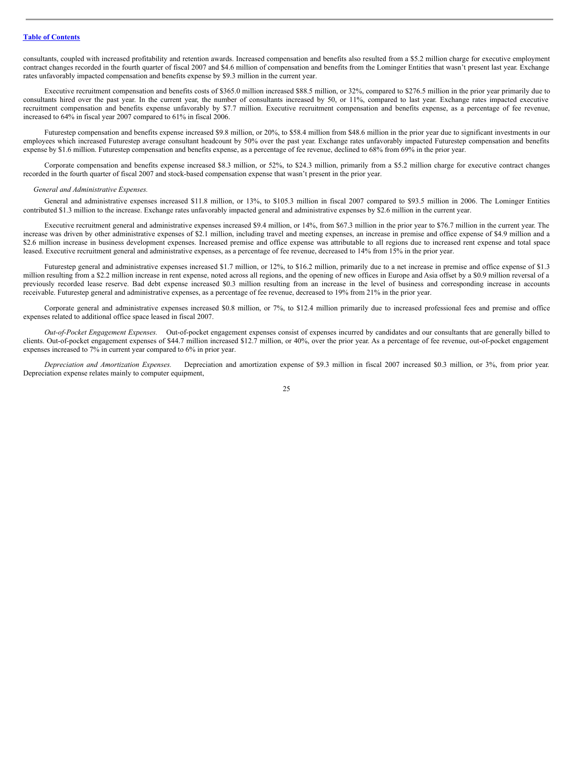consultants, coupled with increased profitability and retention awards. Increased compensation and benefits also resulted from a $5.2 million charge for executive employment contract changes recorded in the fourth quarter of fiscal 2007 and $4.6 million of compensation and benefits from the Lominger Entities that wasn't present last year. Exchange rates unfavorably impacted compensation and benefits expense by $9.3 million in the current year.

Executive recruitment compensation and benefits costs of $365.0 million increased $88.5 million, or 32%, compared to $276.5 million in the prior year primarily due to consultants hired over the past year. In the current year, the number of consultants increased by 50, or 11%, compared to last year. Exchange rates impacted executive recruitment compensation and benefits expense unfavorably by $7.7 million. Executive recruitment compensation and benefits expense, as a percentage of fee revenue, increased to 64% in fiscal year 2007 compared to 61% in fiscal 2006.

Futurestep compensation and benefits expense increased $9.8 million, or 20%, to $58.4 million from $48.6 million in the prior year due to significant investments in our employees which increased Futurestep average consultant headcount by 50% over the past year. Exchange rates unfavorably impacted Futurestep compensation and benefits expense by $1.6 million. Futurestep compensation and benefits expense, as a percentage of fee revenue, declined to 68% from 69% in the prior year.

Corporate compensation and benefits expense increased $8.3 million, or 52%, to $24.3 million, primarily from a $5.2 million charge for executive contract changes recorded in the fourth quarter of fiscal 2007 and stock-based compensation expense that wasn't present in the prior year.

*General and Administrative Expenses.*

General and administrative expenses increased $11.8 million, or 13%, to $105.3 million in fiscal 2007 compared to $93.5 million in 2006. The Lominger Entities contributed $1.3 million to the increase. Exchange rates unfavorably impacted general and administrative expenses by $2.6 million in the current year.

Executive recruitment general and administrative expenses increased $9.4 million, or 14%, from $67.3 million in the prior year to $76.7 million in the current year. The increase was driven by other administrative expenses of $2.1 million, including travel and meeting expenses, an increase in premise and office expense of $4.9 million and a $2.6 million increase in business development expenses. Increased premise and office expense was attributable to all regions due to increased rent expense and total space leased. Executive recruitment general and administrative expenses, as a percentage of fee revenue, decreased to 14% from 15% in the prior year.

Futurestep general and administrative expenses increased $1.7 million, or 12%, to $16.2 million, primarily due to a net increase in premise and office expense of $1.3 million resulting from a $2.2 million increase in rent expense, noted across all regions, and the opening of new offices in Europe and Asia offset by a $0.9 million reversal of a previously recorded lease reserve. Bad debt expense increased $0.3 million resulting from an increase in the level of business and corresponding increase in accounts receivable. Futurestep general and administrative expenses, as a percentage of fee revenue, decreased to 19% from 21% in the prior year.

Corporate general and administrative expenses increased $0.8 million, or 7%, to $12.4 million primarily due to increased professional fees and premise and office expenses related to additional office space leased in fiscal 2007.

*Out-of-Pocket Engagement Expenses.* Out-of-pocket engagement expenses consist of expenses incurred by candidates and our consultants that are generally billed to clients. Out-of-pocket engagement expenses of $44.7 million increased $12.7 million, or 40%, over the prior year. As a percentage of fee revenue, out-of-pocket engagement expenses increased to 7% in current year compared to 6% in prior year.

*Depreciation and Amortization Expenses.* Depreciation and amortization expense of $9.3 million in fiscal 2007 increased $0.3 million, or 3%, from prior year. Depreciation expense relates mainly to computer equipment,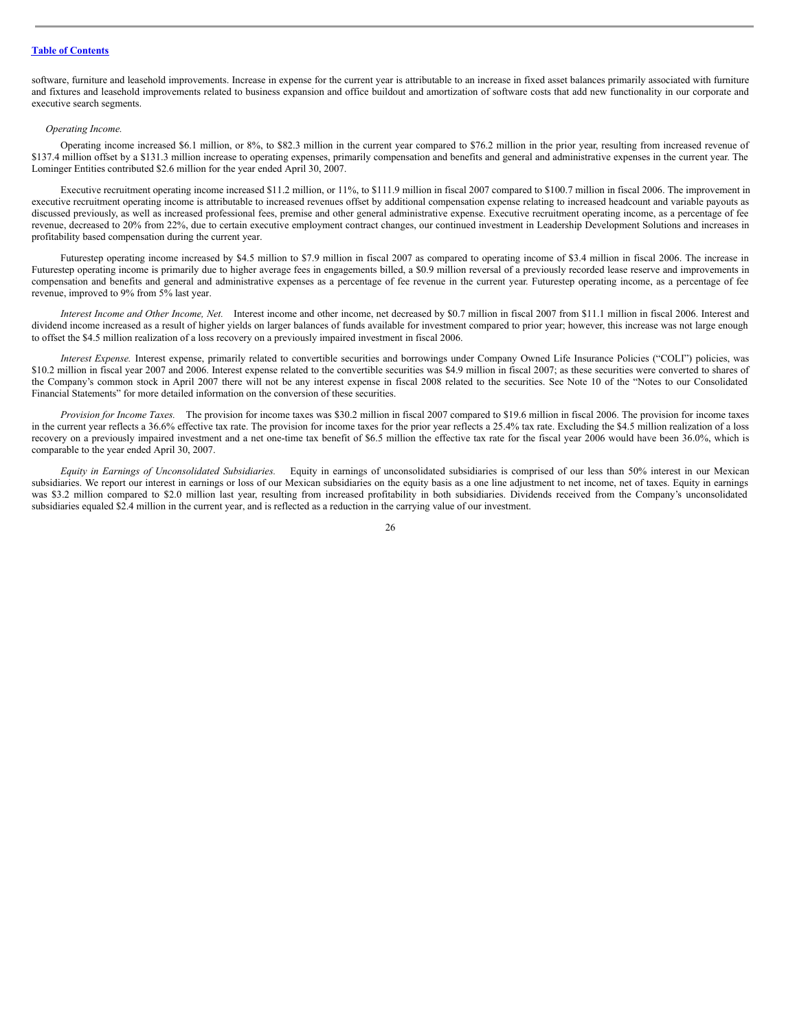software, furniture and leasehold improvements. Increase in expense for the current year is attributable to an increase in fixed asset balances primarily associated with furniture and fixtures and leasehold improvements related to business expansion and office buildout and amortization of software costs that add new functionality in our corporate and executive search segments.

*Operating Income.*

Operating income increased $6.1 million, or 8%, to $82.3 million in the current year compared to $76.2 million in the prior year, resulting from increased revenue of $137.4 million offset by a $131.3 million increase to operating expenses, primarily compensation and benefits and general and administrative expenses in the current year. The Lominger Entities contributed $2.6 million for the year ended April 30, 2007.

Executive recruitment operating income increased $11.2 million, or 11%, to $111.9 million in fiscal 2007 compared to $100.7 million in fiscal 2006. The improvement in executive recruitment operating income is attributable to increased revenues offset by additional compensation expense relating to increased headcount and variable payouts as discussed previously, as well as increased professional fees, premise and other general administrative expense. Executive recruitment operating income, as a percentage of fee revenue, decreased to 20% from 22%, due to certain executive employment contract changes, our continued investment in Leadership Development Solutions and increases in profitability based compensation during the current year.

Futurestep operating income increased by $4.5 million to $7.9 million in fiscal 2007 as compared to operating income of $3.4 million in fiscal 2006. The increase in Futurestep operating income is primarily due to higher average fees in engagements billed, a $0.9 million reversal of a previously recorded lease reserve and improvements in compensation and benefits and general and administrative expenses as a percentage of fee revenue in the current year. Futurestep operating income, as a percentage of fee revenue, improved to 9% from 5% last year.

*Interest Income and Other Income, Net.* Interest income and other income, net decreased by $0.7 million in fiscal 2007 from $11.1 million in fiscal 2006. Interest and dividend income increased as a result of higher yields on larger balances of funds available for investment compared to prior year; however, this increase was not large enough to offset the $4.5 million realization of a loss recovery on a previously impaired investment in fiscal 2006.

*Interest Expense.* Interest expense, primarily related to convertible securities and borrowings under Company Owned Life Insurance Policies ("COLI") policies, was $10.2 million in fiscal year 2007 and 2006. Interest expense related to the convertible securities was $4.9 million in fiscal 2007; as these securities were converted to shares of the Company's common stock in April 2007 there will not be any interest expense in fiscal 2008 related to the securities. See Note 10 of the "Notes to our Consolidated Financial Statements" for more detailed information on the conversion of these securities.

*Provision for Income Taxes.* The provision for income taxes was $30.2 million in fiscal 2007 compared to $19.6 million in fiscal 2006. The provision for income taxes in the current year reflects a 36.6% effective tax rate. The provision for income taxes for the prior year reflects a 25.4% tax rate. Excluding the $4.5 million realization of a loss recovery on a previously impaired investment and a net one-time tax benefit of $6.5 million the effective tax rate for the fiscal year 2006 would have been 36.0%, which is comparable to the year ended April 30, 2007.

*Equity in Earnings of Unconsolidated Subsidiaries.* Equity in earnings of unconsolidated subsidiaries is comprised of our less than 50% interest in our Mexican subsidiaries. We report our interest in earnings or loss of our Mexican subsidiaries on the equity basis as a one line adjustment to net income, net of taxes. Equity in earnings was $3.2 million compared to $2.0 million last year, resulting from increased profitability in both subsidiaries. Dividends received from the Company's unconsolidated subsidiaries equaled $2.4 million in the current year, and is reflected as a reduction in the carrying value of our investment.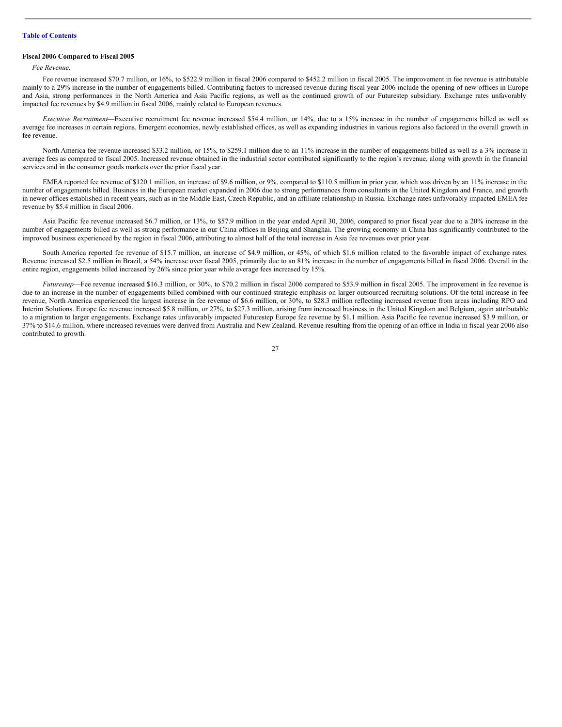**Fiscal 2006 Compared to Fiscal 2005**

*Fee Revenue.*

Fee revenue increased $70.7 million, or 16%, to $522.9 million in fiscal 2006 compared to $452.2 million in fiscal 2005. The improvement in fee revenue is attributable mainly to a 29% increase in the number of engagements billed. Contributing factors to increased revenue during fiscal year 2006 include the opening of new offices in Europe and Asia, strong performances in the North America and Asia Pacific regions, as well as the continued growth of our Futurestep subsidiary. Exchange rates unfavorably impacted fee revenues by $4.9 million in fiscal 2006, mainly related to European revenues.

*Executive Recruitment*—Executive recruitment fee revenue increased $54.4 million, or 14%, due to a 15% increase in the number of engagements billed as well as average fee increases in certain regions. Emergent economies, newly established offices, as well as expanding industries in various regions also factored in the overall growth in fee revenue.

North America fee revenue increased $33.2 million, or 15%, to $259.1 million due to an 11% increase in the number of engagements billed as well as a 3% increase in average fees as compared to fiscal 2005. Increased revenue obtained in the industrial sector contributed significantly to the region's revenue, along with growth in the financial services and in the consumer goods markets over the prior fiscal year.

EMEA reported fee revenue of $120.1 million, an increase of $9.6 million, or 9%, compared to $110.5 million in prior year, which was driven by an 11% increase in the number of engagements billed. Business in the European market expanded in 2006 due to strong performances from consultants in the United Kingdom and France, and growth in newer offices established in recent years, such as in the Middle East, Czech Republic, and an affiliate relationship in Russia. Exchange rates unfavorably impacted EMEA fee revenue by $5.4 million in fiscal 2006.

Asia Pacific fee revenue increased $6.7 million, or 13%, to $57.9 million in the year ended April 30, 2006, compared to prior fiscal year due to a 20% increase in the number of engagements billed as well as strong performance in our China offices in Beijing and Shanghai. The growing economy in China has significantly contributed to the improved business experienced by the region in fiscal 2006, attributing to almost half of the total increase in Asia fee revenues over prior year.

South America reported fee revenue of $15.7 million, an increase of $4.9 million, or 45%, of which $1.6 million related to the favorable impact of exchange rates. Revenue increased $2.5 million in Brazil, a 54% increase over fiscal 2005, primarily due to an 81% increase in the number of engagements billed in fiscal 2006. Overall in the entire region, engagements billed increased by 26% since prior year while average fees increased by 15%.

*Futurestep*—Fee revenue increased $16.3 million, or 30%, to $70.2 million in fiscal 2006 compared to $53.9 million in fiscal 2005. The improvement in fee revenue is due to an increase in the number of engagements billed combined with our continued strategic emphasis on larger outsourced recruiting solutions. Of the total increase in fee revenue, North America experienced the largest increase in fee revenue of $6.6 million, or 30%, to $28.3 million reflecting increased revenue from areas including RPO and Interim Solutions. Europe fee revenue increased $5.8 million, or 27%, to $27.3 million, arising from increased business in the United Kingdom and Belgium, again attributable to a migration to larger engagements. Exchange rates unfavorably impacted Futurestep Europe fee revenue by $1.1 million. Asia Pacific fee revenue increased $3.9 million, or 37% to $14.6 million, where increased revenues were derived from Australia and New Zealand. Revenue resulting from the opening of an office in India in fiscal year 2006 also contributed to growth.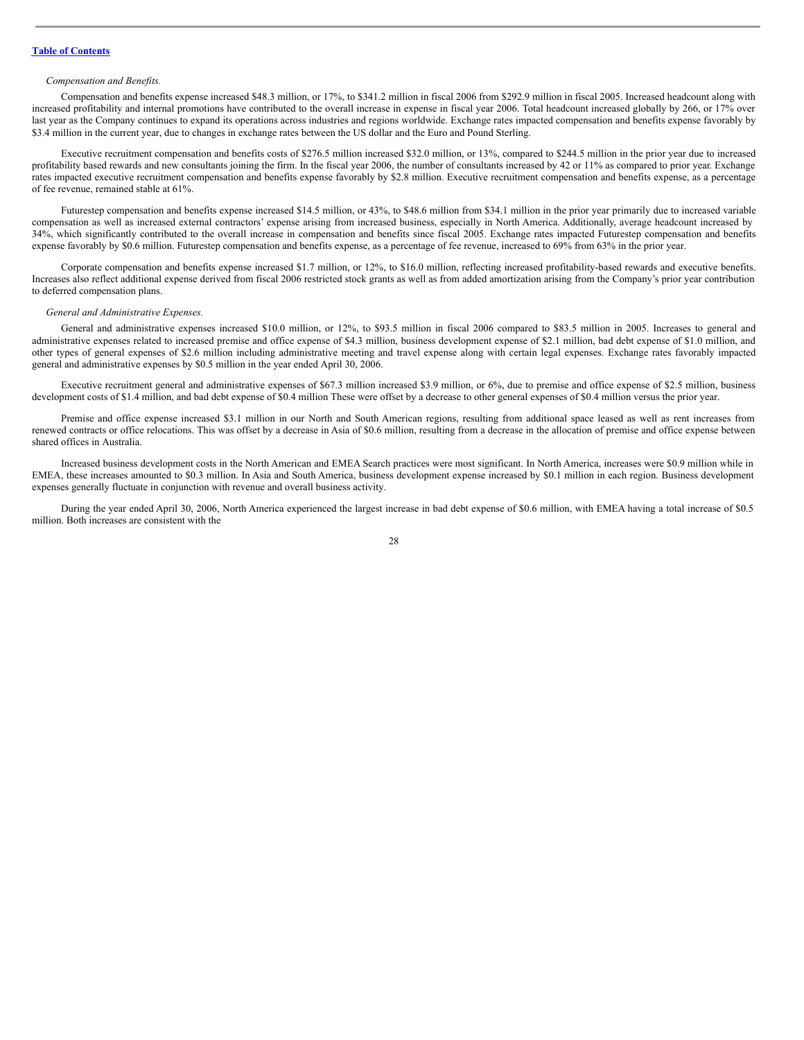*Compensation and Benefits.*

Compensation and benefits expense increased $48.3 million, or 17%, to $341.2 million in fiscal 2006 from $292.9 million in fiscal 2005. Increased headcount along with increased profitability and internal promotions have contributed to the overall increase in expense in fiscal year 2006. Total headcount increased globally by 266, or 17% over last year as the Company continues to expand its operations across industries and regions worldwide. Exchange rates impacted compensation and benefits expense favorably by $3.4 million in the current year, due to changes in exchange rates between the US dollar and the Euro and Pound Sterling.

Executive recruitment compensation and benefits costs of $276.5 million increased $32.0 million, or 13%, compared to $244.5 million in the prior year due to increased profitability based rewards and new consultants joining the firm. In the fiscal year 2006, the number of consultants increased by 42 or 11% as compared to prior year. Exchange rates impacted executive recruitment compensation and benefits expense favorably by $2.8 million. Executive recruitment compensation and benefits expense, as a percentage of fee revenue, remained stable at 61%.

Futurestep compensation and benefits expense increased $14.5 million, or 43%, to $48.6 million from $34.1 million in the prior year primarily due to increased variable compensation as well as increased external contractors' expense arising from increased business, especially in North America. Additionally, average headcount increased by 34%, which significantly contributed to the overall increase in compensation and benefits since fiscal 2005. Exchange rates impacted Futurestep compensation and benefits expense favorably by $0.6 million. Futurestep compensation and benefits expense, as a percentage of fee revenue, increased to 69% from 63% in the prior year.

Corporate compensation and benefits expense increased $1.7 million, or 12%, to $16.0 million, reflecting increased profitability-based rewards and executive benefits. Increases also reflect additional expense derived from fiscal 2006 restricted stock grants as well as from added amortization arising from the Company's prior year contribution to deferred compensation plans.

*General and Administrative Expenses.*

General and administrative expenses increased $10.0 million, or 12%, to $93.5 million in fiscal 2006 compared to $83.5 million in 2005. Increases to general and administrative expenses related to increased premise and office expense of $4.3 million, business development expense of $2.1 million, bad debt expense of $1.0 million, and other types of general expenses of $2.6 million including administrative meeting and travel expense along with certain legal expenses. Exchange rates favorably impacted general and administrative expenses by $0.5 million in the year ended April 30, 2006.

Executive recruitment general and administrative expenses of $67.3 million increased $3.9 million, or 6%, due to premise and office expense of $2.5 million, business development costs of $1.4 million, and bad debt expense of $0.4 million These were offset by a decrease to other general expenses of $0.4 million versus the prior year.

Premise and office expense increased $3.1 million in our North and South American regions, resulting from additional space leased as well as rent increases from renewed contracts or office relocations. This was offset by a decrease in Asia of $0.6 million, resulting from a decrease in the allocation of premise and office expense between shared offices in Australia.

Increased business development costs in the North American and EMEA Search practices were most significant. In North America, increases were $0.9 million while in EMEA, these increases amounted to $0.3 million. In Asia and South America, business development expense increased by $0.1 million in each region. Business development expenses generally fluctuate in conjunction with revenue and overall business activity.

During the year ended April 30, 2006, North America experienced the largest increase in bad debt expense of $0.6 million, with EMEA having a total increase of $0.5 million. Both increases are consistent with the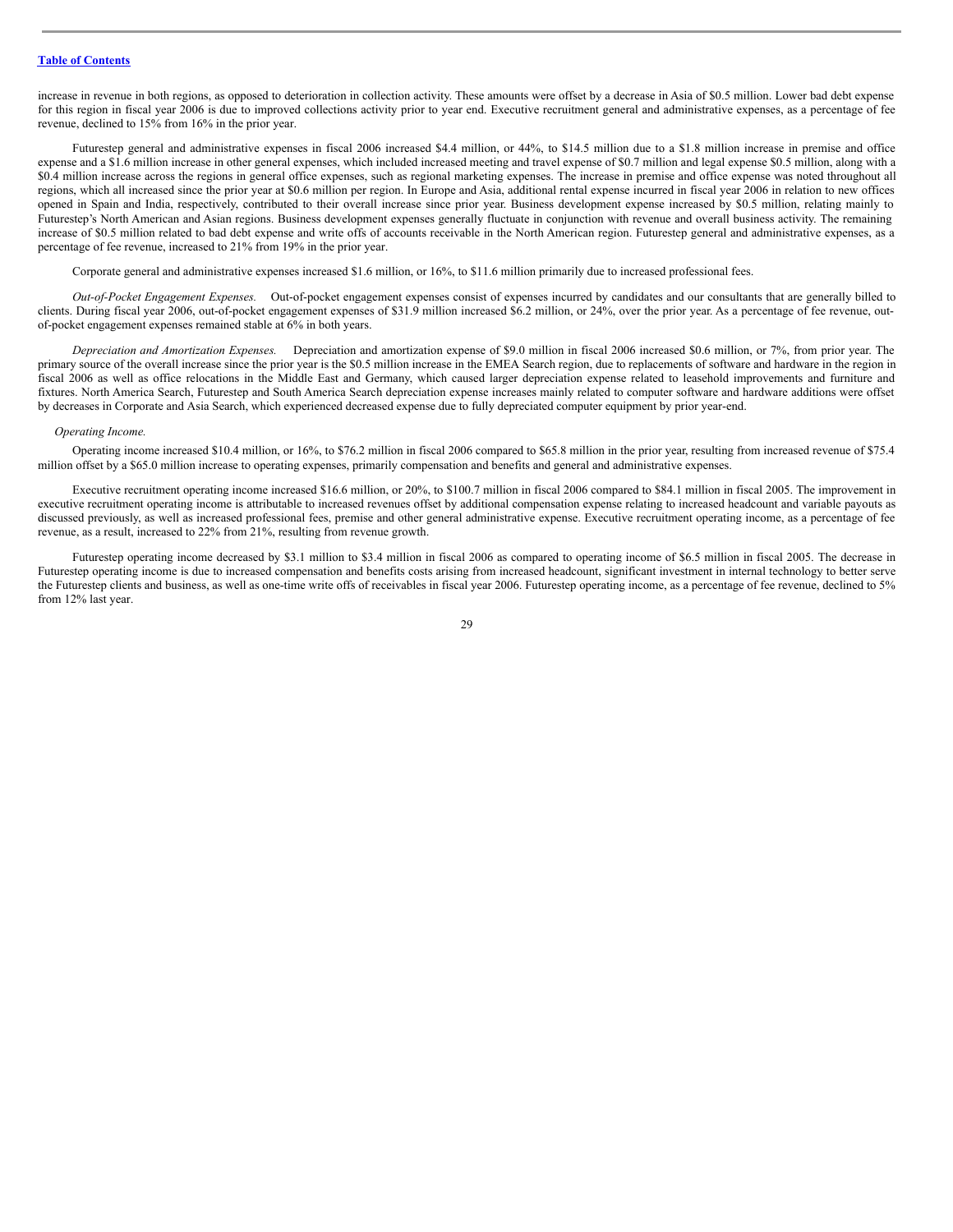increase in revenue in both regions, as opposed to deterioration in collection activity. These amounts were offset by a decrease in Asia of $0.5 million. Lower bad debt expense for this region in fiscal year 2006 is due to improved collections activity prior to year end. Executive recruitment general and administrative expenses, as a percentage of fee revenue, declined to 15% from 16% in the prior year.

Futurestep general and administrative expenses in fiscal 2006 increased $4.4 million, or 44%, to $14.5 million due to a $1.8 million increase in premise and office expense and a $1.6 million increase in other general expenses, which included increased meeting and travel expense of $0.7 million and legal expense $0.5 million, along with a $0.4 million increase across the regions in general office expenses, such as regional marketing expenses. The increase in premise and office expense was noted throughout all regions, which all increased since the prior year at $0.6 million per region. In Europe and Asia, additional rental expense incurred in fiscal year 2006 in relation to new offices opened in Spain and India, respectively, contributed to their overall increase since prior year. Business development expense increased by $0.5 million, relating mainly to Futurestep's North American and Asian regions. Business development expenses generally fluctuate in conjunction with revenue and overall business activity. The remaining increase of $0.5 million related to bad debt expense and write offs of accounts receivable in the North American region. Futurestep general and administrative expenses, as a percentage of fee revenue, increased to 21% from 19% in the prior year.

Corporate general and administrative expenses increased $1.6 million, or 16%, to $11.6 million primarily due to increased professional fees.

*Out-of-Pocket Engagement Expenses.* Out-of-pocket engagement expenses consist of expenses incurred by candidates and our consultants that are generally billed to clients. During fiscal year 2006, out-of-pocket engagement expenses of $31.9 million increased $6.2 million, or 24%, over the prior year. As a percentage of fee revenue, out-of-pocket engagement expenses remained stable at 6% in both years.

*Depreciation and Amortization Expenses.* Depreciation and amortization expense of $9.0 million in fiscal 2006 increased $0.6 million, or 7%, from prior year. The primary source of the overall increase since the prior year is the $0.5 million increase in the EMEA Search region, due to replacements of software and hardware in the region in fiscal 2006 as well as office relocations in the Middle East and Germany, which caused larger depreciation expense related to leasehold improvements and furniture and fixtures. North America Search, Futurestep and South America Search depreciation expense increases mainly related to computer software and hardware additions were offset by decreases in Corporate and Asia Search, which experienced decreased expense due to fully depreciated computer equipment by prior year-end.

*Operating Income.*

Operating income increased $10.4 million, or 16%, to $76.2 million in fiscal 2006 compared to $65.8 million in the prior year, resulting from increased revenue of $75.4 million offset by a $65.0 million increase to operating expenses, primarily compensation and benefits and general and administrative expenses.

Executive recruitment operating income increased $16.6 million, or 20%, to $100.7 million in fiscal 2006 compared to $84.1 million in fiscal 2005. The improvement in executive recruitment operating income is attributable to increased revenues offset by additional compensation expense relating to increased headcount and variable payouts as discussed previously, as well as increased professional fees, premise and other general administrative expense. Executive recruitment operating income, as a percentage of fee revenue, as a result, increased to 22% from 21%, resulting from revenue growth.

Futurestep operating income decreased by $3.1 million to $3.4 million in fiscal 2006 as compared to operating income of $6.5 million in fiscal 2005. The decrease in Futurestep operating income is due to increased compensation and benefits costs arising from increased headcount, significant investment in internal technology to better serve the Futurestep clients and business, as well as one-time write offs of receivables in fiscal year 2006. Futurestep operating income, as a percentage of fee revenue, declined to 5% from 12% last year.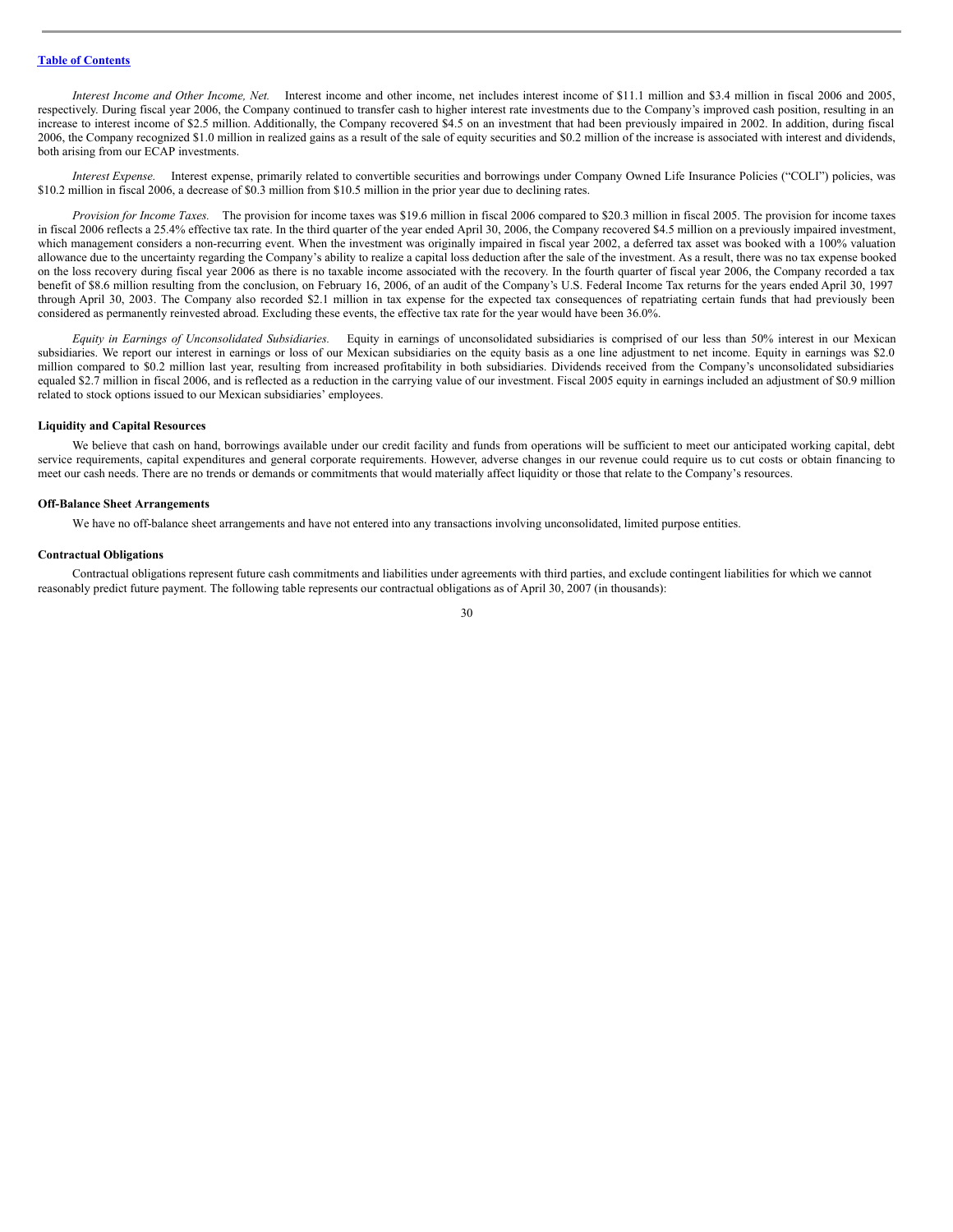*Interest Income and Other Income, Net.* Interest income and other income, net includes interest income of $11.1 million and $3.4 million in fiscal 2006 and 2005, respectively. During fiscal year 2006, the Company continued to transfer cash to higher interest rate investments due to the Company's improved cash position, resulting in an increase to interest income of $2.5 million. Additionally, the Company recovered $4.5 on an investment that had been previously impaired in 2002. In addition, during fiscal 2006, the Company recognized $1.0 million in realized gains as a result of the sale of equity securities and $0.2 million of the increase is associated with interest and dividends, both arising from our ECAP investments.

*Interest Expense.* Interest expense, primarily related to convertible securities and borrowings under Company Owned Life Insurance Policies ("COLI") policies, was $10.2 million in fiscal 2006, a decrease of $0.3 million from $10.5 million in the prior year due to declining rates.

*Provision for Income Taxes.* The provision for income taxes was $19.6 million in fiscal 2006 compared to $20.3 million in fiscal 2005. The provision for income taxes in fiscal 2006 reflects a 25.4% effective tax rate. In the third quarter of the year ended April 30, 2006, the Company recovered $4.5 million on a previously impaired investment, which management considers a non-recurring event. When the investment was originally impaired in fiscal year 2002, a deferred tax asset was booked with a 100% valuation allowance due to the uncertainty regarding the Company's ability to realize a capital loss deduction after the sale of the investment. As a result, there was no tax expense booked on the loss recovery during fiscal year 2006 as there is no taxable income associated with the recovery. In the fourth quarter of fiscal year 2006, the Company recorded a tax benefit of $8.6 million resulting from the conclusion, on February 16, 2006, of an audit of the Company's U.S. Federal Income Tax returns for the years ended April 30, 1997 through April 30, 2003. The Company also recorded $2.1 million in tax expense for the expected tax consequences of repatriating certain funds that had previously been considered as permanently reinvested abroad. Excluding these events, the effective tax rate for the year would have been 36.0%.

*Equity in Earnings of Unconsolidated Subsidiaries.* Equity in earnings of unconsolidated subsidiaries is comprised of our less than 50% interest in our Mexican subsidiaries. We report our interest in earnings or loss of our Mexican subsidiaries on the equity basis as a one line adjustment to net income. Equity in earnings was $2.0 million compared to $0.2 million last year, resulting from increased profitability in both subsidiaries. Dividends received from the Company's unconsolidated subsidiaries equaled $2.7 million in fiscal 2006, and is reflected as a reduction in the carrying value of our investment. Fiscal 2005 equity in earnings included an adjustment of $0.9 million related to stock options issued to our Mexican subsidiaries' employees.

**Liquidity and Capital Resources**

We believe that cash on hand, borrowings available under our credit facility and funds from operations will be sufficient to meet our anticipated working capital, debt service requirements, capital expenditures and general corporate requirements. However, adverse changes in our revenue could require us to cut costs or obtain financing to meet our cash needs. There are no trends or demands or commitments that would materially affect liquidity or those that relate to the Company's resources.

**Off-Balance Sheet Arrangements**

We have no off-balance sheet arrangements and have not entered into any transactions involving unconsolidated, limited purpose entities.

**Contractual Obligations**

Contractual obligations represent future cash commitments and liabilities under agreements with third parties, and exclude contingent liabilities for which we cannot reasonably predict future payment. The following table represents our contractual obligations as of April 30, 2007 (in thousands):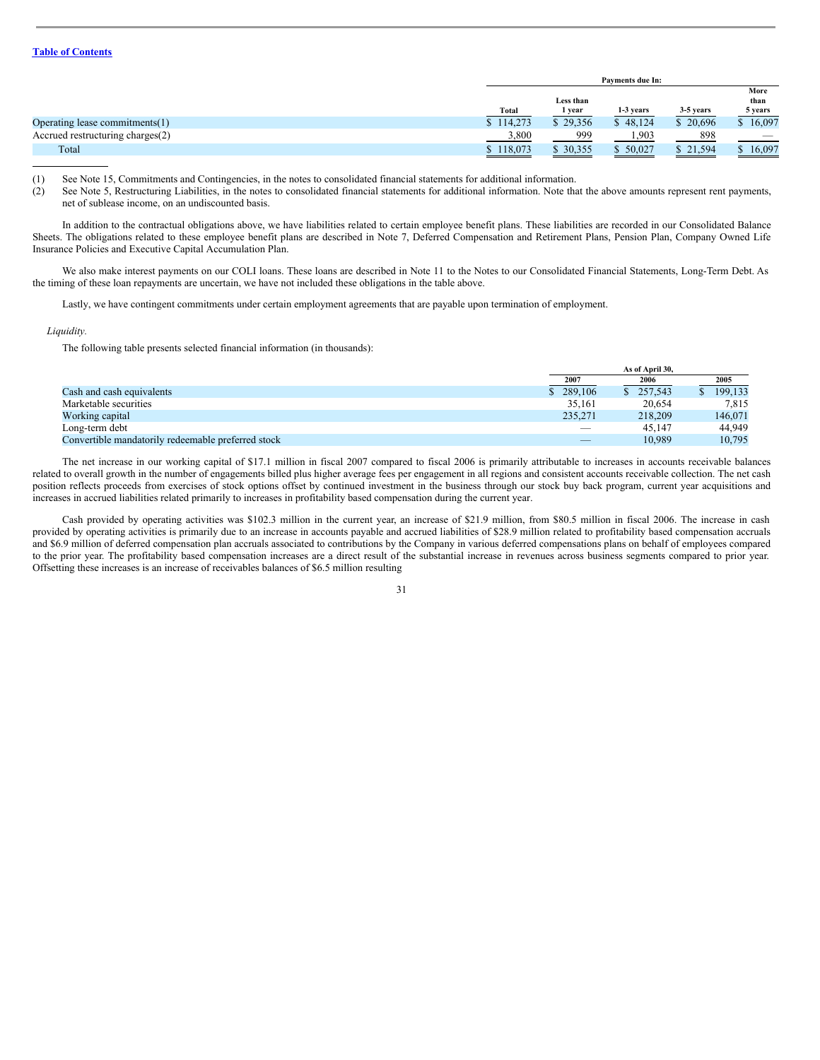|  | Payments due In: | | | | |
|---|---|---|---|---|---|
|  | Total | Less than 1 year | 1-3 years | 3-5 years | More than 5 years |
| Operating lease commitments(1) | $ 114,273 | $ 29,356 | $ 48,124 | $ 20,696 | $ 16,097 |
| Accrued restructuring charges(2) | 3,800 | 999 | 1,903 | 898 | — |
| Total | $ 118,073 | $ 30,355 | $ 50,027 | $ 21,594 | $ 16,097 |

(1) See Note 15, Commitments and Contingencies, in the notes to consolidated financial statements for additional information.

(2) See Note 5, Restructuring Liabilities, in the notes to consolidated financial statements for additional information. Note that the above amounts represent rent payments, net of sublease income, on an undiscounted basis.

In addition to the contractual obligations above, we have liabilities related to certain employee benefit plans. These liabilities are recorded in our Consolidated Balance Sheets. The obligations related to these employee benefit plans are described in Note 7, Deferred Compensation and Retirement Plans, Pension Plan, Company Owned Life Insurance Policies and Executive Capital Accumulation Plan.

We also make interest payments on our COLI loans. These loans are described in Note 11 to the Notes to our Consolidated Financial Statements, Long-Term Debt. As the timing of these loan repayments are uncertain, we have not included these obligations in the table above.

Lastly, we have contingent commitments under certain employment agreements that are payable upon termination of employment.

*Liquidity.*

The following table presents selected financial information (in thousands):

|  | As of April 30, | | |
|---|---|---|---|
|  | 2007 | 2006 | 2005 |
| Cash and cash equivalents | $ 289,106 | $ 257,543 | $ 199,133 |
| Marketable securities | 35,161 | 20,654 | 7,815 |
| Working capital | 235,271 | 218,209 | 146,071 |
| Long-term debt | — | 45,147 | 44,949 |
| Convertible mandatorily redeemable preferred stock | — | 10,989 | 10,795 |

The net increase in our working capital of $17.1 million in fiscal 2007 compared to fiscal 2006 is primarily attributable to increases in accounts receivable balances related to overall growth in the number of engagements billed plus higher average fees per engagement in all regions and consistent accounts receivable collection. The net cash position reflects proceeds from exercises of stock options offset by continued investment in the business through our stock buy back program, current year acquisitions and increases in accrued liabilities related primarily to increases in profitability based compensation during the current year.

Cash provided by operating activities was $102.3 million in the current year, an increase of $21.9 million, from $80.5 million in fiscal 2006. The increase in cash provided by operating activities is primarily due to an increase in accounts payable and accrued liabilities of $28.9 million related to profitability based compensation accruals and $6.9 million of deferred compensation plan accruals associated to contributions by the Company in various deferred compensations plans on behalf of employees compared to the prior year. The profitability based compensation increases are a direct result of the substantial increase in revenues across business segments compared to prior year. Offsetting these increases is an increase of receivables balances of $6.5 million resulting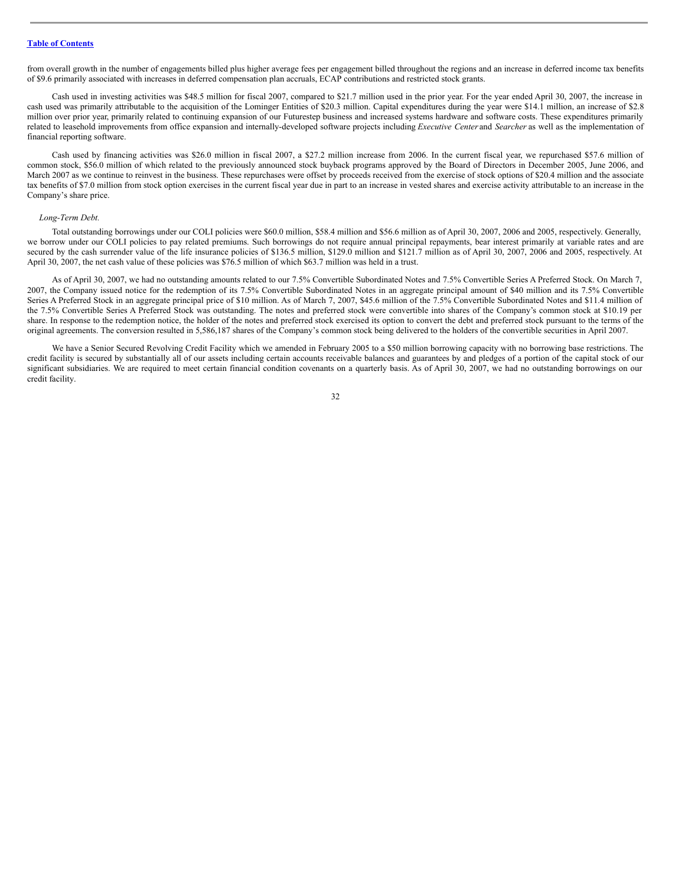from overall growth in the number of engagements billed plus higher average fees per engagement billed throughout the regions and an increase in deferred income tax benefits of $9.6 primarily associated with increases in deferred compensation plan accruals, ECAP contributions and restricted stock grants.

Cash used in investing activities was $48.5 million for fiscal 2007, compared to $21.7 million used in the prior year. For the year ended April 30, 2007, the increase in cash used was primarily attributable to the acquisition of the Lominger Entities of $20.3 million. Capital expenditures during the year were $14.1 million, an increase of $2.8 million over prior year, primarily related to continuing expansion of our Futurestep business and increased systems hardware and software costs. These expenditures primarily related to leasehold improvements from office expansion and internally-developed software projects including *Executive Center* and *Searcher* as well as the implementation of financial reporting software.

Cash used by financing activities was $26.0 million in fiscal 2007, a $27.2 million increase from 2006. In the current fiscal year, we repurchased $57.6 million of common stock, $56.0 million of which related to the previously announced stock buyback programs approved by the Board of Directors in December 2005, June 2006, and March 2007 as we continue to reinvest in the business. These repurchases were offset by proceeds received from the exercise of stock options of $20.4 million and the associate tax benefits of $7.0 million from stock option exercises in the current fiscal year due in part to an increase in vested shares and exercise activity attributable to an increase in the Company's share price.

*Long-Term Debt.*

Total outstanding borrowings under our COLI policies were $60.0 million, $58.4 million and $56.6 million as of April 30, 2007, 2006 and 2005, respectively. Generally, we borrow under our COLI policies to pay related premiums. Such borrowings do not require annual principal repayments, bear interest primarily at variable rates and are secured by the cash surrender value of the life insurance policies of $136.5 million, $129.0 million and $121.7 million as of April 30, 2007, 2006 and 2005, respectively. At April 30, 2007, the net cash value of these policies was $76.5 million of which $63.7 million was held in a trust.

As of April 30, 2007, we had no outstanding amounts related to our 7.5% Convertible Subordinated Notes and 7.5% Convertible Series A Preferred Stock. On March 7, 2007, the Company issued notice for the redemption of its 7.5% Convertible Subordinated Notes in an aggregate principal amount of $40 million and its 7.5% Convertible Series A Preferred Stock in an aggregate principal price of $10 million. As of March 7, 2007, $45.6 million of the 7.5% Convertible Subordinated Notes and $11.4 million of the 7.5% Convertible Series A Preferred Stock was outstanding. The notes and preferred stock were convertible into shares of the Company's common stock at $10.19 per share. In response to the redemption notice, the holder of the notes and preferred stock exercised its option to convert the debt and preferred stock pursuant to the terms of the original agreements. The conversion resulted in 5,586,187 shares of the Company's common stock being delivered to the holders of the convertible securities in April 2007.

We have a Senior Secured Revolving Credit Facility which we amended in February 2005 to a $50 million borrowing capacity with no borrowing base restrictions. The credit facility is secured by substantially all of our assets including certain accounts receivable balances and guarantees by and pledges of a portion of the capital stock of our significant subsidiaries. We are required to meet certain financial condition covenants on a quarterly basis. As of April 30, 2007, we had no outstanding borrowings on our credit facility.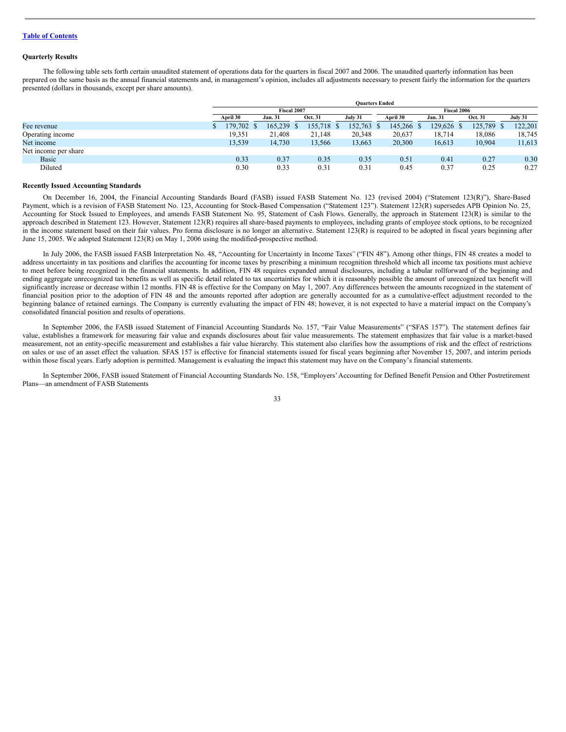[Table of Contents](#)

### Quarterly Results

The following table sets forth certain unaudited statement of operations data for the quarters in fiscal 2007 and 2006. The unaudited quarterly information has been prepared on the same basis as the annual financial statements and, in management's opinion, includes all adjustments necessary to present fairly the information for the quarters presented (dollars in thousands, except per share amounts).

| | Quarters Ended | | | | | | | |
|---|---|---|---|---|---|---|---|---|
| | Fiscal 2007 | | | | Fiscal 2006 | | | |
| | April 30 | Jan. 31 | Oct. 31 | July 31 | April 30 | Jan. 31 | Oct. 31 | July 31 |
| Fee revenue | $ 179,702 | $ 165,239 | $ 155,718 | $ 152,763 | $ 145,266 | $ 129,626 | $ 125,789 | $ 122,201 |
| Operating income | 19,351 | 21,408 | 21,148 | 20,348 | 20,637 | 18,714 | 18,086 | 18,745 |
| Net income | 13,539 | 14,730 | 13,566 | 13,663 | 20,300 | 16,613 | 10,904 | 11,613 |
| Net income per share | | | | | | | | |
| Basic | 0.33 | 0.37 | 0.35 | 0.35 | 0.51 | 0.41 | 0.27 | 0.30 |
| Diluted | 0.30 | 0.33 | 0.31 | 0.31 | 0.45 | 0.37 | 0.25 | 0.27 |

### Recently Issued Accounting Standards

On December 16, 2004, the Financial Accounting Standards Board (FASB) issued FASB Statement No. 123 (revised 2004) ("Statement 123(R)"), Share-Based Payment, which is a revision of FASB Statement No. 123, Accounting for Stock-Based Compensation ("Statement 123"). Statement 123(R) supersedes APB Opinion No. 25, Accounting for Stock Issued to Employees, and amends FASB Statement No. 95, Statement of Cash Flows. Generally, the approach in Statement 123(R) is similar to the approach described in Statement 123. However, Statement 123(R) requires all share-based payments to employees, including grants of employee stock options, to be recognized in the income statement based on their fair values. Pro forma disclosure is no longer an alternative. Statement 123(R) is required to be adopted in fiscal years beginning after June 15, 2005. We adopted Statement 123(R) on May 1, 2006 using the modified-prospective method.

In July 2006, the FASB issued FASB Interpretation No. 48, "Accounting for Uncertainty in Income Taxes" ("FIN 48"). Among other things, FIN 48 creates a model to address uncertainty in tax positions and clarifies the accounting for income taxes by prescribing a minimum recognition threshold which all income tax positions must achieve to meet before being recognized in the financial statements. In addition, FIN 48 requires expanded annual disclosures, including a tabular rollforward of the beginning and ending aggregate unrecognized tax benefits as well as specific detail related to tax uncertainties for which it is reasonably possible the amount of unrecognized tax benefit will significantly increase or decrease within 12 months. FIN 48 is effective for the Company on May 1, 2007. Any differences between the amounts recognized in the statement of financial position prior to the adoption of FIN 48 and the amounts reported after adoption are generally accounted for as a cumulative-effect adjustment recorded to the beginning balance of retained earnings. The Company is currently evaluating the impact of FIN 48; however, it is not expected to have a material impact on the Company's consolidated financial position and results of operations.

In September 2006, the FASB issued Statement of Financial Accounting Standards No. 157, "Fair Value Measurements" ("SFAS 157"). The statement defines fair value, establishes a framework for measuring fair value and expands disclosures about fair value measurements. The statement emphasizes that fair value is a market-based measurement, not an entity-specific measurement and establishes a fair value hierarchy. This statement also clarifies how the assumptions of risk and the effect of restrictions on sales or use of an asset effect the valuation. SFAS 157 is effective for financial statements issued for fiscal years beginning after November 15, 2007, and interim periods within those fiscal years. Early adoption is permitted. Management is evaluating the impact this statement may have on the Company's financial statements.

In September 2006, FASB issued Statement of Financial Accounting Standards No. 158, "Employers' Accounting for Defined Benefit Pension and Other Postretirement Plans—an amendment of FASB Statements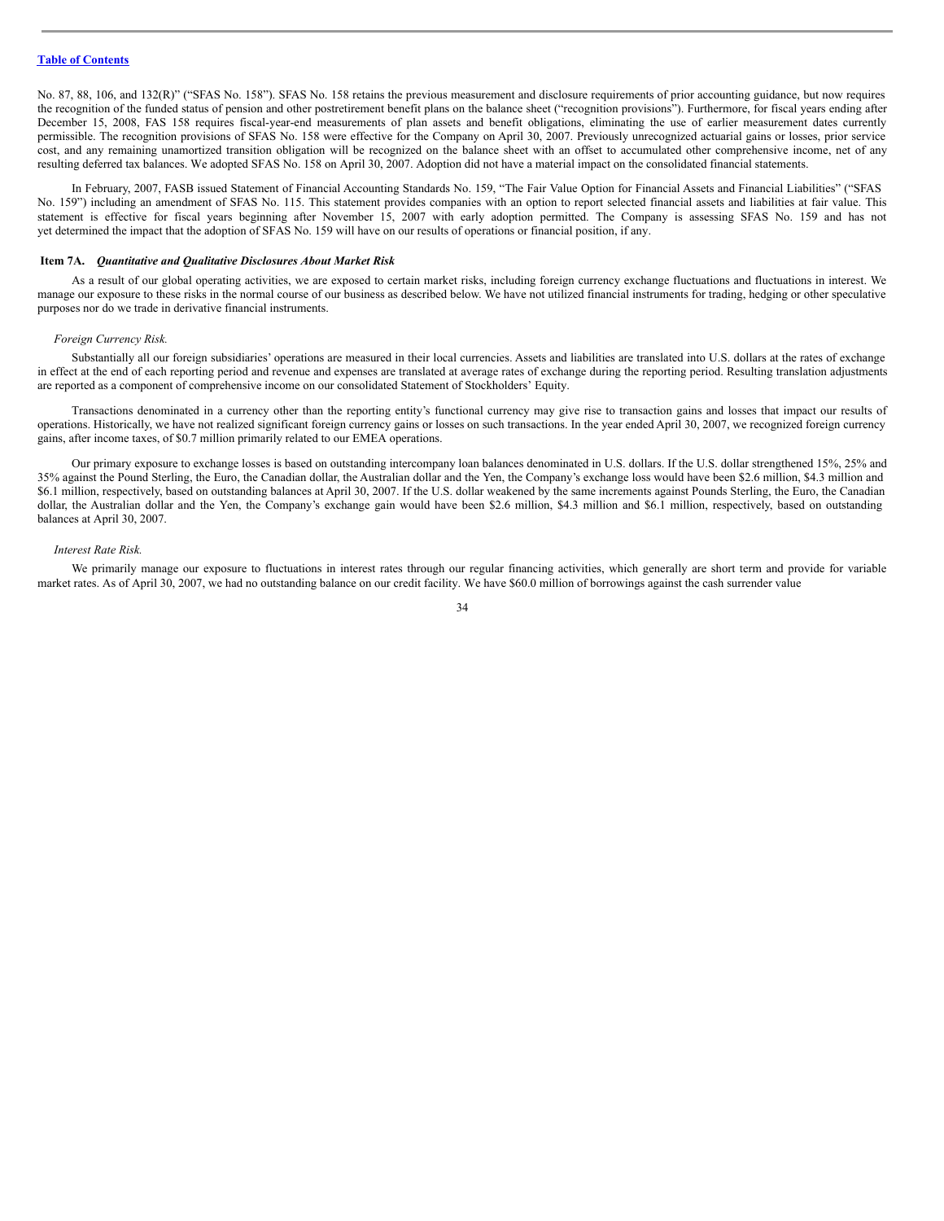No. 87, 88, 106, and 132(R)" ("SFAS No. 158"). SFAS No. 158 retains the previous measurement and disclosure requirements of prior accounting guidance, but now requires the recognition of the funded status of pension and other postretirement benefit plans on the balance sheet ("recognition provisions"). Furthermore, for fiscal years ending after December 15, 2008, FAS 158 requires fiscal-year-end measurements of plan assets and benefit obligations, eliminating the use of earlier measurement dates currently permissible. The recognition provisions of SFAS No. 158 were effective for the Company on April 30, 2007. Previously unrecognized actuarial gains or losses, prior service cost, and any remaining unamortized transition obligation will be recognized on the balance sheet with an offset to accumulated other comprehensive income, net of any resulting deferred tax balances. We adopted SFAS No. 158 on April 30, 2007. Adoption did not have a material impact on the consolidated financial statements.

In February, 2007, FASB issued Statement of Financial Accounting Standards No. 159, "The Fair Value Option for Financial Assets and Financial Liabilities" ("SFAS No. 159") including an amendment of SFAS No. 115. This statement provides companies with an option to report selected financial assets and liabilities at fair value. This statement is effective for fiscal years beginning after November 15, 2007 with early adoption permitted. The Company is assessing SFAS No. 159 and has not yet determined the impact that the adoption of SFAS No. 159 will have on our results of operations or financial position, if any.

## Item 7A. *Quantitative and Qualitative Disclosures About Market Risk*

As a result of our global operating activities, we are exposed to certain market risks, including foreign currency exchange fluctuations and fluctuations in interest. We manage our exposure to these risks in the normal course of our business as described below. We have not utilized financial instruments for trading, hedging or other speculative purposes nor do we trade in derivative financial instruments.

*Foreign Currency Risk.*

Substantially all our foreign subsidiaries' operations are measured in their local currencies. Assets and liabilities are translated into U.S. dollars at the rates of exchange in effect at the end of each reporting period and revenue and expenses are translated at average rates of exchange during the reporting period. Resulting translation adjustments are reported as a component of comprehensive income on our consolidated Statement of Stockholders' Equity.

Transactions denominated in a currency other than the reporting entity's functional currency may give rise to transaction gains and losses that impact our results of operations. Historically, we have not realized significant foreign currency gains or losses on such transactions. In the year ended April 30, 2007, we recognized foreign currency gains, after income taxes, of $0.7 million primarily related to our EMEA operations.

Our primary exposure to exchange losses is based on outstanding intercompany loan balances denominated in U.S. dollars. If the U.S. dollar strengthened 15%, 25% and 35% against the Pound Sterling, the Euro, the Canadian dollar, the Australian dollar and the Yen, the Company's exchange loss would have been $2.6 million, $4.3 million and $6.1 million, respectively, based on outstanding balances at April 30, 2007. If the U.S. dollar weakened by the same increments against Pounds Sterling, the Euro, the Canadian dollar, the Australian dollar and the Yen, the Company's exchange gain would have been $2.6 million, $4.3 million and $6.1 million, respectively, based on outstanding balances at April 30, 2007.

*Interest Rate Risk.*

We primarily manage our exposure to fluctuations in interest rates through our regular financing activities, which generally are short term and provide for variable market rates. As of April 30, 2007, we had no outstanding balance on our credit facility. We have $60.0 million of borrowings against the cash surrender value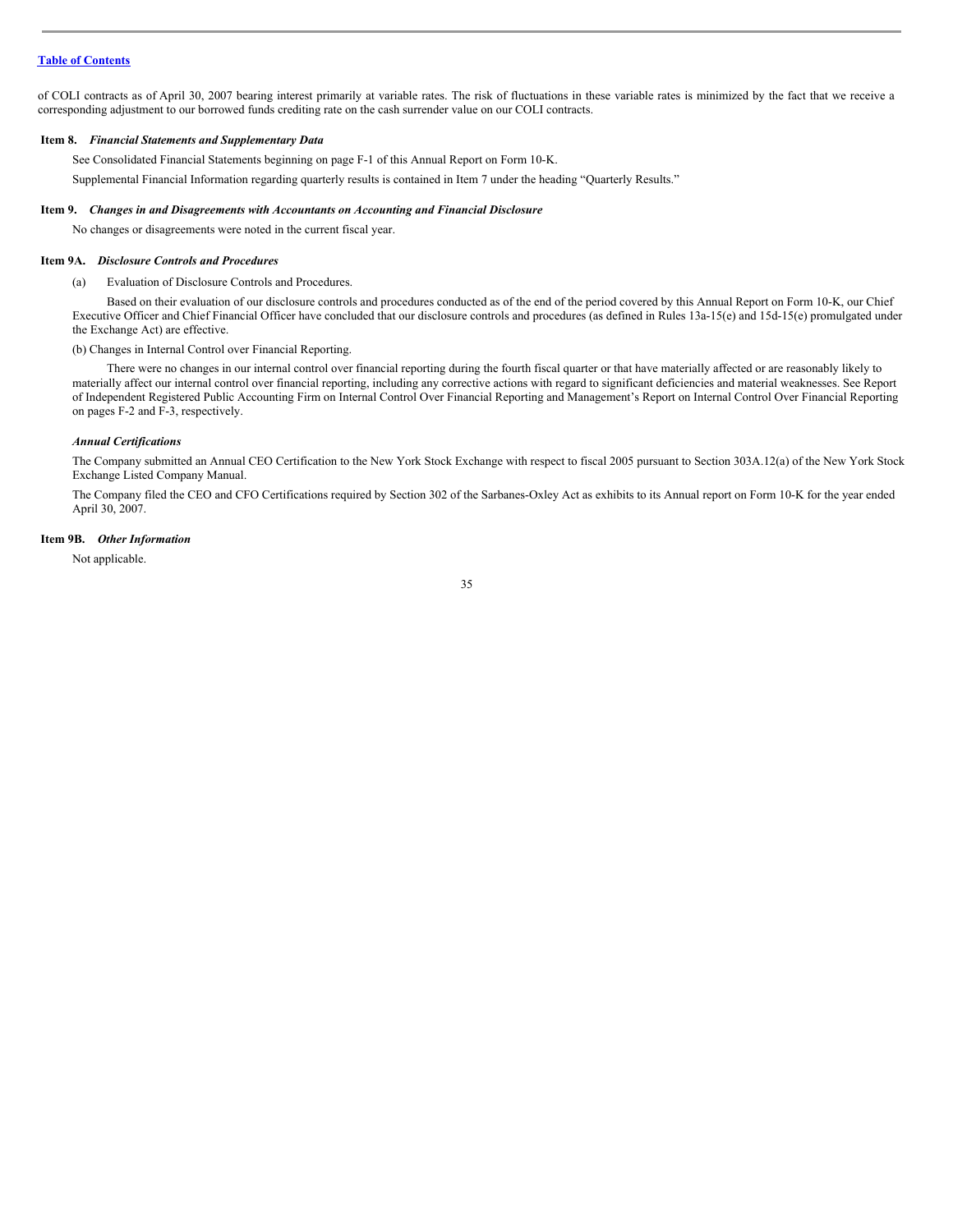of COLI contracts as of April 30, 2007 bearing interest primarily at variable rates. The risk of fluctuations in these variable rates is minimized by the fact that we receive a corresponding adjustment to our borrowed funds crediting rate on the cash surrender value on our COLI contracts.

### Item 8. *Financial Statements and Supplementary Data*

See Consolidated Financial Statements beginning on page F-1 of this Annual Report on Form 10-K.

Supplemental Financial Information regarding quarterly results is contained in Item 7 under the heading "Quarterly Results."

### Item 9. *Changes in and Disagreements with Accountants on Accounting and Financial Disclosure*

No changes or disagreements were noted in the current fiscal year.

### Item 9A. *Disclosure Controls and Procedures*

(a) Evaluation of Disclosure Controls and Procedures.

Based on their evaluation of our disclosure controls and procedures conducted as of the end of the period covered by this Annual Report on Form 10-K, our Chief Executive Officer and Chief Financial Officer have concluded that our disclosure controls and procedures (as defined in Rules 13a-15(e) and 15d-15(e) promulgated under the Exchange Act) are effective.

(b) Changes in Internal Control over Financial Reporting.

There were no changes in our internal control over financial reporting during the fourth fiscal quarter or that have materially affected or are reasonably likely to materially affect our internal control over financial reporting, including any corrective actions with regard to significant deficiencies and material weaknesses. See Report of Independent Registered Public Accounting Firm on Internal Control Over Financial Reporting and Management's Report on Internal Control Over Financial Reporting on pages F-2 and F-3, respectively.

#### *Annual Certifications*

The Company submitted an Annual CEO Certification to the New York Stock Exchange with respect to fiscal 2005 pursuant to Section 303A.12(a) of the New York Stock Exchange Listed Company Manual.

The Company filed the CEO and CFO Certifications required by Section 302 of the Sarbanes-Oxley Act as exhibits to its Annual report on Form 10-K for the year ended April 30, 2007.

### Item 9B. *Other Information*

Not applicable.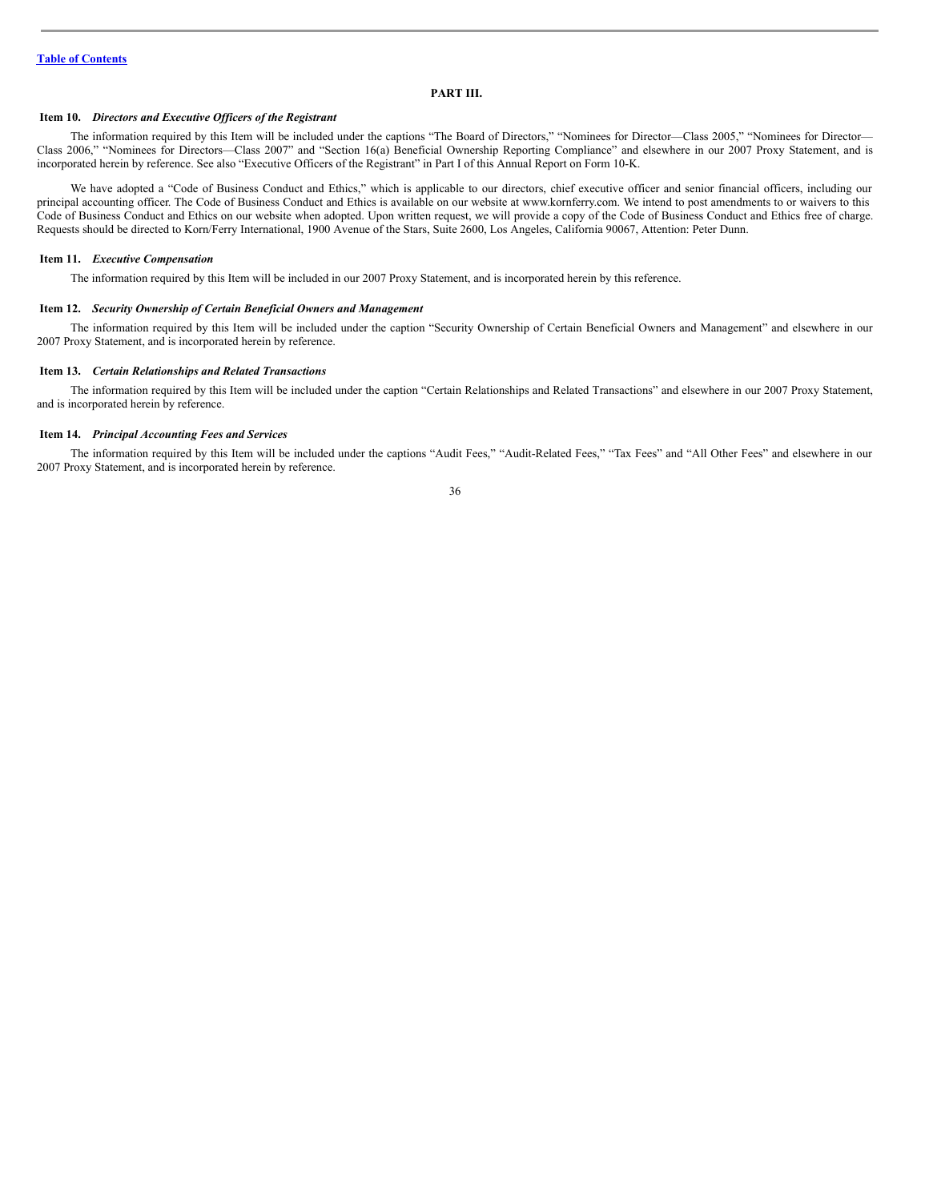# PART III.

## Item 10. *Directors and Executive Officers of the Registrant*

The information required by this Item will be included under the captions "The Board of Directors," "Nominees for Director—Class 2005," "Nominees for Director—Class 2006," "Nominees for Directors—Class 2007" and "Section 16(a) Beneficial Ownership Reporting Compliance" and elsewhere in our 2007 Proxy Statement, and is incorporated herein by reference. See also "Executive Officers of the Registrant" in Part I of this Annual Report on Form 10-K.

We have adopted a "Code of Business Conduct and Ethics," which is applicable to our directors, chief executive officer and senior financial officers, including our principal accounting officer. The Code of Business Conduct and Ethics is available on our website at www.kornferry.com. We intend to post amendments to or waivers to this Code of Business Conduct and Ethics on our website when adopted. Upon written request, we will provide a copy of the Code of Business Conduct and Ethics free of charge. Requests should be directed to Korn/Ferry International, 1900 Avenue of the Stars, Suite 2600, Los Angeles, California 90067, Attention: Peter Dunn.

## Item 11. *Executive Compensation*

The information required by this Item will be included in our 2007 Proxy Statement, and is incorporated herein by this reference.

## Item 12. *Security Ownership of Certain Beneficial Owners and Management*

The information required by this Item will be included under the caption "Security Ownership of Certain Beneficial Owners and Management" and elsewhere in our 2007 Proxy Statement, and is incorporated herein by reference.

## Item 13. *Certain Relationships and Related Transactions*

The information required by this Item will be included under the caption "Certain Relationships and Related Transactions" and elsewhere in our 2007 Proxy Statement, and is incorporated herein by reference.

## Item 14. *Principal Accounting Fees and Services*

The information required by this Item will be included under the captions "Audit Fees," "Audit-Related Fees," "Tax Fees" and "All Other Fees" and elsewhere in our 2007 Proxy Statement, and is incorporated herein by reference.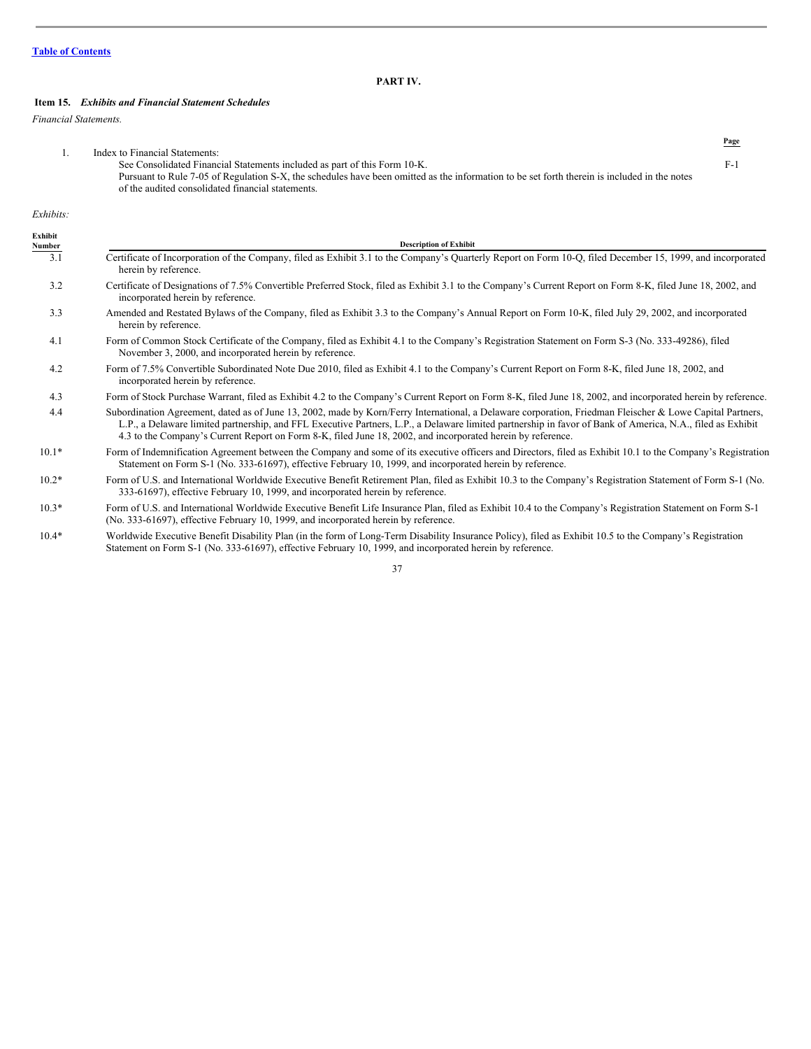[Table of Contents](#)

## PART IV.

### Item 15. *Exhibits and Financial Statement Schedules*

*Financial Statements.*

| | | Page |
|---|---|---|
| 1. | Index to Financial Statements:<br>See Consolidated Financial Statements included as part of this Form 10-K.<br>Pursuant to Rule 7-05 of Regulation S-X, the schedules have been omitted as the information to be set forth therein is included in the notes of the audited consolidated financial statements. | F-1 |

*Exhibits:*

| Exhibit Number | Description of Exhibit |
|---|---|
| 3.1 | Certificate of Incorporation of the Company, filed as Exhibit 3.1 to the Company's Quarterly Report on Form 10-Q, filed December 15, 1999, and incorporated herein by reference. |
| 3.2 | Certificate of Designations of 7.5% Convertible Preferred Stock, filed as Exhibit 3.1 to the Company's Current Report on Form 8-K, filed June 18, 2002, and incorporated herein by reference. |
| 3.3 | Amended and Restated Bylaws of the Company, filed as Exhibit 3.3 to the Company's Annual Report on Form 10-K, filed July 29, 2002, and incorporated herein by reference. |
| 4.1 | Form of Common Stock Certificate of the Company, filed as Exhibit 4.1 to the Company's Registration Statement on Form S-3 (No. 333-49286), filed November 3, 2000, and incorporated herein by reference. |
| 4.2 | Form of 7.5% Convertible Subordinated Note Due 2010, filed as Exhibit 4.1 to the Company's Current Report on Form 8-K, filed June 18, 2002, and incorporated herein by reference. |
| 4.3 | Form of Stock Purchase Warrant, filed as Exhibit 4.2 to the Company's Current Report on Form 8-K, filed June 18, 2002, and incorporated herein by reference. |
| 4.4 | Subordination Agreement, dated as of June 13, 2002, made by Korn/Ferry International, a Delaware corporation, Friedman Fleischer & Lowe Capital Partners, L.P., a Delaware limited partnership, and FFL Executive Partners, L.P., a Delaware limited partnership in favor of Bank of America, N.A., filed as Exhibit 4.3 to the Company's Current Report on Form 8-K, filed June 18, 2002, and incorporated herein by reference. |
| 10.1* | Form of Indemnification Agreement between the Company and some of its executive officers and Directors, filed as Exhibit 10.1 to the Company's Registration Statement on Form S-1 (No. 333-61697), effective February 10, 1999, and incorporated herein by reference. |
| 10.2* | Form of U.S. and International Worldwide Executive Benefit Retirement Plan, filed as Exhibit 10.3 to the Company's Registration Statement of Form S-1 (No. 333-61697), effective February 10, 1999, and incorporated herein by reference. |
| 10.3* | Form of U.S. and International Worldwide Executive Benefit Life Insurance Plan, filed as Exhibit 10.4 to the Company's Registration Statement on Form S-1 (No. 333-61697), effective February 10, 1999, and incorporated herein by reference. |
| 10.4* | Worldwide Executive Benefit Disability Plan (in the form of Long-Term Disability Insurance Policy), filed as Exhibit 10.5 to the Company's Registration Statement on Form S-1 (No. 333-61697), effective February 10, 1999, and incorporated herein by reference. |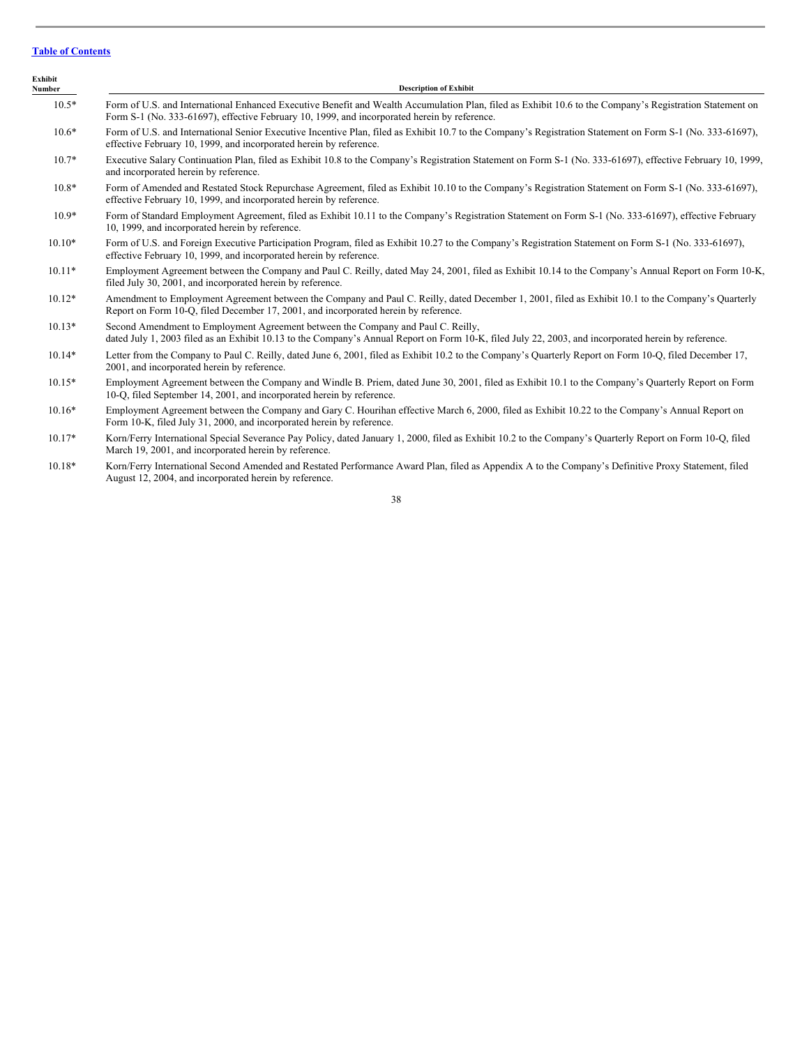[Table of Contents](#)

| Exhibit Number | Description of Exhibit |
| --- | --- |
| 10.5* | Form of U.S. and International Enhanced Executive Benefit and Wealth Accumulation Plan, filed as Exhibit 10.6 to the Company's Registration Statement on Form S-1 (No. 333-61697), effective February 10, 1999, and incorporated herein by reference. |
| 10.6* | Form of U.S. and International Senior Executive Incentive Plan, filed as Exhibit 10.7 to the Company's Registration Statement on Form S-1 (No. 333-61697), effective February 10, 1999, and incorporated herein by reference. |
| 10.7* | Executive Salary Continuation Plan, filed as Exhibit 10.8 to the Company's Registration Statement on Form S-1 (No. 333-61697), effective February 10, 1999, and incorporated herein by reference. |
| 10.8* | Form of Amended and Restated Stock Repurchase Agreement, filed as Exhibit 10.10 to the Company's Registration Statement on Form S-1 (No. 333-61697), effective February 10, 1999, and incorporated herein by reference. |
| 10.9* | Form of Standard Employment Agreement, filed as Exhibit 10.11 to the Company's Registration Statement on Form S-1 (No. 333-61697), effective February 10, 1999, and incorporated herein by reference. |
| 10.10* | Form of U.S. and Foreign Executive Participation Program, filed as Exhibit 10.27 to the Company's Registration Statement on Form S-1 (No. 333-61697), effective February 10, 1999, and incorporated herein by reference. |
| 10.11* | Employment Agreement between the Company and Paul C. Reilly, dated May 24, 2001, filed as Exhibit 10.14 to the Company's Annual Report on Form 10-K, filed July 30, 2001, and incorporated herein by reference. |
| 10.12* | Amendment to Employment Agreement between the Company and Paul C. Reilly, dated December 1, 2001, filed as Exhibit 10.1 to the Company's Quarterly Report on Form 10-Q, filed December 17, 2001, and incorporated herein by reference. |
| 10.13* | Second Amendment to Employment Agreement between the Company and Paul C. Reilly, dated July 1, 2003 filed as an Exhibit 10.13 to the Company's Annual Report on Form 10-K, filed July 22, 2003, and incorporated herein by reference. |
| 10.14* | Letter from the Company to Paul C. Reilly, dated June 6, 2001, filed as Exhibit 10.2 to the Company's Quarterly Report on Form 10-Q, filed December 17, 2001, and incorporated herein by reference. |
| 10.15* | Employment Agreement between the Company and Windle B. Priem, dated June 30, 2001, filed as Exhibit 10.1 to the Company's Quarterly Report on Form 10-Q, filed September 14, 2001, and incorporated herein by reference. |
| 10.16* | Employment Agreement between the Company and Gary C. Hourihan effective March 6, 2000, filed as Exhibit 10.22 to the Company's Annual Report on Form 10-K, filed July 31, 2000, and incorporated herein by reference. |
| 10.17* | Korn/Ferry International Special Severance Pay Policy, dated January 1, 2000, filed as Exhibit 10.2 to the Company's Quarterly Report on Form 10-Q, filed March 19, 2001, and incorporated herein by reference. |
| 10.18* | Korn/Ferry International Second Amended and Restated Performance Award Plan, filed as Appendix A to the Company's Definitive Proxy Statement, filed August 12, 2004, and incorporated herein by reference. |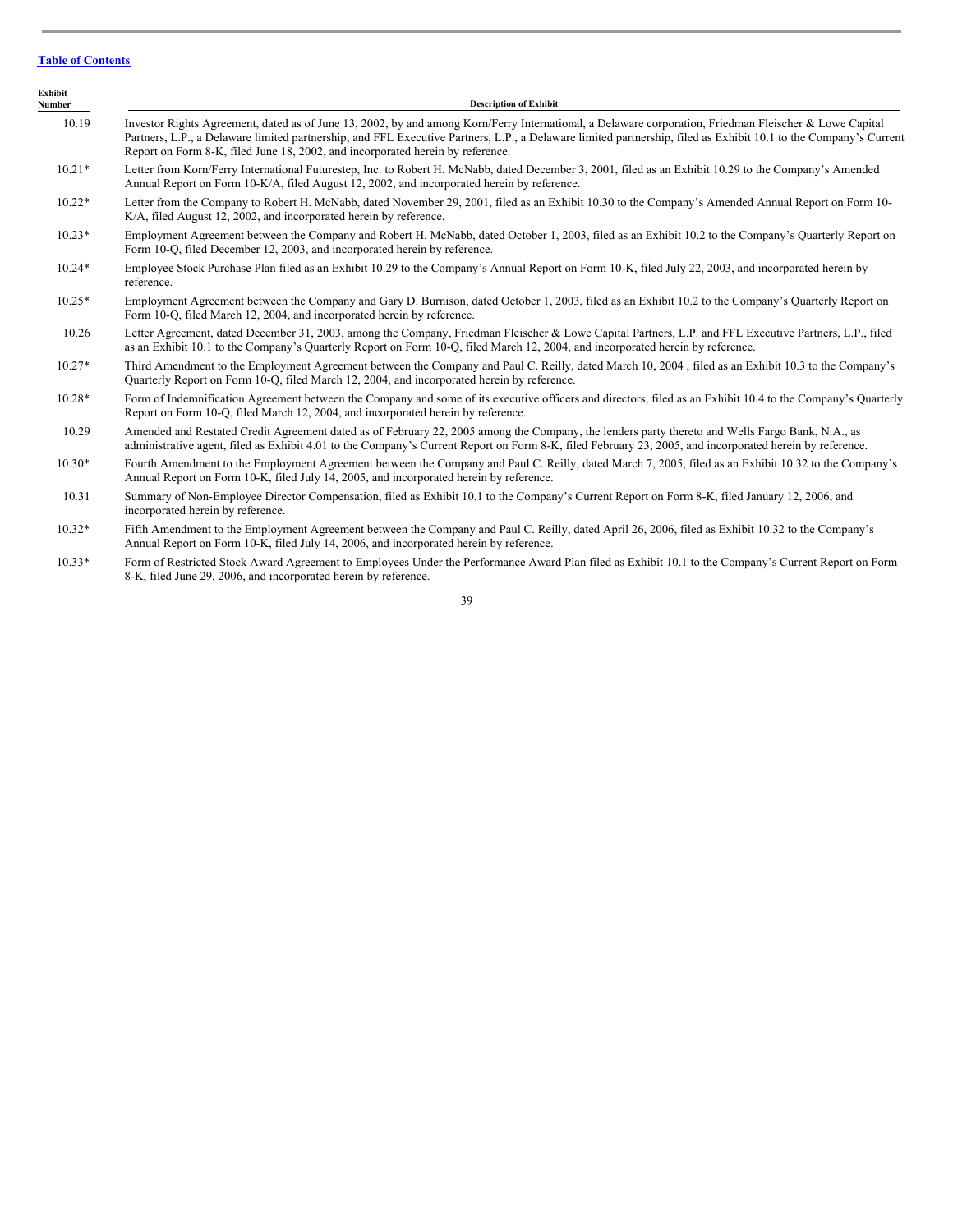[Table of Contents](#)

| Exhibit Number | Description of Exhibit |
| --- | --- |
| 10.19 | Investor Rights Agreement, dated as of June 13, 2002, by and among Korn/Ferry International, a Delaware corporation, Friedman Fleischer & Lowe Capital Partners, L.P., a Delaware limited partnership, and FFL Executive Partners, L.P., a Delaware limited partnership, filed as Exhibit 10.1 to the Company's Current Report on Form 8-K, filed June 18, 2002, and incorporated herein by reference. |
| 10.21* | Letter from Korn/Ferry International Futurestep, Inc. to Robert H. McNabb, dated December 3, 2001, filed as an Exhibit 10.29 to the Company's Amended Annual Report on Form 10-K/A, filed August 12, 2002, and incorporated herein by reference. |
| 10.22* | Letter from the Company to Robert H. McNabb, dated November 29, 2001, filed as an Exhibit 10.30 to the Company's Amended Annual Report on Form 10-K/A, filed August 12, 2002, and incorporated herein by reference. |
| 10.23* | Employment Agreement between the Company and Robert H. McNabb, dated October 1, 2003, filed as an Exhibit 10.2 to the Company's Quarterly Report on Form 10-Q, filed December 12, 2003, and incorporated herein by reference. |
| 10.24* | Employee Stock Purchase Plan filed as an Exhibit 10.29 to the Company's Annual Report on Form 10-K, filed July 22, 2003, and incorporated herein by reference. |
| 10.25* | Employment Agreement between the Company and Gary D. Burnison, dated October 1, 2003, filed as an Exhibit 10.2 to the Company's Quarterly Report on Form 10-Q, filed March 12, 2004, and incorporated herein by reference. |
| 10.26 | Letter Agreement, dated December 31, 2003, among the Company, Friedman Fleischer & Lowe Capital Partners, L.P. and FFL Executive Partners, L.P., filed as an Exhibit 10.1 to the Company's Quarterly Report on Form 10-Q, filed March 12, 2004, and incorporated herein by reference. |
| 10.27* | Third Amendment to the Employment Agreement between the Company and Paul C. Reilly, dated March 10, 2004 , filed as an Exhibit 10.3 to the Company's Quarterly Report on Form 10-Q, filed March 12, 2004, and incorporated herein by reference. |
| 10.28* | Form of Indemnification Agreement between the Company and some of its executive officers and directors, filed as an Exhibit 10.4 to the Company's Quarterly Report on Form 10-Q, filed March 12, 2004, and incorporated herein by reference. |
| 10.29 | Amended and Restated Credit Agreement dated as of February 22, 2005 among the Company, the lenders party thereto and Wells Fargo Bank, N.A., as administrative agent, filed as Exhibit 4.01 to the Company's Current Report on Form 8-K, filed February 23, 2005, and incorporated herein by reference. |
| 10.30* | Fourth Amendment to the Employment Agreement between the Company and Paul C. Reilly, dated March 7, 2005, filed as an Exhibit 10.32 to the Company's Annual Report on Form 10-K, filed July 14, 2005, and incorporated herein by reference. |
| 10.31 | Summary of Non-Employee Director Compensation, filed as Exhibit 10.1 to the Company's Current Report on Form 8-K, filed January 12, 2006, and incorporated herein by reference. |
| 10.32* | Fifth Amendment to the Employment Agreement between the Company and Paul C. Reilly, dated April 26, 2006, filed as Exhibit 10.32 to the Company's Annual Report on Form 10-K, filed July 14, 2006, and incorporated herein by reference. |
| 10.33* | Form of Restricted Stock Award Agreement to Employees Under the Performance Award Plan filed as Exhibit 10.1 to the Company's Current Report on Form 8-K, filed June 29, 2006, and incorporated herein by reference. |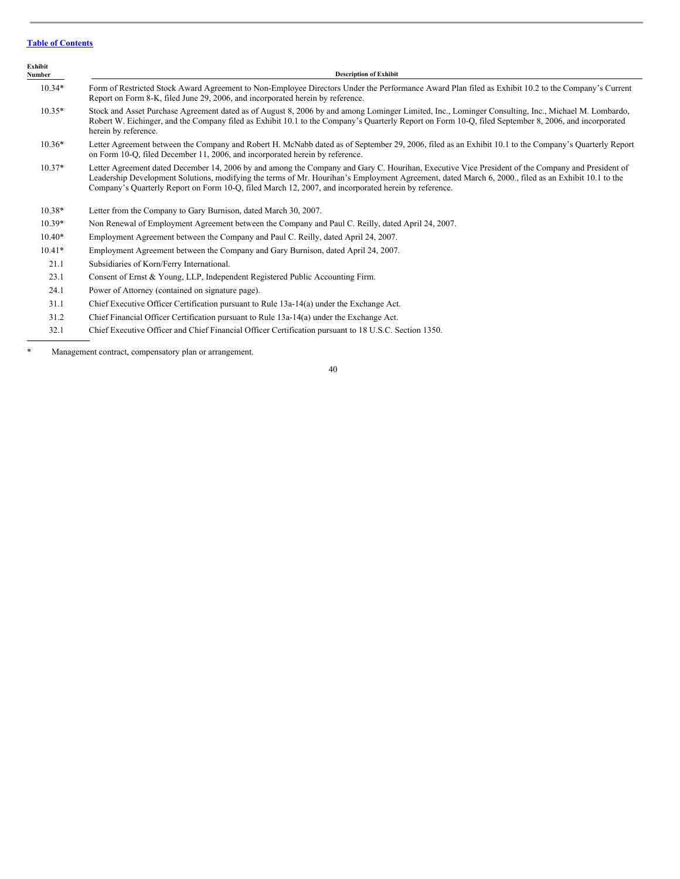[Table of Contents](#)

| Exhibit Number | Description of Exhibit |
| --- | --- |
| 10.34* | Form of Restricted Stock Award Agreement to Non-Employee Directors Under the Performance Award Plan filed as Exhibit 10.2 to the Company's Current Report on Form 8-K, filed June 29, 2006, and incorporated herein by reference. |
| 10.35* | Stock and Asset Purchase Agreement dated as of August 8, 2006 by and among Lominger Limited, Inc., Lominger Consulting, Inc., Michael M. Lombardo, Robert W. Eichinger, and the Company filed as Exhibit 10.1 to the Company's Quarterly Report on Form 10-Q, filed September 8, 2006, and incorporated herein by reference. |
| 10.36* | Letter Agreement between the Company and Robert H. McNabb dated as of September 29, 2006, filed as an Exhibit 10.1 to the Company's Quarterly Report on Form 10-Q, filed December 11, 2006, and incorporated herein by reference. |
| 10.37* | Letter Agreement dated December 14, 2006 by and among the Company and Gary C. Hourihan, Executive Vice President of the Company and President of Leadership Development Solutions, modifying the terms of Mr. Hourihan's Employment Agreement, dated March 6, 2000., filed as an Exhibit 10.1 to the Company's Quarterly Report on Form 10-Q, filed March 12, 2007, and incorporated herein by reference. |
| 10.38* | Letter from the Company to Gary Burnison, dated March 30, 2007. |
| 10.39* | Non Renewal of Employment Agreement between the Company and Paul C. Reilly, dated April 24, 2007. |
| 10.40* | Employment Agreement between the Company and Paul C. Reilly, dated April 24, 2007. |
| 10.41* | Employment Agreement between the Company and Gary Burnison, dated April 24, 2007. |
| 21.1 | Subsidiaries of Korn/Ferry International. |
| 23.1 | Consent of Ernst & Young, LLP, Independent Registered Public Accounting Firm. |
| 24.1 | Power of Attorney (contained on signature page). |
| 31.1 | Chief Executive Officer Certification pursuant to Rule 13a-14(a) under the Exchange Act. |
| 31.2 | Chief Financial Officer Certification pursuant to Rule 13a-14(a) under the Exchange Act. |
| 32.1 | Chief Executive Officer and Chief Financial Officer Certification pursuant to 18 U.S.C. Section 1350. |

\* Management contract, compensatory plan or arrangement.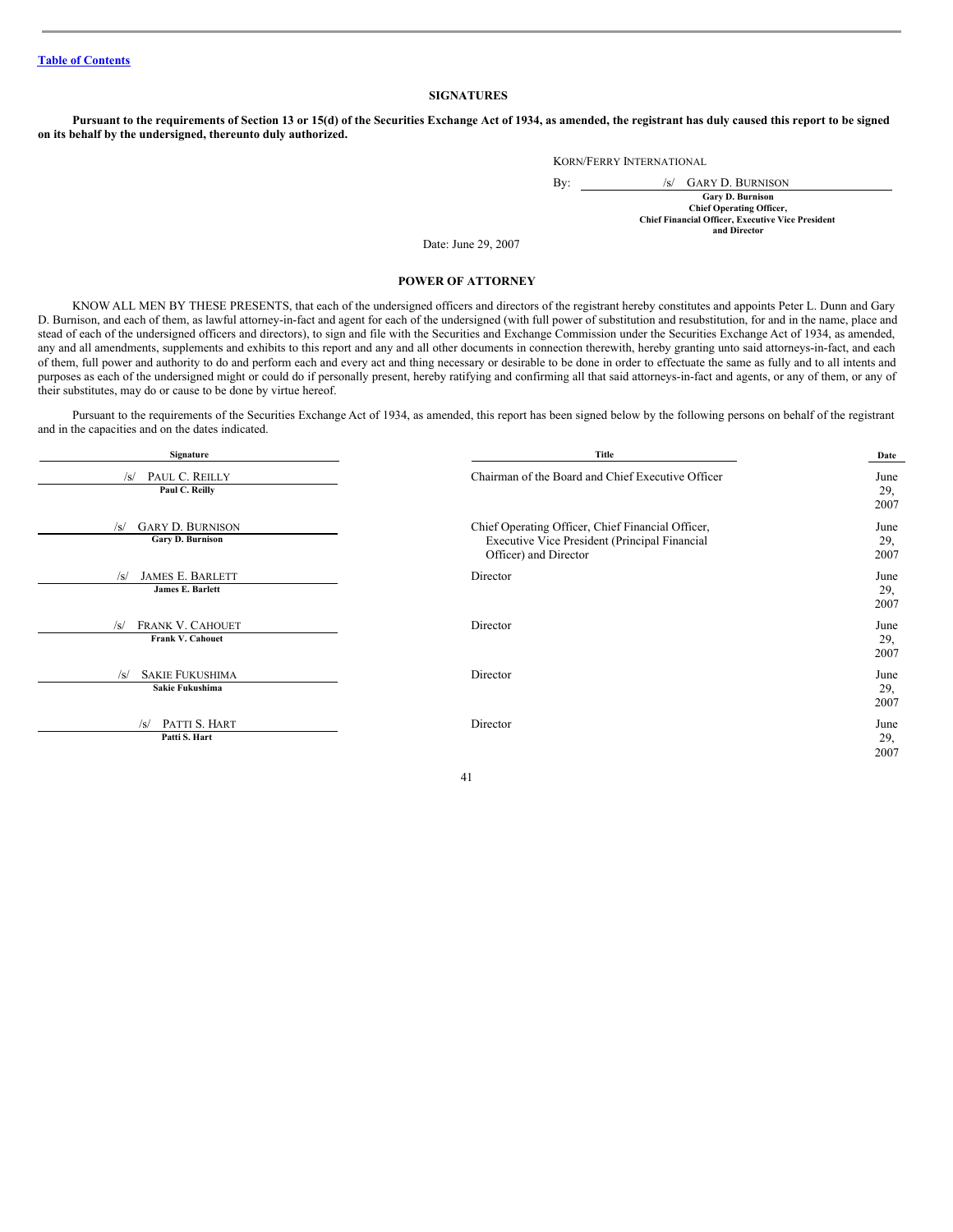[Table of Contents]

## SIGNATURES

**Pursuant to the requirements of Section 13 or 15(d) of the Securities Exchange Act of 1934, as amended, the registrant has duly caused this report to be signed on its behalf by the undersigned, thereunto duly authorized.**

KORN/FERRY INTERNATIONAL

By: /s/ GARY D. BURNISON
**Gary D. Burnison**
**Chief Operating Officer,**
**Chief Financial Officer, Executive Vice President**
**and Director**

Date: June 29, 2007

## POWER OF ATTORNEY

KNOW ALL MEN BY THESE PRESENTS, that each of the undersigned officers and directors of the registrant hereby constitutes and appoints Peter L. Dunn and Gary D. Burnison, and each of them, as lawful attorney-in-fact and agent for each of the undersigned (with full power of substitution and resubstitution, for and in the name, place and stead of each of the undersigned officers and directors), to sign and file with the Securities and Exchange Commission under the Securities Exchange Act of 1934, as amended, any and all amendments, supplements and exhibits to this report and any and all other documents in connection therewith, hereby granting unto said attorneys-in-fact, and each of them, full power and authority to do and perform each and every act and thing necessary or desirable to be done in order to effectuate the same as fully and to all intents and purposes as each of the undersigned might or could do if personally present, hereby ratifying and confirming all that said attorneys-in-fact and agents, or any of them, or any of their substitutes, may do or cause to be done by virtue hereof.

Pursuant to the requirements of the Securities Exchange Act of 1934, as amended, this report has been signed below by the following persons on behalf of the registrant and in the capacities and on the dates indicated.

| Signature | Title | Date |
|---|---|---|
| /s/ PAUL C. REILLY<br>**Paul C. Reilly** | Chairman of the Board and Chief Executive Officer | June 29, 2007 |
| /s/ GARY D. BURNISON<br>**Gary D. Burnison** | Chief Operating Officer, Chief Financial Officer, Executive Vice President (Principal Financial Officer) and Director | June 29, 2007 |
| /s/ JAMES E. BARLETT<br>**James E. Barlett** | Director | June 29, 2007 |
| /s/ FRANK V. CAHOUET<br>**Frank V. Cahouet** | Director | June 29, 2007 |
| /s/ SAKIE FUKUSHIMA<br>**Sakie Fukushima** | Director | June 29, 2007 |
| /s/ PATTI S. HART<br>**Patti S. Hart** | Director | June 29, 2007 |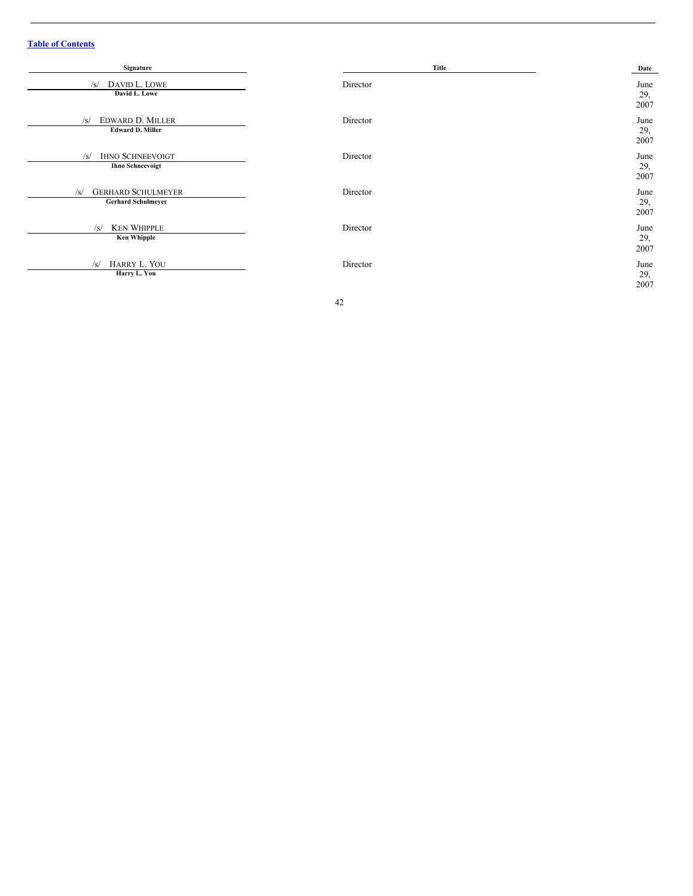[Table of Contents]

| Signature | Title | Date |
|---|---|---|
| /s/ DAVID L. LOWE<br>**David L. Lowe** | Director | June 29, 2007 |
| /s/ EDWARD D. MILLER<br>**Edward D. Miller** | Director | June 29, 2007 |
| /s/ IHNO SCHNEEVOIGT<br>**Ihno Schneevoigt** | Director | June 29, 2007 |
| /s/ GERHARD SCHULMEYER<br>**Gerhard Schulmeyer** | Director | June 29, 2007 |
| /s/ KEN WHIPPLE<br>**Ken Whipple** | Director | June 29, 2007 |
| /s/ HARRY L. YOU<br>**Harry L. You** | Director | June 29, 2007 |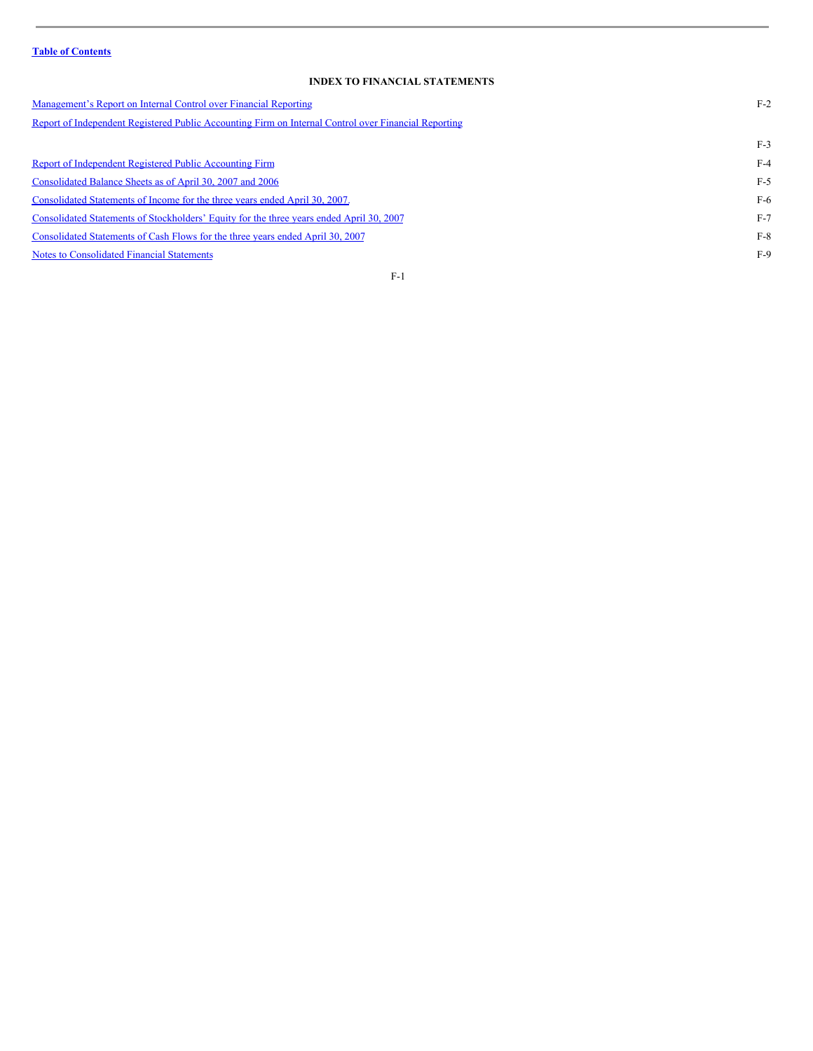**Table of Contents**

## INDEX TO FINANCIAL STATEMENTS

| | |
|---|---|
| Management's Report on Internal Control over Financial Reporting | F-2 |
| Report of Independent Registered Public Accounting Firm on Internal Control over Financial Reporting | F-3 |
| Report of Independent Registered Public Accounting Firm | F-4 |
| Consolidated Balance Sheets as of April 30, 2007 and 2006 | F-5 |
| Consolidated Statements of Income for the three years ended April 30, 2007 | F-6 |
| Consolidated Statements of Stockholders' Equity for the three years ended April 30, 2007 | F-7 |
| Consolidated Statements of Cash Flows for the three years ended April 30, 2007 | F-8 |
| Notes to Consolidated Financial Statements | F-9 |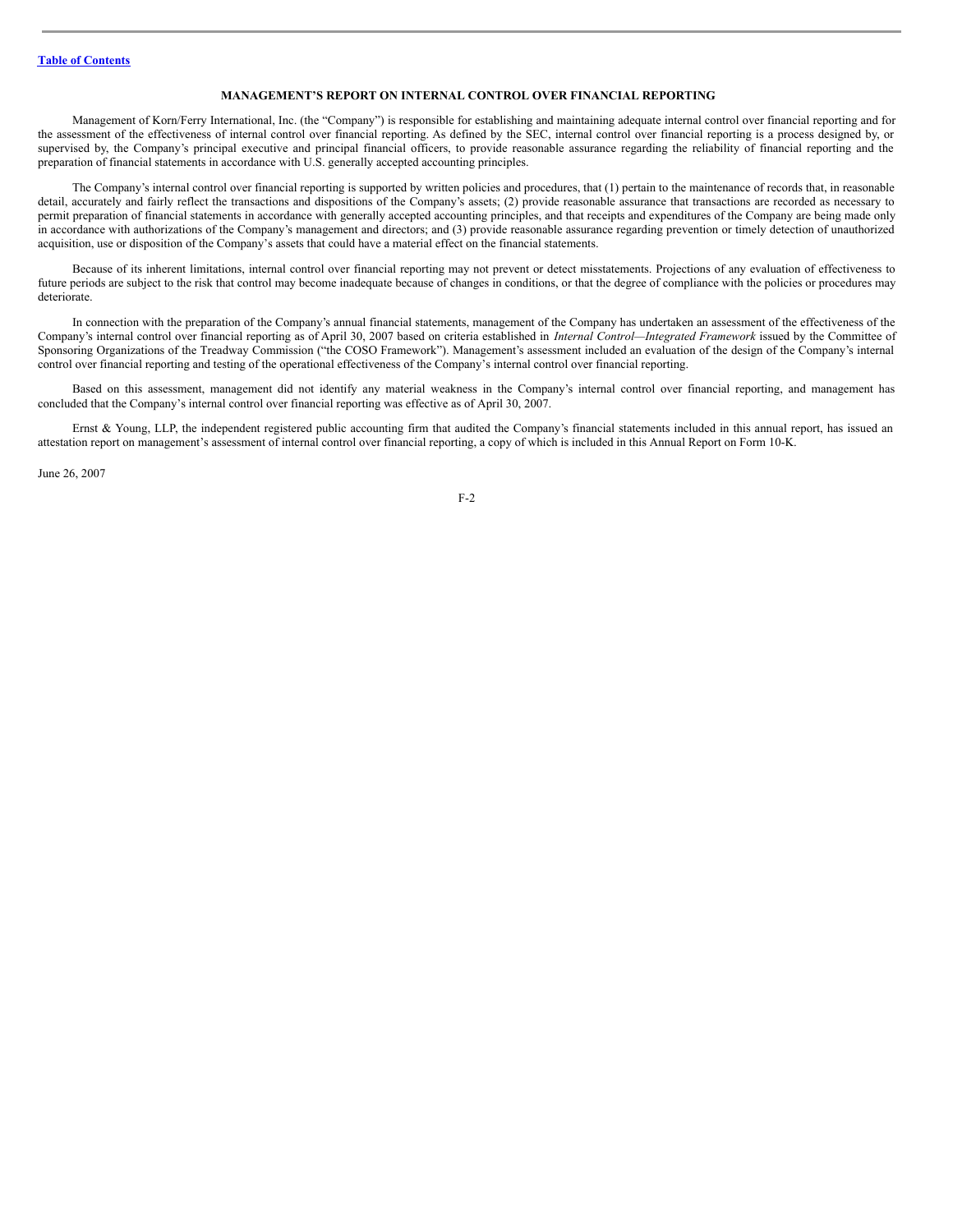## MANAGEMENT'S REPORT ON INTERNAL CONTROL OVER FINANCIAL REPORTING

Management of Korn/Ferry International, Inc. (the "Company") is responsible for establishing and maintaining adequate internal control over financial reporting and for the assessment of the effectiveness of internal control over financial reporting. As defined by the SEC, internal control over financial reporting is a process designed by, or supervised by, the Company's principal executive and principal financial officers, to provide reasonable assurance regarding the reliability of financial reporting and the preparation of financial statements in accordance with U.S. generally accepted accounting principles.

The Company's internal control over financial reporting is supported by written policies and procedures, that (1) pertain to the maintenance of records that, in reasonable detail, accurately and fairly reflect the transactions and dispositions of the Company's assets; (2) provide reasonable assurance that transactions are recorded as necessary to permit preparation of financial statements in accordance with generally accepted accounting principles, and that receipts and expenditures of the Company are being made only in accordance with authorizations of the Company's management and directors; and (3) provide reasonable assurance regarding prevention or timely detection of unauthorized acquisition, use or disposition of the Company's assets that could have a material effect on the financial statements.

Because of its inherent limitations, internal control over financial reporting may not prevent or detect misstatements. Projections of any evaluation of effectiveness to future periods are subject to the risk that control may become inadequate because of changes in conditions, or that the degree of compliance with the policies or procedures may deteriorate.

In connection with the preparation of the Company's annual financial statements, management of the Company has undertaken an assessment of the effectiveness of the Company's internal control over financial reporting as of April 30, 2007 based on criteria established in *Internal Control—Integrated Framework* issued by the Committee of Sponsoring Organizations of the Treadway Commission ("the COSO Framework"). Management's assessment included an evaluation of the design of the Company's internal control over financial reporting and testing of the operational effectiveness of the Company's internal control over financial reporting.

Based on this assessment, management did not identify any material weakness in the Company's internal control over financial reporting, and management has concluded that the Company's internal control over financial reporting was effective as of April 30, 2007.

Ernst & Young, LLP, the independent registered public accounting firm that audited the Company's financial statements included in this annual report, has issued an attestation report on management's assessment of internal control over financial reporting, a copy of which is included in this Annual Report on Form 10-K.

June 26, 2007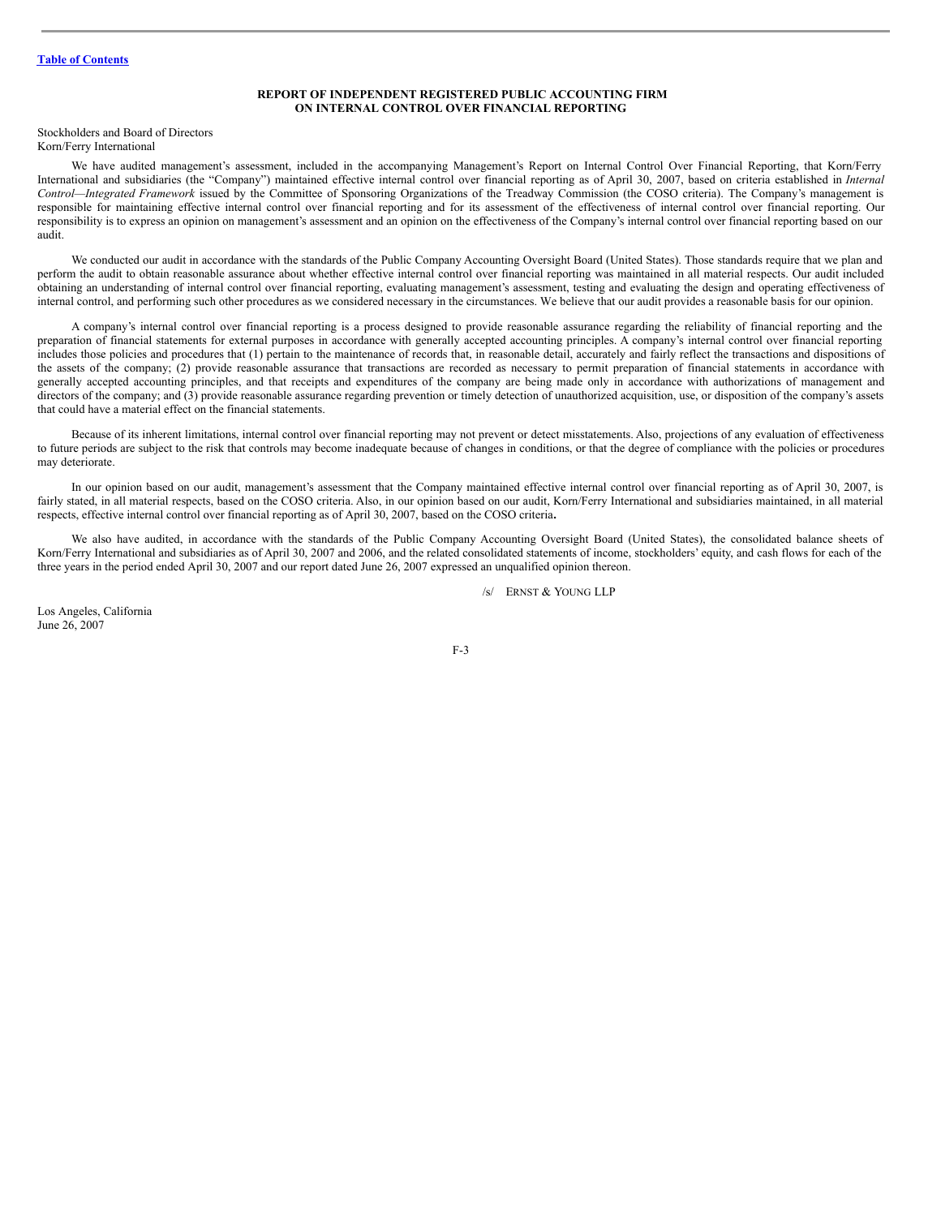[Table of Contents](#)

## REPORT OF INDEPENDENT REGISTERED PUBLIC ACCOUNTING FIRM ON INTERNAL CONTROL OVER FINANCIAL REPORTING

Stockholders and Board of Directors
Korn/Ferry International

We have audited management's assessment, included in the accompanying Management's Report on Internal Control Over Financial Reporting, that Korn/Ferry International and subsidiaries (the "Company") maintained effective internal control over financial reporting as of April 30, 2007, based on criteria established in *Internal Control—Integrated Framework* issued by the Committee of Sponsoring Organizations of the Treadway Commission (the COSO criteria). The Company's management is responsible for maintaining effective internal control over financial reporting and for its assessment of the effectiveness of internal control over financial reporting. Our responsibility is to express an opinion on management's assessment and an opinion on the effectiveness of the Company's internal control over financial reporting based on our audit.

We conducted our audit in accordance with the standards of the Public Company Accounting Oversight Board (United States). Those standards require that we plan and perform the audit to obtain reasonable assurance about whether effective internal control over financial reporting was maintained in all material respects. Our audit included obtaining an understanding of internal control over financial reporting, evaluating management's assessment, testing and evaluating the design and operating effectiveness of internal control, and performing such other procedures as we considered necessary in the circumstances. We believe that our audit provides a reasonable basis for our opinion.

A company's internal control over financial reporting is a process designed to provide reasonable assurance regarding the reliability of financial reporting and the preparation of financial statements for external purposes in accordance with generally accepted accounting principles. A company's internal control over financial reporting includes those policies and procedures that (1) pertain to the maintenance of records that, in reasonable detail, accurately and fairly reflect the transactions and dispositions of the assets of the company; (2) provide reasonable assurance that transactions are recorded as necessary to permit preparation of financial statements in accordance with generally accepted accounting principles, and that receipts and expenditures of the company are being made only in accordance with authorizations of management and directors of the company; and (3) provide reasonable assurance regarding prevention or timely detection of unauthorized acquisition, use, or disposition of the company's assets that could have a material effect on the financial statements.

Because of its inherent limitations, internal control over financial reporting may not prevent or detect misstatements. Also, projections of any evaluation of effectiveness to future periods are subject to the risk that controls may become inadequate because of changes in conditions, or that the degree of compliance with the policies or procedures may deteriorate.

In our opinion based on our audit, management's assessment that the Company maintained effective internal control over financial reporting as of April 30, 2007, is fairly stated, in all material respects, based on the COSO criteria. Also, in our opinion based on our audit, Korn/Ferry International and subsidiaries maintained, in all material respects, effective internal control over financial reporting as of April 30, 2007, based on the COSO criteria**.**

We also have audited, in accordance with the standards of the Public Company Accounting Oversight Board (United States), the consolidated balance sheets of Korn/Ferry International and subsidiaries as of April 30, 2007 and 2006, and the related consolidated statements of income, stockholders' equity, and cash flows for each of the three years in the period ended April 30, 2007 and our report dated June 26, 2007 expressed an unqualified opinion thereon.

/s/ Ernst & Young LLP

Los Angeles, California
June 26, 2007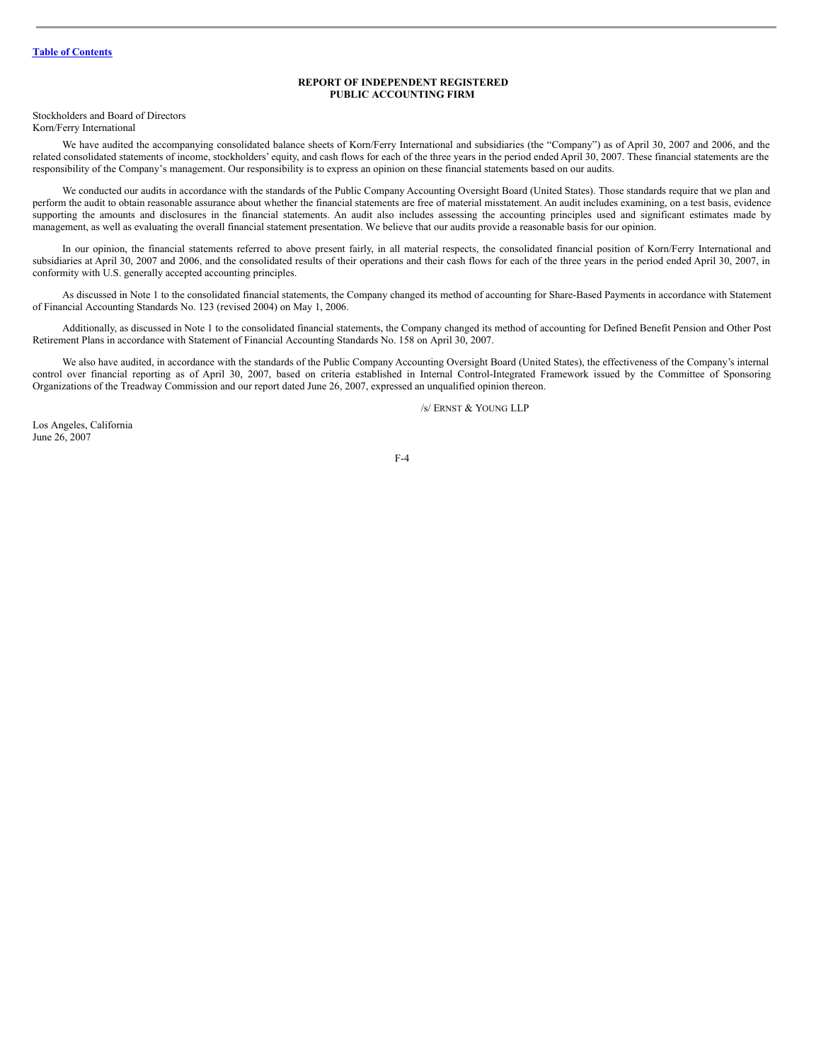[Table of Contents](#)

## REPORT OF INDEPENDENT REGISTERED PUBLIC ACCOUNTING FIRM

Stockholders and Board of Directors
Korn/Ferry International

We have audited the accompanying consolidated balance sheets of Korn/Ferry International and subsidiaries (the "Company") as of April 30, 2007 and 2006, and the related consolidated statements of income, stockholders' equity, and cash flows for each of the three years in the period ended April 30, 2007. These financial statements are the responsibility of the Company's management. Our responsibility is to express an opinion on these financial statements based on our audits.

We conducted our audits in accordance with the standards of the Public Company Accounting Oversight Board (United States). Those standards require that we plan and perform the audit to obtain reasonable assurance about whether the financial statements are free of material misstatement. An audit includes examining, on a test basis, evidence supporting the amounts and disclosures in the financial statements. An audit also includes assessing the accounting principles used and significant estimates made by management, as well as evaluating the overall financial statement presentation. We believe that our audits provide a reasonable basis for our opinion.

In our opinion, the financial statements referred to above present fairly, in all material respects, the consolidated financial position of Korn/Ferry International and subsidiaries at April 30, 2007 and 2006, and the consolidated results of their operations and their cash flows for each of the three years in the period ended April 30, 2007, in conformity with U.S. generally accepted accounting principles.

As discussed in Note 1 to the consolidated financial statements, the Company changed its method of accounting for Share-Based Payments in accordance with Statement of Financial Accounting Standards No. 123 (revised 2004) on May 1, 2006.

Additionally, as discussed in Note 1 to the consolidated financial statements, the Company changed its method of accounting for Defined Benefit Pension and Other Post Retirement Plans in accordance with Statement of Financial Accounting Standards No. 158 on April 30, 2007.

We also have audited, in accordance with the standards of the Public Company Accounting Oversight Board (United States), the effectiveness of the Company's internal control over financial reporting as of April 30, 2007, based on criteria established in Internal Control-Integrated Framework issued by the Committee of Sponsoring Organizations of the Treadway Commission and our report dated June 26, 2007, expressed an unqualified opinion thereon.

/s/ ERNST & YOUNG LLP

Los Angeles, California
June 26, 2007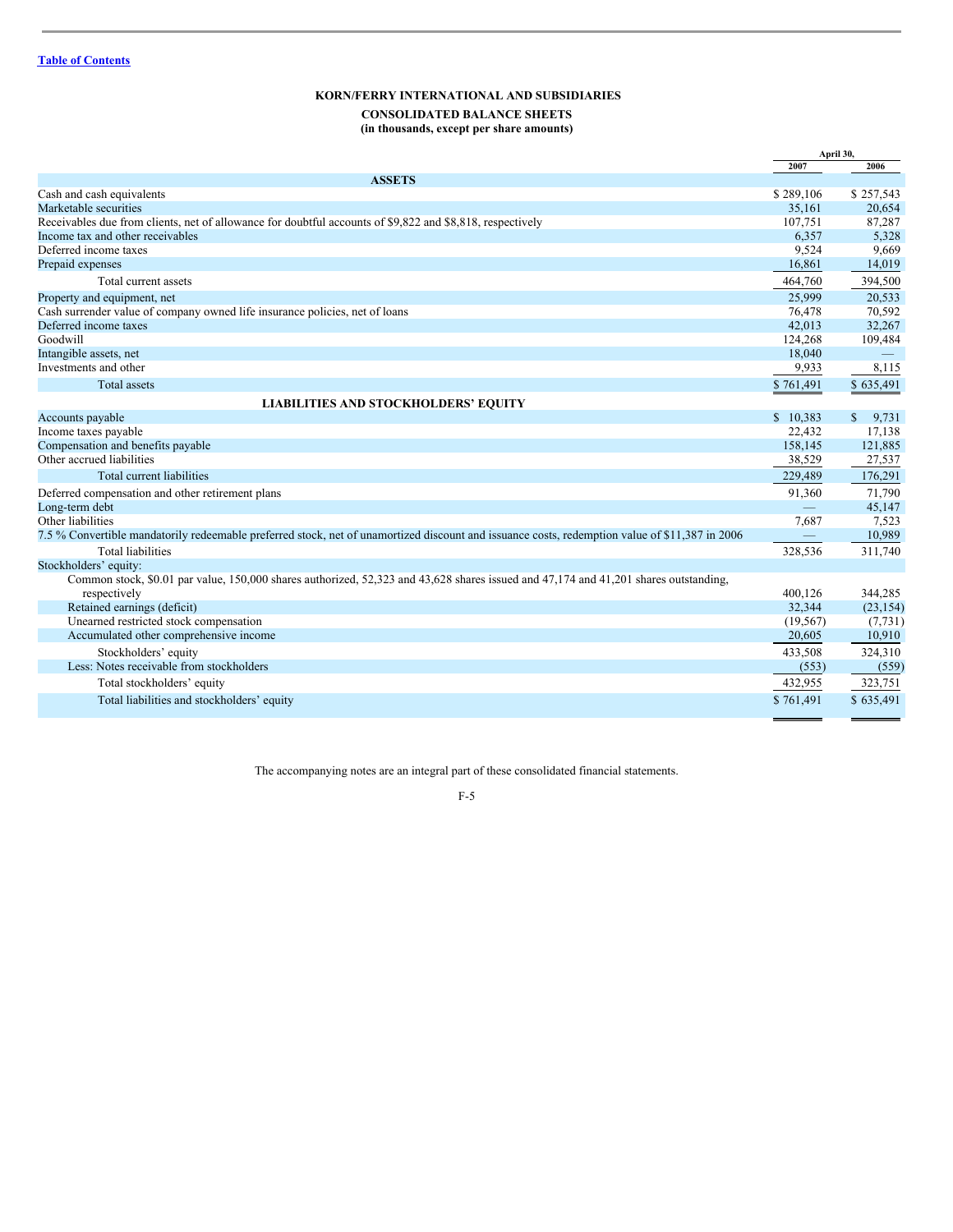# KORN/FERRY INTERNATIONAL AND SUBSIDIARIES

## CONSOLIDATED BALANCE SHEETS

**(in thousands, except per share amounts)**

| | April 30, 2007 | April 30, 2006 |
|---|---|---|
| **ASSETS** | | |
| Cash and cash equivalents | $ 289,106 | $ 257,543 |
| Marketable securities | 35,161 | 20,654 |
| Receivables due from clients, net of allowance for doubtful accounts of $9,822 and $8,818, respectively | 107,751 | 87,287 |
| Income tax and other receivables | 6,357 | 5,328 |
| Deferred income taxes | 9,524 | 9,669 |
| Prepaid expenses | 16,861 | 14,019 |
| Total current assets | 464,760 | 394,500 |
| Property and equipment, net | 25,999 | 20,533 |
| Cash surrender value of company owned life insurance policies, net of loans | 76,478 | 70,592 |
| Deferred income taxes | 42,013 | 32,267 |
| Goodwill | 124,268 | 109,484 |
| Intangible assets, net | 18,040 | — |
| Investments and other | 9,933 | 8,115 |
| Total assets | $ 761,491 | $ 635,491 |
| **LIABILITIES AND STOCKHOLDERS' EQUITY** | | |
| Accounts payable | $ 10,383 | $ 9,731 |
| Income taxes payable | 22,432 | 17,138 |
| Compensation and benefits payable | 158,145 | 121,885 |
| Other accrued liabilities | 38,529 | 27,537 |
| Total current liabilities | 229,489 | 176,291 |
| Deferred compensation and other retirement plans | 91,360 | 71,790 |
| Long-term debt | — | 45,147 |
| Other liabilities | 7,687 | 7,523 |
| 7.5 % Convertible mandatorily redeemable preferred stock, net of unamortized discount and issuance costs, redemption value of $11,387 in 2006 | — | 10,989 |
| Total liabilities | 328,536 | 311,740 |
| Stockholders' equity: | | |
| Common stock, $0.01 par value, 150,000 shares authorized, 52,323 and 43,628 shares issued and 47,174 and 41,201 shares outstanding, respectively | 400,126 | 344,285 |
| Retained earnings (deficit) | 32,344 | (23,154) |
| Unearned restricted stock compensation | (19,567) | (7,731) |
| Accumulated other comprehensive income | 20,605 | 10,910 |
| Stockholders' equity | 433,508 | 324,310 |
| Less: Notes receivable from stockholders | (553) | (559) |
| Total stockholders' equity | 432,955 | 323,751 |
| Total liabilities and stockholders' equity | $ 761,491 | $ 635,491 |

The accompanying notes are an integral part of these consolidated financial statements.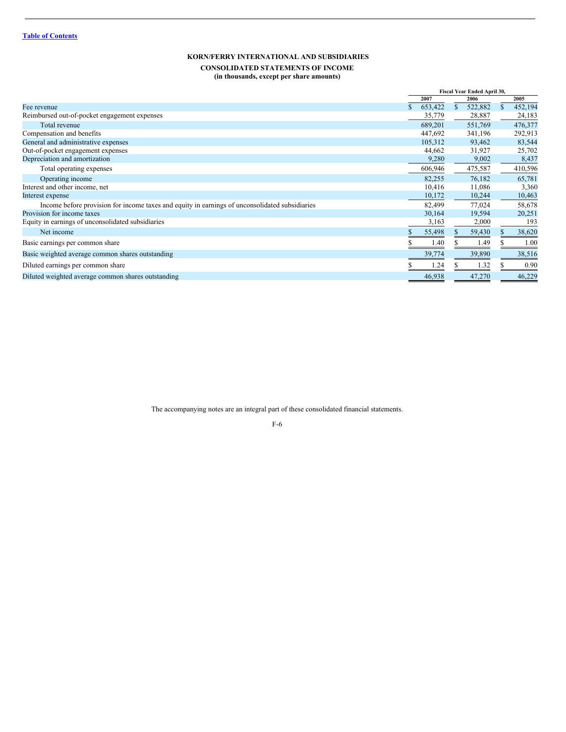Table of Contents

## KORN/FERRY INTERNATIONAL AND SUBSIDIARIES

### CONSOLIDATED STATEMENTS OF INCOME
**(in thousands, except per share amounts)**

| | Fiscal Year Ended April 30, | | |
|---|---|---|---|
| | 2007 | 2006 | 2005 |
| Fee revenue | $ 653,422 | $ 522,882 | $ 452,194 |
| Reimbursed out-of-pocket engagement expenses | 35,779 | 28,887 | 24,183 |
| Total revenue | 689,201 | 551,769 | 476,377 |
| Compensation and benefits | 447,692 | 341,196 | 292,913 |
| General and administrative expenses | 105,312 | 93,462 | 83,544 |
| Out-of-pocket engagement expenses | 44,662 | 31,927 | 25,702 |
| Depreciation and amortization | 9,280 | 9,002 | 8,437 |
| Total operating expenses | 606,946 | 475,587 | 410,596 |
| Operating income | 82,255 | 76,182 | 65,781 |
| Interest and other income, net | 10,416 | 11,086 | 3,360 |
| Interest expense | 10,172 | 10,244 | 10,463 |
| Income before provision for income taxes and equity in earnings of unconsolidated subsidiaries | 82,499 | 77,024 | 58,678 |
| Provision for income taxes | 30,164 | 19,594 | 20,251 |
| Equity in earnings of unconsolidated subsidiaries | 3,163 | 2,000 | 193 |
| Net income | $ 55,498 | $ 59,430 | $ 38,620 |
| Basic earnings per common share | $ 1.40 | $ 1.49 | $ 1.00 |
| Basic weighted average common shares outstanding | 39,774 | 39,890 | 38,516 |
| Diluted earnings per common share | $ 1.24 | $ 1.32 | $ 0.90 |
| Diluted weighted average common shares outstanding | 46,938 | 47,270 | 46,229 |

The accompanying notes are an integral part of these consolidated financial statements.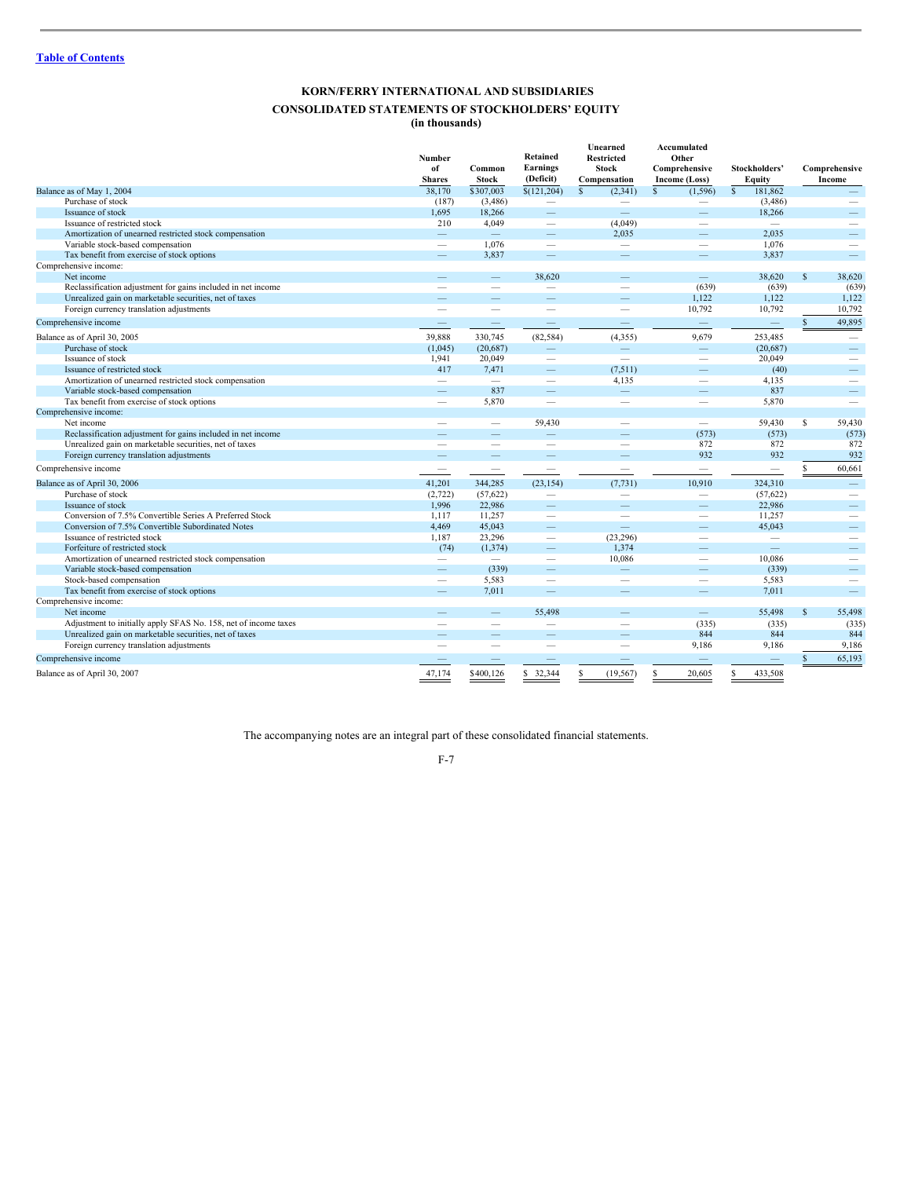[Table of Contents](#)

# KORN/FERRY INTERNATIONAL AND SUBSIDIARIES

## CONSOLIDATED STATEMENTS OF STOCKHOLDERS' EQUITY

**(in thousands)**

| | Number of Shares | Common Stock | Retained Earnings (Deficit) | Unearned Restricted Stock Compensation | Accumulated Other Comprehensive Income (Loss) | Stockholders' Equity | Comprehensive Income |
|---|---|---|---|---|---|---|---|
| Balance as of May 1, 2004 | 38,170 | $307,003 | $(121,204) | $ (2,341) | $ (1,596) | $ 181,862 | — |
| Purchase of stock | (187) | (3,486) | — | — | — | (3,486) | — |
| Issuance of stock | 1,695 | 18,266 | — | — | — | 18,266 | — |
| Issuance of restricted stock | 210 | 4,049 | — | (4,049) | — | — | — |
| Amortization of unearned restricted stock compensation | — | — | — | 2,035 | — | 2,035 | — |
| Variable stock-based compensation | — | 1,076 | — | — | — | 1,076 | — |
| Tax benefit from exercise of stock options | — | 3,837 | — | — | — | 3,837 | — |
| Comprehensive income: | | | | | | | |
| Net income | — | — | 38,620 | — | — | 38,620 | $ 38,620 |
| Reclassification adjustment for gains included in net income | — | — | — | — | (639) | (639) | (639) |
| Unrealized gain on marketable securities, net of taxes | — | — | — | — | 1,122 | 1,122 | 1,122 |
| Foreign currency translation adjustments | — | — | — | — | 10,792 | 10,792 | 10,792 |
| Comprehensive income | — | — | — | — | — | — | $ 49,895 |
| Balance as of April 30, 2005 | 39,888 | 330,745 | (82,584) | (4,355) | 9,679 | 253,485 | — |
| Purchase of stock | (1,045) | (20,687) | — | — | — | (20,687) | — |
| Issuance of stock | 1,941 | 20,049 | — | — | — | 20,049 | — |
| Issuance of restricted stock | 417 | 7,471 | — | (7,511) | — | (40) | — |
| Amortization of unearned restricted stock compensation | — | — | — | 4,135 | — | 4,135 | — |
| Variable stock-based compensation | — | 837 | — | — | — | 837 | — |
| Tax benefit from exercise of stock options | — | 5,870 | — | — | — | 5,870 | — |
| Comprehensive income: | | | | | | | |
| Net income | — | — | 59,430 | — | — | 59,430 | $ 59,430 |
| Reclassification adjustment for gains included in net income | — | — | — | — | (573) | (573) | (573) |
| Unrealized gain on marketable securities, net of taxes | — | — | — | — | 872 | 872 | 872 |
| Foreign currency translation adjustments | — | — | — | — | 932 | 932 | 932 |
| Comprehensive income | — | — | — | — | — | — | $ 60,661 |
| Balance as of April 30, 2006 | 41,201 | 344,285 | (23,154) | (7,731) | 10,910 | 324,310 | — |
| Purchase of stock | (2,722) | (57,622) | — | — | — | (57,622) | — |
| Issuance of stock | 1,996 | 22,986 | — | — | — | 22,986 | — |
| Conversion of 7.5% Convertible Series A Preferred Stock | 1,117 | 11,257 | — | — | — | 11,257 | — |
| Conversion of 7.5% Convertible Subordinated Notes | 4,469 | 45,043 | — | — | — | 45,043 | — |
| Issuance of restricted stock | 1,187 | 23,296 | — | (23,296) | — | — | — |
| Forfeiture of restricted stock | (74) | (1,374) | — | 1,374 | — | — | — |
| Amortization of unearned restricted stock compensation | — | — | — | 10,086 | — | 10,086 | — |
| Variable stock-based compensation | — | (339) | — | — | — | (339) | — |
| Stock-based compensation | — | 5,583 | — | — | — | 5,583 | — |
| Tax benefit from exercise of stock options | — | 7,011 | — | — | — | 7,011 | — |
| Comprehensive income: | | | | | | | |
| Net income | — | — | 55,498 | — | — | 55,498 | $ 55,498 |
| Adjustment to initially apply SFAS No. 158, net of income taxes | — | — | — | — | (335) | (335) | (335) |
| Unrealized gain on marketable securities, net of taxes | — | — | — | — | 844 | 844 | 844 |
| Foreign currency translation adjustments | — | — | — | — | 9,186 | 9,186 | 9,186 |
| Comprehensive income | — | — | — | — | — | — | $ 65,193 |
| Balance as of April 30, 2007 | 47,174 | $400,126 | $ 32,344 | $ (19,567) | $ 20,605 | $ 433,508 | |

The accompanying notes are an integral part of these consolidated financial statements.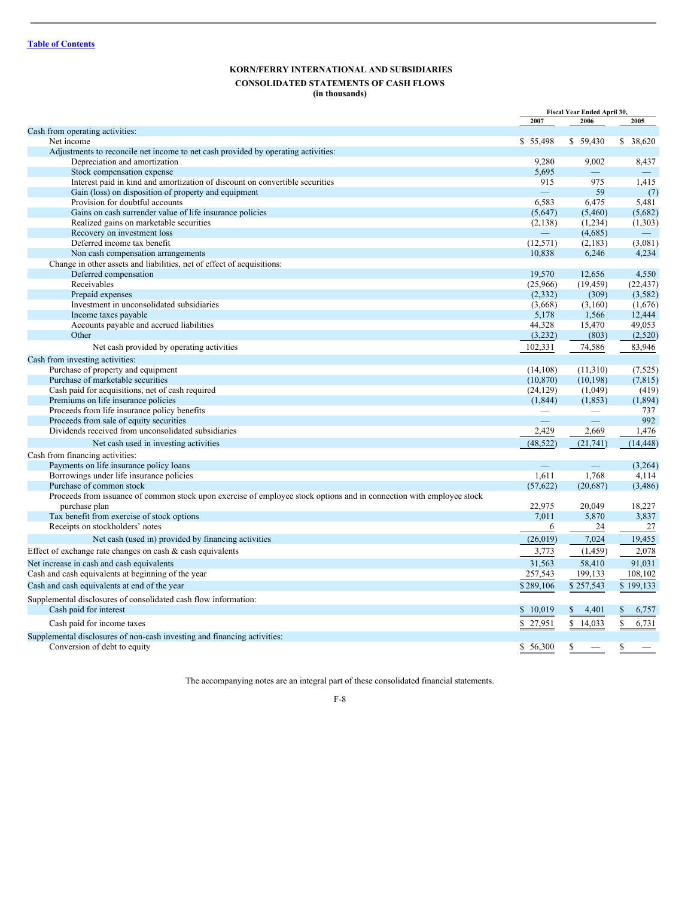[Table of Contents](#)

**KORN/FERRY INTERNATIONAL AND SUBSIDIARIES**

**CONSOLIDATED STATEMENTS OF CASH FLOWS**
**(in thousands)**

| | Fiscal Year Ended April 30, | | |
|---|---|---|---|
| | 2007 | 2006 | 2005 |
| Cash from operating activities: | | | |
| Net income | $ 55,498 | $ 59,430 | $ 38,620 |
| Adjustments to reconcile net income to net cash provided by operating activities: | | | |
| Depreciation and amortization | 9,280 | 9,002 | 8,437 |
| Stock compensation expense | 5,695 | — | — |
| Interest paid in kind and amortization of discount on convertible securities | 915 | 975 | 1,415 |
| Gain (loss) on disposition of property and equipment | — | 59 | (7) |
| Provision for doubtful accounts | 6,583 | 6,475 | 5,481 |
| Gains on cash surrender value of life insurance policies | (5,647) | (5,460) | (5,682) |
| Realized gains on marketable securities | (2,138) | (1,234) | (1,303) |
| Recovery on investment loss | — | (4,685) | — |
| Deferred income tax benefit | (12,571) | (2,183) | (3,081) |
| Non cash compensation arrangements | 10,838 | 6,246 | 4,234 |
| Change in other assets and liabilities, net of effect of acquisitions: | | | |
| Deferred compensation | 19,570 | 12,656 | 4,550 |
| Receivables | (25,966) | (19,459) | (22,437) |
| Prepaid expenses | (2,332) | (309) | (3,582) |
| Investment in unconsolidated subsidiaries | (3,668) | (3,160) | (1,676) |
| Income taxes payable | 5,178 | 1,566 | 12,444 |
| Accounts payable and accrued liabilities | 44,328 | 15,470 | 49,053 |
| Other | (3,232) | (803) | (2,520) |
| Net cash provided by operating activities | 102,331 | 74,586 | 83,946 |
| Cash from investing activities: | | | |
| Purchase of property and equipment | (14,108) | (11,310) | (7,525) |
| Purchase of marketable securities | (10,870) | (10,198) | (7,815) |
| Cash paid for acquisitions, net of cash required | (24,129) | (1,049) | (419) |
| Premiums on life insurance policies | (1,844) | (1,853) | (1,894) |
| Proceeds from life insurance policy benefits | — | — | 737 |
| Proceeds from sale of equity securities | — | — | 992 |
| Dividends received from unconsolidated subsidiaries | 2,429 | 2,669 | 1,476 |
| Net cash used in investing activities | (48,522) | (21,741) | (14,448) |
| Cash from financing activities: | | | |
| Payments on life insurance policy loans | — | — | (3,264) |
| Borrowings under life insurance policies | 1,611 | 1,768 | 4,114 |
| Purchase of common stock | (57,622) | (20,687) | (3,486) |
| Proceeds from issuance of common stock upon exercise of employee stock options and in connection with employee stock purchase plan | 22,975 | 20,049 | 18,227 |
| Tax benefit from exercise of stock options | 7,011 | 5,870 | 3,837 |
| Receipts on stockholders' notes | 6 | 24 | 27 |
| Net cash (used in) provided by financing activities | (26,019) | 7,024 | 19,455 |
| Effect of exchange rate changes on cash & cash equivalents | 3,773 | (1,459) | 2,078 |
| Net increase in cash and cash equivalents | 31,563 | 58,410 | 91,031 |
| Cash and cash equivalents at beginning of the year | 257,543 | 199,133 | 108,102 |
| Cash and cash equivalents at end of the year | $ 289,106 | $ 257,543 | $ 199,133 |
| Supplemental disclosures of consolidated cash flow information: | | | |
| Cash paid for interest | $ 10,019 | $ 4,401 | $ 6,757 |
| Cash paid for income taxes | $ 27,951 | $ 14,033 | $ 6,731 |
| Supplemental disclosures of non-cash investing and financing activities: | | | |
| Conversion of debt to equity | $ 56,300 | $ — | $ — |

The accompanying notes are an integral part of these consolidated financial statements.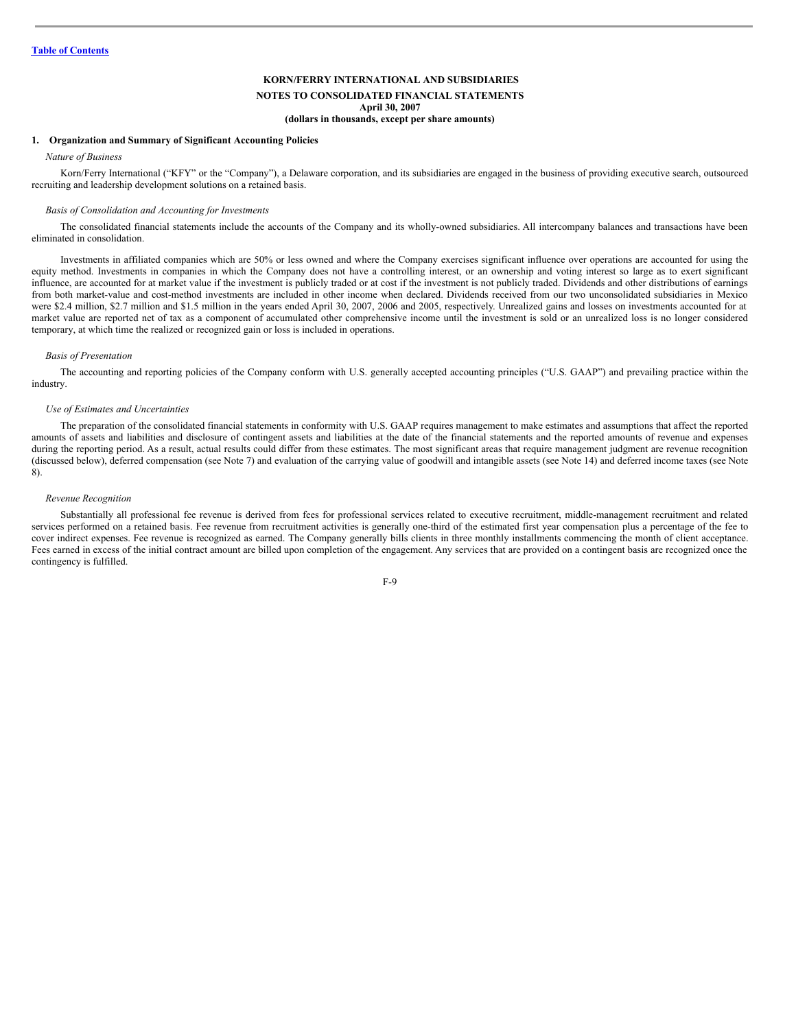**KORN/FERRY INTERNATIONAL AND SUBSIDIARIES**
**NOTES TO CONSOLIDATED FINANCIAL STATEMENTS**
**April 30, 2007**
**(dollars in thousands, except per share amounts)**

## 1. Organization and Summary of Significant Accounting Policies

*Nature of Business*

Korn/Ferry International ("KFY" or the "Company"), a Delaware corporation, and its subsidiaries are engaged in the business of providing executive search, outsourced recruiting and leadership development solutions on a retained basis.

*Basis of Consolidation and Accounting for Investments*

The consolidated financial statements include the accounts of the Company and its wholly-owned subsidiaries. All intercompany balances and transactions have been eliminated in consolidation.

Investments in affiliated companies which are 50% or less owned and where the Company exercises significant influence over operations are accounted for using the equity method. Investments in companies in which the Company does not have a controlling interest, or an ownership and voting interest so large as to exert significant influence, are accounted for at market value if the investment is publicly traded or at cost if the investment is not publicly traded. Dividends and other distributions of earnings from both market-value and cost-method investments are included in other income when declared. Dividends received from our two unconsolidated subsidiaries in Mexico were $2.4 million, $2.7 million and $1.5 million in the years ended April 30, 2007, 2006 and 2005, respectively. Unrealized gains and losses on investments accounted for at market value are reported net of tax as a component of accumulated other comprehensive income until the investment is sold or an unrealized loss is no longer considered temporary, at which time the realized or recognized gain or loss is included in operations.

*Basis of Presentation*

The accounting and reporting policies of the Company conform with U.S. generally accepted accounting principles ("U.S. GAAP") and prevailing practice within the industry.

*Use of Estimates and Uncertainties*

The preparation of the consolidated financial statements in conformity with U.S. GAAP requires management to make estimates and assumptions that affect the reported amounts of assets and liabilities and disclosure of contingent assets and liabilities at the date of the financial statements and the reported amounts of revenue and expenses during the reporting period. As a result, actual results could differ from these estimates. The most significant areas that require management judgment are revenue recognition (discussed below), deferred compensation (see Note 7) and evaluation of the carrying value of goodwill and intangible assets (see Note 14) and deferred income taxes (see Note 8).

*Revenue Recognition*

Substantially all professional fee revenue is derived from fees for professional services related to executive recruitment, middle-management recruitment and related services performed on a retained basis. Fee revenue from recruitment activities is generally one-third of the estimated first year compensation plus a percentage of the fee to cover indirect expenses. Fee revenue is recognized as earned. The Company generally bills clients in three monthly installments commencing the month of client acceptance. Fees earned in excess of the initial contract amount are billed upon completion of the engagement. Any services that are provided on a contingent basis are recognized once the contingency is fulfilled.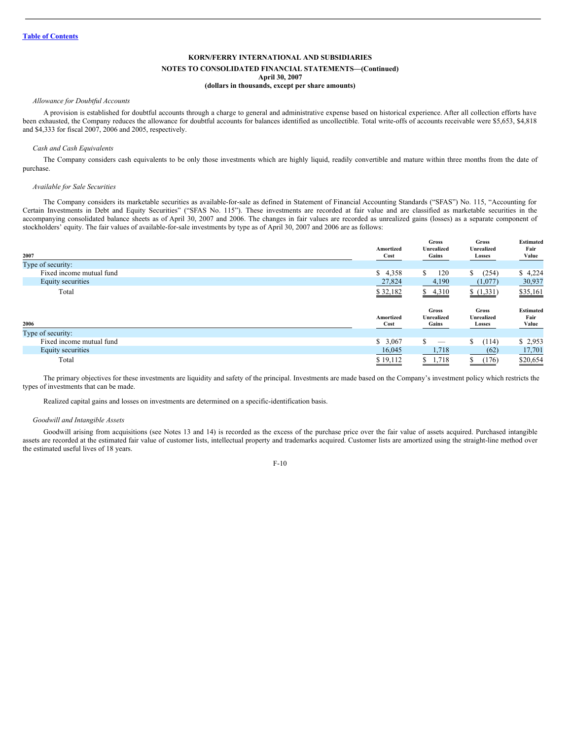**KORN/FERRY INTERNATIONAL AND SUBSIDIARIES**

**NOTES TO CONSOLIDATED FINANCIAL STATEMENTS—(Continued)**
**April 30, 2007**
**(dollars in thousands, except per share amounts)**

*Allowance for Doubtful Accounts*

A provision is established for doubtful accounts through a charge to general and administrative expense based on historical experience. After all collection efforts have been exhausted, the Company reduces the allowance for doubtful accounts for balances identified as uncollectible. Total write-offs of accounts receivable were $5,653, $4,818 and $4,333 for fiscal 2007, 2006 and 2005, respectively.

*Cash and Cash Equivalents*

The Company considers cash equivalents to be only those investments which are highly liquid, readily convertible and mature within three months from the date of purchase.

*Available for Sale Securities*

The Company considers its marketable securities as available-for-sale as defined in Statement of Financial Accounting Standards ("SFAS") No. 115, "Accounting for Certain Investments in Debt and Equity Securities" ("SFAS No. 115"). These investments are recorded at fair value and are classified as marketable securities in the accompanying consolidated balance sheets as of April 30, 2007 and 2006. The changes in fair values are recorded as unrealized gains (losses) as a separate component of stockholders' equity. The fair values of available-for-sale investments by type as of April 30, 2007 and 2006 are as follows:

| 2007 | Amortized Cost | Gross Unrealized Gains | Gross Unrealized Losses | Estimated Fair Value |
|---|---|---|---|---|
| Type of security: | | | | |
| Fixed income mutual fund | $ 4,358 | $ 120 | $ (254) | $ 4,224 |
| Equity securities | 27,824 | 4,190 | (1,077) | 30,937 |
| Total | $ 32,182 | $ 4,310 | $ (1,331) | $35,161 |

| 2006 | Amortized Cost | Gross Unrealized Gains | Gross Unrealized Losses | Estimated Fair Value |
|---|---|---|---|---|
| Type of security: | | | | |
| Fixed income mutual fund | $ 3,067 | $ — | $ (114) | $ 2,953 |
| Equity securities | 16,045 | 1,718 | (62) | 17,701 |
| Total | $ 19,112 | $ 1,718 | $ (176) | $20,654 |

The primary objectives for these investments are liquidity and safety of the principal. Investments are made based on the Company's investment policy which restricts the types of investments that can be made.

Realized capital gains and losses on investments are determined on a specific-identification basis.

*Goodwill and Intangible Assets*

Goodwill arising from acquisitions (see Notes 13 and 14) is recorded as the excess of the purchase price over the fair value of assets acquired. Purchased intangible assets are recorded at the estimated fair value of customer lists, intellectual property and trademarks acquired. Customer lists are amortized using the straight-line method over the estimated useful lives of 18 years.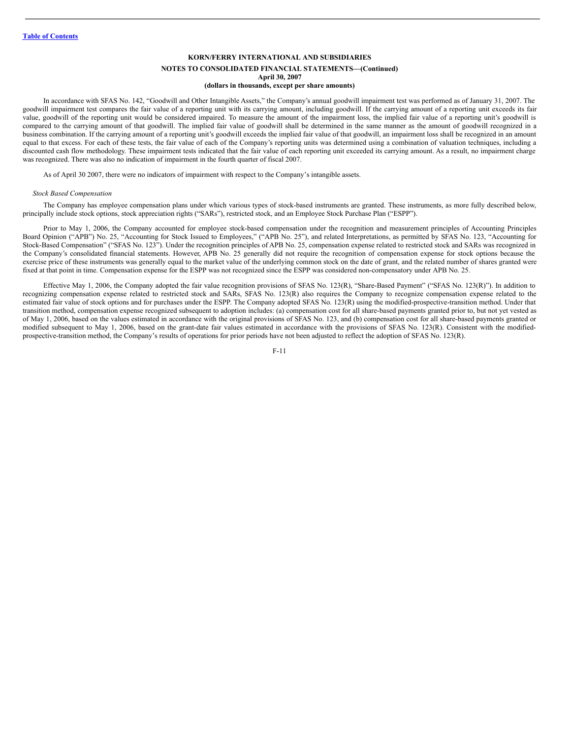**KORN/FERRY INTERNATIONAL AND SUBSIDIARIES**

**NOTES TO CONSOLIDATED FINANCIAL STATEMENTS—(Continued)**
**April 30, 2007**
**(dollars in thousands, except per share amounts)**

In accordance with SFAS No. 142, "Goodwill and Other Intangible Assets," the Company's annual goodwill impairment test was performed as of January 31, 2007. The goodwill impairment test compares the fair value of a reporting unit with its carrying amount, including goodwill. If the carrying amount of a reporting unit exceeds its fair value, goodwill of the reporting unit would be considered impaired. To measure the amount of the impairment loss, the implied fair value of a reporting unit's goodwill is compared to the carrying amount of that goodwill. The implied fair value of goodwill shall be determined in the same manner as the amount of goodwill recognized in a business combination. If the carrying amount of a reporting unit's goodwill exceeds the implied fair value of that goodwill, an impairment loss shall be recognized in an amount equal to that excess. For each of these tests, the fair value of each of the Company's reporting units was determined using a combination of valuation techniques, including a discounted cash flow methodology. These impairment tests indicated that the fair value of each reporting unit exceeded its carrying amount. As a result, no impairment charge was recognized. There was also no indication of impairment in the fourth quarter of fiscal 2007.

As of April 30 2007, there were no indicators of impairment with respect to the Company's intangible assets.

*Stock Based Compensation*

The Company has employee compensation plans under which various types of stock-based instruments are granted. These instruments, as more fully described below, principally include stock options, stock appreciation rights ("SARs"), restricted stock, and an Employee Stock Purchase Plan ("ESPP").

Prior to May 1, 2006, the Company accounted for employee stock-based compensation under the recognition and measurement principles of Accounting Principles Board Opinion ("APB") No. 25, "Accounting for Stock Issued to Employees," ("APB No. 25"), and related Interpretations, as permitted by SFAS No. 123, "Accounting for Stock-Based Compensation" ("SFAS No. 123"). Under the recognition principles of APB No. 25, compensation expense related to restricted stock and SARs was recognized in the Company's consolidated financial statements. However, APB No. 25 generally did not require the recognition of compensation expense for stock options because the exercise price of these instruments was generally equal to the market value of the underlying common stock on the date of grant, and the related number of shares granted were fixed at that point in time. Compensation expense for the ESPP was not recognized since the ESPP was considered non-compensatory under APB No. 25.

Effective May 1, 2006, the Company adopted the fair value recognition provisions of SFAS No. 123(R), "Share-Based Payment" ("SFAS No. 123(R)"). In addition to recognizing compensation expense related to restricted stock and SARs, SFAS No. 123(R) also requires the Company to recognize compensation expense related to the estimated fair value of stock options and for purchases under the ESPP. The Company adopted SFAS No. 123(R) using the modified-prospective-transition method. Under that transition method, compensation expense recognized subsequent to adoption includes: (a) compensation cost for all share-based payments granted prior to, but not yet vested as of May 1, 2006, based on the values estimated in accordance with the original provisions of SFAS No. 123, and (b) compensation cost for all share-based payments granted or modified subsequent to May 1, 2006, based on the grant-date fair values estimated in accordance with the provisions of SFAS No. 123(R). Consistent with the modified-prospective-transition method, the Company's results of operations for prior periods have not been adjusted to reflect the adoption of SFAS No. 123(R).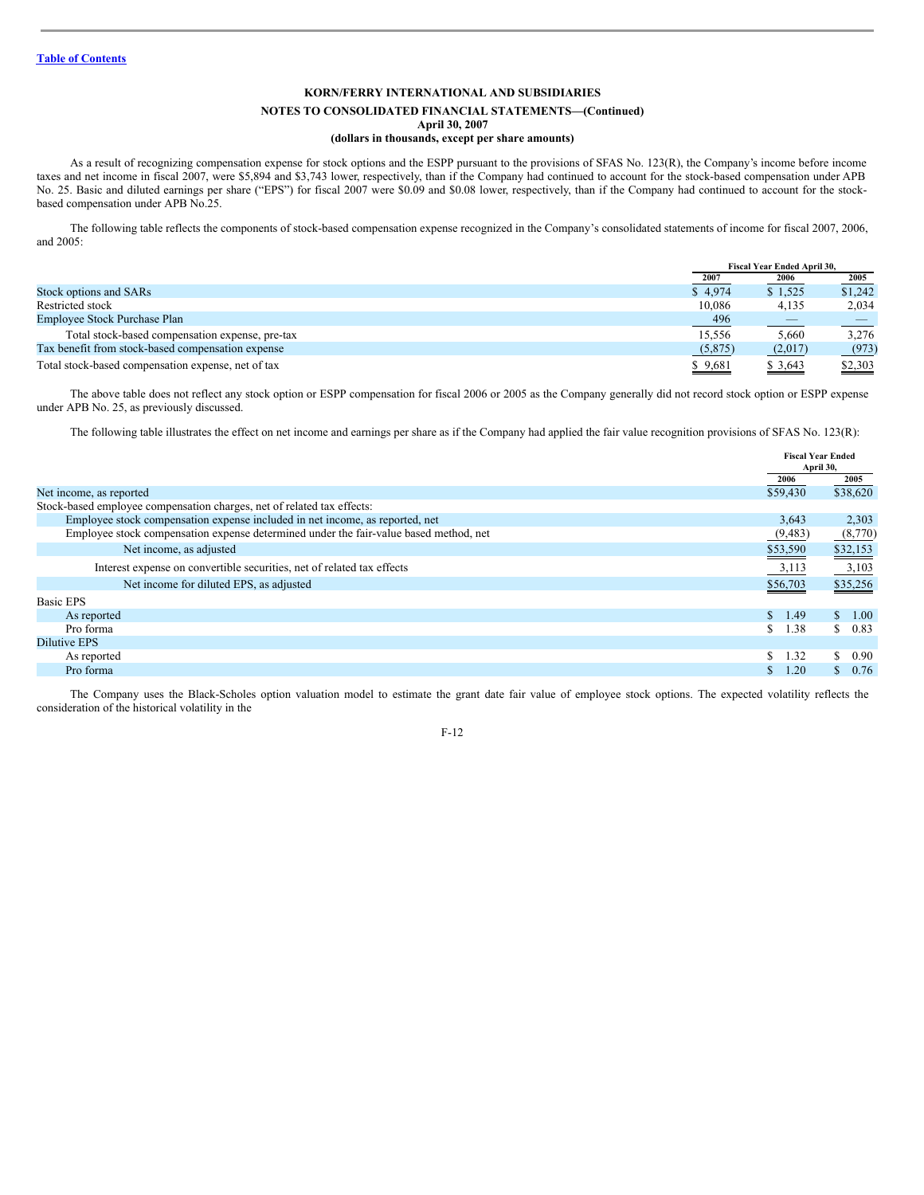[Table of Contents](#)

**KORN/FERRY INTERNATIONAL AND SUBSIDIARIES**

**NOTES TO CONSOLIDATED FINANCIAL STATEMENTS—(Continued)**
**April 30, 2007**
**(dollars in thousands, except per share amounts)**

As a result of recognizing compensation expense for stock options and the ESPP pursuant to the provisions of SFAS No. 123(R), the Company's income before income taxes and net income in fiscal 2007, were $5,894 and $3,743 lower, respectively, than if the Company had continued to account for the stock-based compensation under APB No. 25. Basic and diluted earnings per share ("EPS") for fiscal 2007 were $0.09 and $0.08 lower, respectively, than if the Company had continued to account for the stock-based compensation under APB No.25.

The following table reflects the components of stock-based compensation expense recognized in the Company's consolidated statements of income for fiscal 2007, 2006, and 2005:

| | Fiscal Year Ended April 30, | | |
|---|---|---|---|
| | 2007 | 2006 | 2005 |
| Stock options and SARs | $ 4,974 | $ 1,525 | $1,242 |
| Restricted stock | 10,086 | 4,135 | 2,034 |
| Employee Stock Purchase Plan | 496 | — | — |
| Total stock-based compensation expense, pre-tax | 15,556 | 5,660 | 3,276 |
| Tax benefit from stock-based compensation expense | (5,875) | (2,017) | (973) |
| Total stock-based compensation expense, net of tax | $ 9,681 | $ 3,643 | $2,303 |

The above table does not reflect any stock option or ESPP compensation for fiscal 2006 or 2005 as the Company generally did not record stock option or ESPP expense under APB No. 25, as previously discussed.

The following table illustrates the effect on net income and earnings per share as if the Company had applied the fair value recognition provisions of SFAS No. 123(R):

| | Fiscal Year Ended April 30, | |
|---|---|---|
| | 2006 | 2005 |
| Net income, as reported | $59,430 | $38,620 |
| Stock-based employee compensation charges, net of related tax effects: | | |
| Employee stock compensation expense included in net income, as reported, net | 3,643 | 2,303 |
| Employee stock compensation expense determined under the fair-value based method, net | (9,483) | (8,770) |
| Net income, as adjusted | $53,590 | $32,153 |
| Interest expense on convertible securities, net of related tax effects | 3,113 | 3,103 |
| Net income for diluted EPS, as adjusted | $56,703 | $35,256 |
| Basic EPS | | |
| As reported | $ 1.49 | $ 1.00 |
| Pro forma | $ 1.38 | $ 0.83 |
| Dilutive EPS | | |
| As reported | $ 1.32 | $ 0.90 |
| Pro forma | $ 1.20 | $ 0.76 |

The Company uses the Black-Scholes option valuation model to estimate the grant date fair value of employee stock options. The expected volatility reflects the consideration of the historical volatility in the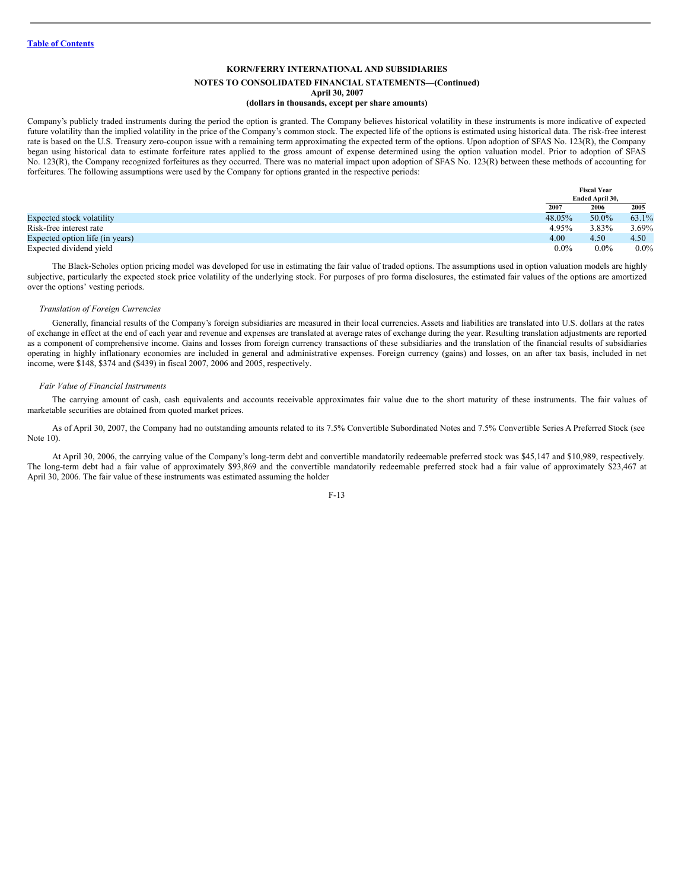**KORN/FERRY INTERNATIONAL AND SUBSIDIARIES**

**NOTES TO CONSOLIDATED FINANCIAL STATEMENTS—(Continued)**
**April 30, 2007**
**(dollars in thousands, except per share amounts)**

Company's publicly traded instruments during the period the option is granted. The Company believes historical volatility in these instruments is more indicative of expected future volatility than the implied volatility in the price of the Company's common stock. The expected life of the options is estimated using historical data. The risk-free interest rate is based on the U.S. Treasury zero-coupon issue with a remaining term approximating the expected term of the options. Upon adoption of SFAS No. 123(R), the Company began using historical data to estimate forfeiture rates applied to the gross amount of expense determined using the option valuation model. Prior to adoption of SFAS No. 123(R), the Company recognized forfeitures as they occurred. There was no material impact upon adoption of SFAS No. 123(R) between these methods of accounting for forfeitures. The following assumptions were used by the Company for options granted in the respective periods:

| | Fiscal Year Ended April 30, | | |
|---|---|---|---|
| | 2007 | 2006 | 2005 |
| Expected stock volatility | 48.05% | 50.0% | 63.1% |
| Risk-free interest rate | 4.95% | 3.83% | 3.69% |
| Expected option life (in years) | 4.00 | 4.50 | 4.50 |
| Expected dividend yield | 0.0% | 0.0% | 0.0% |

The Black-Scholes option pricing model was developed for use in estimating the fair value of traded options. The assumptions used in option valuation models are highly subjective, particularly the expected stock price volatility of the underlying stock. For purposes of pro forma disclosures, the estimated fair values of the options are amortized over the options' vesting periods.

*Translation of Foreign Currencies*

Generally, financial results of the Company's foreign subsidiaries are measured in their local currencies. Assets and liabilities are translated into U.S. dollars at the rates of exchange in effect at the end of each year and revenue and expenses are translated at average rates of exchange during the year. Resulting translation adjustments are reported as a component of comprehensive income. Gains and losses from foreign currency transactions of these subsidiaries and the translation of the financial results of subsidiaries operating in highly inflationary economies are included in general and administrative expenses. Foreign currency (gains) and losses, on an after tax basis, included in net income, were $148, $374 and ($439) in fiscal 2007, 2006 and 2005, respectively.

*Fair Value of Financial Instruments*

The carrying amount of cash, cash equivalents and accounts receivable approximates fair value due to the short maturity of these instruments. The fair values of marketable securities are obtained from quoted market prices.

As of April 30, 2007, the Company had no outstanding amounts related to its 7.5% Convertible Subordinated Notes and 7.5% Convertible Series A Preferred Stock (see Note 10).

At April 30, 2006, the carrying value of the Company's long-term debt and convertible mandatorily redeemable preferred stock was $45,147 and $10,989, respectively. The long-term debt had a fair value of approximately $93,869 and the convertible mandatorily redeemable preferred stock had a fair value of approximately $23,467 at April 30, 2006. The fair value of these instruments was estimated assuming the holder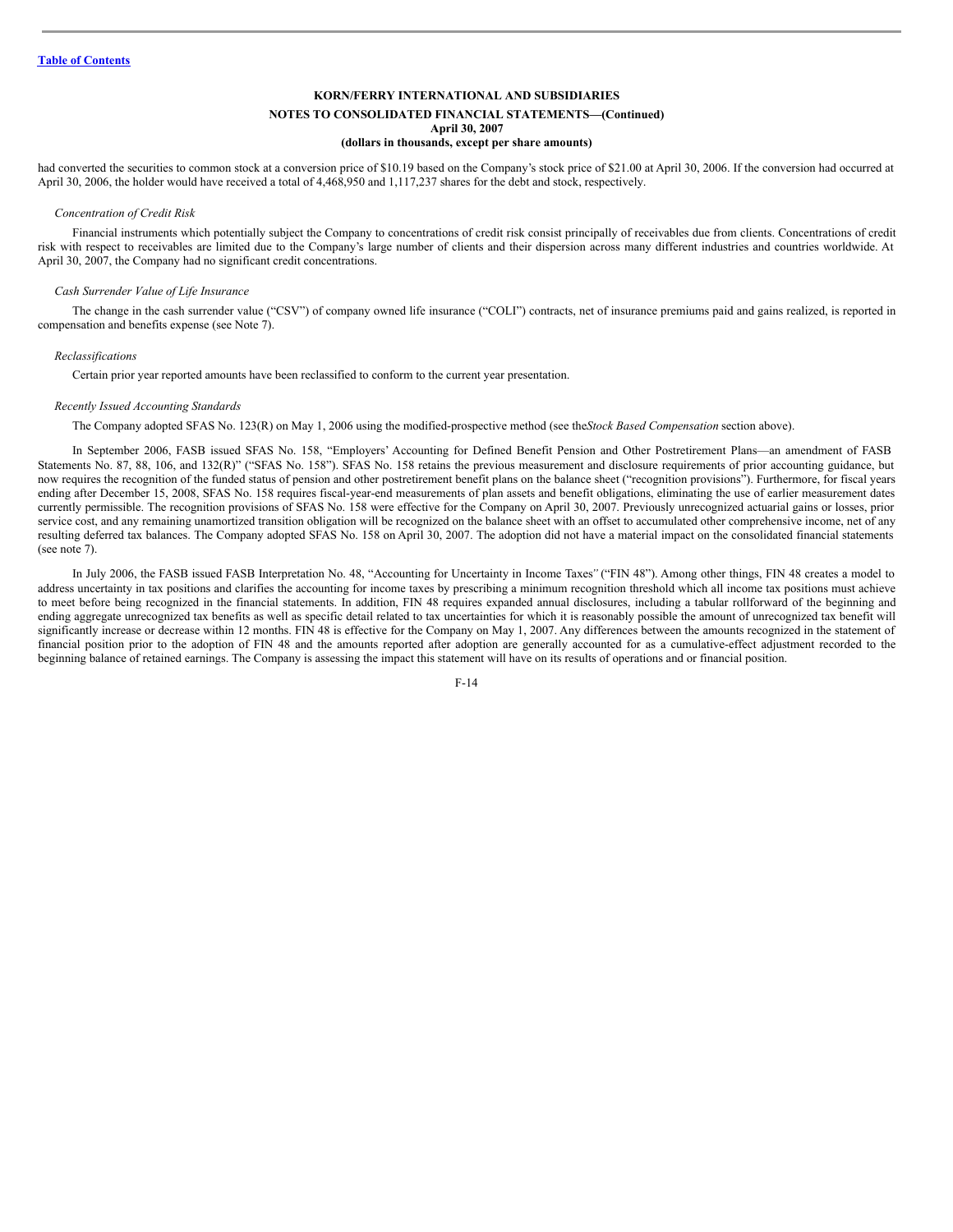had converted the securities to common stock at a conversion price of $10.19 based on the Company's stock price of $21.00 at April 30, 2006. If the conversion had occurred at April 30, 2006, the holder would have received a total of 4,468,950 and 1,117,237 shares for the debt and stock, respectively.

*Concentration of Credit Risk*

Financial instruments which potentially subject the Company to concentrations of credit risk consist principally of receivables due from clients. Concentrations of credit risk with respect to receivables are limited due to the Company's large number of clients and their dispersion across many different industries and countries worldwide. At April 30, 2007, the Company had no significant credit concentrations.

*Cash Surrender Value of Life Insurance*

The change in the cash surrender value ("CSV") of company owned life insurance ("COLI") contracts, net of insurance premiums paid and gains realized, is reported in compensation and benefits expense (see Note 7).

*Reclassifications*

Certain prior year reported amounts have been reclassified to conform to the current year presentation.

*Recently Issued Accounting Standards*

The Company adopted SFAS No. 123(R) on May 1, 2006 using the modified-prospective method (see the *Stock Based Compensation* section above).

In September 2006, FASB issued SFAS No. 158, "Employers' Accounting for Defined Benefit Pension and Other Postretirement Plans—an amendment of FASB Statements No. 87, 88, 106, and 132(R)" ("SFAS No. 158"). SFAS No. 158 retains the previous measurement and disclosure requirements of prior accounting guidance, but now requires the recognition of the funded status of pension and other postretirement benefit plans on the balance sheet ("recognition provisions"). Furthermore, for fiscal years ending after December 15, 2008, SFAS No. 158 requires fiscal-year-end measurements of plan assets and benefit obligations, eliminating the use of earlier measurement dates currently permissible. The recognition provisions of SFAS No. 158 were effective for the Company on April 30, 2007. Previously unrecognized actuarial gains or losses, prior service cost, and any remaining unamortized transition obligation will be recognized on the balance sheet with an offset to accumulated other comprehensive income, net of any resulting deferred tax balances. The Company adopted SFAS No. 158 on April 30, 2007. The adoption did not have a material impact on the consolidated financial statements (see note 7).

In July 2006, the FASB issued FASB Interpretation No. 48, "Accounting for Uncertainty in Income Taxes" ("FIN 48"). Among other things, FIN 48 creates a model to address uncertainty in tax positions and clarifies the accounting for income taxes by prescribing a minimum recognition threshold which all income tax positions must achieve to meet before being recognized in the financial statements. In addition, FIN 48 requires expanded annual disclosures, including a tabular rollforward of the beginning and ending aggregate unrecognized tax benefits as well as specific detail related to tax uncertainties for which it is reasonably possible the amount of unrecognized tax benefit will significantly increase or decrease within 12 months. FIN 48 is effective for the Company on May 1, 2007. Any differences between the amounts recognized in the statement of financial position prior to the adoption of FIN 48 and the amounts reported after adoption are generally accounted for as a cumulative-effect adjustment recorded to the beginning balance of retained earnings. The Company is assessing the impact this statement will have on its results of operations and or financial position.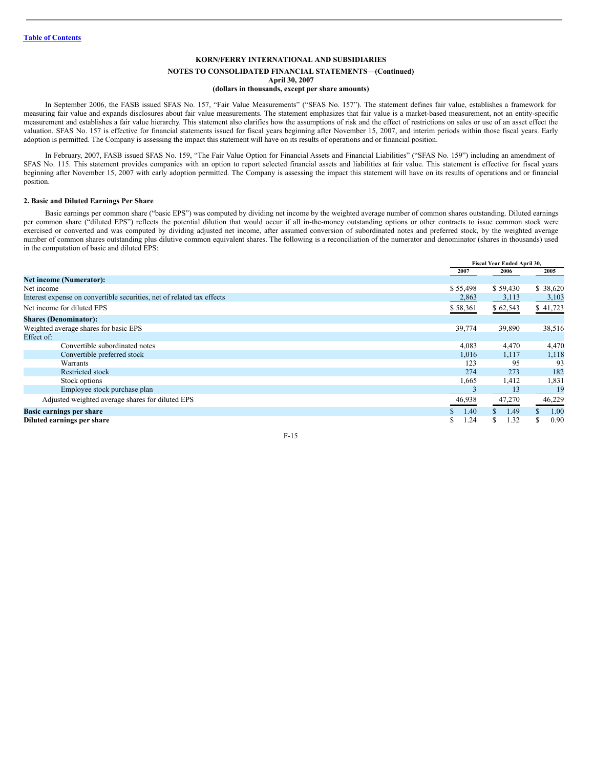KORN/FERRY INTERNATIONAL AND SUBSIDIARIES

NOTES TO CONSOLIDATED FINANCIAL STATEMENTS—(Continued)
April 30, 2007
(dollars in thousands, except per share amounts)

In September 2006, the FASB issued SFAS No. 157, "Fair Value Measurements" ("SFAS No. 157"). The statement defines fair value, establishes a framework for measuring fair value and expands disclosures about fair value measurements. The statement emphasizes that fair value is a market-based measurement, not an entity-specific measurement and establishes a fair value hierarchy. This statement also clarifies how the assumptions of risk and the effect of restrictions on sales or use of an asset effect the valuation. SFAS No. 157 is effective for financial statements issued for fiscal years beginning after November 15, 2007, and interim periods within those fiscal years. Early adoption is permitted. The Company is assessing the impact this statement will have on its results of operations and or financial position.

In February, 2007, FASB issued SFAS No. 159, "The Fair Value Option for Financial Assets and Financial Liabilities" ("SFAS No. 159") including an amendment of SFAS No. 115. This statement provides companies with an option to report selected financial assets and liabilities at fair value. This statement is effective for fiscal years beginning after November 15, 2007 with early adoption permitted. The Company is assessing the impact this statement will have on its results of operations and or financial position.

### 2. Basic and Diluted Earnings Per Share

Basic earnings per common share ("basic EPS") was computed by dividing net income by the weighted average number of common shares outstanding. Diluted earnings per common share ("diluted EPS") reflects the potential dilution that would occur if all in-the-money outstanding options or other contracts to issue common stock were exercised or converted and was computed by dividing adjusted net income, after assumed conversion of subordinated notes and preferred stock, by the weighted average number of common shares outstanding plus dilutive common equivalent shares. The following is a reconciliation of the numerator and denominator (shares in thousands) used in the computation of basic and diluted EPS:

| | Fiscal Year Ended April 30, | | |
|---|---|---|---|
| | 2007 | 2006 | 2005 |
| **Net income (Numerator):** | | | |
| Net income | $ 55,498 | $ 59,430 | $ 38,620 |
| Interest expense on convertible securities, net of related tax effects | 2,863 | 3,113 | 3,103 |
| Net income for diluted EPS | $ 58,361 | $ 62,543 | $ 41,723 |
| **Shares (Denominator):** | | | |
| Weighted average shares for basic EPS | 39,774 | 39,890 | 38,516 |
| Effect of: | | | |
| Convertible subordinated notes | 4,083 | 4,470 | 4,470 |
| Convertible preferred stock | 1,016 | 1,117 | 1,118 |
| Warrants | 123 | 95 | 93 |
| Restricted stock | 274 | 273 | 182 |
| Stock options | 1,665 | 1,412 | 1,831 |
| Employee stock purchase plan | 3 | 13 | 19 |
| Adjusted weighted average shares for diluted EPS | 46,938 | 47,270 | 46,229 |
| **Basic earnings per share** | $ 1.40 | $ 1.49 | $ 1.00 |
| **Diluted earnings per share** | $ 1.24 | $ 1.32 | $ 0.90 |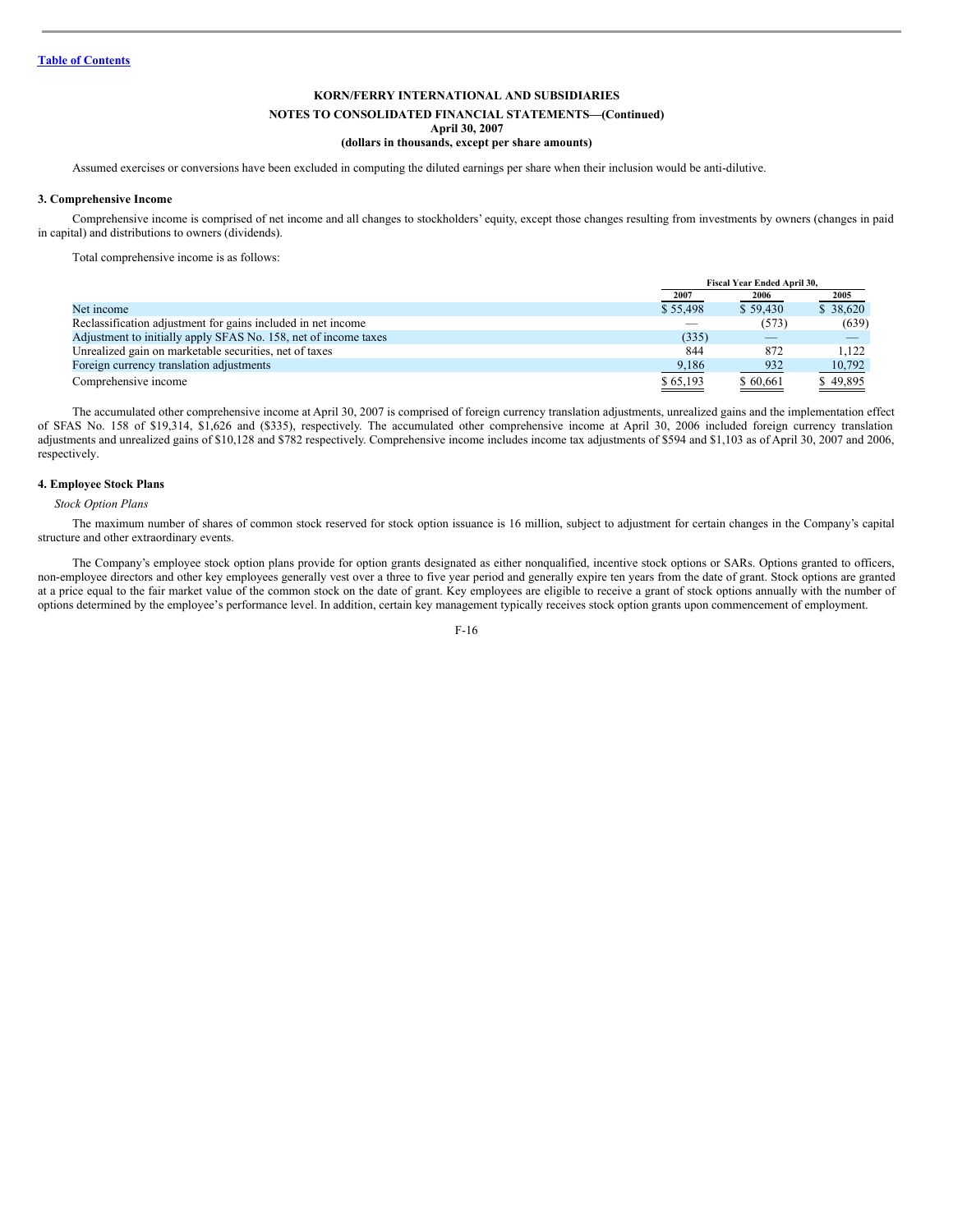**KORN/FERRY INTERNATIONAL AND SUBSIDIARIES**

**NOTES TO CONSOLIDATED FINANCIAL STATEMENTS—(Continued)**
**April 30, 2007**
**(dollars in thousands, except per share amounts)**

Assumed exercises or conversions have been excluded in computing the diluted earnings per share when their inclusion would be anti-dilutive.

### 3. Comprehensive Income

Comprehensive income is comprised of net income and all changes to stockholders' equity, except those changes resulting from investments by owners (changes in paid in capital) and distributions to owners (dividends).

Total comprehensive income is as follows:

| | Fiscal Year Ended April 30, | | |
|---|---|---|---|
| | 2007 | 2006 | 2005 |
| Net income | $ 55,498 | $ 59,430 | $ 38,620 |
| Reclassification adjustment for gains included in net income | — | (573) | (639) |
| Adjustment to initially apply SFAS No. 158, net of income taxes | (335) | — | — |
| Unrealized gain on marketable securities, net of taxes | 844 | 872 | 1,122 |
| Foreign currency translation adjustments | 9,186 | 932 | 10,792 |
| Comprehensive income | $ 65,193 | $ 60,661 | $ 49,895 |

The accumulated other comprehensive income at April 30, 2007 is comprised of foreign currency translation adjustments, unrealized gains and the implementation effect of SFAS No. 158 of $19,314, $1,626 and ($335), respectively. The accumulated other comprehensive income at April 30, 2006 included foreign currency translation adjustments and unrealized gains of $10,128 and $782 respectively. Comprehensive income includes income tax adjustments of $594 and $1,103 as of April 30, 2007 and 2006, respectively.

### 4. Employee Stock Plans

*Stock Option Plans*

The maximum number of shares of common stock reserved for stock option issuance is 16 million, subject to adjustment for certain changes in the Company's capital structure and other extraordinary events.

The Company's employee stock option plans provide for option grants designated as either nonqualified, incentive stock options or SARs. Options granted to officers, non-employee directors and other key employees generally vest over a three to five year period and generally expire ten years from the date of grant. Stock options are granted at a price equal to the fair market value of the common stock on the date of grant. Key employees are eligible to receive a grant of stock options annually with the number of options determined by the employee's performance level. In addition, certain key management typically receives stock option grants upon commencement of employment.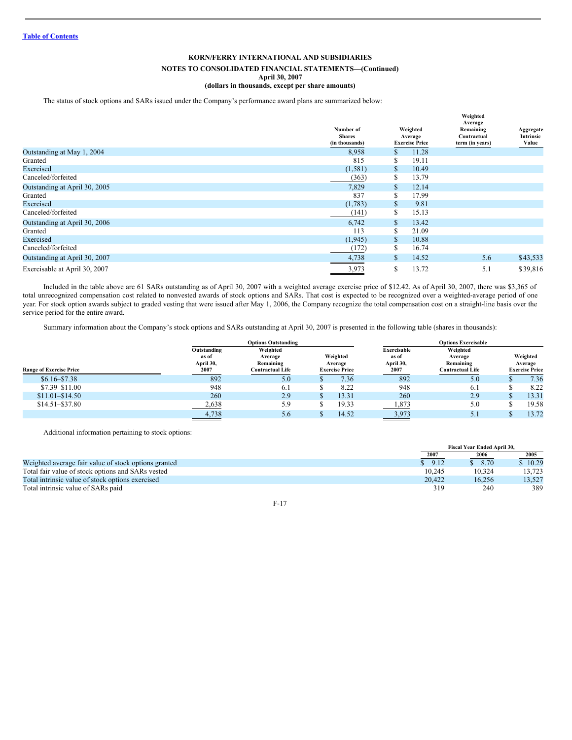[Table of Contents](#)

**KORN/FERRY INTERNATIONAL AND SUBSIDIARIES**

**NOTES TO CONSOLIDATED FINANCIAL STATEMENTS—(Continued)**
**April 30, 2007**
**(dollars in thousands, except per share amounts)**

The status of stock options and SARs issued under the Company's performance award plans are summarized below:

| | Number of Shares (in thousands) | Weighted Average Exercise Price | Weighted Average Remaining Contractual term (in years) | Aggregate Intrinsic Value |
|---|---|---|---|---|
| Outstanding at May 1, 2004 | 8,958 | $ 11.28 | | |
| Granted | 815 | $ 19.11 | | |
| Exercised | (1,581) | $ 10.49 | | |
| Canceled/forfeited | (363) | $ 13.79 | | |
| Outstanding at April 30, 2005 | 7,829 | $ 12.14 | | |
| Granted | 837 | $ 17.99 | | |
| Exercised | (1,783) | $ 9.81 | | |
| Canceled/forfeited | (141) | $ 15.13 | | |
| Outstanding at April 30, 2006 | 6,742 | $ 13.42 | | |
| Granted | 113 | $ 21.09 | | |
| Exercised | (1,945) | $ 10.88 | | |
| Canceled/forfeited | (172) | $ 16.74 | | |
| Outstanding at April 30, 2007 | 4,738 | $ 14.52 | 5.6 | $43,533 |
| Exercisable at April 30, 2007 | 3,973 | $ 13.72 | 5.1 | $39,816 |

Included in the table above are 61 SARs outstanding as of April 30, 2007 with a weighted average exercise price of $12.42. As of April 30, 2007, there was $3,365 of total unrecognized compensation cost related to nonvested awards of stock options and SARs. That cost is expected to be recognized over a weighted-average period of one year. For stock option awards subject to graded vesting that were issued after May 1, 2006, the Company recognize the total compensation cost on a straight-line basis over the service period for the entire award.

Summary information about the Company's stock options and SARs outstanding at April 30, 2007 is presented in the following table (shares in thousands):

| | Options Outstanding | | | Options Exercisable | | |
|---|---|---|---|---|---|---|
| Range of Exercise Price | Outstanding as of April 30, 2007 | Weighted Average Remaining Contractual Life | Weighted Average Exercise Price | Exercisable as of April 30, 2007 | Weighted Average Remaining Contractual Life | Weighted Average Exercise Price |
| $6.16–$7.38 | 892 | 5.0 | $ 7.36 | 892 | 5.0 | $ 7.36 |
| $7.39–$11.00 | 948 | 6.1 | $ 8.22 | 948 | 6.1 | $ 8.22 |
| $11.01–$14.50 | 260 | 2.9 | $ 13.31 | 260 | 2.9 | $ 13.31 |
| $14.51–$37.80 | 2,638 | 5.9 | $ 19.33 | 1,873 | 5.0 | $ 19.58 |
| | 4,738 | 5.6 | $ 14.52 | 3,973 | 5.1 | $ 13.72 |

Additional information pertaining to stock options:

| | Fiscal Year Ended April 30, | | |
|---|---|---|---|
| | 2007 | 2006 | 2005 |
| Weighted average fair value of stock options granted | $ 9.12 | $ 8.70 | $ 10.29 |
| Total fair value of stock options and SARs vested | 10,245 | 10,324 | 13,723 |
| Total intrinsic value of stock options exercised | 20,422 | 16,256 | 13,527 |
| Total intrinsic value of SARs paid | 319 | 240 | 389 |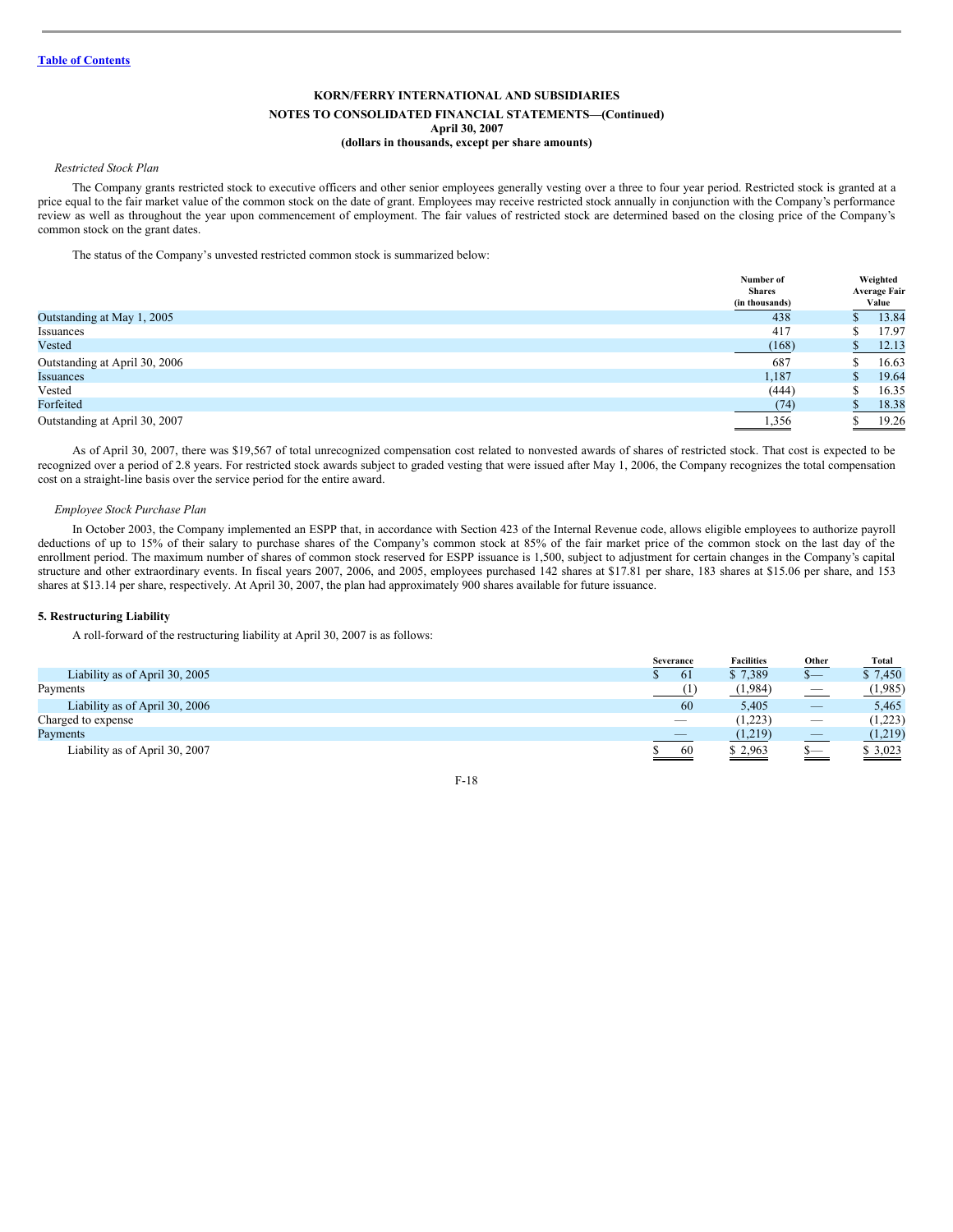KORN/FERRY INTERNATIONAL AND SUBSIDIARIES

NOTES TO CONSOLIDATED FINANCIAL STATEMENTS—(Continued)

April 30, 2007

(dollars in thousands, except per share amounts)

*Restricted Stock Plan*

The Company grants restricted stock to executive officers and other senior employees generally vesting over a three to four year period. Restricted stock is granted at a price equal to the fair market value of the common stock on the date of grant. Employees may receive restricted stock annually in conjunction with the Company's performance review as well as throughout the year upon commencement of employment. The fair values of restricted stock are determined based on the closing price of the Company's common stock on the grant dates.

The status of the Company's unvested restricted common stock is summarized below:

| | Number of Shares (in thousands) | Weighted Average Fair Value |
|---|---|---|
| Outstanding at May 1, 2005 | 438 | $ 13.84 |
| Issuances | 417 | $ 17.97 |
| Vested | (168) | $ 12.13 |
| Outstanding at April 30, 2006 | 687 | $ 16.63 |
| Issuances | 1,187 | $ 19.64 |
| Vested | (444) | $ 16.35 |
| Forfeited | (74) | $ 18.38 |
| Outstanding at April 30, 2007 | 1,356 | $ 19.26 |

As of April 30, 2007, there was $19,567 of total unrecognized compensation cost related to nonvested awards of shares of restricted stock. That cost is expected to be recognized over a period of 2.8 years. For restricted stock awards subject to graded vesting that were issued after May 1, 2006, the Company recognizes the total compensation cost on a straight-line basis over the service period for the entire award.

*Employee Stock Purchase Plan*

In October 2003, the Company implemented an ESPP that, in accordance with Section 423 of the Internal Revenue code, allows eligible employees to authorize payroll deductions of up to 15% of their salary to purchase shares of the Company's common stock at 85% of the fair market price of the common stock on the last day of the enrollment period. The maximum number of shares of common stock reserved for ESPP issuance is 1,500, subject to adjustment for certain changes in the Company's capital structure and other extraordinary events. In fiscal years 2007, 2006, and 2005, employees purchased 142 shares at $17.81 per share, 183 shares at $15.06 per share, and 153 shares at $13.14 per share, respectively. At April 30, 2007, the plan had approximately 900 shares available for future issuance.

### 5. Restructuring Liability

A roll-forward of the restructuring liability at April 30, 2007 is as follows:

| | Severance | Facilities | Other | Total |
|---|---|---|---|---|
| Liability as of April 30, 2005 | $ 61 | $ 7,389 | $— | $ 7,450 |
| Payments | (1) | (1,984) | — | (1,985) |
| Liability as of April 30, 2006 | 60 | 5,405 | — | 5,465 |
| Charged to expense | — | (1,223) | — | (1,223) |
| Payments | — | (1,219) | — | (1,219) |
| Liability as of April 30, 2007 | $ 60 | $ 2,963 | $— | $ 3,023 |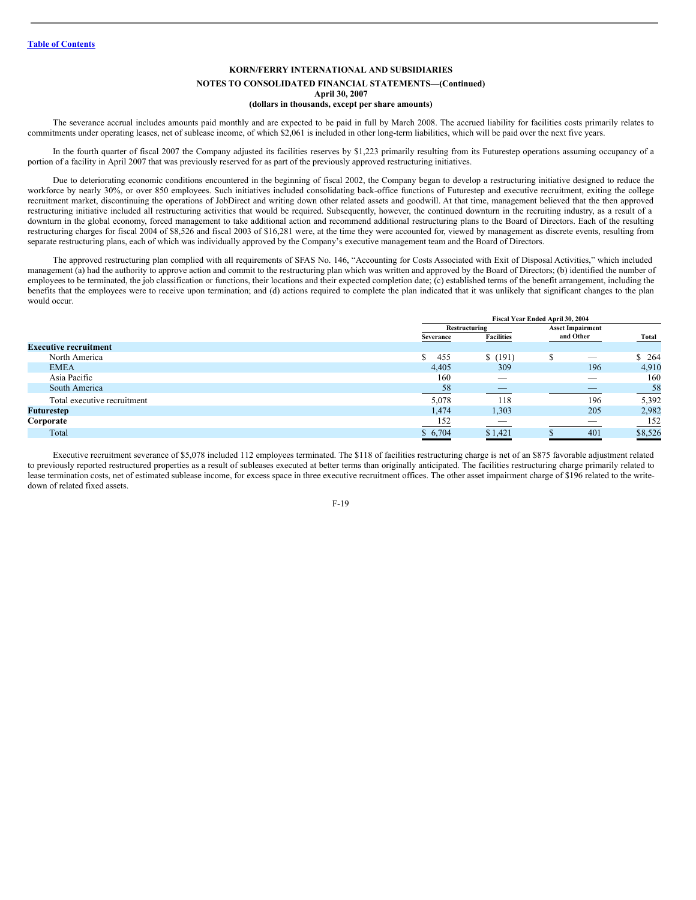**KORN/FERRY INTERNATIONAL AND SUBSIDIARIES**

**NOTES TO CONSOLIDATED FINANCIAL STATEMENTS—(Continued)**

**April 30, 2007**

**(dollars in thousands, except per share amounts)**

The severance accrual includes amounts paid monthly and are expected to be paid in full by March 2008. The accrued liability for facilities costs primarily relates to commitments under operating leases, net of sublease income, of which $2,061 is included in other long-term liabilities, which will be paid over the next five years.

In the fourth quarter of fiscal 2007 the Company adjusted its facilities reserves by $1,223 primarily resulting from its Futurestep operations assuming occupancy of a portion of a facility in April 2007 that was previously reserved for as part of the previously approved restructuring initiatives.

Due to deteriorating economic conditions encountered in the beginning of fiscal 2002, the Company began to develop a restructuring initiative designed to reduce the workforce by nearly 30%, or over 850 employees. Such initiatives included consolidating back-office functions of Futurestep and executive recruitment, exiting the college recruitment market, discontinuing the operations of JobDirect and writing down other related assets and goodwill. At that time, management believed that the then approved restructuring initiative included all restructuring activities that would be required. Subsequently, however, the continued downturn in the recruiting industry, as a result of a downturn in the global economy, forced management to take additional action and recommend additional restructuring plans to the Board of Directors. Each of the resulting restructuring charges for fiscal 2004 of $8,526 and fiscal 2003 of $16,281 were, at the time they were accounted for, viewed by management as discrete events, resulting from separate restructuring plans, each of which was individually approved by the Company's executive management team and the Board of Directors.

The approved restructuring plan complied with all requirements of SFAS No. 146, "Accounting for Costs Associated with Exit of Disposal Activities," which included management (a) had the authority to approve action and commit to the restructuring plan which was written and approved by the Board of Directors; (b) identified the number of employees to be terminated, the job classification or functions, their locations and their expected completion date; (c) established terms of the benefit arrangement, including the benefits that the employees were to receive upon termination; and (d) actions required to complete the plan indicated that it was unlikely that significant changes to the plan would occur.

| | Fiscal Year Ended April 30, 2004 | | | |
|---|---|---|---|---|
| | Restructuring | | Asset Impairment and Other | Total |
| | Severance | Facilities | | |
| **Executive recruitment** | | | | |
| North America | $ 455 | $ (191) | $ — | $ 264 |
| EMEA | 4,405 | 309 | 196 | 4,910 |
| Asia Pacific | 160 | — | — | 160 |
| South America | 58 | — | — | 58 |
| Total executive recruitment | 5,078 | 118 | 196 | 5,392 |
| **Futurestep** | 1,474 | 1,303 | 205 | 2,982 |
| **Corporate** | 152 | — | — | 152 |
| Total | $ 6,704 | $ 1,421 | $ 401 | $8,526 |

Executive recruitment severance of $5,078 included 112 employees terminated. The $118 of facilities restructuring charge is net of an $875 favorable adjustment related to previously reported restructured properties as a result of subleases executed at better terms than originally anticipated. The facilities restructuring charge primarily related to lease termination costs, net of estimated sublease income, for excess space in three executive recruitment offices. The other asset impairment charge of $196 related to the write-down of related fixed assets.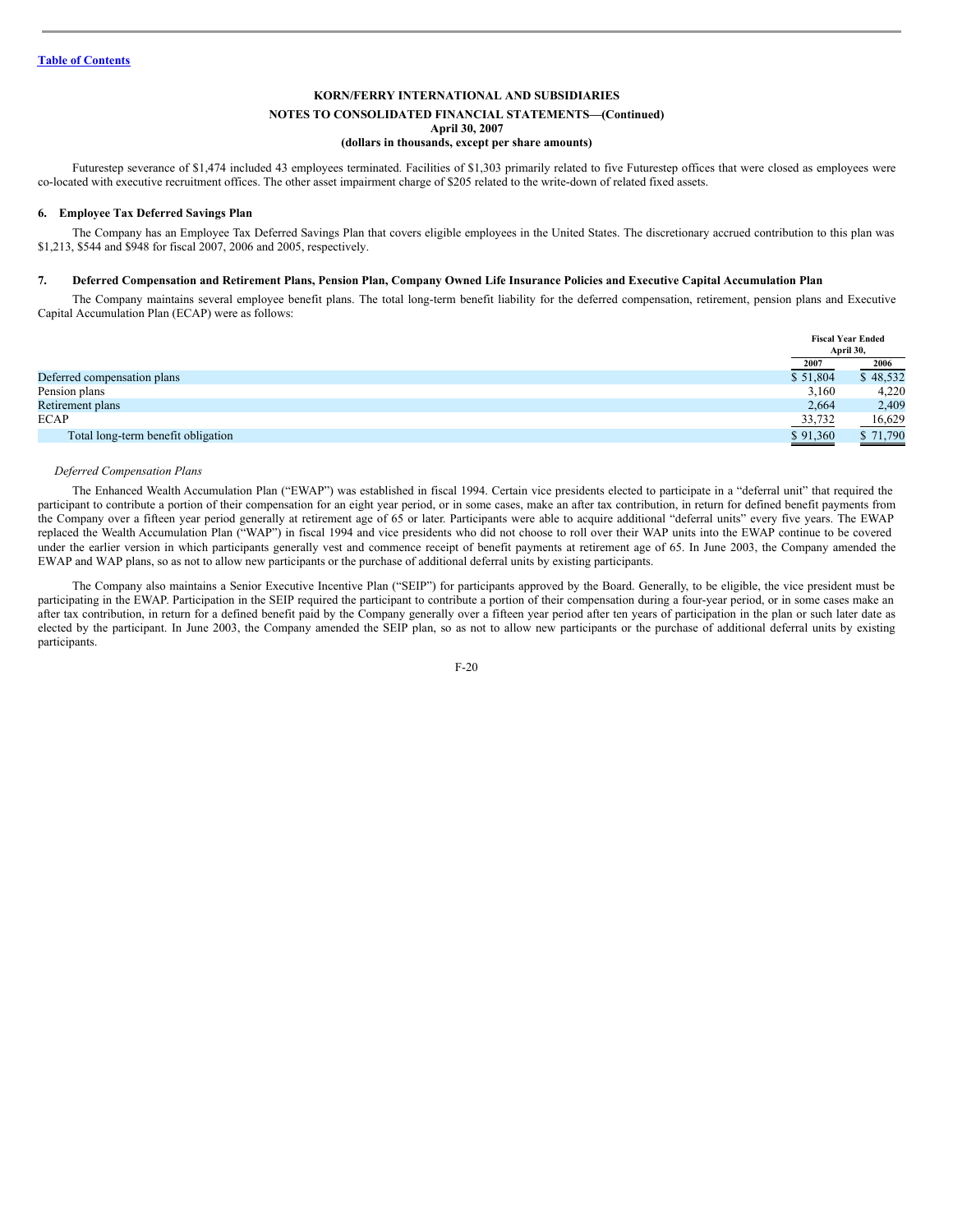**KORN/FERRY INTERNATIONAL AND SUBSIDIARIES**

**NOTES TO CONSOLIDATED FINANCIAL STATEMENTS—(Continued)**
**April 30, 2007**
**(dollars in thousands, except per share amounts)**

Futurestep severance of $1,474 included 43 employees terminated. Facilities of $1,303 primarily related to five Futurestep offices that were closed as employees were co-located with executive recruitment offices. The other asset impairment charge of $205 related to the write-down of related fixed assets.

### 6. Employee Tax Deferred Savings Plan

The Company has an Employee Tax Deferred Savings Plan that covers eligible employees in the United States. The discretionary accrued contribution to this plan was $1,213, $544 and $948 for fiscal 2007, 2006 and 2005, respectively.

### 7. Deferred Compensation and Retirement Plans, Pension Plan, Company Owned Life Insurance Policies and Executive Capital Accumulation Plan

The Company maintains several employee benefit plans. The total long-term benefit liability for the deferred compensation, retirement, pension plans and Executive Capital Accumulation Plan (ECAP) were as follows:

| | Fiscal Year Ended April 30, | |
|---|---|---|
| | 2007 | 2006 |
| Deferred compensation plans | $ 51,804 | $ 48,532 |
| Pension plans | 3,160 | 4,220 |
| Retirement plans | 2,664 | 2,409 |
| ECAP | 33,732 | 16,629 |
| Total long-term benefit obligation | $ 91,360 | $ 71,790 |

*Deferred Compensation Plans*

The Enhanced Wealth Accumulation Plan ("EWAP") was established in fiscal 1994. Certain vice presidents elected to participate in a "deferral unit" that required the participant to contribute a portion of their compensation for an eight year period, or in some cases, make an after tax contribution, in return for defined benefit payments from the Company over a fifteen year period generally at retirement age of 65 or later. Participants were able to acquire additional "deferral units" every five years. The EWAP replaced the Wealth Accumulation Plan ("WAP") in fiscal 1994 and vice presidents who did not choose to roll over their WAP units into the EWAP continue to be covered under the earlier version in which participants generally vest and commence receipt of benefit payments at retirement age of 65. In June 2003, the Company amended the EWAP and WAP plans, so as not to allow new participants or the purchase of additional deferral units by existing participants.

The Company also maintains a Senior Executive Incentive Plan ("SEIP") for participants approved by the Board. Generally, to be eligible, the vice president must be participating in the EWAP. Participation in the SEIP required the participant to contribute a portion of their compensation during a four-year period, or in some cases make an after tax contribution, in return for a defined benefit paid by the Company generally over a fifteen year period after ten years of participation in the plan or such later date as elected by the participant. In June 2003, the Company amended the SEIP plan, so as not to allow new participants or the purchase of additional deferral units by existing participants.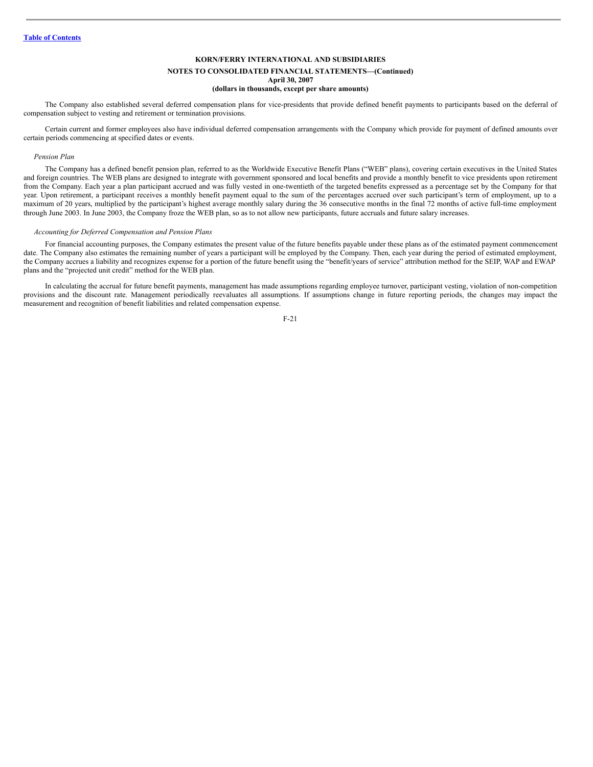The Company also established several deferred compensation plans for vice-presidents that provide defined benefit payments to participants based on the deferral of compensation subject to vesting and retirement or termination provisions.

Certain current and former employees also have individual deferred compensation arrangements with the Company which provide for payment of defined amounts over certain periods commencing at specified dates or events.

*Pension Plan*

The Company has a defined benefit pension plan, referred to as the Worldwide Executive Benefit Plans ("WEB" plans), covering certain executives in the United States and foreign countries. The WEB plans are designed to integrate with government sponsored and local benefits and provide a monthly benefit to vice presidents upon retirement from the Company. Each year a plan participant accrued and was fully vested in one-twentieth of the targeted benefits expressed as a percentage set by the Company for that year. Upon retirement, a participant receives a monthly benefit payment equal to the sum of the percentages accrued over such participant's term of employment, up to a maximum of 20 years, multiplied by the participant's highest average monthly salary during the 36 consecutive months in the final 72 months of active full-time employment through June 2003. In June 2003, the Company froze the WEB plan, so as to not allow new participants, future accruals and future salary increases.

*Accounting for Deferred Compensation and Pension Plans*

For financial accounting purposes, the Company estimates the present value of the future benefits payable under these plans as of the estimated payment commencement date. The Company also estimates the remaining number of years a participant will be employed by the Company. Then, each year during the period of estimated employment, the Company accrues a liability and recognizes expense for a portion of the future benefit using the "benefit/years of service" attribution method for the SEIP, WAP and EWAP plans and the "projected unit credit" method for the WEB plan.

In calculating the accrual for future benefit payments, management has made assumptions regarding employee turnover, participant vesting, violation of non-competition provisions and the discount rate. Management periodically reevaluates all assumptions. If assumptions change in future reporting periods, the changes may impact the measurement and recognition of benefit liabilities and related compensation expense.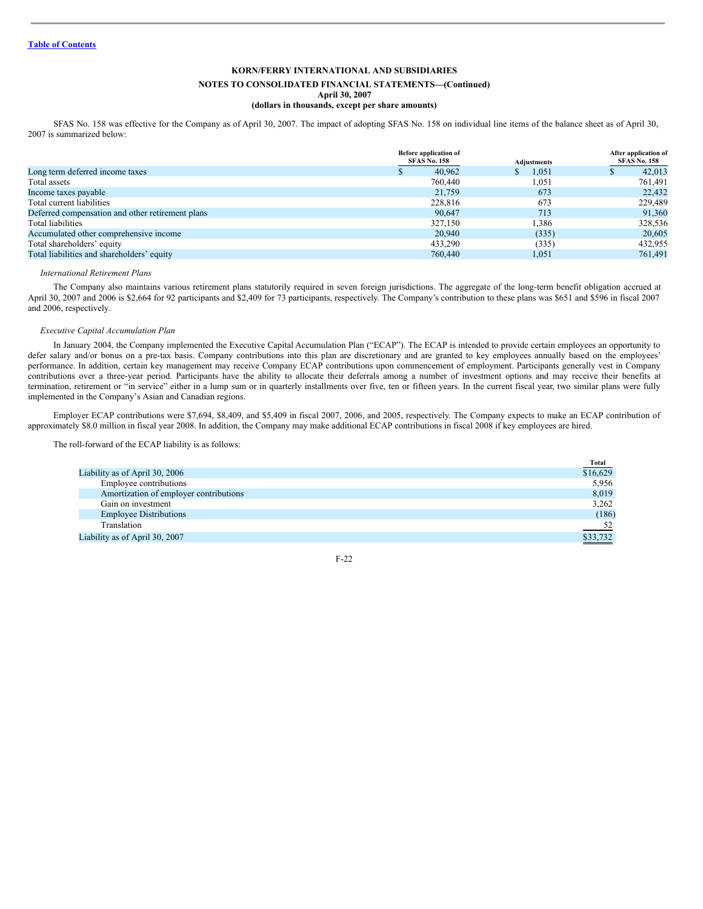**KORN/FERRY INTERNATIONAL AND SUBSIDIARIES**

**NOTES TO CONSOLIDATED FINANCIAL STATEMENTS—(Continued)**
**April 30, 2007**
**(dollars in thousands, except per share amounts)**

SFAS No. 158 was effective for the Company as of April 30, 2007. The impact of adopting SFAS No. 158 on individual line items of the balance sheet as of April 30, 2007 is summarized below:

| | Before application of SFAS No. 158 | Adjustments | After application of SFAS No. 158 |
|---|---|---|---|
| Long term deferred income taxes | $ 40,962 | $ 1,051 | $ 42,013 |
| Total assets | 760,440 | 1,051 | 761,491 |
| Income taxes payable | 21,759 | 673 | 22,432 |
| Total current liabilities | 228,816 | 673 | 229,489 |
| Deferred compensation and other retirement plans | 90,647 | 713 | 91,360 |
| Total liabilities | 327,150 | 1,386 | 328,536 |
| Accumulated other comprehensive income | 20,940 | (335) | 20,605 |
| Total shareholders' equity | 433,290 | (335) | 432,955 |
| Total liabilities and shareholders' equity | 760,440 | 1,051 | 761,491 |

*International Retirement Plans*

The Company also maintains various retirement plans statutorily required in seven foreign jurisdictions. The aggregate of the long-term benefit obligation accrued at April 30, 2007 and 2006 is $2,664 for 92 participants and $2,409 for 73 participants, respectively. The Company's contribution to these plans was $651 and $596 in fiscal 2007 and 2006, respectively.

*Executive Capital Accumulation Plan*

In January 2004, the Company implemented the Executive Capital Accumulation Plan ("ECAP"). The ECAP is intended to provide certain employees an opportunity to defer salary and/or bonus on a pre-tax basis. Company contributions into this plan are discretionary and are granted to key employees annually based on the employees' performance. In addition, certain key management may receive Company ECAP contributions upon commencement of employment. Participants generally vest in Company contributions over a three-year period. Participants have the ability to allocate their deferrals among a number of investment options and may receive their benefits at termination, retirement or "in service" either in a lump sum or in quarterly installments over five, ten or fifteen years. In the current fiscal year, two similar plans were fully implemented in the Company's Asian and Canadian regions.

Employer ECAP contributions were $7,694, $8,409, and $5,409 in fiscal 2007, 2006, and 2005, respectively. The Company expects to make an ECAP contribution of approximately $8.0 million in fiscal year 2008. In addition, the Company may make additional ECAP contributions in fiscal 2008 if key employees are hired.

The roll-forward of the ECAP liability is as follows:

| | Total |
|---|---|
| Liability as of April 30, 2006 | $16,629 |
| Employee contributions | 5,956 |
| Amortization of employer contributions | 8,019 |
| Gain on investment | 3,262 |
| Employee Distributions | (186) |
| Translation | 52 |
| Liability as of April 30, 2007 | $33,732 |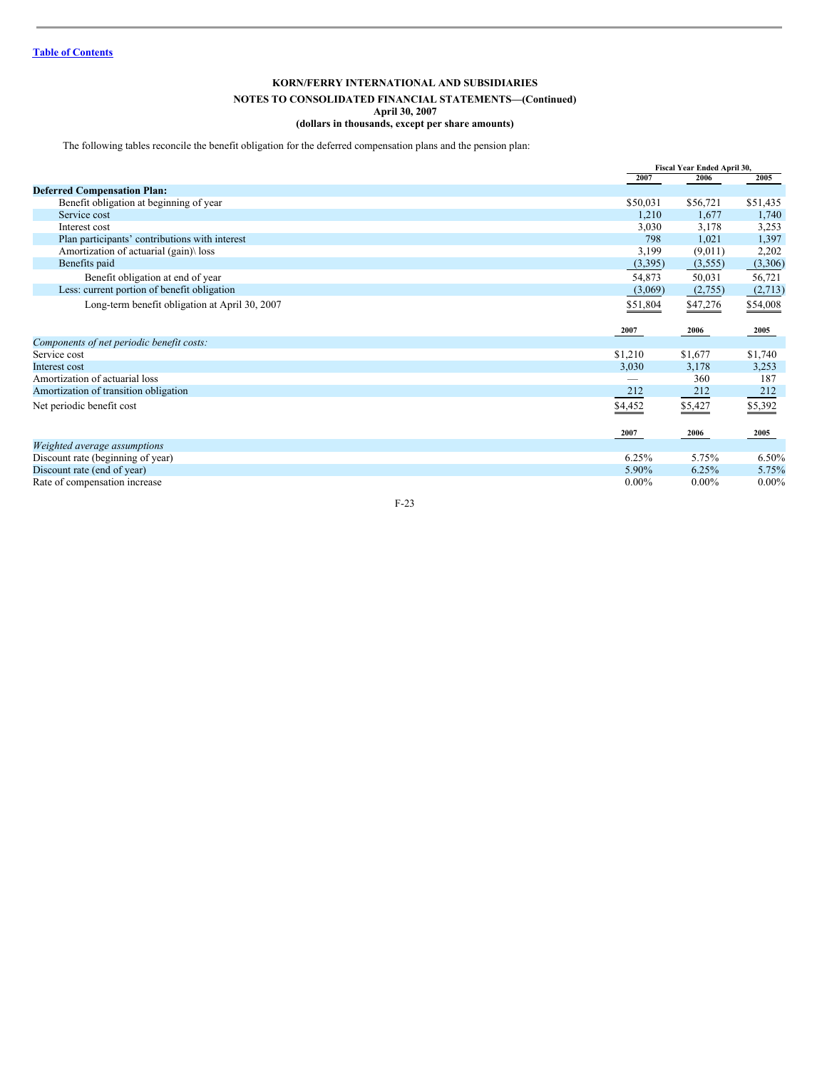**KORN/FERRY INTERNATIONAL AND SUBSIDIARIES**

**NOTES TO CONSOLIDATED FINANCIAL STATEMENTS—(Continued)**
**April 30, 2007**
**(dollars in thousands, except per share amounts)**

The following tables reconcile the benefit obligation for the deferred compensation plans and the pension plan:

| | Fiscal Year Ended April 30, | | |
|---|---|---|---|
| | 2007 | 2006 | 2005 |
| **Deferred Compensation Plan:** | | | |
| Benefit obligation at beginning of year | $50,031 | $56,721 | $51,435 |
| Service cost | 1,210 | 1,677 | 1,740 |
| Interest cost | 3,030 | 3,178 | 3,253 |
| Plan participants' contributions with interest | 798 | 1,021 | 1,397 |
| Amortization of actuarial (gain)\ loss | 3,199 | (9,011) | 2,202 |
| Benefits paid | (3,395) | (3,555) | (3,306) |
| Benefit obligation at end of year | 54,873 | 50,031 | 56,721 |
| Less: current portion of benefit obligation | (3,069) | (2,755) | (2,713) |
| Long-term benefit obligation at April 30, 2007 | $51,804 | $47,276 | $54,008 |

| | 2007 | 2006 | 2005 |
|---|---|---|---|
| *Components of net periodic benefit costs:* | | | |
| Service cost | $1,210 | $1,677 | $1,740 |
| Interest cost | 3,030 | 3,178 | 3,253 |
| Amortization of actuarial loss | — | 360 | 187 |
| Amortization of transition obligation | 212 | 212 | 212 |
| Net periodic benefit cost | $4,452 | $5,427 | $5,392 |

| | 2007 | 2006 | 2005 |
|---|---|---|---|
| *Weighted average assumptions* | | | |
| Discount rate (beginning of year) | 6.25% | 5.75% | 6.50% |
| Discount rate (end of year) | 5.90% | 6.25% | 5.75% |
| Rate of compensation increase | 0.00% | 0.00% | 0.00% |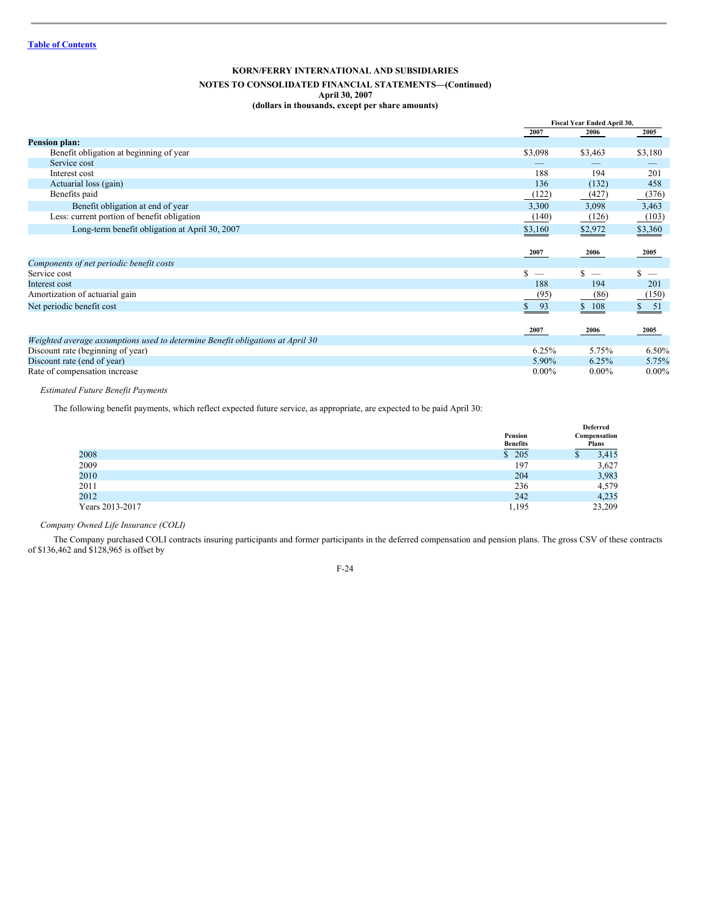**KORN/FERRY INTERNATIONAL AND SUBSIDIARIES**

**NOTES TO CONSOLIDATED FINANCIAL STATEMENTS—(Continued)**
**April 30, 2007**
**(dollars in thousands, except per share amounts)**

| | Fiscal Year Ended April 30, | | |
|---|---|---|---|
| | 2007 | 2006 | 2005 |
| **Pension plan:** | | | |
| Benefit obligation at beginning of year | $3,098 | $3,463 | $3,180 |
| Service cost | — | — | — |
| Interest cost | 188 | 194 | 201 |
| Actuarial loss (gain) | 136 | (132) | 458 |
| Benefits paid | (122) | (427) | (376) |
| Benefit obligation at end of year | 3,300 | 3,098 | 3,463 |
| Less: current portion of benefit obligation | (140) | (126) | (103) |
| Long-term benefit obligation at April 30, 2007 | $3,160 | $2,972 | $3,360 |

| | 2007 | 2006 | 2005 |
|---|---|---|---|
| *Components of net periodic benefit costs* | | | |
| Service cost | $ — | $ — | $ — |
| Interest cost | 188 | 194 | 201 |
| Amortization of actuarial gain | (95) | (86) | (150) |
| Net periodic benefit cost | $ 93 | $ 108 | $ 51 |

| | 2007 | 2006 | 2005 |
|---|---|---|---|
| *Weighted average assumptions used to determine Benefit obligations at April 30* | | | |
| Discount rate (beginning of year) | 6.25% | 5.75% | 6.50% |
| Discount rate (end of year) | 5.90% | 6.25% | 5.75% |
| Rate of compensation increase | 0.00% | 0.00% | 0.00% |

*Estimated Future Benefit Payments*

The following benefit payments, which reflect expected future service, as appropriate, are expected to be paid April 30:

| | Pension Benefits | Deferred Compensation Plans |
|---|---|---|
| 2008 | $ 205 | $ 3,415 |
| 2009 | 197 | 3,627 |
| 2010 | 204 | 3,983 |
| 2011 | 236 | 4,579 |
| 2012 | 242 | 4,235 |
| Years 2013-2017 | 1,195 | 23,209 |

*Company Owned Life Insurance (COLI)*

The Company purchased COLI contracts insuring participants and former participants in the deferred compensation and pension plans. The gross CSV of these contracts of $136,462 and $128,965 is offset by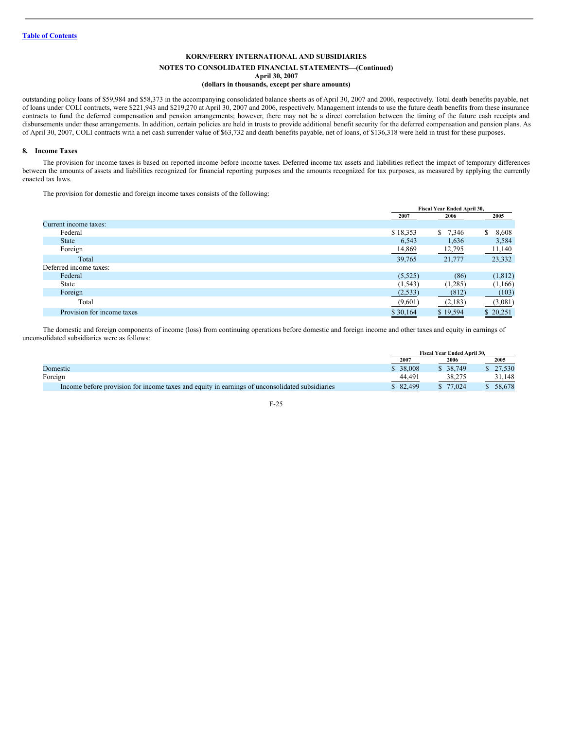outstanding policy loans of $59,984 and $58,373 in the accompanying consolidated balance sheets as of April 30, 2007 and 2006, respectively. Total death benefits payable, net of loans under COLI contracts, were $221,943 and $219,270 at April 30, 2007 and 2006, respectively. Management intends to use the future death benefits from these insurance contracts to fund the deferred compensation and pension arrangements; however, there may not be a direct correlation between the timing of the future cash receipts and disbursements under these arrangements. In addition, certain policies are held in trusts to provide additional benefit security for the deferred compensation and pension plans. As of April 30, 2007, COLI contracts with a net cash surrender value of $63,732 and death benefits payable, net of loans, of $136,318 were held in trust for these purposes.

## 8. Income Taxes

The provision for income taxes is based on reported income before income taxes. Deferred income tax assets and liabilities reflect the impact of temporary differences between the amounts of assets and liabilities recognized for financial reporting purposes and the amounts recognized for tax purposes, as measured by applying the currently enacted tax laws.

The provision for domestic and foreign income taxes consists of the following:

| | Fiscal Year Ended April 30, | | |
|---|---|---|---|
| | 2007 | 2006 | 2005 |
| Current income taxes: | | | |
| Federal | $ 18,353 | $ 7,346 | $ 8,608 |
| State | 6,543 | 1,636 | 3,584 |
| Foreign | 14,869 | 12,795 | 11,140 |
| Total | 39,765 | 21,777 | 23,332 |
| Deferred income taxes: | | | |
| Federal | (5,525) | (86) | (1,812) |
| State | (1,543) | (1,285) | (1,166) |
| Foreign | (2,533) | (812) | (103) |
| Total | (9,601) | (2,183) | (3,081) |
| Provision for income taxes | $ 30,164 | $ 19,594 | $ 20,251 |

The domestic and foreign components of income (loss) from continuing operations before domestic and foreign income and other taxes and equity in earnings of unconsolidated subsidiaries were as follows:

| | Fiscal Year Ended April 30, | | |
|---|---|---|---|
| | 2007 | 2006 | 2005 |
| Domestic | $ 38,008 | $ 38,749 | $ 27,530 |
| Foreign | 44,491 | 38,275 | 31,148 |
| Income before provision for income taxes and equity in earnings of unconsolidated subsidiaries | $ 82,499 | $ 77,024 | $ 58,678 |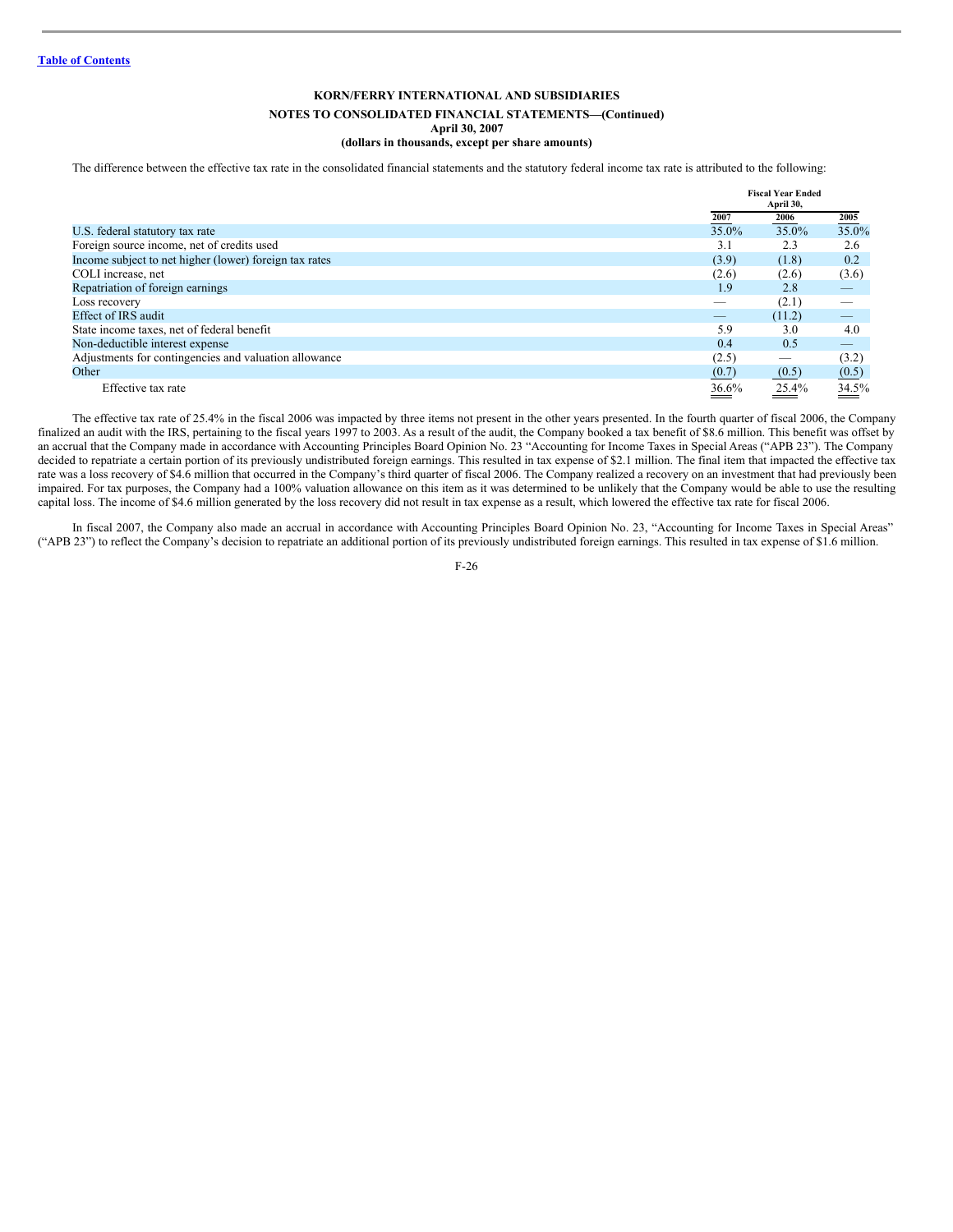**KORN/FERRY INTERNATIONAL AND SUBSIDIARIES**

**NOTES TO CONSOLIDATED FINANCIAL STATEMENTS—(Continued)**
**April 30, 2007**
**(dollars in thousands, except per share amounts)**

The difference between the effective tax rate in the consolidated financial statements and the statutory federal income tax rate is attributed to the following:

| | Fiscal Year Ended April 30, | | |
|---|---|---|---|
| | 2007 | 2006 | 2005 |
| U.S. federal statutory tax rate | 35.0% | 35.0% | 35.0% |
| Foreign source income, net of credits used | 3.1 | 2.3 | 2.6 |
| Income subject to net higher (lower) foreign tax rates | (3.9) | (1.8) | 0.2 |
| COLI increase, net | (2.6) | (2.6) | (3.6) |
| Repatriation of foreign earnings | 1.9 | 2.8 | — |
| Loss recovery | — | (2.1) | — |
| Effect of IRS audit | — | (11.2) | — |
| State income taxes, net of federal benefit | 5.9 | 3.0 | 4.0 |
| Non-deductible interest expense | 0.4 | 0.5 | — |
| Adjustments for contingencies and valuation allowance | (2.5) | — | (3.2) |
| Other | (0.7) | (0.5) | (0.5) |
| Effective tax rate | 36.6% | 25.4% | 34.5% |

The effective tax rate of 25.4% in the fiscal 2006 was impacted by three items not present in the other years presented. In the fourth quarter of fiscal 2006, the Company finalized an audit with the IRS, pertaining to the fiscal years 1997 to 2003. As a result of the audit, the Company booked a tax benefit of $8.6 million. This benefit was offset by an accrual that the Company made in accordance with Accounting Principles Board Opinion No. 23 "Accounting for Income Taxes in Special Areas ("APB 23"). The Company decided to repatriate a certain portion of its previously undistributed foreign earnings. This resulted in tax expense of $2.1 million. The final item that impacted the effective tax rate was a loss recovery of $4.6 million that occurred in the Company's third quarter of fiscal 2006. The Company realized a recovery on an investment that had previously been impaired. For tax purposes, the Company had a 100% valuation allowance on this item as it was determined to be unlikely that the Company would be able to use the resulting capital loss. The income of $4.6 million generated by the loss recovery did not result in tax expense as a result, which lowered the effective tax rate for fiscal 2006.

In fiscal 2007, the Company also made an accrual in accordance with Accounting Principles Board Opinion No. 23, "Accounting for Income Taxes in Special Areas" ("APB 23") to reflect the Company's decision to repatriate an additional portion of its previously undistributed foreign earnings. This resulted in tax expense of $1.6 million.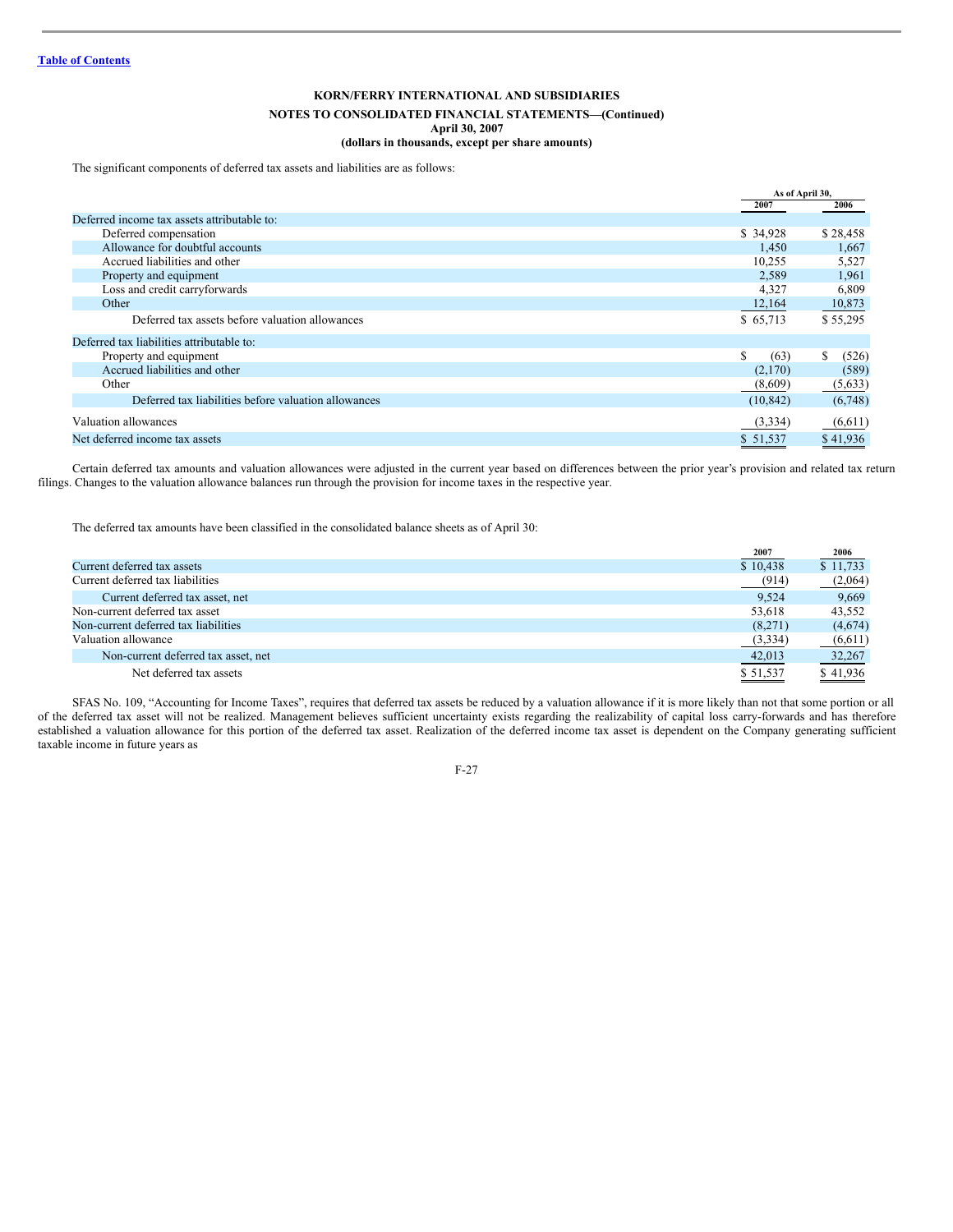**KORN/FERRY INTERNATIONAL AND SUBSIDIARIES**

**NOTES TO CONSOLIDATED FINANCIAL STATEMENTS—(Continued)**
**April 30, 2007**
**(dollars in thousands, except per share amounts)**

The significant components of deferred tax assets and liabilities are as follows:

| | As of April 30, | |
|---|---|---|
| | 2007 | 2006 |
| Deferred income tax assets attributable to: | | |
| Deferred compensation | $ 34,928 | $ 28,458 |
| Allowance for doubtful accounts | 1,450 | 1,667 |
| Accrued liabilities and other | 10,255 | 5,527 |
| Property and equipment | 2,589 | 1,961 |
| Loss and credit carryforwards | 4,327 | 6,809 |
| Other | 12,164 | 10,873 |
| Deferred tax assets before valuation allowances | $ 65,713 | $ 55,295 |
| Deferred tax liabilities attributable to: | | |
| Property and equipment | $ (63) | $ (526) |
| Accrued liabilities and other | (2,170) | (589) |
| Other | (8,609) | (5,633) |
| Deferred tax liabilities before valuation allowances | (10,842) | (6,748) |
| Valuation allowances | (3,334) | (6,611) |
| Net deferred income tax assets | $ 51,537 | $ 41,936 |

Certain deferred tax amounts and valuation allowances were adjusted in the current year based on differences between the prior year's provision and related tax return filings. Changes to the valuation allowance balances run through the provision for income taxes in the respective year.

The deferred tax amounts have been classified in the consolidated balance sheets as of April 30:

| | 2007 | 2006 |
|---|---|---|
| Current deferred tax assets | $ 10,438 | $ 11,733 |
| Current deferred tax liabilities | (914) | (2,064) |
| Current deferred tax asset, net | 9,524 | 9,669 |
| Non-current deferred tax asset | 53,618 | 43,552 |
| Non-current deferred tax liabilities | (8,271) | (4,674) |
| Valuation allowance | (3,334) | (6,611) |
| Non-current deferred tax asset, net | 42,013 | 32,267 |
| Net deferred tax assets | $ 51,537 | $ 41,936 |

SFAS No. 109, "Accounting for Income Taxes", requires that deferred tax assets be reduced by a valuation allowance if it is more likely than not that some portion or all of the deferred tax asset will not be realized. Management believes sufficient uncertainty exists regarding the realizability of capital loss carry-forwards and has therefore established a valuation allowance for this portion of the deferred tax asset. Realization of the deferred income tax asset is dependent on the Company generating sufficient taxable income in future years as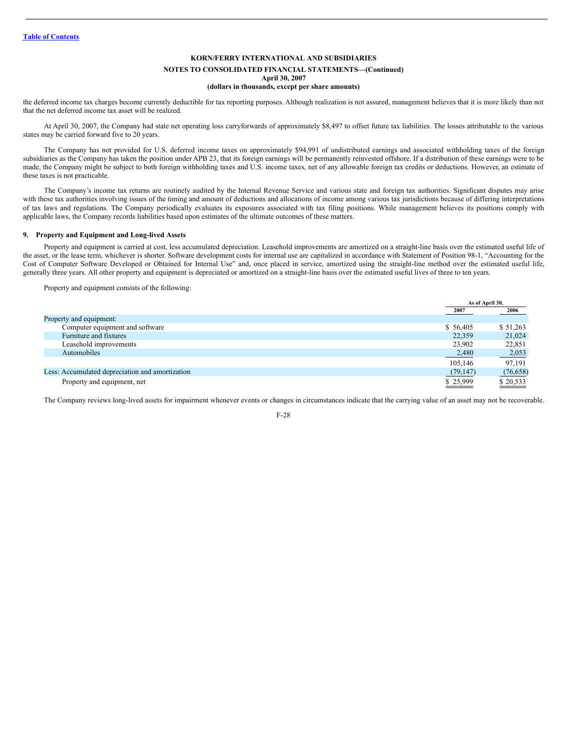the deferred income tax charges become currently deductible for tax reporting purposes. Although realization is not assured, management believes that it is more likely than not that the net deferred income tax asset will be realized.

At April 30, 2007, the Company had state net operating loss carryforwards of approximately $8,497 to offset future tax liabilities. The losses attributable to the various states may be carried forward five to 20 years.

The Company has not provided for U.S. deferred income taxes on approximately $94,991 of undistributed earnings and associated withholding taxes of the foreign subsidiaries as the Company has taken the position under APB 23, that its foreign earnings will be permanently reinvested offshore. If a distribution of these earnings were to be made, the Company might be subject to both foreign withholding taxes and U.S. income taxes, net of any allowable foreign tax credits or deductions. However, an estimate of these taxes is not practicable.

The Company's income tax returns are routinely audited by the Internal Revenue Service and various state and foreign tax authorities. Significant disputes may arise with these tax authorities involving issues of the timing and amount of deductions and allocations of income among various tax jurisdictions because of differing interpretations of tax laws and regulations. The Company periodically evaluates its exposures associated with tax filing positions. While management believes its positions comply with applicable laws, the Company records liabilities based upon estimates of the ultimate outcomes of these matters.

## 9. Property and Equipment and Long-lived Assets

Property and equipment is carried at cost, less accumulated depreciation. Leasehold improvements are amortized on a straight-line basis over the estimated useful life of the asset, or the lease term, whichever is shorter. Software development costs for internal use are capitalized in accordance with Statement of Position 98-1, "Accounting for the Cost of Computer Software Developed or Obtained for Internal Use" and, once placed in service, amortized using the straight-line method over the estimated useful life, generally three years. All other property and equipment is depreciated or amortized on a straight-line basis over the estimated useful lives of three to ten years.

Property and equipment consists of the following:

| | As of April 30, | |
|---|---|---|
| | 2007 | 2006 |
| Property and equipment: | | |
| Computer equipment and software | $ 56,405 | $ 51,263 |
| Furniture and fixtures | 22,359 | 21,024 |
| Leasehold improvements | 23,902 | 22,851 |
| Automobiles | 2,480 | 2,053 |
| | 105,146 | 97,191 |
| Less: Accumulated depreciation and amortization | (79,147) | (76,658) |
| Property and equipment, net | $ 25,999 | $ 20,533 |

The Company reviews long-lived assets for impairment whenever events or changes in circumstances indicate that the carrying value of an asset may not be recoverable.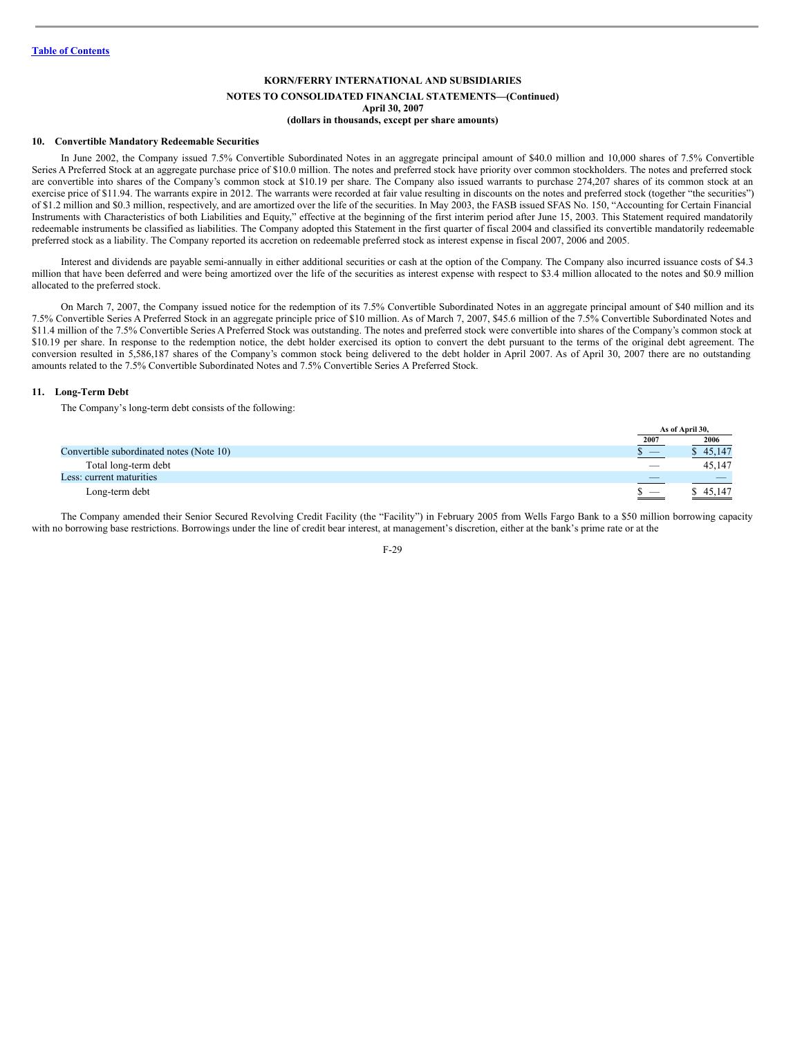**KORN/FERRY INTERNATIONAL AND SUBSIDIARIES**

**NOTES TO CONSOLIDATED FINANCIAL STATEMENTS—(Continued)**
**April 30, 2007**
**(dollars in thousands, except per share amounts)**

### 10. Convertible Mandatory Redeemable Securities

In June 2002, the Company issued 7.5% Convertible Subordinated Notes in an aggregate principal amount of $40.0 million and 10,000 shares of 7.5% Convertible Series A Preferred Stock at an aggregate purchase price of $10.0 million. The notes and preferred stock have priority over common stockholders. The notes and preferred stock are convertible into shares of the Company's common stock at $10.19 per share. The Company also issued warrants to purchase 274,207 shares of its common stock at an exercise price of $11.94. The warrants expire in 2012. The warrants were recorded at fair value resulting in discounts on the notes and preferred stock (together "the securities") of $1.2 million and $0.3 million, respectively, and are amortized over the life of the securities. In May 2003, the FASB issued SFAS No. 150, "Accounting for Certain Financial Instruments with Characteristics of both Liabilities and Equity," effective at the beginning of the first interim period after June 15, 2003. This Statement required mandatorily redeemable instruments be classified as liabilities. The Company adopted this Statement in the first quarter of fiscal 2004 and classified its convertible mandatorily redeemable preferred stock as a liability. The Company reported its accretion on redeemable preferred stock as interest expense in fiscal 2007, 2006 and 2005.

Interest and dividends are payable semi-annually in either additional securities or cash at the option of the Company. The Company also incurred issuance costs of $4.3 million that have been deferred and were being amortized over the life of the securities as interest expense with respect to $3.4 million allocated to the notes and $0.9 million allocated to the preferred stock.

On March 7, 2007, the Company issued notice for the redemption of its 7.5% Convertible Subordinated Notes in an aggregate principal amount of $40 million and its 7.5% Convertible Series A Preferred Stock in an aggregate principle price of $10 million. As of March 7, 2007, $45.6 million of the 7.5% Convertible Subordinated Notes and $11.4 million of the 7.5% Convertible Series A Preferred Stock was outstanding. The notes and preferred stock were convertible into shares of the Company's common stock at $10.19 per share. In response to the redemption notice, the debt holder exercised its option to convert the debt pursuant to the terms of the original debt agreement. The conversion resulted in 5,586,187 shares of the Company's common stock being delivered to the debt holder in April 2007. As of April 30, 2007 there are no outstanding amounts related to the 7.5% Convertible Subordinated Notes and 7.5% Convertible Series A Preferred Stock.

### 11. Long-Term Debt

The Company's long-term debt consists of the following:

| | As of April 30, | |
|---|---|---|
| | 2007 | 2006 |
| Convertible subordinated notes (Note 10) | $ — | $ 45,147 |
| Total long-term debt | — | 45,147 |
| Less: current maturities | — | — |
| Long-term debt | $ — | $ 45,147 |

The Company amended their Senior Secured Revolving Credit Facility (the "Facility") in February 2005 from Wells Fargo Bank to a $50 million borrowing capacity with no borrowing base restrictions. Borrowings under the line of credit bear interest, at management's discretion, either at the bank's prime rate or at the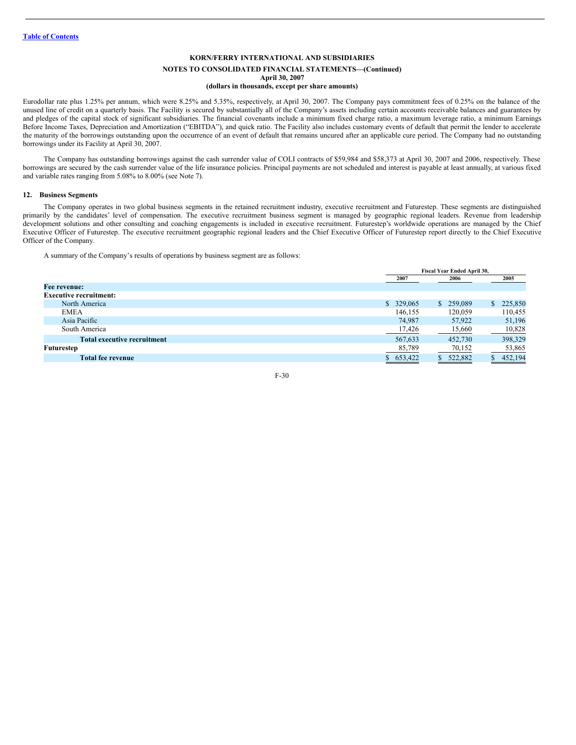Eurodollar rate plus 1.25% per annum, which were 8.25% and 5.35%, respectively, at April 30, 2007. The Company pays commitment fees of 0.25% on the balance of the unused line of credit on a quarterly basis. The Facility is secured by substantially all of the Company's assets including certain accounts receivable balances and guarantees by and pledges of the capital stock of significant subsidiaries. The financial covenants include a minimum fixed charge ratio, a maximum leverage ratio, a minimum Earnings Before Income Taxes, Depreciation and Amortization ("EBITDA"), and quick ratio. The Facility also includes customary events of default that permit the lender to accelerate the maturity of the borrowings outstanding upon the occurrence of an event of default that remains uncured after an applicable cure period. The Company had no outstanding borrowings under its Facility at April 30, 2007.

The Company has outstanding borrowings against the cash surrender value of COLI contracts of $59,984 and $58,373 at April 30, 2007 and 2006, respectively. These borrowings are secured by the cash surrender value of the life insurance policies. Principal payments are not scheduled and interest is payable at least annually, at various fixed and variable rates ranging from 5.08% to 8.00% (see Note 7).

## 12. Business Segments

The Company operates in two global business segments in the retained recruitment industry, executive recruitment and Futurestep. These segments are distinguished primarily by the candidates' level of compensation. The executive recruitment business segment is managed by geographic regional leaders. Revenue from leadership development solutions and other consulting and coaching engagements is included in executive recruitment. Futurestep's worldwide operations are managed by the Chief Executive Officer of Futurestep. The executive recruitment geographic regional leaders and the Chief Executive Officer of Futurestep report directly to the Chief Executive Officer of the Company.

A summary of the Company's results of operations by business segment are as follows:

| | Fiscal Year Ended April 30, | | |
|---|---|---|---|
| | 2007 | 2006 | 2005 |
| **Fee revenue:** | | | |
| **Executive recruitment:** | | | |
| North America | $ 329,065 | $ 259,089 | $ 225,850 |
| EMEA | 146,155 | 120,059 | 110,455 |
| Asia Pacific | 74,987 | 57,922 | 51,196 |
| South America | 17,426 | 15,660 | 10,828 |
| **Total executive recruitment** | 567,633 | 452,730 | 398,329 |
| **Futurestep** | 85,789 | 70,152 | 53,865 |
| **Total fee revenue** | $ 653,422 | $ 522,882 | $ 452,194 |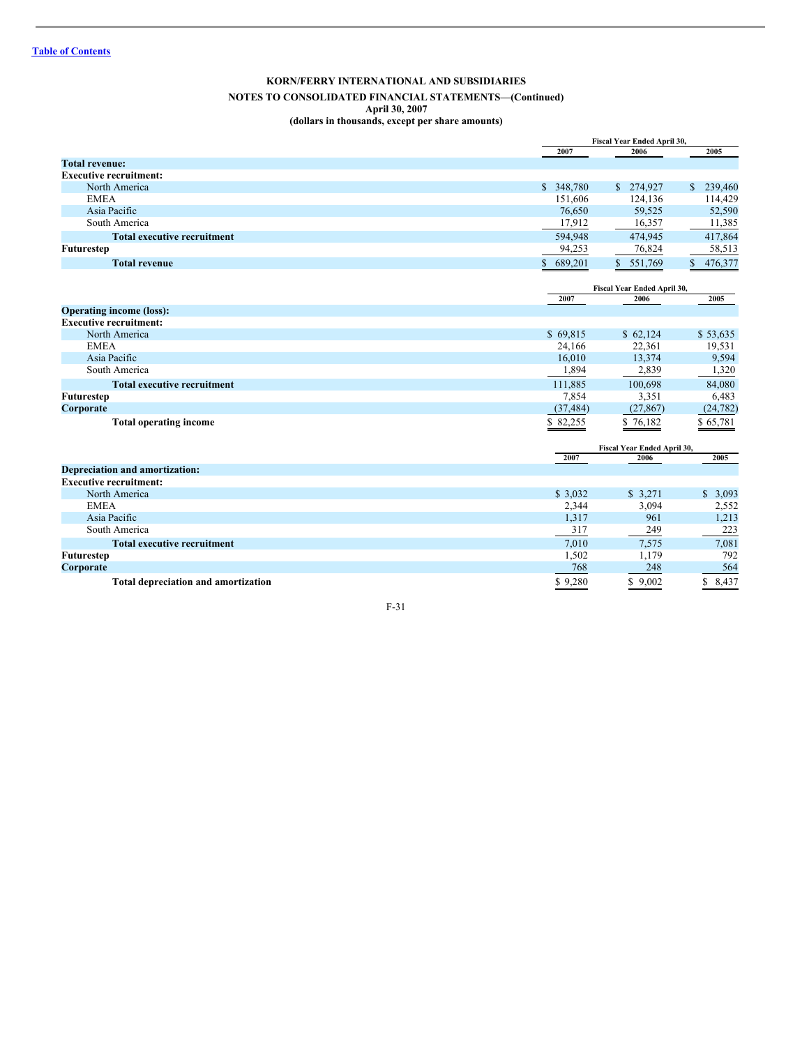**KORN/FERRY INTERNATIONAL AND SUBSIDIARIES**

**NOTES TO CONSOLIDATED FINANCIAL STATEMENTS—(Continued)**
**April 30, 2007**
**(dollars in thousands, except per share amounts)**

| | Fiscal Year Ended April 30, | | |
|---|---|---|---|
| | 2007 | 2006 | 2005 |
| **Total revenue:** | | | |
| **Executive recruitment:** | | | |
| North America | $ 348,780 | $ 274,927 | $ 239,460 |
| EMEA | 151,606 | 124,136 | 114,429 |
| Asia Pacific | 76,650 | 59,525 | 52,590 |
| South America | 17,912 | 16,357 | 11,385 |
| **Total executive recruitment** | 594,948 | 474,945 | 417,864 |
| **Futurestep** | 94,253 | 76,824 | 58,513 |
| **Total revenue** | $ 689,201 | $ 551,769 | $ 476,377 |

| | Fiscal Year Ended April 30, | | |
|---|---|---|---|
| | 2007 | 2006 | 2005 |
| **Operating income (loss):** | | | |
| **Executive recruitment:** | | | |
| North America | $ 69,815 | $ 62,124 | $ 53,635 |
| EMEA | 24,166 | 22,361 | 19,531 |
| Asia Pacific | 16,010 | 13,374 | 9,594 |
| South America | 1,894 | 2,839 | 1,320 |
| **Total executive recruitment** | 111,885 | 100,698 | 84,080 |
| **Futurestep** | 7,854 | 3,351 | 6,483 |
| **Corporate** | (37,484) | (27,867) | (24,782) |
| **Total operating income** | $ 82,255 | $ 76,182 | $ 65,781 |

| | Fiscal Year Ended April 30, | | |
|---|---|---|---|
| | 2007 | 2006 | 2005 |
| **Depreciation and amortization:** | | | |
| **Executive recruitment:** | | | |
| North America | $ 3,032 | $ 3,271 | $ 3,093 |
| EMEA | 2,344 | 3,094 | 2,552 |
| Asia Pacific | 1,317 | 961 | 1,213 |
| South America | 317 | 249 | 223 |
| **Total executive recruitment** | 7,010 | 7,575 | 7,081 |
| **Futurestep** | 1,502 | 1,179 | 792 |
| **Corporate** | 768 | 248 | 564 |
| **Total depreciation and amortization** | $ 9,280 | $ 9,002 | $ 8,437 |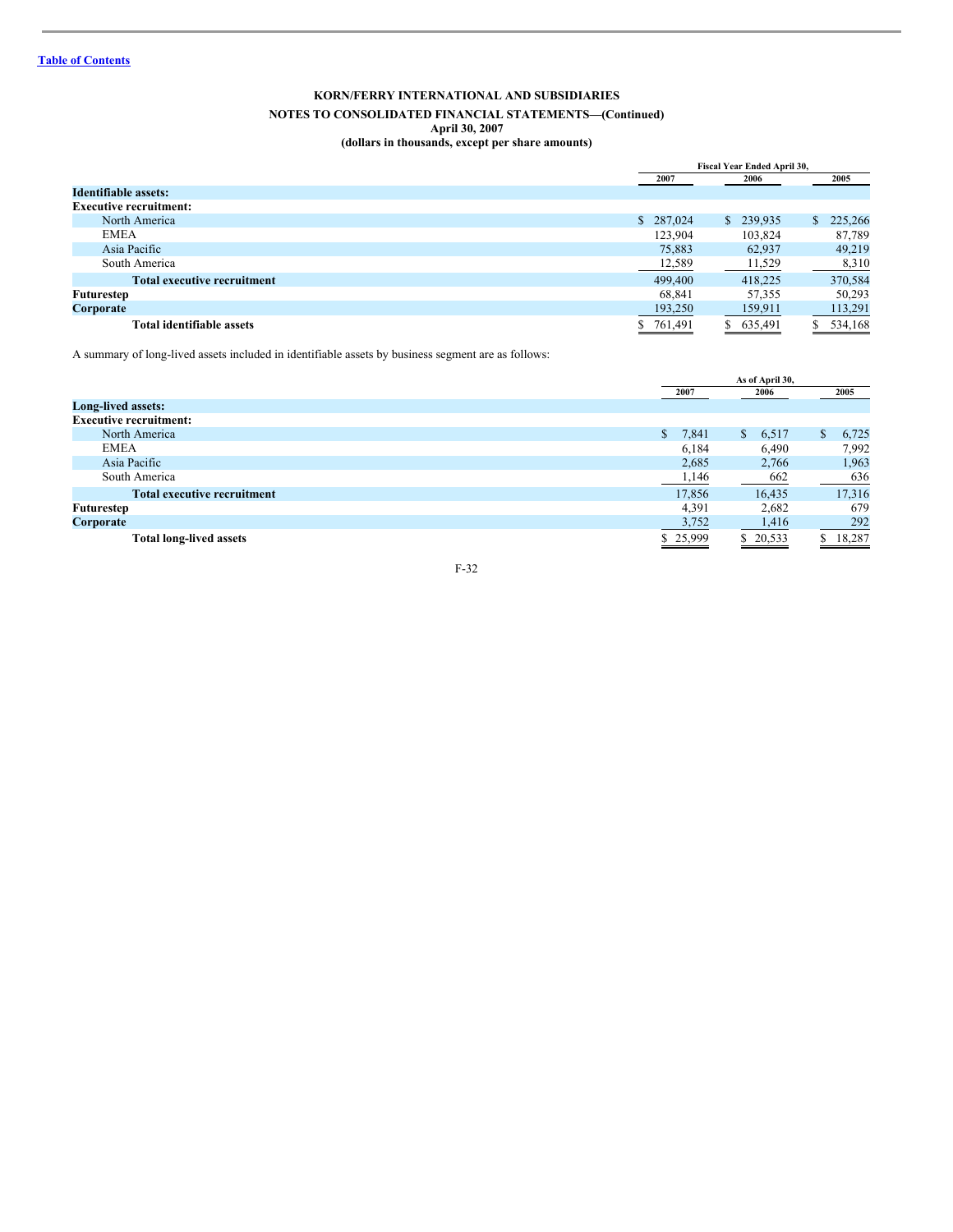KORN/FERRY INTERNATIONAL AND SUBSIDIARIES

NOTES TO CONSOLIDATED FINANCIAL STATEMENTS—(Continued)
April 30, 2007
(dollars in thousands, except per share amounts)

| | Fiscal Year Ended April 30, | | |
|---|---|---|---|
| | 2007 | 2006 | 2005 |
| **Identifiable assets:** | | | |
| **Executive recruitment:** | | | |
| North America | $ 287,024 | $ 239,935 | $ 225,266 |
| EMEA | 123,904 | 103,824 | 87,789 |
| Asia Pacific | 75,883 | 62,937 | 49,219 |
| South America | 12,589 | 11,529 | 8,310 |
| **Total executive recruitment** | 499,400 | 418,225 | 370,584 |
| **Futurestep** | 68,841 | 57,355 | 50,293 |
| **Corporate** | 193,250 | 159,911 | 113,291 |
| **Total identifiable assets** | $ 761,491 | $ 635,491 | $ 534,168 |

A summary of long-lived assets included in identifiable assets by business segment are as follows:

| | As of April 30, | | |
|---|---|---|---|
| | 2007 | 2006 | 2005 |
| **Long-lived assets:** | | | |
| **Executive recruitment:** | | | |
| North America | $ 7,841 | $ 6,517 | $ 6,725 |
| EMEA | 6,184 | 6,490 | 7,992 |
| Asia Pacific | 2,685 | 2,766 | 1,963 |
| South America | 1,146 | 662 | 636 |
| **Total executive recruitment** | 17,856 | 16,435 | 17,316 |
| **Futurestep** | 4,391 | 2,682 | 679 |
| **Corporate** | 3,752 | 1,416 | 292 |
| **Total long-lived assets** | $ 25,999 | $ 20,533 | $ 18,287 |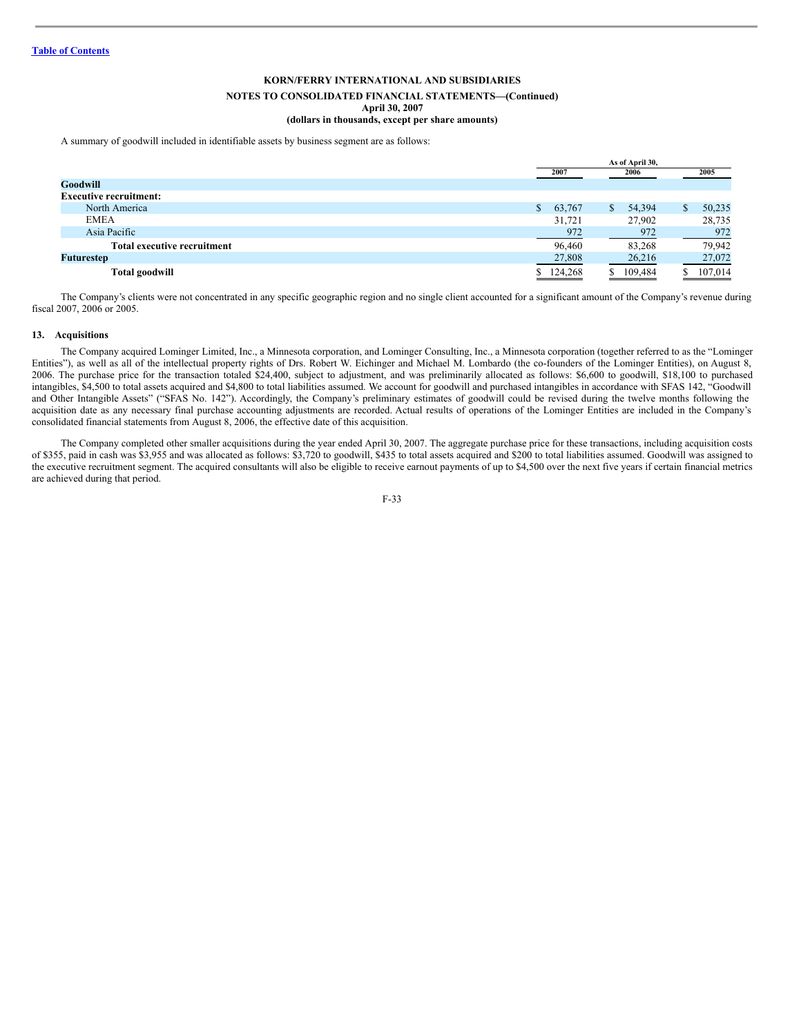A summary of goodwill included in identifiable assets by business segment are as follows:

| | As of April 30, | | |
|---|---|---|---|
| | 2007 | 2006 | 2005 |
| **Goodwill** | | | |
| **Executive recruitment:** | | | |
| North America | $ 63,767 | $ 54,394 | $ 50,235 |
| EMEA | 31,721 | 27,902 | 28,735 |
| Asia Pacific | 972 | 972 | 972 |
| **Total executive recruitment** | 96,460 | 83,268 | 79,942 |
| **Futurestep** | 27,808 | 26,216 | 27,072 |
| **Total goodwill** | $ 124,268 | $ 109,484 | $ 107,014 |

The Company's clients were not concentrated in any specific geographic region and no single client accounted for a significant amount of the Company's revenue during fiscal 2007, 2006 or 2005.

## 13. Acquisitions

The Company acquired Lominger Limited, Inc., a Minnesota corporation, and Lominger Consulting, Inc., a Minnesota corporation (together referred to as the "Lominger Entities"), as well as all of the intellectual property rights of Drs. Robert W. Eichinger and Michael M. Lombardo (the co-founders of the Lominger Entities), on August 8, 2006. The purchase price for the transaction totaled $24,400, subject to adjustment, and was preliminarily allocated as follows: $6,600 to goodwill, $18,100 to purchased intangibles, $4,500 to total assets acquired and $4,800 to total liabilities assumed. We account for goodwill and purchased intangibles in accordance with SFAS 142, "Goodwill and Other Intangible Assets" ("SFAS No. 142"). Accordingly, the Company's preliminary estimates of goodwill could be revised during the twelve months following the acquisition date as any necessary final purchase accounting adjustments are recorded. Actual results of operations of the Lominger Entities are included in the Company's consolidated financial statements from August 8, 2006, the effective date of this acquisition.

The Company completed other smaller acquisitions during the year ended April 30, 2007. The aggregate purchase price for these transactions, including acquisition costs of $355, paid in cash was $3,955 and was allocated as follows: $3,720 to goodwill, $435 to total assets acquired and $200 to total liabilities assumed. Goodwill was assigned to the executive recruitment segment. The acquired consultants will also be eligible to receive earnout payments of up to $4,500 over the next five years if certain financial metrics are achieved during that period.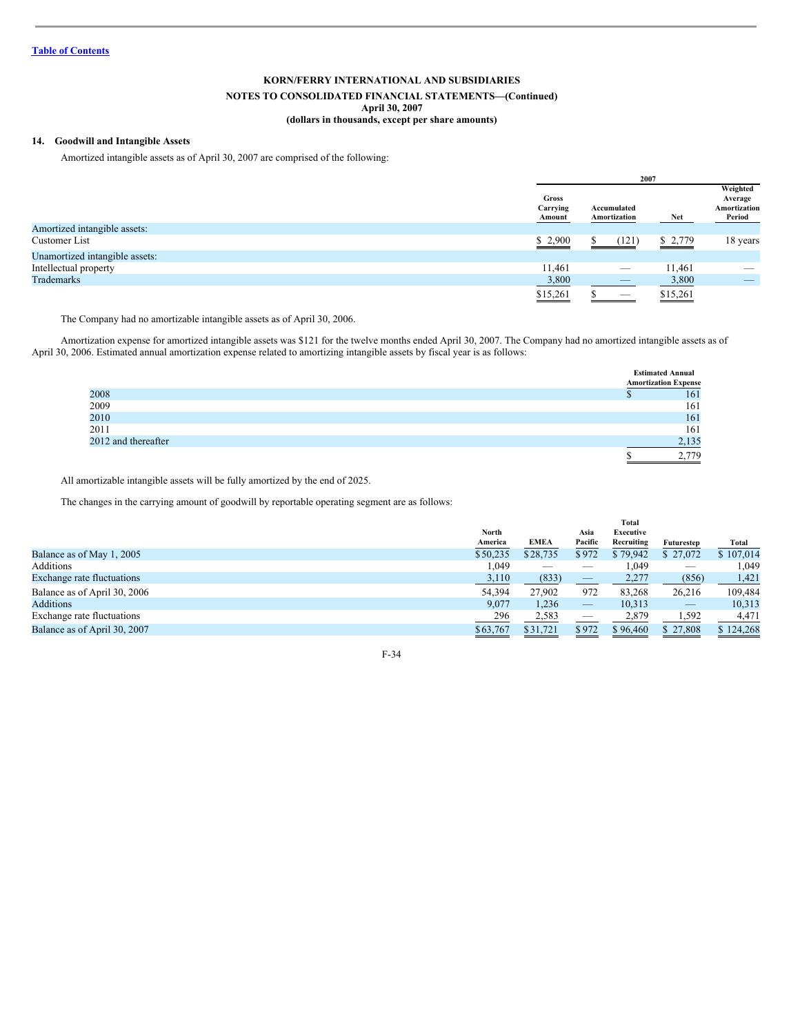Table of Contents

**KORN/FERRY INTERNATIONAL AND SUBSIDIARIES**

**NOTES TO CONSOLIDATED FINANCIAL STATEMENTS—(Continued)**
**April 30, 2007**
**(dollars in thousands, except per share amounts)**

### 14. Goodwill and Intangible Assets

Amortized intangible assets as of April 30, 2007 are comprised of the following:

| | 2007 | | | |
|---|---|---|---|---|
| | Gross Carrying Amount | Accumulated Amortization | Net | Weighted Average Amortization Period |
| Amortized intangible assets: | | | | |
| Customer List | $ 2,900 | $ (121) | $ 2,779 | 18 years |
| Unamortized intangible assets: | | | | |
| Intellectual property | 11,461 | — | 11,461 | — |
| Trademarks | 3,800 | — | 3,800 | — |
| | $15,261 | $ — | $15,261 | |

The Company had no amortizable intangible assets as of April 30, 2006.

Amortization expense for amortized intangible assets was $121 for the twelve months ended April 30, 2007. The Company had no amortized intangible assets as of April 30, 2006. Estimated annual amortization expense related to amortizing intangible assets by fiscal year is as follows:

| | Estimated Annual Amortization Expense |
|---|---|
| 2008 | $ 161 |
| 2009 | 161 |
| 2010 | 161 |
| 2011 | 161 |
| 2012 and thereafter | 2,135 |
| | $ 2,779 |

All amortizable intangible assets will be fully amortized by the end of 2025.

The changes in the carrying amount of goodwill by reportable operating segment are as follows:

| | North America | EMEA | Asia Pacific | Total Executive Recruiting | Futurestep | Total |
|---|---|---|---|---|---|---|
| Balance as of May 1, 2005 | $50,235 | $28,735 | $972 | $79,942 | $ 27,072 | $ 107,014 |
| Additions | 1,049 | — | — | 1,049 | — | 1,049 |
| Exchange rate fluctuations | 3,110 | (833) | — | 2,277 | (856) | 1,421 |
| Balance as of April 30, 2006 | 54,394 | 27,902 | 972 | 83,268 | 26,216 | 109,484 |
| Additions | 9,077 | 1,236 | — | 10,313 | — | 10,313 |
| Exchange rate fluctuations | 296 | 2,583 | — | 2,879 | 1,592 | 4,471 |
| Balance as of April 30, 2007 | $63,767 | $31,721 | $972 | $96,460 | $ 27,808 | $ 124,268 |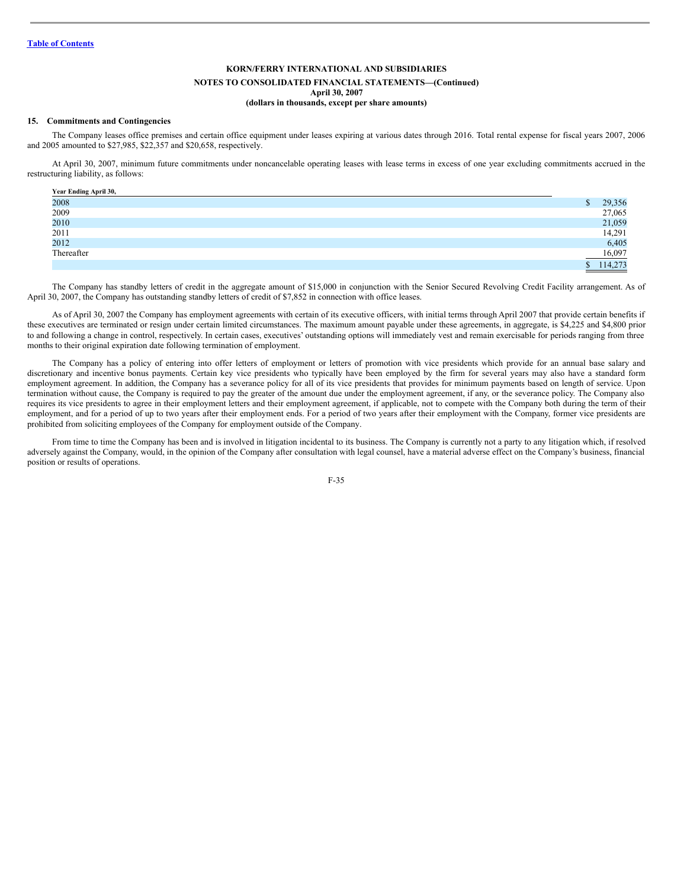KORN/FERRY INTERNATIONAL AND SUBSIDIARIES

NOTES TO CONSOLIDATED FINANCIAL STATEMENTS—(Continued)
April 30, 2007
(dollars in thousands, except per share amounts)

### 15. Commitments and Contingencies

The Company leases office premises and certain office equipment under leases expiring at various dates through 2016. Total rental expense for fiscal years 2007, 2006 and 2005 amounted to $27,985, $22,357 and $20,658, respectively.

At April 30, 2007, minimum future commitments under noncancelable operating leases with lease terms in excess of one year excluding commitments accrued in the restructuring liability, as follows:

| Year Ending April 30, | |
|---|---|
| 2008 | $ 29,356 |
| 2009 | 27,065 |
| 2010 | 21,059 |
| 2011 | 14,291 |
| 2012 | 6,405 |
| Thereafter | 16,097 |
| | $ 114,273 |

The Company has standby letters of credit in the aggregate amount of $15,000 in conjunction with the Senior Secured Revolving Credit Facility arrangement. As of April 30, 2007, the Company has outstanding standby letters of credit of $7,852 in connection with office leases.

As of April 30, 2007 the Company has employment agreements with certain of its executive officers, with initial terms through April 2007 that provide certain benefits if these executives are terminated or resign under certain limited circumstances. The maximum amount payable under these agreements, in aggregate, is $4,225 and $4,800 prior to and following a change in control, respectively. In certain cases, executives' outstanding options will immediately vest and remain exercisable for periods ranging from three months to their original expiration date following termination of employment.

The Company has a policy of entering into offer letters of employment or letters of promotion with vice presidents which provide for an annual base salary and discretionary and incentive bonus payments. Certain key vice presidents who typically have been employed by the firm for several years may also have a standard form employment agreement. In addition, the Company has a severance policy for all of its vice presidents that provides for minimum payments based on length of service. Upon termination without cause, the Company is required to pay the greater of the amount due under the employment agreement, if any, or the severance policy. The Company also requires its vice presidents to agree in their employment letters and their employment agreement, if applicable, not to compete with the Company both during the term of their employment, and for a period of up to two years after their employment ends. For a period of two years after their employment with the Company, former vice presidents are prohibited from soliciting employees of the Company for employment outside of the Company.

From time to time the Company has been and is involved in litigation incidental to its business. The Company is currently not a party to any litigation which, if resolved adversely against the Company, would, in the opinion of the Company after consultation with legal counsel, have a material adverse effect on the Company's business, financial position or results of operations.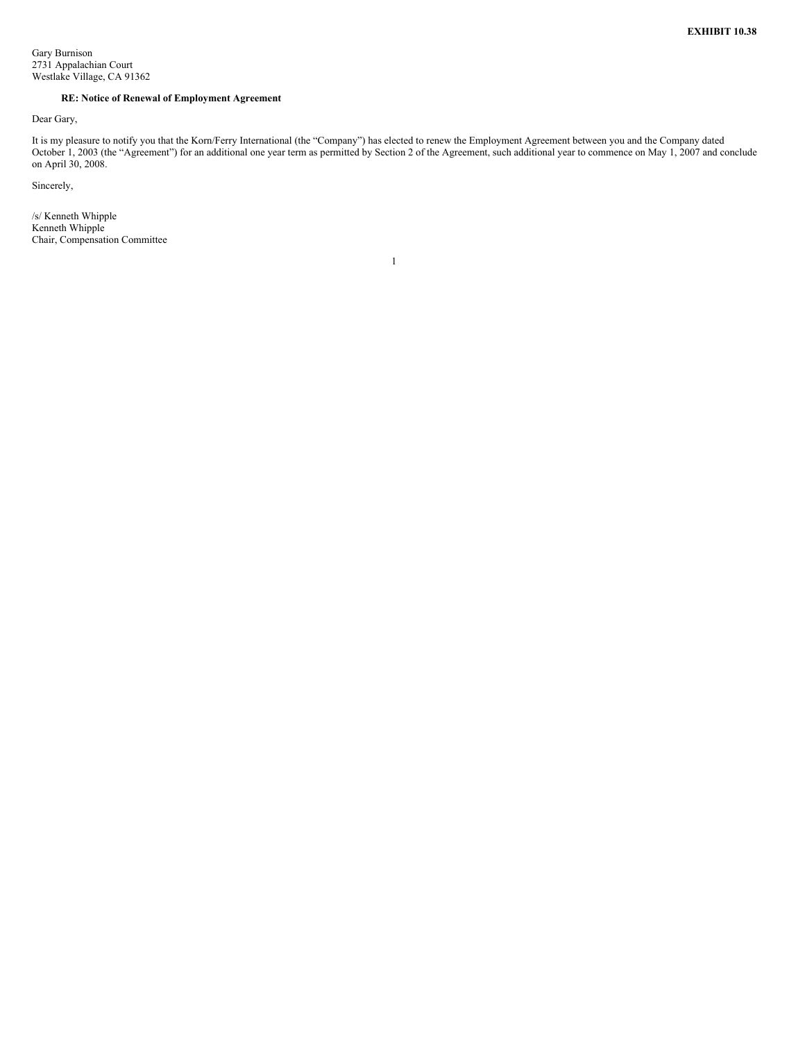**EXHIBIT 10.38**

Gary Burnison
2731 Appalachian Court
Westlake Village, CA 91362

**RE: Notice of Renewal of Employment Agreement**

Dear Gary,

It is my pleasure to notify you that the Korn/Ferry International (the "Company") has elected to renew the Employment Agreement between you and the Company dated October 1, 2003 (the "Agreement") for an additional one year term as permitted by Section 2 of the Agreement, such additional year to commence on May 1, 2007 and conclude on April 30, 2008.

Sincerely,

/s/ Kenneth Whipple
Kenneth Whipple
Chair, Compensation Committee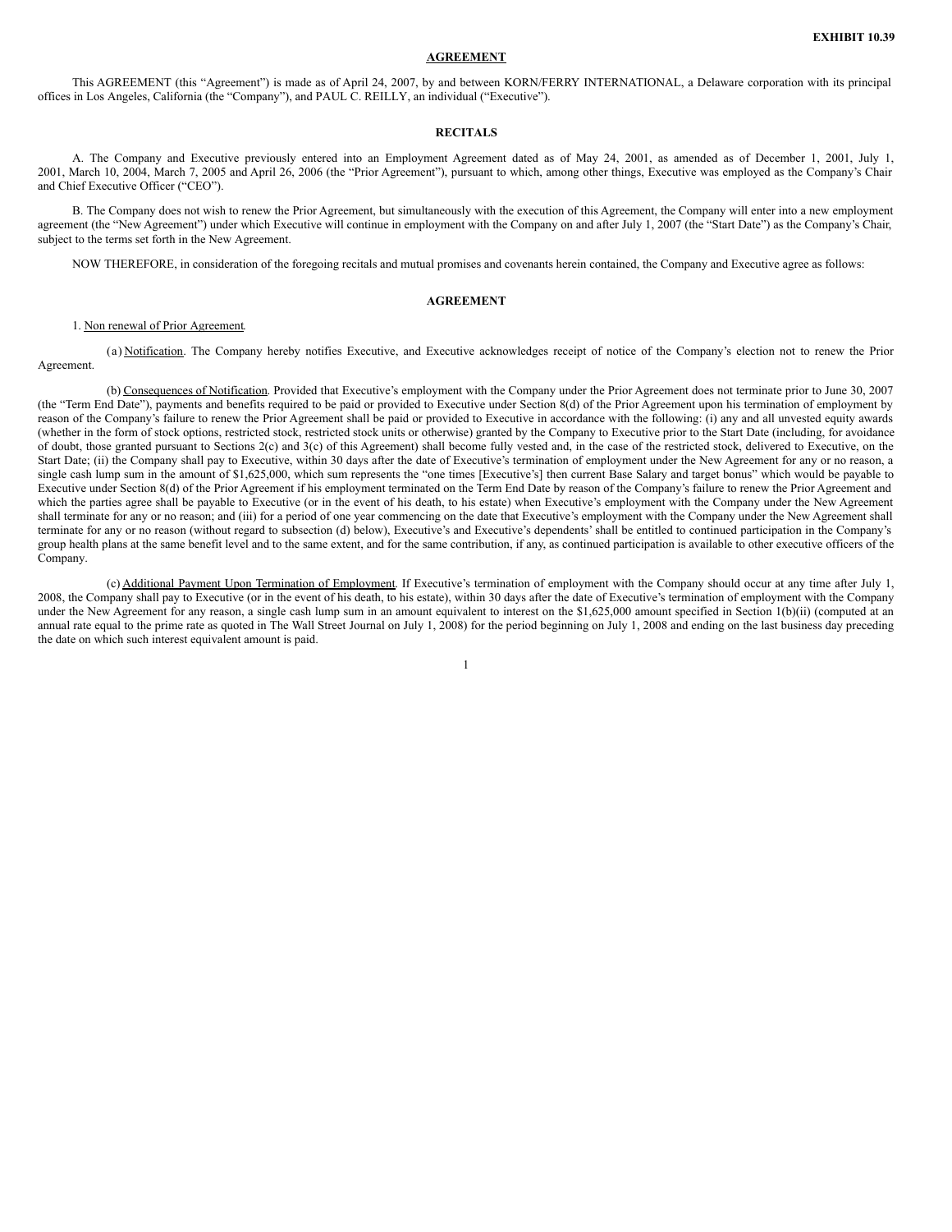**EXHIBIT 10.39**

## AGREEMENT

This AGREEMENT (this "Agreement") is made as of April 24, 2007, by and between KORN/FERRY INTERNATIONAL, a Delaware corporation with its principal offices in Los Angeles, California (the "Company"), and PAUL C. REILLY, an individual ("Executive").

### RECITALS

A. The Company and Executive previously entered into an Employment Agreement dated as of May 24, 2001, as amended as of December 1, 2001, July 1, 2001, March 10, 2004, March 7, 2005 and April 26, 2006 (the "Prior Agreement"), pursuant to which, among other things, Executive was employed as the Company's Chair and Chief Executive Officer ("CEO").

B. The Company does not wish to renew the Prior Agreement, but simultaneously with the execution of this Agreement, the Company will enter into a new employment agreement (the "New Agreement") under which Executive will continue in employment with the Company on and after July 1, 2007 (the "Start Date") as the Company's Chair, subject to the terms set forth in the New Agreement.

NOW THEREFORE, in consideration of the foregoing recitals and mutual promises and covenants herein contained, the Company and Executive agree as follows:

### AGREEMENT

1. Non renewal of Prior Agreement.

(a) Notification. The Company hereby notifies Executive, and Executive acknowledges receipt of notice of the Company's election not to renew the Prior Agreement.

(b) Consequences of Notification. Provided that Executive's employment with the Company under the Prior Agreement does not terminate prior to June 30, 2007 (the "Term End Date"), payments and benefits required to be paid or provided to Executive under Section 8(d) of the Prior Agreement upon his termination of employment by reason of the Company's failure to renew the Prior Agreement shall be paid or provided to Executive in accordance with the following: (i) any and all unvested equity awards (whether in the form of stock options, restricted stock, restricted stock units or otherwise) granted by the Company to Executive prior to the Start Date (including, for avoidance of doubt, those granted pursuant to Sections 2(c) and 3(c) of this Agreement) shall become fully vested and, in the case of the restricted stock, delivered to Executive, on the Start Date; (ii) the Company shall pay to Executive, within 30 days after the date of Executive's termination of employment under the New Agreement for any or no reason, a single cash lump sum in the amount of $1,625,000, which sum represents the "one times [Executive's] then current Base Salary and target bonus" which would be payable to Executive under Section 8(d) of the Prior Agreement if his employment terminated on the Term End Date by reason of the Company's failure to renew the Prior Agreement and which the parties agree shall be payable to Executive (or in the event of his death, to his estate) when Executive's employment with the Company under the New Agreement shall terminate for any or no reason; and (iii) for a period of one year commencing on the date that Executive's employment with the Company under the New Agreement shall terminate for any or no reason (without regard to subsection (d) below), Executive's and Executive's dependents' shall be entitled to continued participation in the Company's group health plans at the same benefit level and to the same extent, and for the same contribution, if any, as continued participation is available to other executive officers of the Company.

(c) Additional Payment Upon Termination of Employment. If Executive's termination of employment with the Company should occur at any time after July 1, 2008, the Company shall pay to Executive (or in the event of his death, to his estate), within 30 days after the date of Executive's termination of employment with the Company under the New Agreement for any reason, a single cash lump sum in an amount equivalent to interest on the $1,625,000 amount specified in Section 1(b)(ii) (computed at an annual rate equal to the prime rate as quoted in The Wall Street Journal on July 1, 2008) for the period beginning on July 1, 2008 and ending on the last business day preceding the date on which such interest equivalent amount is paid.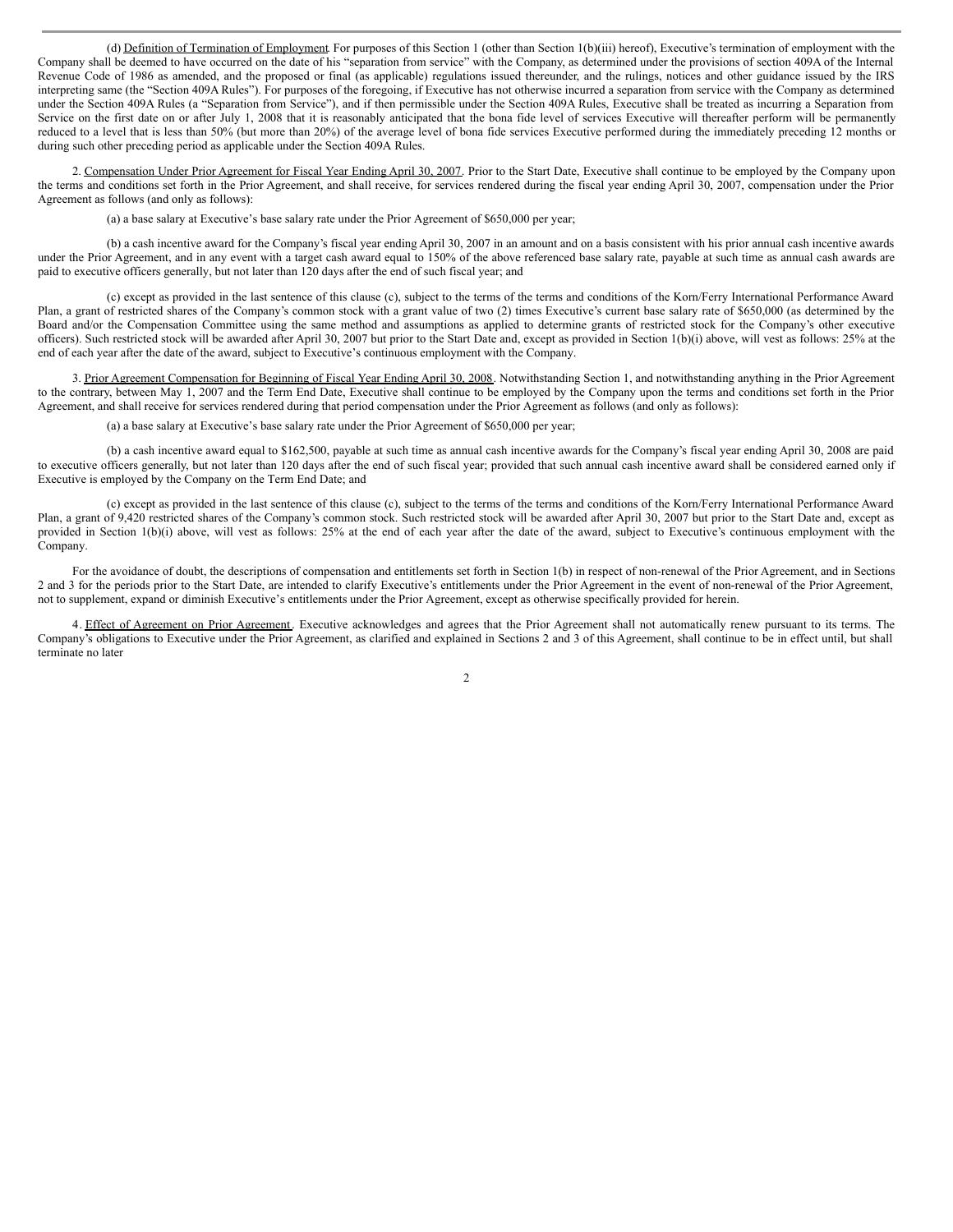(d) Definition of Termination of Employment. For purposes of this Section 1 (other than Section 1(b)(iii) hereof), Executive's termination of employment with the Company shall be deemed to have occurred on the date of his "separation from service" with the Company, as determined under the provisions of section 409A of the Internal Revenue Code of 1986 as amended, and the proposed or final (as applicable) regulations issued thereunder, and the rulings, notices and other guidance issued by the IRS interpreting same (the "Section 409A Rules"). For purposes of the foregoing, if Executive has not otherwise incurred a separation from service with the Company as determined under the Section 409A Rules (a "Separation from Service"), and if then permissible under the Section 409A Rules, Executive shall be treated as incurring a Separation from Service on the first date on or after July 1, 2008 that it is reasonably anticipated that the bona fide level of services Executive will thereafter perform will be permanently reduced to a level that is less than 50% (but more than 20%) of the average level of bona fide services Executive performed during the immediately preceding 12 months or during such other preceding period as applicable under the Section 409A Rules.

2. Compensation Under Prior Agreement for Fiscal Year Ending April 30, 2007. Prior to the Start Date, Executive shall continue to be employed by the Company upon the terms and conditions set forth in the Prior Agreement, and shall receive, for services rendered during the fiscal year ending April 30, 2007, compensation under the Prior Agreement as follows (and only as follows):

(a) a base salary at Executive's base salary rate under the Prior Agreement of $650,000 per year;

(b) a cash incentive award for the Company's fiscal year ending April 30, 2007 in an amount and on a basis consistent with his prior annual cash incentive awards under the Prior Agreement, and in any event with a target cash award equal to 150% of the above referenced base salary rate, payable at such time as annual cash awards are paid to executive officers generally, but not later than 120 days after the end of such fiscal year; and

(c) except as provided in the last sentence of this clause (c), subject to the terms of the terms and conditions of the Korn/Ferry International Performance Award Plan, a grant of restricted shares of the Company's common stock with a grant value of two (2) times Executive's current base salary rate of $650,000 (as determined by the Board and/or the Compensation Committee using the same method and assumptions as applied to determine grants of restricted stock for the Company's other executive officers). Such restricted stock will be awarded after April 30, 2007 but prior to the Start Date and, except as provided in Section 1(b)(i) above, will vest as follows: 25% at the end of each year after the date of the award, subject to Executive's continuous employment with the Company.

3. Prior Agreement Compensation for Beginning of Fiscal Year Ending April 30, 2008. Notwithstanding Section 1, and notwithstanding anything in the Prior Agreement to the contrary, between May 1, 2007 and the Term End Date, Executive shall continue to be employed by the Company upon the terms and conditions set forth in the Prior Agreement, and shall receive for services rendered during that period compensation under the Prior Agreement as follows (and only as follows):

(a) a base salary at Executive's base salary rate under the Prior Agreement of $650,000 per year;

(b) a cash incentive award equal to $162,500, payable at such time as annual cash incentive awards for the Company's fiscal year ending April 30, 2008 are paid to executive officers generally, but not later than 120 days after the end of such fiscal year; provided that such annual cash incentive award shall be considered earned only if Executive is employed by the Company on the Term End Date; and

(c) except as provided in the last sentence of this clause (c), subject to the terms of the terms and conditions of the Korn/Ferry International Performance Award Plan, a grant of 9,420 restricted shares of the Company's common stock. Such restricted stock will be awarded after April 30, 2007 but prior to the Start Date and, except as provided in Section 1(b)(i) above, will vest as follows: 25% at the end of each year after the date of the award, subject to Executive's continuous employment with the Company.

For the avoidance of doubt, the descriptions of compensation and entitlements set forth in Section 1(b) in respect of non-renewal of the Prior Agreement, and in Sections 2 and 3 for the periods prior to the Start Date, are intended to clarify Executive's entitlements under the Prior Agreement in the event of non-renewal of the Prior Agreement, not to supplement, expand or diminish Executive's entitlements under the Prior Agreement, except as otherwise specifically provided for herein.

4. Effect of Agreement on Prior Agreement. Executive acknowledges and agrees that the Prior Agreement shall not automatically renew pursuant to its terms. The Company's obligations to Executive under the Prior Agreement, as clarified and explained in Sections 2 and 3 of this Agreement, shall continue to be in effect until, but shall terminate no later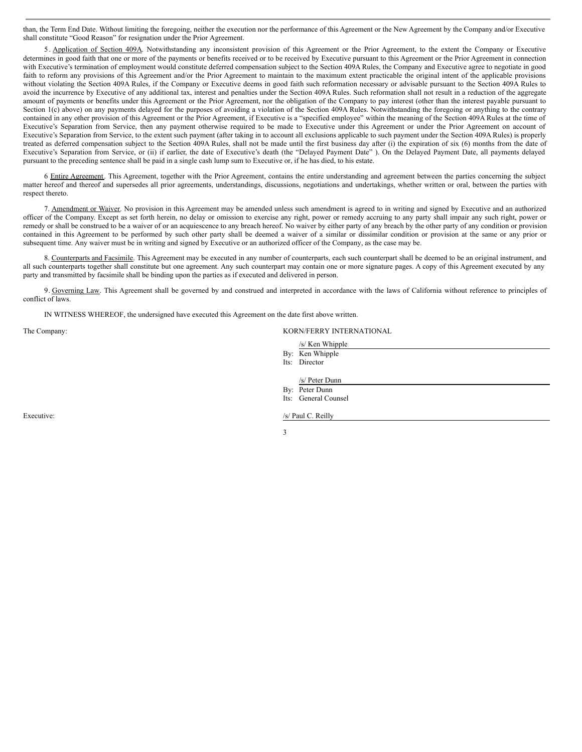than, the Term End Date. Without limiting the foregoing, neither the execution nor the performance of this Agreement or the New Agreement by the Company and/or Executive shall constitute "Good Reason" for resignation under the Prior Agreement.

5. Application of Section 409A. Notwithstanding any inconsistent provision of this Agreement or the Prior Agreement, to the extent the Company or Executive determines in good faith that one or more of the payments or benefits received or to be received by Executive pursuant to this Agreement or the Prior Agreement in connection with Executive's termination of employment would constitute deferred compensation subject to the Section 409A Rules, the Company and Executive agree to negotiate in good faith to reform any provisions of this Agreement and/or the Prior Agreement to maintain to the maximum extent practicable the original intent of the applicable provisions without violating the Section 409A Rules, if the Company or Executive deems in good faith such reformation necessary or advisable pursuant to the Section 409A Rules to avoid the incurrence by Executive of any additional tax, interest and penalties under the Section 409A Rules. Such reformation shall not result in a reduction of the aggregate amount of payments or benefits under this Agreement or the Prior Agreement, nor the obligation of the Company to pay interest (other than the interest payable pursuant to Section 1(c) above) on any payments delayed for the purposes of avoiding a violation of the Section 409A Rules. Notwithstanding the foregoing or anything to the contrary contained in any other provision of this Agreement or the Prior Agreement, if Executive is a "specified employee" within the meaning of the Section 409A Rules at the time of Executive's Separation from Service, then any payment otherwise required to be made to Executive under this Agreement or under the Prior Agreement on account of Executive's Separation from Service, to the extent such payment (after taking in to account all exclusions applicable to such payment under the Section 409A Rules) is properly treated as deferred compensation subject to the Section 409A Rules, shall not be made until the first business day after (i) the expiration of six (6) months from the date of Executive's Separation from Service, or (ii) if earlier, the date of Executive's death (the "Delayed Payment Date" ). On the Delayed Payment Date, all payments delayed pursuant to the preceding sentence shall be paid in a single cash lump sum to Executive or, if he has died, to his estate.

6 Entire Agreement. This Agreement, together with the Prior Agreement, contains the entire understanding and agreement between the parties concerning the subject matter hereof and thereof and supersedes all prior agreements, understandings, discussions, negotiations and undertakings, whether written or oral, between the parties with respect thereto.

7. Amendment or Waiver. No provision in this Agreement may be amended unless such amendment is agreed to in writing and signed by Executive and an authorized officer of the Company. Except as set forth herein, no delay or omission to exercise any right, power or remedy accruing to any party shall impair any such right, power or remedy or shall be construed to be a waiver of or an acquiescence to any breach hereof. No waiver by either party of any breach by the other party of any condition or provision contained in this Agreement to be performed by such other party shall be deemed a waiver of a similar or dissimilar condition or provision at the same or any prior or subsequent time. Any waiver must be in writing and signed by Executive or an authorized officer of the Company, as the case may be.

8. Counterparts and Facsimile. This Agreement may be executed in any number of counterparts, each such counterpart shall be deemed to be an original instrument, and all such counterparts together shall constitute but one agreement. Any such counterpart may contain one or more signature pages. A copy of this Agreement executed by any party and transmitted by facsimile shall be binding upon the parties as if executed and delivered in person.

9. Governing Law. This Agreement shall be governed by and construed and interpreted in accordance with the laws of California without reference to principles of conflict of laws.

IN WITNESS WHEREOF, the undersigned have executed this Agreement on the date first above written.

The Company: KORN/FERRY INTERNATIONAL

/s/ Ken Whipple
By: Ken Whipple
Its: Director

/s/ Peter Dunn
By: Peter Dunn
Its: General Counsel

Executive: /s/ Paul C. Reilly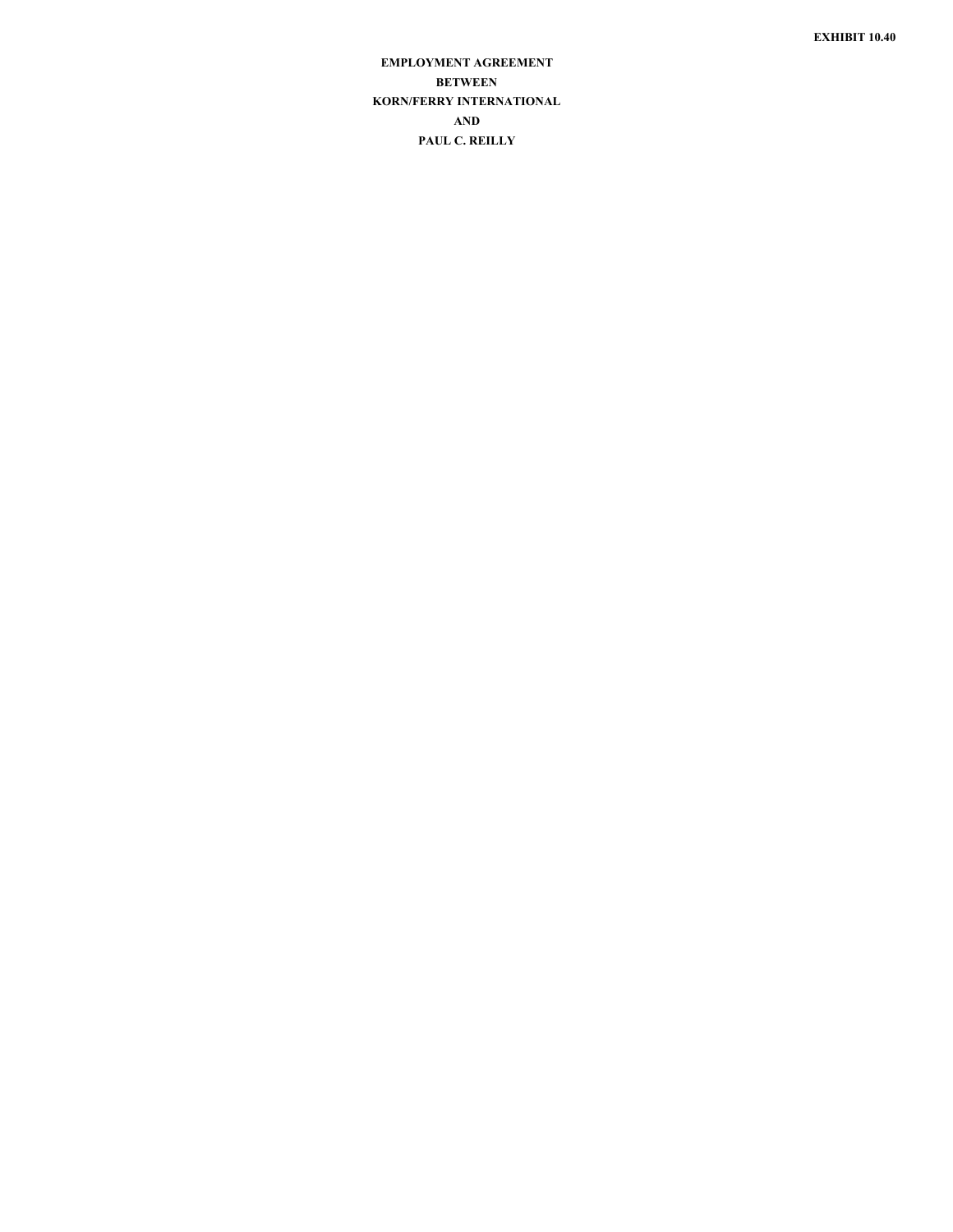**EXHIBIT 10.40**

**EMPLOYMENT AGREEMENT**

**BETWEEN**

**KORN/FERRY INTERNATIONAL**

**AND**

**PAUL C. REILLY**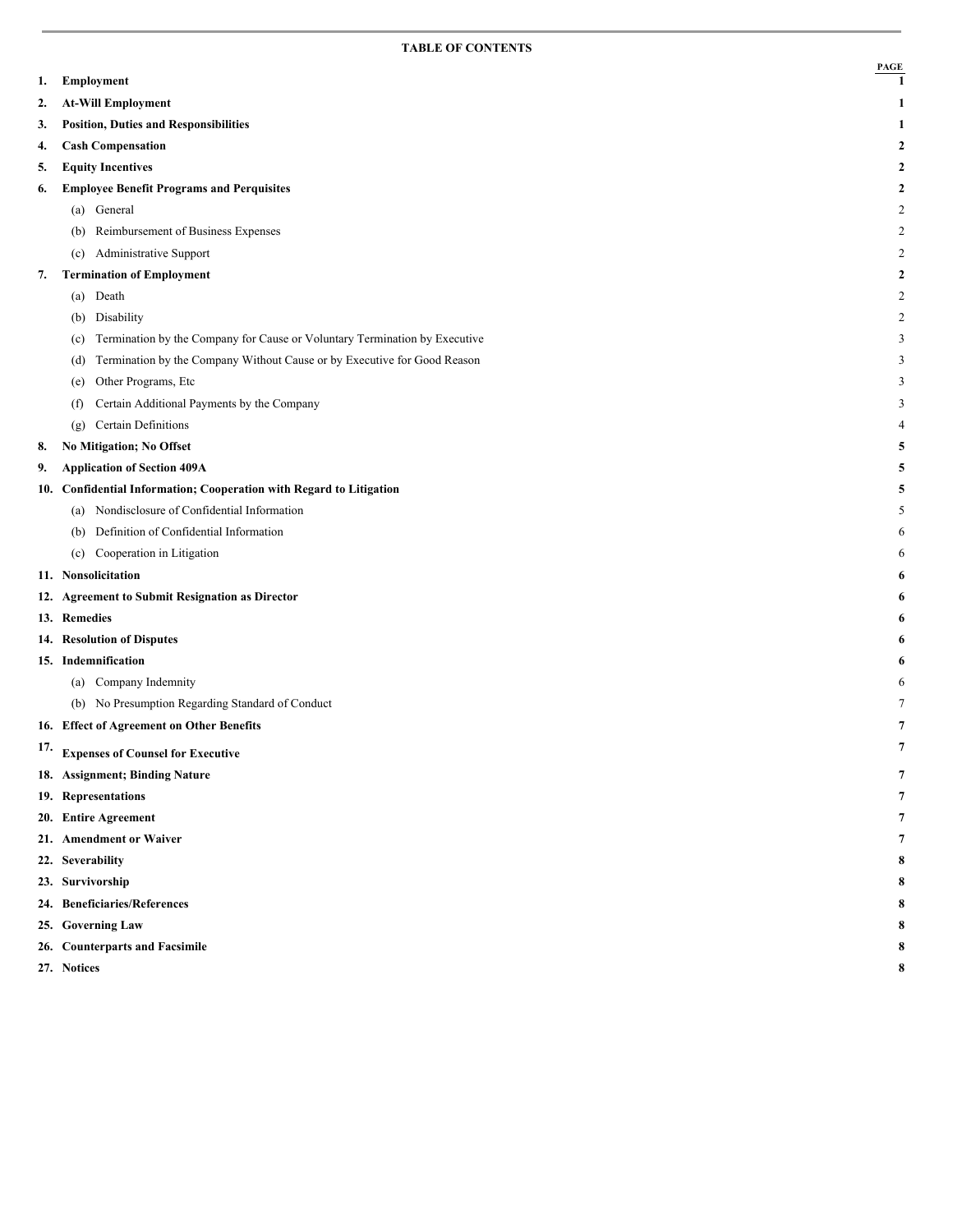## TABLE OF CONTENTS

| | | PAGE |
|---|---|---|
| **1.** | **Employment** | **1** |
| **2.** | **At-Will Employment** | **1** |
| **3.** | **Position, Duties and Responsibilities** | **1** |
| **4.** | **Cash Compensation** | **2** |
| **5.** | **Equity Incentives** | **2** |
| **6.** | **Employee Benefit Programs and Perquisites** | **2** |
| | (a) General | 2 |
| | (b) Reimbursement of Business Expenses | 2 |
| | (c) Administrative Support | 2 |
| **7.** | **Termination of Employment** | **2** |
| | (a) Death | 2 |
| | (b) Disability | 2 |
| | (c) Termination by the Company for Cause or Voluntary Termination by Executive | 3 |
| | (d) Termination by the Company Without Cause or by Executive for Good Reason | 3 |
| | (e) Other Programs, Etc | 3 |
| | (f) Certain Additional Payments by the Company | 3 |
| | (g) Certain Definitions | 4 |
| **8.** | **No Mitigation; No Offset** | **5** |
| **9.** | **Application of Section 409A** | **5** |
| **10.** | **Confidential Information; Cooperation with Regard to Litigation** | **5** |
| | (a) Nondisclosure of Confidential Information | 5 |
| | (b) Definition of Confidential Information | 6 |
| | (c) Cooperation in Litigation | 6 |
| **11.** | **Nonsolicitation** | **6** |
| **12.** | **Agreement to Submit Resignation as Director** | **6** |
| **13.** | **Remedies** | **6** |
| **14.** | **Resolution of Disputes** | **6** |
| **15.** | **Indemnification** | **6** |
| | (a) Company Indemnity | 6 |
| | (b) No Presumption Regarding Standard of Conduct | 7 |
| **16.** | **Effect of Agreement on Other Benefits** | **7** |
| **17.** | **Expenses of Counsel for Executive** | **7** |
| **18.** | **Assignment; Binding Nature** | **7** |
| **19.** | **Representations** | **7** |
| **20.** | **Entire Agreement** | **7** |
| **21.** | **Amendment or Waiver** | **7** |
| **22.** | **Severability** | **8** |
| **23.** | **Survivorship** | **8** |
| **24.** | **Beneficiaries/References** | **8** |
| **25.** | **Governing Law** | **8** |
| **26.** | **Counterparts and Facsimile** | **8** |
| **27.** | **Notices** | **8** |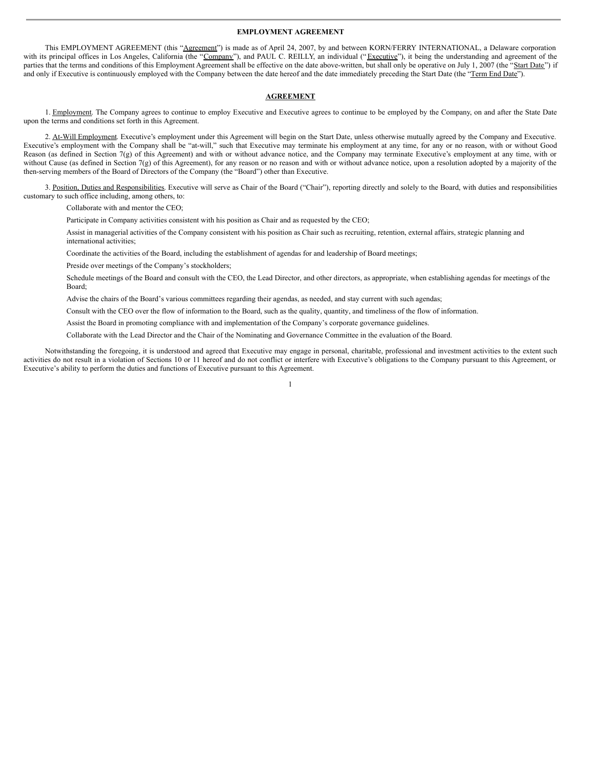**EMPLOYMENT AGREEMENT**

This EMPLOYMENT AGREEMENT (this "Agreement") is made as of April 24, 2007, by and between KORN/FERRY INTERNATIONAL, a Delaware corporation with its principal offices in Los Angeles, California (the "Company"), and PAUL C. REILLY, an individual ("Executive"), it being the understanding and agreement of the parties that the terms and conditions of this Employment Agreement shall be effective on the date above-written, but shall only be operative on July 1, 2007 (the "Start Date") if and only if Executive is continuously employed with the Company between the date hereof and the date immediately preceding the Start Date (the "Term End Date").

**AGREEMENT**

1. Employment. The Company agrees to continue to employ Executive and Executive agrees to continue to be employed by the Company, on and after the State Date upon the terms and conditions set forth in this Agreement.

2. At-Will Employment. Executive's employment under this Agreement will begin on the Start Date, unless otherwise mutually agreed by the Company and Executive. Executive's employment with the Company shall be "at-will," such that Executive may terminate his employment at any time, for any or no reason, with or without Good Reason (as defined in Section 7(g) of this Agreement) and with or without advance notice, and the Company may terminate Executive's employment at any time, with or without Cause (as defined in Section 7(g) of this Agreement), for any reason or no reason and with or without advance notice, upon a resolution adopted by a majority of the then-serving members of the Board of Directors of the Company (the "Board") other than Executive.

3. Position, Duties and Responsibilities. Executive will serve as Chair of the Board ("Chair"), reporting directly and solely to the Board, with duties and responsibilities customary to such office including, among others, to:

Collaborate with and mentor the CEO;

Participate in Company activities consistent with his position as Chair and as requested by the CEO;

Assist in managerial activities of the Company consistent with his position as Chair such as recruiting, retention, external affairs, strategic planning and international activities;

Coordinate the activities of the Board, including the establishment of agendas for and leadership of Board meetings;

Preside over meetings of the Company's stockholders;

Schedule meetings of the Board and consult with the CEO, the Lead Director, and other directors, as appropriate, when establishing agendas for meetings of the Board;

Advise the chairs of the Board's various committees regarding their agendas, as needed, and stay current with such agendas;

Consult with the CEO over the flow of information to the Board, such as the quality, quantity, and timeliness of the flow of information.

Assist the Board in promoting compliance with and implementation of the Company's corporate governance guidelines.

Collaborate with the Lead Director and the Chair of the Nominating and Governance Committee in the evaluation of the Board.

Notwithstanding the foregoing, it is understood and agreed that Executive may engage in personal, charitable, professional and investment activities to the extent such activities do not result in a violation of Sections 10 or 11 hereof and do not conflict or interfere with Executive's obligations to the Company pursuant to this Agreement, or Executive's ability to perform the duties and functions of Executive pursuant to this Agreement.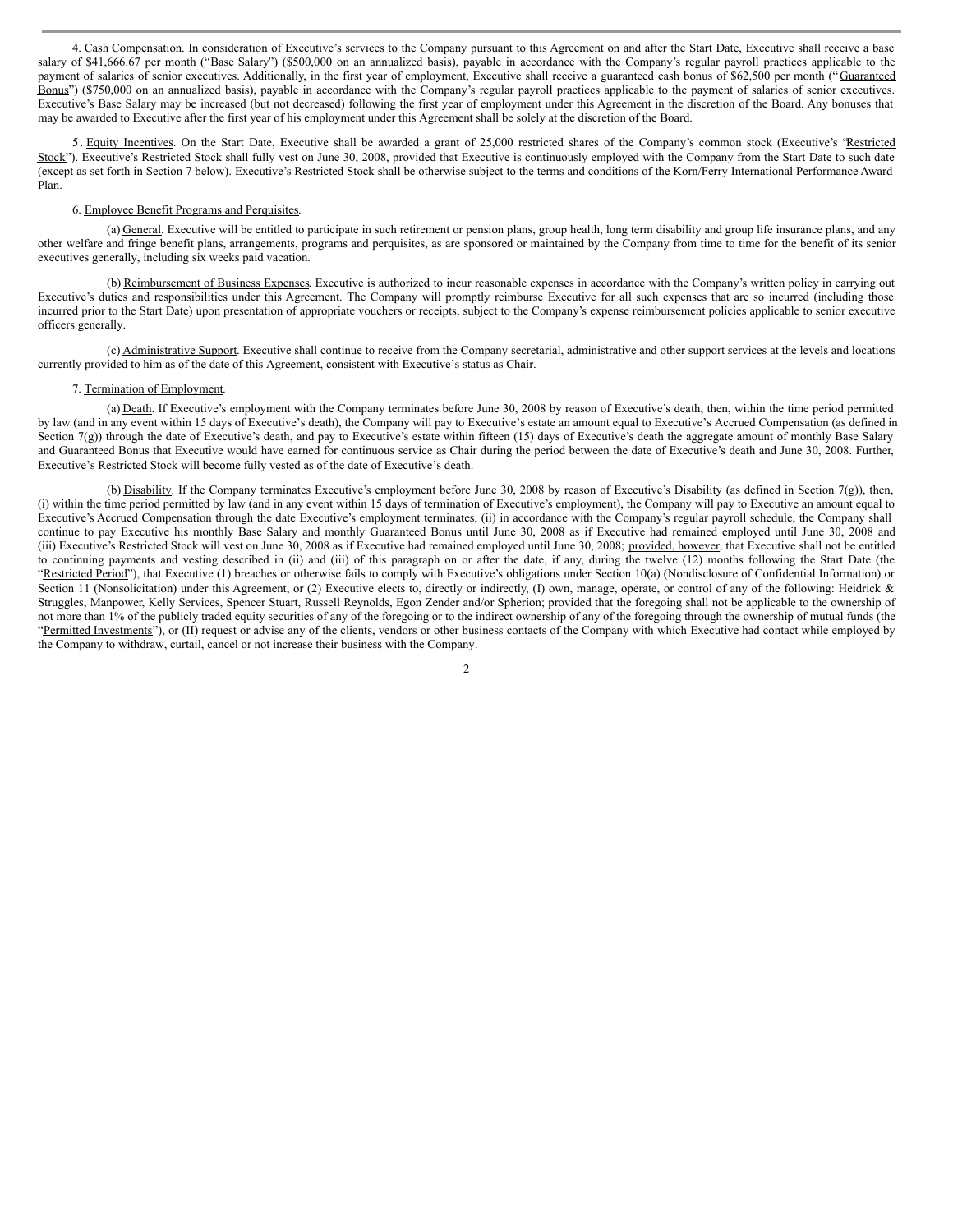4. Cash Compensation. In consideration of Executive's services to the Company pursuant to this Agreement on and after the Start Date, Executive shall receive a base salary of $41,666.67 per month ("Base Salary") ($500,000 on an annualized basis), payable in accordance with the Company's regular payroll practices applicable to the payment of salaries of senior executives. Additionally, in the first year of employment, Executive shall receive a guaranteed cash bonus of $62,500 per month ("Guaranteed Bonus") ($750,000 on an annualized basis), payable in accordance with the Company's regular payroll practices applicable to the payment of salaries of senior executives. Executive's Base Salary may be increased (but not decreased) following the first year of employment under this Agreement in the discretion of the Board. Any bonuses that may be awarded to Executive after the first year of his employment under this Agreement shall be solely at the discretion of the Board.

5. Equity Incentives. On the Start Date, Executive shall be awarded a grant of 25,000 restricted shares of the Company's common stock (Executive's "Restricted Stock"). Executive's Restricted Stock shall fully vest on June 30, 2008, provided that Executive is continuously employed with the Company from the Start Date to such date (except as set forth in Section 7 below). Executive's Restricted Stock shall be otherwise subject to the terms and conditions of the Korn/Ferry International Performance Award Plan.

6. Employee Benefit Programs and Perquisites.

(a) General. Executive will be entitled to participate in such retirement or pension plans, group health, long term disability and group life insurance plans, and any other welfare and fringe benefit plans, arrangements, programs and perquisites, as are sponsored or maintained by the Company from time to time for the benefit of its senior executives generally, including six weeks paid vacation.

(b) Reimbursement of Business Expenses. Executive is authorized to incur reasonable expenses in accordance with the Company's written policy in carrying out Executive's duties and responsibilities under this Agreement. The Company will promptly reimburse Executive for all such expenses that are so incurred (including those incurred prior to the Start Date) upon presentation of appropriate vouchers or receipts, subject to the Company's expense reimbursement policies applicable to senior executive officers generally.

(c) Administrative Support. Executive shall continue to receive from the Company secretarial, administrative and other support services at the levels and locations currently provided to him as of the date of this Agreement, consistent with Executive's status as Chair.

7. Termination of Employment.

(a) Death. If Executive's employment with the Company terminates before June 30, 2008 by reason of Executive's death, then, within the time period permitted by law (and in any event within 15 days of Executive's death), the Company will pay to Executive's estate an amount equal to Executive's Accrued Compensation (as defined in Section 7(g)) through the date of Executive's death, and pay to Executive's estate within fifteen (15) days of Executive's death the aggregate amount of monthly Base Salary and Guaranteed Bonus that Executive would have earned for continuous service as Chair during the period between the date of Executive's death and June 30, 2008. Further, Executive's Restricted Stock will become fully vested as of the date of Executive's death.

(b) Disability. If the Company terminates Executive's employment before June 30, 2008 by reason of Executive's Disability (as defined in Section 7(g)), then, (i) within the time period permitted by law (and in any event within 15 days of termination of Executive's employment), the Company will pay to Executive an amount equal to Executive's Accrued Compensation through the date Executive's employment terminates, (ii) in accordance with the Company's regular payroll schedule, the Company shall continue to pay Executive his monthly Base Salary and monthly Guaranteed Bonus until June 30, 2008 as if Executive had remained employed until June 30, 2008 and (iii) Executive's Restricted Stock will vest on June 30, 2008 as if Executive had remained employed until June 30, 2008; provided, however, that Executive shall not be entitled to continuing payments and vesting described in (ii) and (iii) of this paragraph on or after the date, if any, during the twelve (12) months following the Start Date (the "Restricted Period"), that Executive (1) breaches or otherwise fails to comply with Executive's obligations under Section 10(a) (Nondisclosure of Confidential Information) or Section 11 (Nonsolicitation) under this Agreement, or (2) Executive elects to, directly or indirectly, (I) own, manage, operate, or control of any of the following: Heidrick & Struggles, Manpower, Kelly Services, Spencer Stuart, Russell Reynolds, Egon Zender and/or Spherion; provided that the foregoing shall not be applicable to the ownership of not more than 1% of the publicly traded equity securities of any of the foregoing or to the indirect ownership of any of the foregoing through the ownership of mutual funds (the "Permitted Investments"), or (II) request or advise any of the clients, vendors or other business contacts of the Company with which Executive had contact while employed by the Company to withdraw, curtail, cancel or not increase their business with the Company.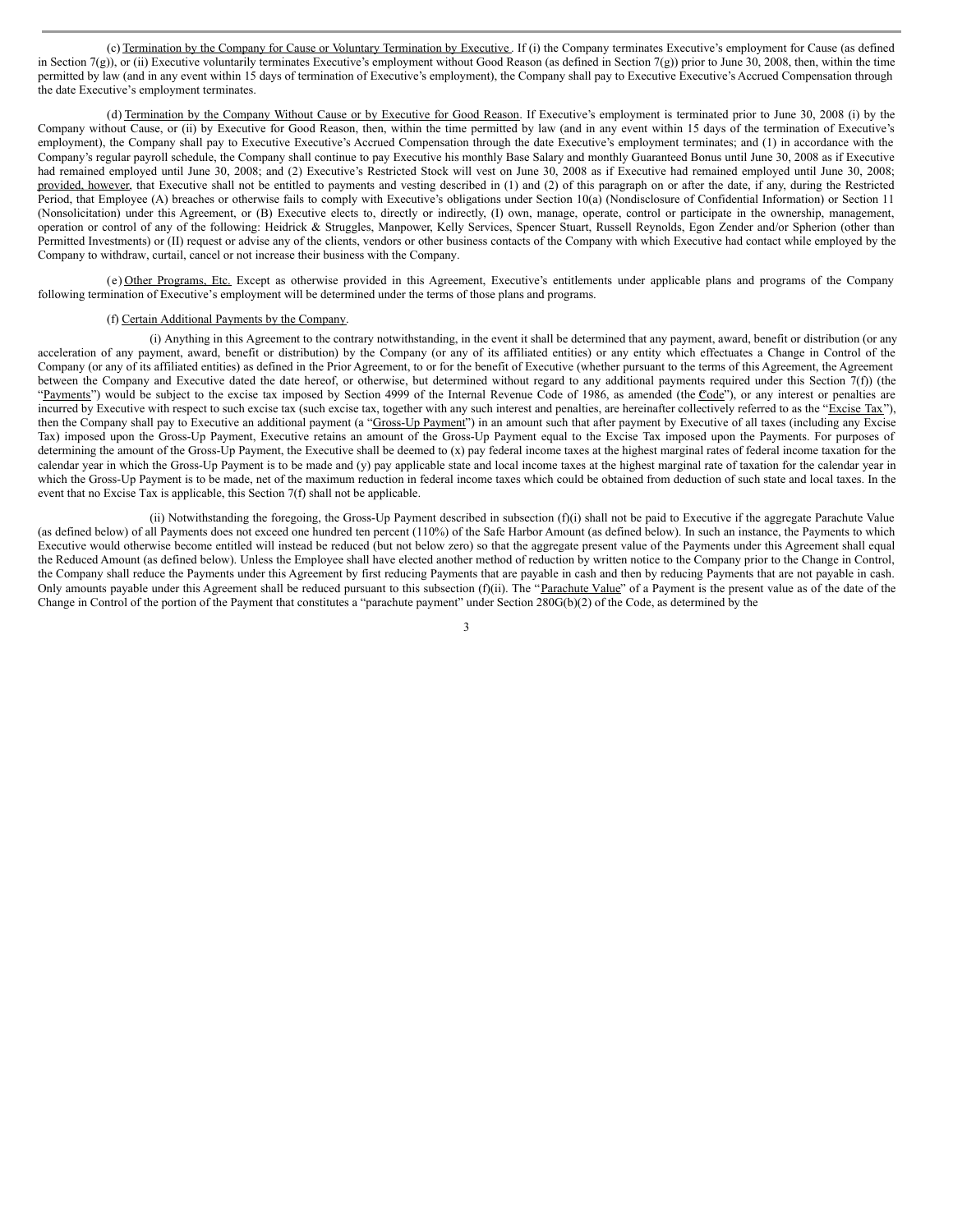(c) Termination by the Company for Cause or Voluntary Termination by Executive. If (i) the Company terminates Executive's employment for Cause (as defined in Section 7(g)), or (ii) Executive voluntarily terminates Executive's employment without Good Reason (as defined in Section 7(g)) prior to June 30, 2008, then, within the time permitted by law (and in any event within 15 days of termination of Executive's employment), the Company shall pay to Executive Executive's Accrued Compensation through the date Executive's employment terminates.

(d) Termination by the Company Without Cause or by Executive for Good Reason. If Executive's employment is terminated prior to June 30, 2008 (i) by the Company without Cause, or (ii) by Executive for Good Reason, then, within the time permitted by law (and in any event within 15 days of the termination of Executive's employment), the Company shall pay to Executive Executive's Accrued Compensation through the date Executive's employment terminates; and (1) in accordance with the Company's regular payroll schedule, the Company shall continue to pay Executive his monthly Base Salary and monthly Guaranteed Bonus until June 30, 2008 as if Executive had remained employed until June 30, 2008; and (2) Executive's Restricted Stock will vest on June 30, 2008 as if Executive had remained employed until June 30, 2008; provided, however, that Executive shall not be entitled to payments and vesting described in (1) and (2) of this paragraph on or after the date, if any, during the Restricted Period, that Employee (A) breaches or otherwise fails to comply with Executive's obligations under Section 10(a) (Nondisclosure of Confidential Information) or Section 11 (Nonsolicitation) under this Agreement, or (B) Executive elects to, directly or indirectly, (I) own, manage, operate, control or participate in the ownership, management, operation or control of any of the following: Heidrick & Struggles, Manpower, Kelly Services, Spencer Stuart, Russell Reynolds, Egon Zender and/or Spherion (other than Permitted Investments) or (II) request or advise any of the clients, vendors or other business contacts of the Company with which Executive had contact while employed by the Company to withdraw, curtail, cancel or not increase their business with the Company.

(e) Other Programs, Etc. Except as otherwise provided in this Agreement, Executive's entitlements under applicable plans and programs of the Company following termination of Executive's employment will be determined under the terms of those plans and programs.

(f) Certain Additional Payments by the Company.

(i) Anything in this Agreement to the contrary notwithstanding, in the event it shall be determined that any payment, award, benefit or distribution (or any acceleration of any payment, award, benefit or distribution) by the Company (or any of its affiliated entities) or any entity which effectuates a Change in Control of the Company (or any of its affiliated entities) as defined in the Prior Agreement, to or for the benefit of Executive (whether pursuant to the terms of this Agreement, the Agreement between the Company and Executive dated the date hereof, or otherwise, but determined without regard to any additional payments required under this Section 7(f)) (the "Payments") would be subject to the excise tax imposed by Section 4999 of the Internal Revenue Code of 1986, as amended (the "Code"), or any interest or penalties are incurred by Executive with respect to such excise tax (such excise tax, together with any such interest and penalties, are hereinafter collectively referred to as the "Excise Tax"), then the Company shall pay to Executive an additional payment (a "Gross-Up Payment") in an amount such that after payment by Executive of all taxes (including any Excise Tax) imposed upon the Gross-Up Payment, Executive retains an amount of the Gross-Up Payment equal to the Excise Tax imposed upon the Payments. For purposes of determining the amount of the Gross-Up Payment, the Executive shall be deemed to (x) pay federal income taxes at the highest marginal rates of federal income taxation for the calendar year in which the Gross-Up Payment is to be made and (y) pay applicable state and local income taxes at the highest marginal rate of taxation for the calendar year in which the Gross-Up Payment is to be made, net of the maximum reduction in federal income taxes which could be obtained from deduction of such state and local taxes. In the event that no Excise Tax is applicable, this Section 7(f) shall not be applicable.

(ii) Notwithstanding the foregoing, the Gross-Up Payment described in subsection (f)(i) shall not be paid to Executive if the aggregate Parachute Value (as defined below) of all Payments does not exceed one hundred ten percent (110%) of the Safe Harbor Amount (as defined below). In such an instance, the Payments to which Executive would otherwise become entitled will instead be reduced (but not below zero) so that the aggregate present value of the Payments under this Agreement shall equal the Reduced Amount (as defined below). Unless the Employee shall have elected another method of reduction by written notice to the Company prior to the Change in Control, the Company shall reduce the Payments under this Agreement by first reducing Payments that are payable in cash and then by reducing Payments that are not payable in cash. Only amounts payable under this Agreement shall be reduced pursuant to this subsection (f)(ii). The "Parachute Value" of a Payment is the present value as of the date of the Change in Control of the portion of the Payment that constitutes a "parachute payment" under Section 280G(b)(2) of the Code, as determined by the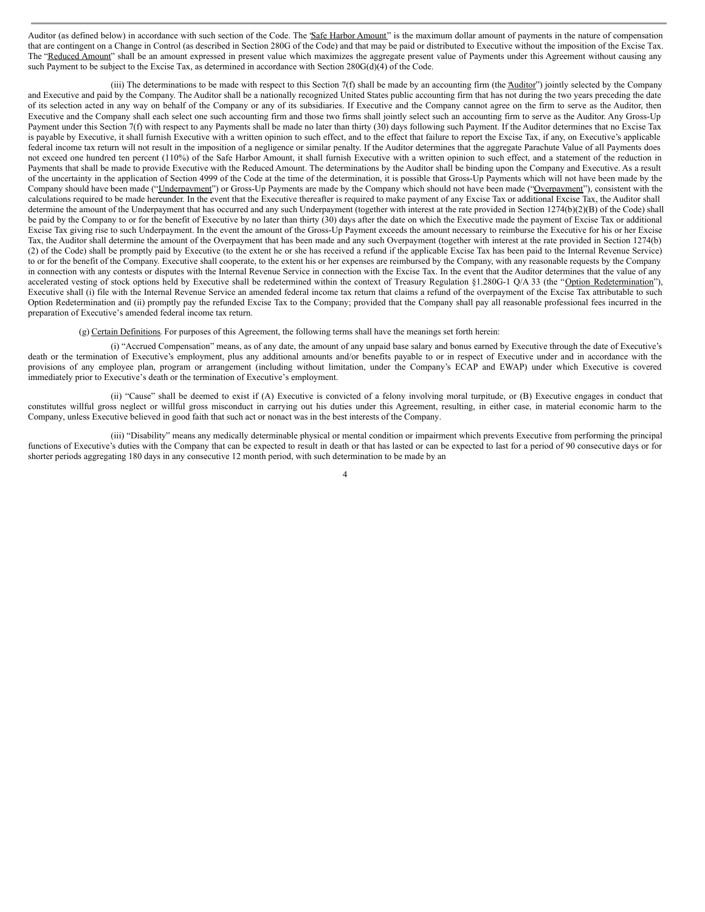Auditor (as defined below) in accordance with such section of the Code. The "Safe Harbor Amount" is the maximum dollar amount of payments in the nature of compensation that are contingent on a Change in Control (as described in Section 280G of the Code) and that may be paid or distributed to Executive without the imposition of the Excise Tax. The "Reduced Amount" shall be an amount expressed in present value which maximizes the aggregate present value of Payments under this Agreement without causing any such Payment to be subject to the Excise Tax, as determined in accordance with Section 280G(d)(4) of the Code.

(iii) The determinations to be made with respect to this Section 7(f) shall be made by an accounting firm (the "Auditor") jointly selected by the Company and Executive and paid by the Company. The Auditor shall be a nationally recognized United States public accounting firm that has not during the two years preceding the date of its selection acted in any way on behalf of the Company or any of its subsidiaries. If Executive and the Company cannot agree on the firm to serve as the Auditor, then Executive and the Company shall each select one such accounting firm and those two firms shall jointly select such an accounting firm to serve as the Auditor. Any Gross-Up Payment under this Section 7(f) with respect to any Payments shall be made no later than thirty (30) days following such Payment. If the Auditor determines that no Excise Tax is payable by Executive, it shall furnish Executive with a written opinion to such effect, and to the effect that failure to report the Excise Tax, if any, on Executive's applicable federal income tax return will not result in the imposition of a negligence or similar penalty. If the Auditor determines that the aggregate Parachute Value of all Payments does not exceed one hundred ten percent (110%) of the Safe Harbor Amount, it shall furnish Executive with a written opinion to such effect, and a statement of the reduction in Payments that shall be made to provide Executive with the Reduced Amount. The determinations by the Auditor shall be binding upon the Company and Executive. As a result of the uncertainty in the application of Section 4999 of the Code at the time of the determination, it is possible that Gross-Up Payments which will not have been made by the Company should have been made ("Underpayment") or Gross-Up Payments are made by the Company which should not have been made ("Overpayment"), consistent with the calculations required to be made hereunder. In the event that the Executive thereafter is required to make payment of any Excise Tax or additional Excise Tax, the Auditor shall determine the amount of the Underpayment that has occurred and any such Underpayment (together with interest at the rate provided in Section 1274(b)(2)(B) of the Code) shall be paid by the Company to or for the benefit of Executive by no later than thirty (30) days after the date on which the Executive made the payment of Excise Tax or additional Excise Tax giving rise to such Underpayment. In the event the amount of the Gross-Up Payment exceeds the amount necessary to reimburse the Executive for his or her Excise Tax, the Auditor shall determine the amount of the Overpayment that has been made and any such Overpayment (together with interest at the rate provided in Section 1274(b)(2) of the Code) shall be promptly paid by Executive (to the extent he or she has received a refund if the applicable Excise Tax has been paid to the Internal Revenue Service) to or for the benefit of the Company. Executive shall cooperate, to the extent his or her expenses are reimbursed by the Company, with any reasonable requests by the Company in connection with any contests or disputes with the Internal Revenue Service in connection with the Excise Tax. In the event that the Auditor determines that the value of any accelerated vesting of stock options held by Executive shall be redetermined within the context of Treasury Regulation §1.280G-1 Q/A 33 (the "Option Redetermination"), Executive shall (i) file with the Internal Revenue Service an amended federal income tax return that claims a refund of the overpayment of the Excise Tax attributable to such Option Redetermination and (ii) promptly pay the refunded Excise Tax to the Company; provided that the Company shall pay all reasonable professional fees incurred in the preparation of Executive's amended federal income tax return.

(g) Certain Definitions. For purposes of this Agreement, the following terms shall have the meanings set forth herein:

(i) "Accrued Compensation" means, as of any date, the amount of any unpaid base salary and bonus earned by Executive through the date of Executive's death or the termination of Executive's employment, plus any additional amounts and/or benefits payable to or in respect of Executive under and in accordance with the provisions of any employee plan, program or arrangement (including without limitation, under the Company's ECAP and EWAP) under which Executive is covered immediately prior to Executive's death or the termination of Executive's employment.

(ii) "Cause" shall be deemed to exist if (A) Executive is convicted of a felony involving moral turpitude, or (B) Executive engages in conduct that constitutes willful gross neglect or willful gross misconduct in carrying out his duties under this Agreement, resulting, in either case, in material economic harm to the Company, unless Executive believed in good faith that such act or nonact was in the best interests of the Company.

(iii) "Disability" means any medically determinable physical or mental condition or impairment which prevents Executive from performing the principal functions of Executive's duties with the Company that can be expected to result in death or that has lasted or can be expected to last for a period of 90 consecutive days or for shorter periods aggregating 180 days in any consecutive 12 month period, with such determination to be made by an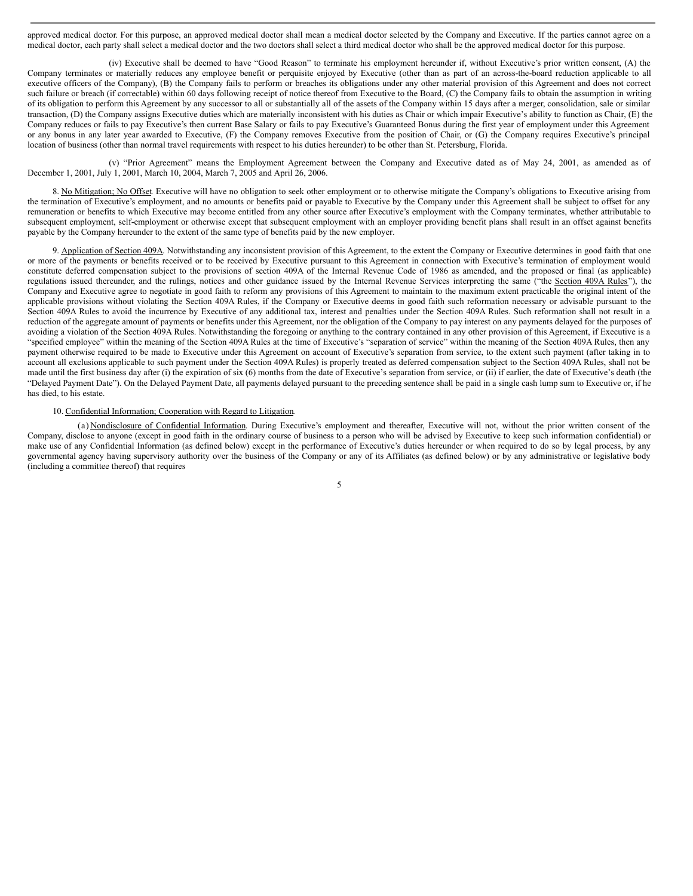approved medical doctor. For this purpose, an approved medical doctor shall mean a medical doctor selected by the Company and Executive. If the parties cannot agree on a medical doctor, each party shall select a medical doctor and the two doctors shall select a third medical doctor who shall be the approved medical doctor for this purpose.

(iv) Executive shall be deemed to have "Good Reason" to terminate his employment hereunder if, without Executive's prior written consent, (A) the Company terminates or materially reduces any employee benefit or perquisite enjoyed by Executive (other than as part of an across-the-board reduction applicable to all executive officers of the Company), (B) the Company fails to perform or breaches its obligations under any other material provision of this Agreement and does not correct such failure or breach (if correctable) within 60 days following receipt of notice thereof from Executive to the Board, (C) the Company fails to obtain the assumption in writing of its obligation to perform this Agreement by any successor to all or substantially all of the assets of the Company within 15 days after a merger, consolidation, sale or similar transaction, (D) the Company assigns Executive duties which are materially inconsistent with his duties as Chair or which impair Executive's ability to function as Chair, (E) the Company reduces or fails to pay Executive's then current Base Salary or fails to pay Executive's Guaranteed Bonus during the first year of employment under this Agreement or any bonus in any later year awarded to Executive, (F) the Company removes Executive from the position of Chair, or (G) the Company requires Executive's principal location of business (other than normal travel requirements with respect to his duties hereunder) to be other than St. Petersburg, Florida.

(v) "Prior Agreement" means the Employment Agreement between the Company and Executive dated as of May 24, 2001, as amended as of December 1, 2001, July 1, 2001, March 10, 2004, March 7, 2005 and April 26, 2006.

8. No Mitigation; No Offset. Executive will have no obligation to seek other employment or to otherwise mitigate the Company's obligations to Executive arising from the termination of Executive's employment, and no amounts or benefits paid or payable to Executive by the Company under this Agreement shall be subject to offset for any remuneration or benefits to which Executive may become entitled from any other source after Executive's employment with the Company terminates, whether attributable to subsequent employment, self-employment or otherwise except that subsequent employment with an employer providing benefit plans shall result in an offset against benefits payable by the Company hereunder to the extent of the same type of benefits paid by the new employer.

9. Application of Section 409A. Notwithstanding any inconsistent provision of this Agreement, to the extent the Company or Executive determines in good faith that one or more of the payments or benefits received or to be received by Executive pursuant to this Agreement in connection with Executive's termination of employment would constitute deferred compensation subject to the provisions of section 409A of the Internal Revenue Code of 1986 as amended, and the proposed or final (as applicable) regulations issued thereunder, and the rulings, notices and other guidance issued by the Internal Revenue Services interpreting the same ("the Section 409A Rules"), the Company and Executive agree to negotiate in good faith to reform any provisions of this Agreement to maintain to the maximum extent practicable the original intent of the applicable provisions without violating the Section 409A Rules, if the Company or Executive deems in good faith such reformation necessary or advisable pursuant to the Section 409A Rules to avoid the incurrence by Executive of any additional tax, interest and penalties under the Section 409A Rules. Such reformation shall not result in a reduction of the aggregate amount of payments or benefits under this Agreement, nor the obligation of the Company to pay interest on any payments delayed for the purposes of avoiding a violation of the Section 409A Rules. Notwithstanding the foregoing or anything to the contrary contained in any other provision of this Agreement, if Executive is a "specified employee" within the meaning of the Section 409A Rules at the time of Executive's "separation of service" within the meaning of the Section 409A Rules, then any payment otherwise required to be made to Executive under this Agreement on account of Executive's separation from service, to the extent such payment (after taking in to account all exclusions applicable to such payment under the Section 409A Rules) is properly treated as deferred compensation subject to the Section 409A Rules, shall not be made until the first business day after (i) the expiration of six (6) months from the date of Executive's separation from service, or (ii) if earlier, the date of Executive's death (the "Delayed Payment Date"). On the Delayed Payment Date, all payments delayed pursuant to the preceding sentence shall be paid in a single cash lump sum to Executive or, if he has died, to his estate.

10. Confidential Information; Cooperation with Regard to Litigation.

(a) Nondisclosure of Confidential Information. During Executive's employment and thereafter, Executive will not, without the prior written consent of the Company, disclose to anyone (except in good faith in the ordinary course of business to a person who will be advised by Executive to keep such information confidential) or make use of any Confidential Information (as defined below) except in the performance of Executive's duties hereunder or when required to do so by legal process, by any governmental agency having supervisory authority over the business of the Company or any of its Affiliates (as defined below) or by any administrative or legislative body (including a committee thereof) that requires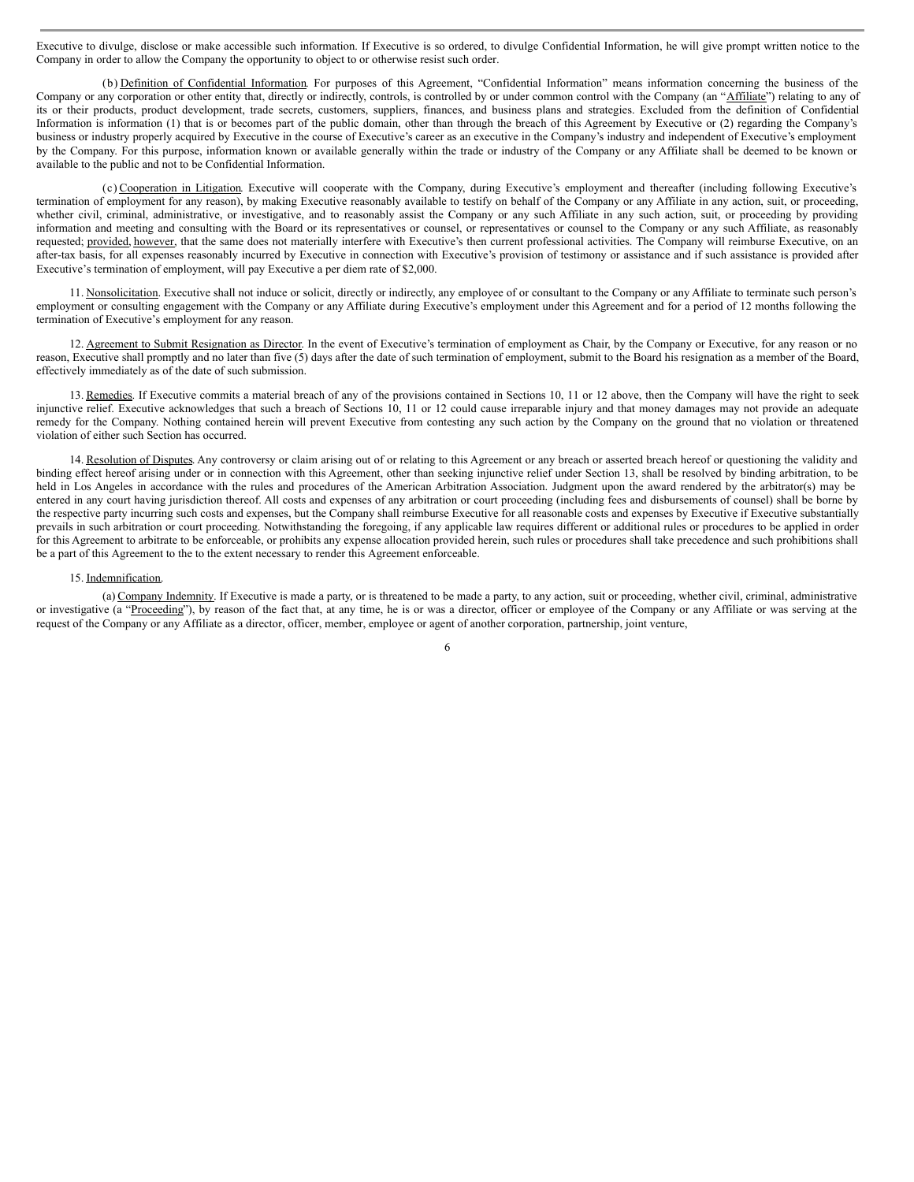Executive to divulge, disclose or make accessible such information. If Executive is so ordered, to divulge Confidential Information, he will give prompt written notice to the Company in order to allow the Company the opportunity to object to or otherwise resist such order.

(b) Definition of Confidential Information. For purposes of this Agreement, "Confidential Information" means information concerning the business of the Company or any corporation or other entity that, directly or indirectly, controls, is controlled by or under common control with the Company (an "Affiliate") relating to any of its or their products, product development, trade secrets, customers, suppliers, finances, and business plans and strategies. Excluded from the definition of Confidential Information is information (1) that is or becomes part of the public domain, other than through the breach of this Agreement by Executive or (2) regarding the Company's business or industry properly acquired by Executive in the course of Executive's career as an executive in the Company's industry and independent of Executive's employment by the Company. For this purpose, information known or available generally within the trade or industry of the Company or any Affiliate shall be deemed to be known or available to the public and not to be Confidential Information.

(c) Cooperation in Litigation. Executive will cooperate with the Company, during Executive's employment and thereafter (including following Executive's termination of employment for any reason), by making Executive reasonably available to testify on behalf of the Company or any Affiliate in any action, suit, or proceeding, whether civil, criminal, administrative, or investigative, and to reasonably assist the Company or any such Affiliate in any such action, suit, or proceeding by providing information and meeting and consulting with the Board or its representatives or counsel, or representatives or counsel to the Company or any such Affiliate, as reasonably requested; provided, however, that the same does not materially interfere with Executive's then current professional activities. The Company will reimburse Executive, on an after-tax basis, for all expenses reasonably incurred by Executive in connection with Executive's provision of testimony or assistance and if such assistance is provided after Executive's termination of employment, will pay Executive a per diem rate of $2,000.

11. Nonsolicitation. Executive shall not induce or solicit, directly or indirectly, any employee of or consultant to the Company or any Affiliate to terminate such person's employment or consulting engagement with the Company or any Affiliate during Executive's employment under this Agreement and for a period of 12 months following the termination of Executive's employment for any reason.

12. Agreement to Submit Resignation as Director. In the event of Executive's termination of employment as Chair, by the Company or Executive, for any reason or no reason, Executive shall promptly and no later than five (5) days after the date of such termination of employment, submit to the Board his resignation as a member of the Board, effectively immediately as of the date of such submission.

13. Remedies. If Executive commits a material breach of any of the provisions contained in Sections 10, 11 or 12 above, then the Company will have the right to seek injunctive relief. Executive acknowledges that such a breach of Sections 10, 11 or 12 could cause irreparable injury and that money damages may not provide an adequate remedy for the Company. Nothing contained herein will prevent Executive from contesting any such action by the Company on the ground that no violation or threatened violation of either such Section has occurred.

14. Resolution of Disputes. Any controversy or claim arising out of or relating to this Agreement or any breach or asserted breach hereof or questioning the validity and binding effect hereof arising under or in connection with this Agreement, other than seeking injunctive relief under Section 13, shall be resolved by binding arbitration, to be held in Los Angeles in accordance with the rules and procedures of the American Arbitration Association. Judgment upon the award rendered by the arbitrator(s) may be entered in any court having jurisdiction thereof. All costs and expenses of any arbitration or court proceeding (including fees and disbursements of counsel) shall be borne by the respective party incurring such costs and expenses, but the Company shall reimburse Executive for all reasonable costs and expenses by Executive if Executive substantially prevails in such arbitration or court proceeding. Notwithstanding the foregoing, if any applicable law requires different or additional rules or procedures to be applied in order for this Agreement to arbitrate to be enforceable, or prohibits any expense allocation provided herein, such rules or procedures shall take precedence and such prohibitions shall be a part of this Agreement to the to the extent necessary to render this Agreement enforceable.

15. Indemnification.

(a) Company Indemnity. If Executive is made a party, or is threatened to be made a party, to any action, suit or proceeding, whether civil, criminal, administrative or investigative (a "Proceeding"), by reason of the fact that, at any time, he is or was a director, officer or employee of the Company or any Affiliate or was serving at the request of the Company or any Affiliate as a director, officer, member, employee or agent of another corporation, partnership, joint venture,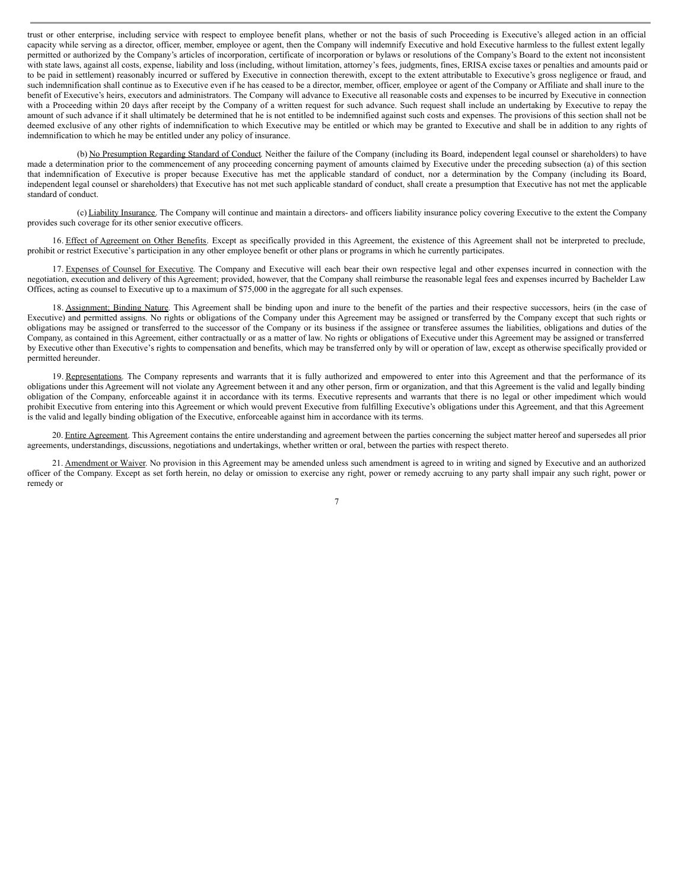trust or other enterprise, including service with respect to employee benefit plans, whether or not the basis of such Proceeding is Executive's alleged action in an official capacity while serving as a director, officer, member, employee or agent, then the Company will indemnify Executive and hold Executive harmless to the fullest extent legally permitted or authorized by the Company's articles of incorporation, certificate of incorporation or bylaws or resolutions of the Company's Board to the extent not inconsistent with state laws, against all costs, expense, liability and loss (including, without limitation, attorney's fees, judgments, fines, ERISA excise taxes or penalties and amounts paid or to be paid in settlement) reasonably incurred or suffered by Executive in connection therewith, except to the extent attributable to Executive's gross negligence or fraud, and such indemnification shall continue as to Executive even if he has ceased to be a director, member, officer, employee or agent of the Company or Affiliate and shall inure to the benefit of Executive's heirs, executors and administrators. The Company will advance to Executive all reasonable costs and expenses to be incurred by Executive in connection with a Proceeding within 20 days after receipt by the Company of a written request for such advance. Such request shall include an undertaking by Executive to repay the amount of such advance if it shall ultimately be determined that he is not entitled to be indemnified against such costs and expenses. The provisions of this section shall not be deemed exclusive of any other rights of indemnification to which Executive may be entitled or which may be granted to Executive and shall be in addition to any rights of indemnification to which he may be entitled under any policy of insurance.

(b) No Presumption Regarding Standard of Conduct. Neither the failure of the Company (including its Board, independent legal counsel or shareholders) to have made a determination prior to the commencement of any proceeding concerning payment of amounts claimed by Executive under the preceding subsection (a) of this section that indemnification of Executive is proper because Executive has met the applicable standard of conduct, nor a determination by the Company (including its Board, independent legal counsel or shareholders) that Executive has not met such applicable standard of conduct, shall create a presumption that Executive has not met the applicable standard of conduct.

(c) Liability Insurance. The Company will continue and maintain a directors- and officers liability insurance policy covering Executive to the extent the Company provides such coverage for its other senior executive officers.

16. Effect of Agreement on Other Benefits. Except as specifically provided in this Agreement, the existence of this Agreement shall not be interpreted to preclude, prohibit or restrict Executive's participation in any other employee benefit or other plans or programs in which he currently participates.

17. Expenses of Counsel for Executive. The Company and Executive will each bear their own respective legal and other expenses incurred in connection with the negotiation, execution and delivery of this Agreement; provided, however, that the Company shall reimburse the reasonable legal fees and expenses incurred by Bachelder Law Offices, acting as counsel to Executive up to a maximum of $75,000 in the aggregate for all such expenses.

18. Assignment; Binding Nature. This Agreement shall be binding upon and inure to the benefit of the parties and their respective successors, heirs (in the case of Executive) and permitted assigns. No rights or obligations of the Company under this Agreement may be assigned or transferred by the Company except that such rights or obligations may be assigned or transferred to the successor of the Company or its business if the assignee or transferee assumes the liabilities, obligations and duties of the Company, as contained in this Agreement, either contractually or as a matter of law. No rights or obligations of Executive under this Agreement may be assigned or transferred by Executive other than Executive's rights to compensation and benefits, which may be transferred only by will or operation of law, except as otherwise specifically provided or permitted hereunder.

19. Representations. The Company represents and warrants that it is fully authorized and empowered to enter into this Agreement and that the performance of its obligations under this Agreement will not violate any Agreement between it and any other person, firm or organization, and that this Agreement is the valid and legally binding obligation of the Company, enforceable against it in accordance with its terms. Executive represents and warrants that there is no legal or other impediment which would prohibit Executive from entering into this Agreement or which would prevent Executive from fulfilling Executive's obligations under this Agreement, and that this Agreement is the valid and legally binding obligation of the Executive, enforceable against him in accordance with its terms.

20. Entire Agreement. This Agreement contains the entire understanding and agreement between the parties concerning the subject matter hereof and supersedes all prior agreements, understandings, discussions, negotiations and undertakings, whether written or oral, between the parties with respect thereto.

21. Amendment or Waiver. No provision in this Agreement may be amended unless such amendment is agreed to in writing and signed by Executive and an authorized officer of the Company. Except as set forth herein, no delay or omission to exercise any right, power or remedy accruing to any party shall impair any such right, power or remedy or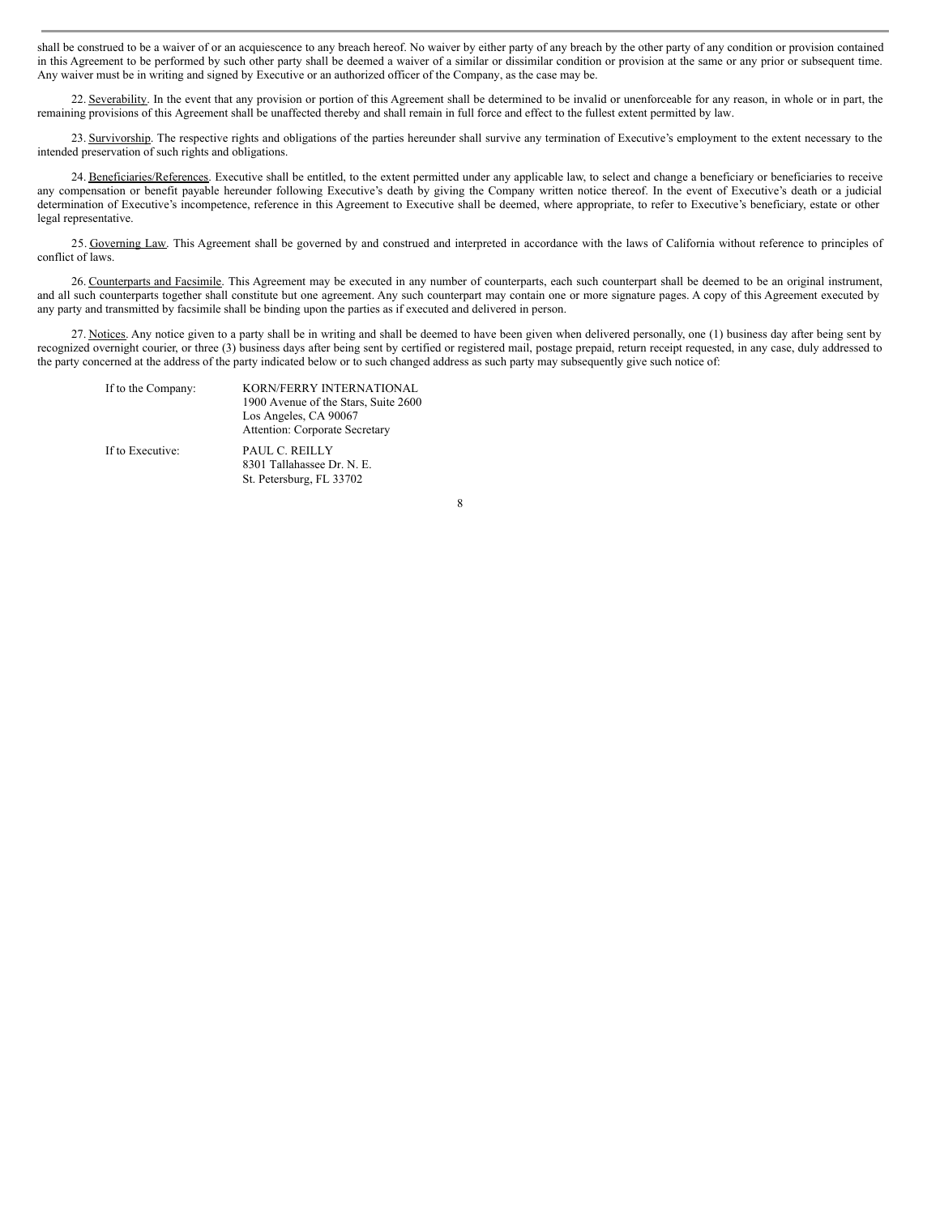shall be construed to be a waiver of or an acquiescence to any breach hereof. No waiver by either party of any breach by the other party of any condition or provision contained in this Agreement to be performed by such other party shall be deemed a waiver of a similar or dissimilar condition or provision at the same or any prior or subsequent time. Any waiver must be in writing and signed by Executive or an authorized officer of the Company, as the case may be.

22. Severability. In the event that any provision or portion of this Agreement shall be determined to be invalid or unenforceable for any reason, in whole or in part, the remaining provisions of this Agreement shall be unaffected thereby and shall remain in full force and effect to the fullest extent permitted by law.

23. Survivorship. The respective rights and obligations of the parties hereunder shall survive any termination of Executive's employment to the extent necessary to the intended preservation of such rights and obligations.

24. Beneficiaries/References. Executive shall be entitled, to the extent permitted under any applicable law, to select and change a beneficiary or beneficiaries to receive any compensation or benefit payable hereunder following Executive's death by giving the Company written notice thereof. In the event of Executive's death or a judicial determination of Executive's incompetence, reference in this Agreement to Executive shall be deemed, where appropriate, to refer to Executive's beneficiary, estate or other legal representative.

25. Governing Law. This Agreement shall be governed by and construed and interpreted in accordance with the laws of California without reference to principles of conflict of laws.

26. Counterparts and Facsimile. This Agreement may be executed in any number of counterparts, each such counterpart shall be deemed to be an original instrument, and all such counterparts together shall constitute but one agreement. Any such counterpart may contain one or more signature pages. A copy of this Agreement executed by any party and transmitted by facsimile shall be binding upon the parties as if executed and delivered in person.

27. Notices. Any notice given to a party shall be in writing and shall be deemed to have been given when delivered personally, one (1) business day after being sent by recognized overnight courier, or three (3) business days after being sent by certified or registered mail, postage prepaid, return receipt requested, in any case, duly addressed to the party concerned at the address of the party indicated below or to such changed address as such party may subsequently give such notice of:

If to the Company:

KORN/FERRY INTERNATIONAL
1900 Avenue of the Stars, Suite 2600
Los Angeles, CA 90067
Attention: Corporate Secretary

If to Executive:

PAUL C. REILLY
8301 Tallahassee Dr. N. E.
St. Petersburg, FL 33702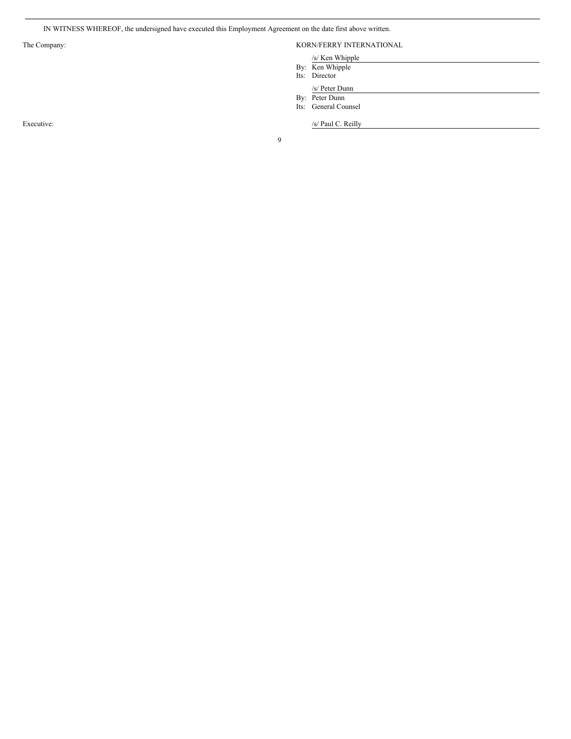IN WITNESS WHEREOF, the undersigned have executed this Employment Agreement on the date first above written.

| | |
|---|---|
| The Company: | KORN/FERRY INTERNATIONAL |
| | /s/ Ken Whipple |
| | By: Ken Whipple |
| | Its: Director |
| | /s/ Peter Dunn |
| | By: Peter Dunn |
| | Its: General Counsel |
| Executive: | /s/ Paul C. Reilly |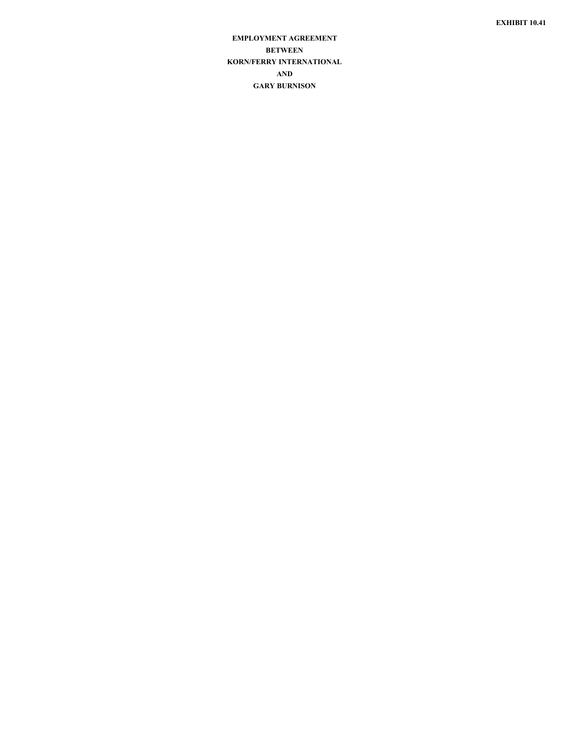**EXHIBIT 10.41**

**EMPLOYMENT AGREEMENT**

**BETWEEN**

**KORN/FERRY INTERNATIONAL**

**AND**

**GARY BURNISON**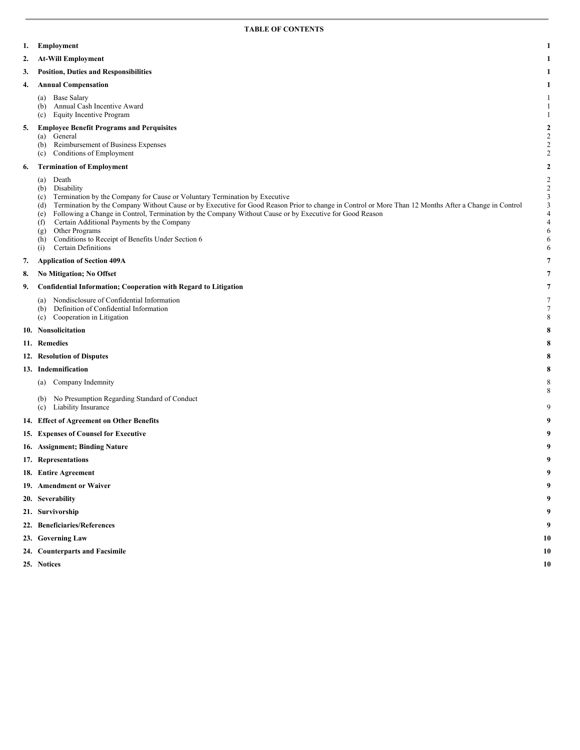**TABLE OF CONTENTS**

| | | |
|---|---|---|
| **1.** | **Employment** | **1** |
| **2.** | **At-Will Employment** | **1** |
| **3.** | **Position, Duties and Responsibilities** | **1** |
| **4.** | **Annual Compensation** | **1** |
| | (a) Base Salary | 1 |
| | (b) Annual Cash Incentive Award | 1 |
| | (c) Equity Incentive Program | 1 |
| **5.** | **Employee Benefit Programs and Perquisites** | **2** |
| | (a) General | 2 |
| | (b) Reimbursement of Business Expenses | 2 |
| | (c) Conditions of Employment | 2 |
| **6.** | **Termination of Employment** | **2** |
| | (a) Death | 2 |
| | (b) Disability | 2 |
| | (c) Termination by the Company for Cause or Voluntary Termination by Executive | 3 |
| | (d) Termination by the Company Without Cause or by Executive for Good Reason Prior to change in Control or More Than 12 Months After a Change in Control | 3 |
| | (e) Following a Change in Control, Termination by the Company Without Cause or by Executive for Good Reason | 4 |
| | (f) Certain Additional Payments by the Company | 4 |
| | (g) Other Programs | 6 |
| | (h) Conditions to Receipt of Benefits Under Section 6 | 6 |
| | (i) Certain Definitions | 6 |
| **7.** | **Application of Section 409A** | **7** |
| **8.** | **No Mitigation; No Offset** | **7** |
| **9.** | **Confidential Information; Cooperation with Regard to Litigation** | **7** |
| | (a) Nondisclosure of Confidential Information | 7 |
| | (b) Definition of Confidential Information | 7 |
| | (c) Cooperation in Litigation | 8 |
| **10.** | **Nonsolicitation** | **8** |
| **11.** | **Remedies** | **8** |
| **12.** | **Resolution of Disputes** | **8** |
| **13.** | **Indemnification** | **8** |
| | (a) Company Indemnity | 8 |
| | (b) No Presumption Regarding Standard of Conduct | 8 |
| | (c) Liability Insurance | 9 |
| **14.** | **Effect of Agreement on Other Benefits** | **9** |
| **15.** | **Expenses of Counsel for Executive** | **9** |
| **16.** | **Assignment; Binding Nature** | **9** |
| **17.** | **Representations** | **9** |
| **18.** | **Entire Agreement** | **9** |
| **19.** | **Amendment or Waiver** | **9** |
| **20.** | **Severability** | **9** |
| **21.** | **Survivorship** | **9** |
| **22.** | **Beneficiaries/References** | **9** |
| **23.** | **Governing Law** | **10** |
| **24.** | **Counterparts and Facsimile** | **10** |
| **25.** | **Notices** | **10** |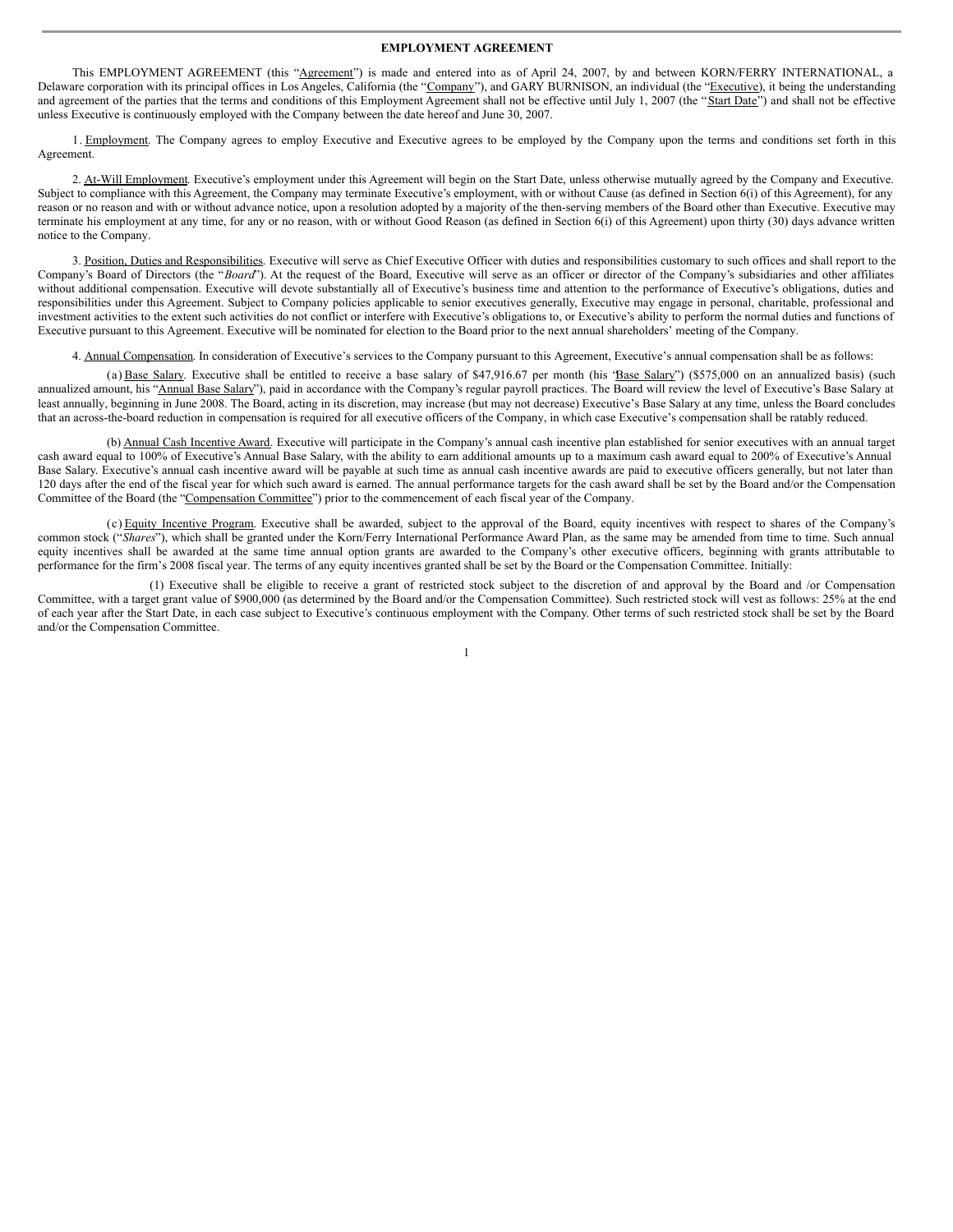# EMPLOYMENT AGREEMENT

This EMPLOYMENT AGREEMENT (this "Agreement") is made and entered into as of April 24, 2007, by and between KORN/FERRY INTERNATIONAL, a Delaware corporation with its principal offices in Los Angeles, California (the "Company"), and GARY BURNISON, an individual (the "Executive), it being the understanding and agreement of the parties that the terms and conditions of this Employment Agreement shall not be effective until July 1, 2007 (the "Start Date") and shall not be effective unless Executive is continuously employed with the Company between the date hereof and June 30, 2007.

1. Employment. The Company agrees to employ Executive and Executive agrees to be employed by the Company upon the terms and conditions set forth in this Agreement.

2. At-Will Employment. Executive's employment under this Agreement will begin on the Start Date, unless otherwise mutually agreed by the Company and Executive. Subject to compliance with this Agreement, the Company may terminate Executive's employment, with or without Cause (as defined in Section 6(i) of this Agreement), for any reason or no reason and with or without advance notice, upon a resolution adopted by a majority of the then-serving members of the Board other than Executive. Executive may terminate his employment at any time, for any or no reason, with or without Good Reason (as defined in Section 6(i) of this Agreement) upon thirty (30) days advance written notice to the Company.

3. Position, Duties and Responsibilities. Executive will serve as Chief Executive Officer with duties and responsibilities customary to such offices and shall report to the Company's Board of Directors (the "*Board*"). At the request of the Board, Executive will serve as an officer or director of the Company's subsidiaries and other affiliates without additional compensation. Executive will devote substantially all of Executive's business time and attention to the performance of Executive's obligations, duties and responsibilities under this Agreement. Subject to Company policies applicable to senior executives generally, Executive may engage in personal, charitable, professional and investment activities to the extent such activities do not conflict or interfere with Executive's obligations to, or Executive's ability to perform the normal duties and functions of Executive pursuant to this Agreement. Executive will be nominated for election to the Board prior to the next annual shareholders' meeting of the Company.

4. Annual Compensation. In consideration of Executive's services to the Company pursuant to this Agreement, Executive's annual compensation shall be as follows:

(a) Base Salary. Executive shall be entitled to receive a base salary of $47,916.67 per month (his "Base Salary") ($575,000 on an annualized basis) (such annualized amount, his "Annual Base Salary"), paid in accordance with the Company's regular payroll practices. The Board will review the level of Executive's Base Salary at least annually, beginning in June 2008. The Board, acting in its discretion, may increase (but may not decrease) Executive's Base Salary at any time, unless the Board concludes that an across-the-board reduction in compensation is required for all executive officers of the Company, in which case Executive's compensation shall be ratably reduced.

(b) Annual Cash Incentive Award. Executive will participate in the Company's annual cash incentive plan established for senior executives with an annual target cash award equal to 100% of Executive's Annual Base Salary, with the ability to earn additional amounts up to a maximum cash award equal to 200% of Executive's Annual Base Salary. Executive's annual cash incentive award will be payable at such time as annual cash incentive awards are paid to executive officers generally, but not later than 120 days after the end of the fiscal year for which such award is earned. The annual performance targets for the cash award shall be set by the Board and/or the Compensation Committee of the Board (the "Compensation Committee") prior to the commencement of each fiscal year of the Company.

(c) Equity Incentive Program. Executive shall be awarded, subject to the approval of the Board, equity incentives with respect to shares of the Company's common stock ("*Shares*"), which shall be granted under the Korn/Ferry International Performance Award Plan, as the same may be amended from time to time. Such annual equity incentives shall be awarded at the same time annual option grants are awarded to the Company's other executive officers, beginning with grants attributable to performance for the firm's 2008 fiscal year. The terms of any equity incentives granted shall be set by the Board or the Compensation Committee. Initially:

(1) Executive shall be eligible to receive a grant of restricted stock subject to the discretion of and approval by the Board and /or Compensation Committee, with a target grant value of $900,000 (as determined by the Board and/or the Compensation Committee). Such restricted stock will vest as follows: 25% at the end of each year after the Start Date, in each case subject to Executive's continuous employment with the Company. Other terms of such restricted stock shall be set by the Board and/or the Compensation Committee.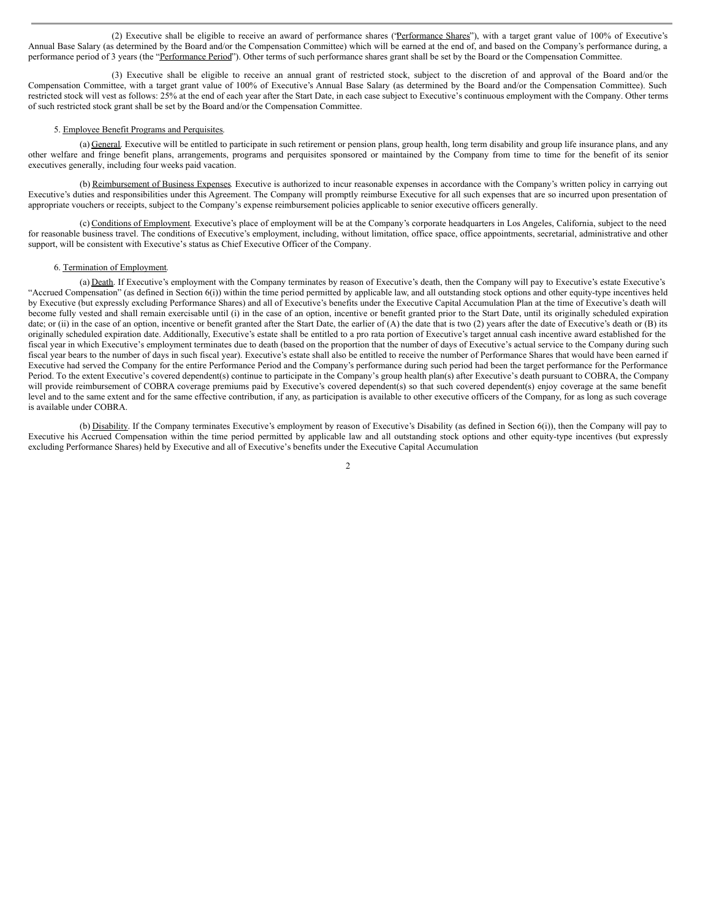(2) Executive shall be eligible to receive an award of performance shares ("Performance Shares"), with a target grant value of 100% of Executive's Annual Base Salary (as determined by the Board and/or the Compensation Committee) which will be earned at the end of, and based on the Company's performance during, a performance period of 3 years (the "Performance Period"). Other terms of such performance shares grant shall be set by the Board or the Compensation Committee.

(3) Executive shall be eligible to receive an annual grant of restricted stock, subject to the discretion of and approval of the Board and/or the Compensation Committee, with a target grant value of 100% of Executive's Annual Base Salary (as determined by the Board and/or the Compensation Committee). Such restricted stock will vest as follows: 25% at the end of each year after the Start Date, in each case subject to Executive's continuous employment with the Company. Other terms of such restricted stock grant shall be set by the Board and/or the Compensation Committee.

5. Employee Benefit Programs and Perquisites.

(a) General. Executive will be entitled to participate in such retirement or pension plans, group health, long term disability and group life insurance plans, and any other welfare and fringe benefit plans, arrangements, programs and perquisites sponsored or maintained by the Company from time to time for the benefit of its senior executives generally, including four weeks paid vacation.

(b) Reimbursement of Business Expenses. Executive is authorized to incur reasonable expenses in accordance with the Company's written policy in carrying out Executive's duties and responsibilities under this Agreement. The Company will promptly reimburse Executive for all such expenses that are so incurred upon presentation of appropriate vouchers or receipts, subject to the Company's expense reimbursement policies applicable to senior executive officers generally.

(c) Conditions of Employment. Executive's place of employment will be at the Company's corporate headquarters in Los Angeles, California, subject to the need for reasonable business travel. The conditions of Executive's employment, including, without limitation, office space, office appointments, secretarial, administrative and other support, will be consistent with Executive's status as Chief Executive Officer of the Company.

6. Termination of Employment.

(a) Death. If Executive's employment with the Company terminates by reason of Executive's death, then the Company will pay to Executive's estate Executive's "Accrued Compensation" (as defined in Section 6(i)) within the time period permitted by applicable law, and all outstanding stock options and other equity-type incentives held by Executive (but expressly excluding Performance Shares) and all of Executive's benefits under the Executive Capital Accumulation Plan at the time of Executive's death will become fully vested and shall remain exercisable until (i) in the case of an option, incentive or benefit granted prior to the Start Date, until its originally scheduled expiration date; or (ii) in the case of an option, incentive or benefit granted after the Start Date, the earlier of (A) the date that is two (2) years after the date of Executive's death or (B) its originally scheduled expiration date. Additionally, Executive's estate shall be entitled to a pro rata portion of Executive's target annual cash incentive award established for the fiscal year in which Executive's employment terminates due to death (based on the proportion that the number of days of Executive's actual service to the Company during such fiscal year bears to the number of days in such fiscal year). Executive's estate shall also be entitled to receive the number of Performance Shares that would have been earned if Executive had served the Company for the entire Performance Period and the Company's performance during such period had been the target performance for the Performance Period. To the extent Executive's covered dependent(s) continue to participate in the Company's group health plan(s) after Executive's death pursuant to COBRA, the Company will provide reimbursement of COBRA coverage premiums paid by Executive's covered dependent(s) so that such covered dependent(s) enjoy coverage at the same benefit level and to the same extent and for the same effective contribution, if any, as participation is available to other executive officers of the Company, for as long as such coverage is available under COBRA.

(b) Disability. If the Company terminates Executive's employment by reason of Executive's Disability (as defined in Section 6(i)), then the Company will pay to Executive his Accrued Compensation within the time period permitted by applicable law and all outstanding stock options and other equity-type incentives (but expressly excluding Performance Shares) held by Executive and all of Executive's benefits under the Executive Capital Accumulation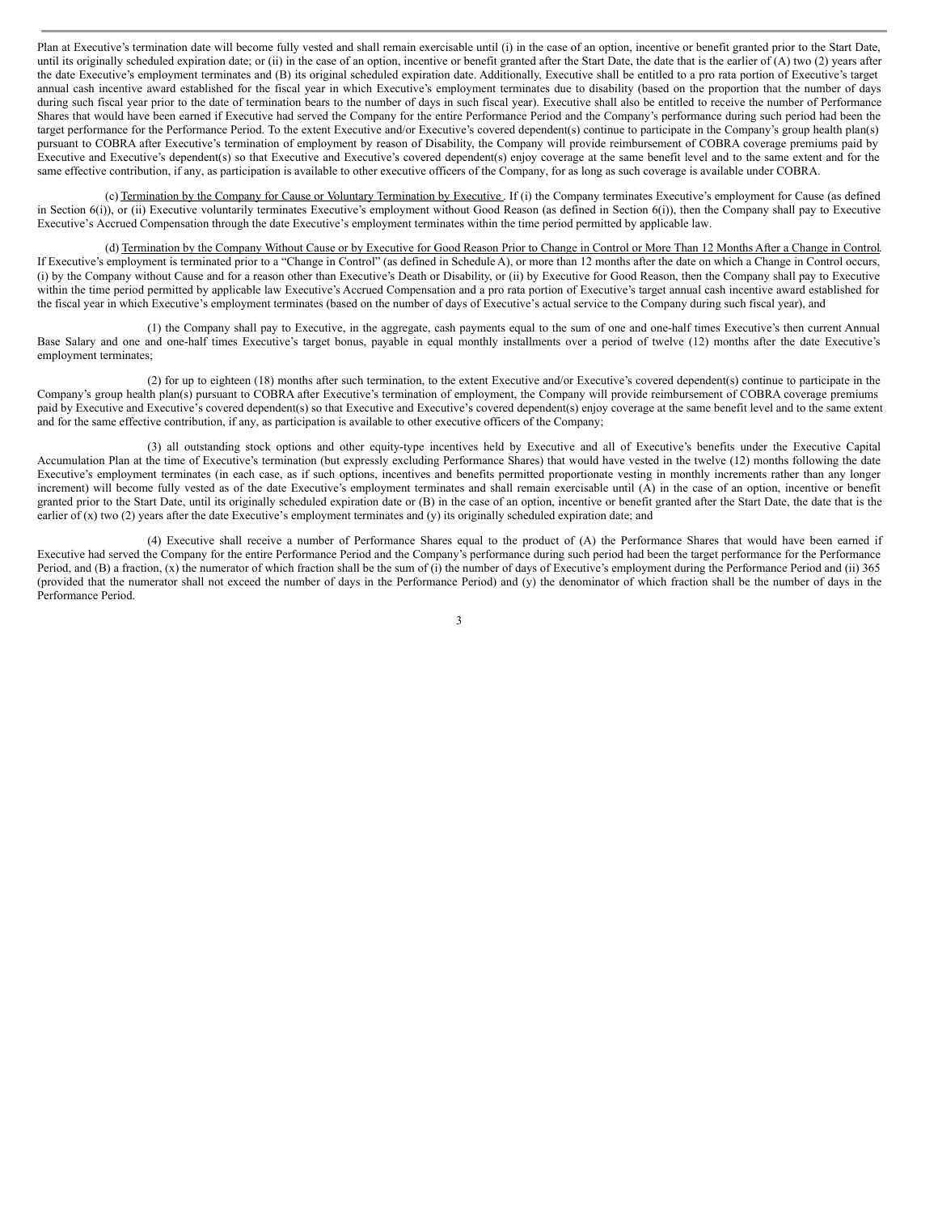Plan at Executive's termination date will become fully vested and shall remain exercisable until (i) in the case of an option, incentive or benefit granted prior to the Start Date, until its originally scheduled expiration date; or (ii) in the case of an option, incentive or benefit granted after the Start Date, the date that is the earlier of (A) two (2) years after the date Executive's employment terminates and (B) its original scheduled expiration date. Additionally, Executive shall be entitled to a pro rata portion of Executive's target annual cash incentive award established for the fiscal year in which Executive's employment terminates due to disability (based on the proportion that the number of days during such fiscal year prior to the date of termination bears to the number of days in such fiscal year). Executive shall also be entitled to receive the number of Performance Shares that would have been earned if Executive had served the Company for the entire Performance Period and the Company's performance during such period had been the target performance for the Performance Period. To the extent Executive and/or Executive's covered dependent(s) continue to participate in the Company's group health plan(s) pursuant to COBRA after Executive's termination of employment by reason of Disability, the Company will provide reimbursement of COBRA coverage premiums paid by Executive and Executive's dependent(s) so that Executive and Executive's covered dependent(s) enjoy coverage at the same benefit level and to the same extent and for the same effective contribution, if any, as participation is available to other executive officers of the Company, for as long as such coverage is available under COBRA.

(c) Termination by the Company for Cause or Voluntary Termination by Executive. If (i) the Company terminates Executive's employment for Cause (as defined in Section 6(i)), or (ii) Executive voluntarily terminates Executive's employment without Good Reason (as defined in Section 6(i)), then the Company shall pay to Executive Executive's Accrued Compensation through the date Executive's employment terminates within the time period permitted by applicable law.

(d) Termination by the Company Without Cause or by Executive for Good Reason Prior to Change in Control or More Than 12 Months After a Change in Control. If Executive's employment is terminated prior to a "Change in Control" (as defined in Schedule A), or more than 12 months after the date on which a Change in Control occurs, (i) by the Company without Cause and for a reason other than Executive's Death or Disability, or (ii) by Executive for Good Reason, then the Company shall pay to Executive within the time period permitted by applicable law Executive's Accrued Compensation and a pro rata portion of Executive's target annual cash incentive award established for the fiscal year in which Executive's employment terminates (based on the number of days of Executive's actual service to the Company during such fiscal year), and

(1) the Company shall pay to Executive, in the aggregate, cash payments equal to the sum of one and one-half times Executive's then current Annual Base Salary and one and one-half times Executive's target bonus, payable in equal monthly installments over a period of twelve (12) months after the date Executive's employment terminates;

(2) for up to eighteen (18) months after such termination, to the extent Executive and/or Executive's covered dependent(s) continue to participate in the Company's group health plan(s) pursuant to COBRA after Executive's termination of employment, the Company will provide reimbursement of COBRA coverage premiums paid by Executive and Executive's covered dependent(s) so that Executive and Executive's covered dependent(s) enjoy coverage at the same benefit level and to the same extent and for the same effective contribution, if any, as participation is available to other executive officers of the Company;

(3) all outstanding stock options and other equity-type incentives held by Executive and all of Executive's benefits under the Executive Capital Accumulation Plan at the time of Executive's termination (but expressly excluding Performance Shares) that would have vested in the twelve (12) months following the date Executive's employment terminates (in each case, as if such options, incentives and benefits permitted proportionate vesting in monthly increments rather than any longer increment) will become fully vested as of the date Executive's employment terminates and shall remain exercisable until (A) in the case of an option, incentive or benefit granted prior to the Start Date, until its originally scheduled expiration date or (B) in the case of an option, incentive or benefit granted after the Start Date, the date that is the earlier of (x) two (2) years after the date Executive's employment terminates and (y) its originally scheduled expiration date; and

(4) Executive shall receive a number of Performance Shares equal to the product of (A) the Performance Shares that would have been earned if Executive had served the Company for the entire Performance Period and the Company's performance during such period had been the target performance for the Performance Period, and (B) a fraction, (x) the numerator of which fraction shall be the sum of (i) the number of days of Executive's employment during the Performance Period and (ii) 365 (provided that the numerator shall not exceed the number of days in the Performance Period) and (y) the denominator of which fraction shall be the number of days in the Performance Period.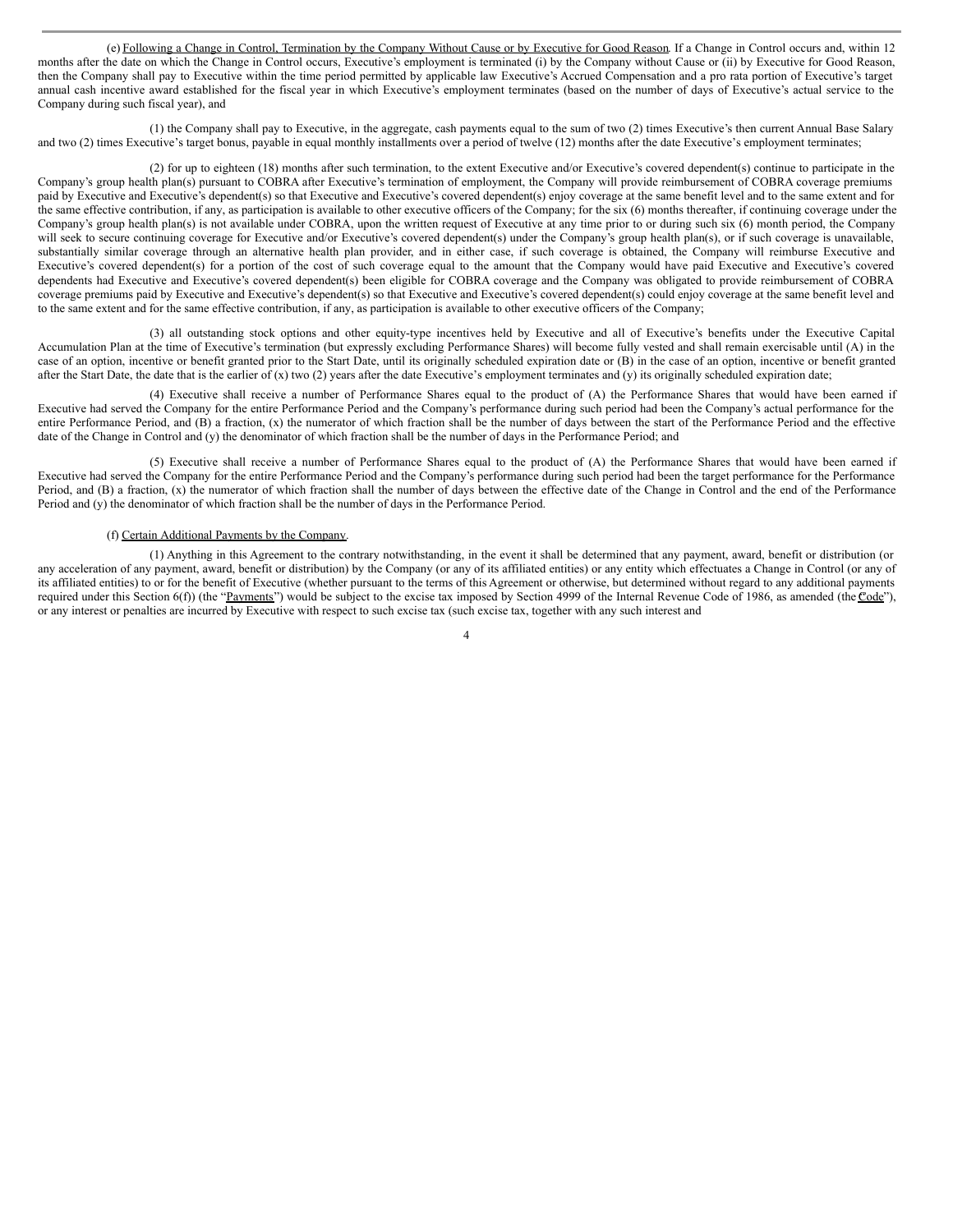(e) Following a Change in Control, Termination by the Company Without Cause or by Executive for Good Reason. If a Change in Control occurs and, within 12 months after the date on which the Change in Control occurs, Executive's employment is terminated (i) by the Company without Cause or (ii) by Executive for Good Reason, then the Company shall pay to Executive within the time period permitted by applicable law Executive's Accrued Compensation and a pro rata portion of Executive's target annual cash incentive award established for the fiscal year in which Executive's employment terminates (based on the number of days of Executive's actual service to the Company during such fiscal year), and

(1) the Company shall pay to Executive, in the aggregate, cash payments equal to the sum of two (2) times Executive's then current Annual Base Salary and two (2) times Executive's target bonus, payable in equal monthly installments over a period of twelve (12) months after the date Executive's employment terminates;

(2) for up to eighteen (18) months after such termination, to the extent Executive and/or Executive's covered dependent(s) continue to participate in the Company's group health plan(s) pursuant to COBRA after Executive's termination of employment, the Company will provide reimbursement of COBRA coverage premiums paid by Executive and Executive's dependent(s) so that Executive and Executive's covered dependent(s) enjoy coverage at the same benefit level and to the same extent and for the same effective contribution, if any, as participation is available to other executive officers of the Company; for the six (6) months thereafter, if continuing coverage under the Company's group health plan(s) is not available under COBRA, upon the written request of Executive at any time prior to or during such six (6) month period, the Company will seek to secure continuing coverage for Executive and/or Executive's covered dependent(s) under the Company's group health plan(s), or if such coverage is unavailable, substantially similar coverage through an alternative health plan provider, and in either case, if such coverage is obtained, the Company will reimburse Executive and Executive's covered dependent(s) for a portion of the cost of such coverage equal to the amount that the Company would have paid Executive and Executive's covered dependents had Executive and Executive's covered dependent(s) been eligible for COBRA coverage and the Company was obligated to provide reimbursement of COBRA coverage premiums paid by Executive and Executive's dependent(s) so that Executive and Executive's covered dependent(s) could enjoy coverage at the same benefit level and to the same extent and for the same effective contribution, if any, as participation is available to other executive officers of the Company;

(3) all outstanding stock options and other equity-type incentives held by Executive and all of Executive's benefits under the Executive Capital Accumulation Plan at the time of Executive's termination (but expressly excluding Performance Shares) will become fully vested and shall remain exercisable until (A) in the case of an option, incentive or benefit granted prior to the Start Date, until its originally scheduled expiration date or (B) in the case of an option, incentive or benefit granted after the Start Date, the date that is the earlier of (x) two (2) years after the date Executive's employment terminates and (y) its originally scheduled expiration date;

(4) Executive shall receive a number of Performance Shares equal to the product of (A) the Performance Shares that would have been earned if Executive had served the Company for the entire Performance Period and the Company's performance during such period had been the Company's actual performance for the entire Performance Period, and (B) a fraction, (x) the numerator of which fraction shall be the number of days between the start of the Performance Period and the effective date of the Change in Control and (y) the denominator of which fraction shall be the number of days in the Performance Period; and

(5) Executive shall receive a number of Performance Shares equal to the product of (A) the Performance Shares that would have been earned if Executive had served the Company for the entire Performance Period and the Company's performance during such period had been the target performance for the Performance Period, and (B) a fraction, (x) the numerator of which fraction shall the number of days between the effective date of the Change in Control and the end of the Performance Period and (y) the denominator of which fraction shall be the number of days in the Performance Period.

(f) Certain Additional Payments by the Company.

(1) Anything in this Agreement to the contrary notwithstanding, in the event it shall be determined that any payment, award, benefit or distribution (or any acceleration of any payment, award, benefit or distribution) by the Company (or any of its affiliated entities) or any entity which effectuates a Change in Control (or any of its affiliated entities) to or for the benefit of Executive (whether pursuant to the terms of this Agreement or otherwise, but determined without regard to any additional payments required under this Section 6(f)) (the "Payments") would be subject to the excise tax imposed by Section 4999 of the Internal Revenue Code of 1986, as amended (the "Code"), or any interest or penalties are incurred by Executive with respect to such excise tax (such excise tax, together with any such interest and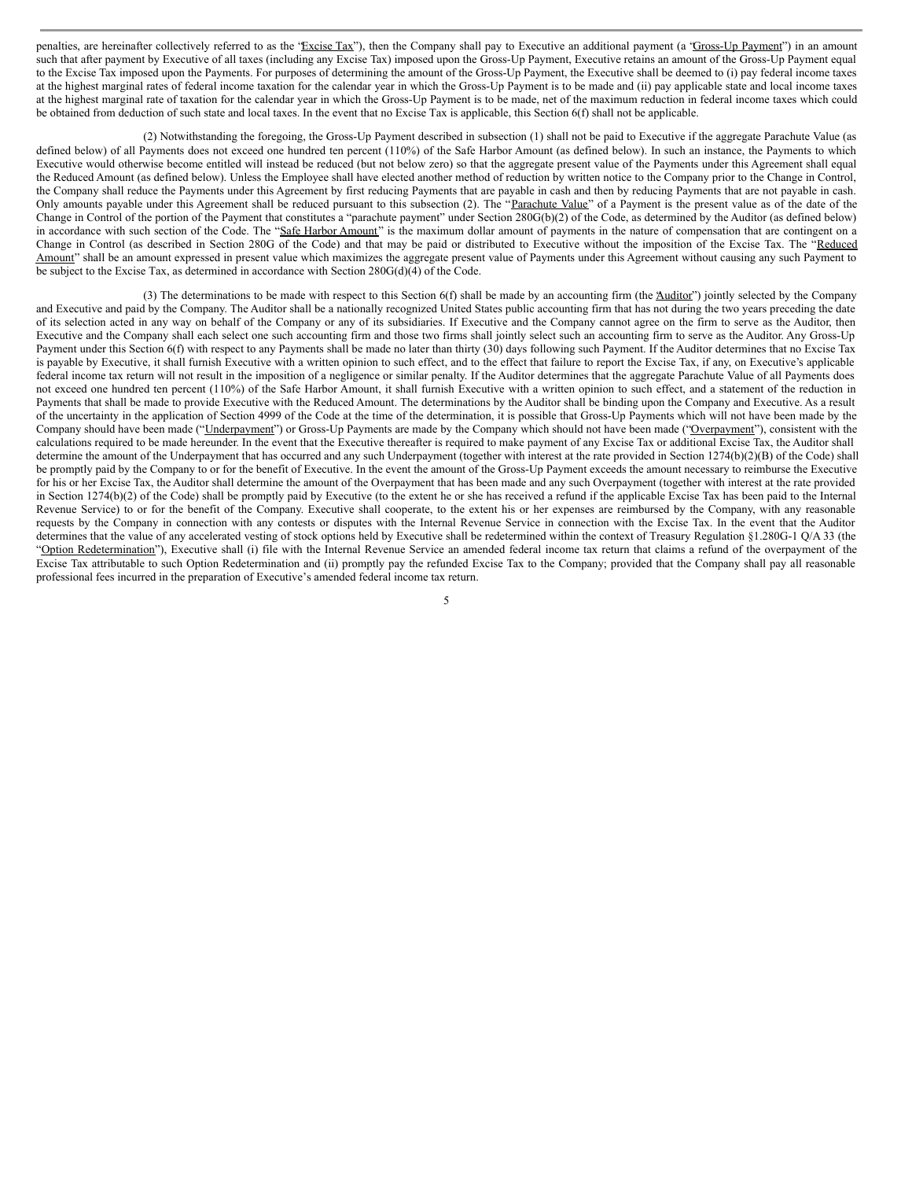penalties, are hereinafter collectively referred to as the "Excise Tax"), then the Company shall pay to Executive an additional payment (a "Gross-Up Payment") in an amount such that after payment by Executive of all taxes (including any Excise Tax) imposed upon the Gross-Up Payment, Executive retains an amount of the Gross-Up Payment equal to the Excise Tax imposed upon the Payments. For purposes of determining the amount of the Gross-Up Payment, the Executive shall be deemed to (i) pay federal income taxes at the highest marginal rates of federal income taxation for the calendar year in which the Gross-Up Payment is to be made and (ii) pay applicable state and local income taxes at the highest marginal rate of taxation for the calendar year in which the Gross-Up Payment is to be made, net of the maximum reduction in federal income taxes which could be obtained from deduction of such state and local taxes. In the event that no Excise Tax is applicable, this Section 6(f) shall not be applicable.

(2) Notwithstanding the foregoing, the Gross-Up Payment described in subsection (1) shall not be paid to Executive if the aggregate Parachute Value (as defined below) of all Payments does not exceed one hundred ten percent (110%) of the Safe Harbor Amount (as defined below). In such an instance, the Payments to which Executive would otherwise become entitled will instead be reduced (but not below zero) so that the aggregate present value of the Payments under this Agreement shall equal the Reduced Amount (as defined below). Unless the Employee shall have elected another method of reduction by written notice to the Company prior to the Change in Control, the Company shall reduce the Payments under this Agreement by first reducing Payments that are payable in cash and then by reducing Payments that are not payable in cash. Only amounts payable under this Agreement shall be reduced pursuant to this subsection (2). The "Parachute Value" of a Payment is the present value as of the date of the Change in Control of the portion of the Payment that constitutes a "parachute payment" under Section 280G(b)(2) of the Code, as determined by the Auditor (as defined below) in accordance with such section of the Code. The "Safe Harbor Amount" is the maximum dollar amount of payments in the nature of compensation that are contingent on a Change in Control (as described in Section 280G of the Code) and that may be paid or distributed to Executive without the imposition of the Excise Tax. The "Reduced Amount" shall be an amount expressed in present value which maximizes the aggregate present value of Payments under this Agreement without causing any such Payment to be subject to the Excise Tax, as determined in accordance with Section 280G(d)(4) of the Code.

(3) The determinations to be made with respect to this Section 6(f) shall be made by an accounting firm (the "Auditor") jointly selected by the Company and Executive and paid by the Company. The Auditor shall be a nationally recognized United States public accounting firm that has not during the two years preceding the date of its selection acted in any way on behalf of the Company or any of its subsidiaries. If Executive and the Company cannot agree on the firm to serve as the Auditor, then Executive and the Company shall each select one such accounting firm and those two firms shall jointly select such an accounting firm to serve as the Auditor. Any Gross-Up Payment under this Section 6(f) with respect to any Payments shall be made no later than thirty (30) days following such Payment. If the Auditor determines that no Excise Tax is payable by Executive, it shall furnish Executive with a written opinion to such effect, and to the effect that failure to report the Excise Tax, if any, on Executive's applicable federal income tax return will not result in the imposition of a negligence or similar penalty. If the Auditor determines that the aggregate Parachute Value of all Payments does not exceed one hundred ten percent (110%) of the Safe Harbor Amount, it shall furnish Executive with a written opinion to such effect, and a statement of the reduction in Payments that shall be made to provide Executive with the Reduced Amount. The determinations by the Auditor shall be binding upon the Company and Executive. As a result of the uncertainty in the application of Section 4999 of the Code at the time of the determination, it is possible that Gross-Up Payments which will not have been made by the Company should have been made ("Underpayment") or Gross-Up Payments are made by the Company which should not have been made ("Overpayment"), consistent with the calculations required to be made hereunder. In the event that the Executive thereafter is required to make payment of any Excise Tax or additional Excise Tax, the Auditor shall determine the amount of the Underpayment that has occurred and any such Underpayment (together with interest at the rate provided in Section 1274(b)(2)(B) of the Code) shall be promptly paid by the Company to or for the benefit of Executive. In the event the amount of the Gross-Up Payment exceeds the amount necessary to reimburse the Executive for his or her Excise Tax, the Auditor shall determine the amount of the Overpayment that has been made and any such Overpayment (together with interest at the rate provided in Section 1274(b)(2) of the Code) shall be promptly paid by Executive (to the extent he or she has received a refund if the applicable Excise Tax has been paid to the Internal Revenue Service) to or for the benefit of the Company. Executive shall cooperate, to the extent his or her expenses are reimbursed by the Company, with any reasonable requests by the Company in connection with any contests or disputes with the Internal Revenue Service in connection with the Excise Tax. In the event that the Auditor determines that the value of any accelerated vesting of stock options held by Executive shall be redetermined within the context of Treasury Regulation §1.280G-1 Q/A 33 (the "Option Redetermination"), Executive shall (i) file with the Internal Revenue Service an amended federal income tax return that claims a refund of the overpayment of the Excise Tax attributable to such Option Redetermination and (ii) promptly pay the refunded Excise Tax to the Company; provided that the Company shall pay all reasonable professional fees incurred in the preparation of Executive's amended federal income tax return.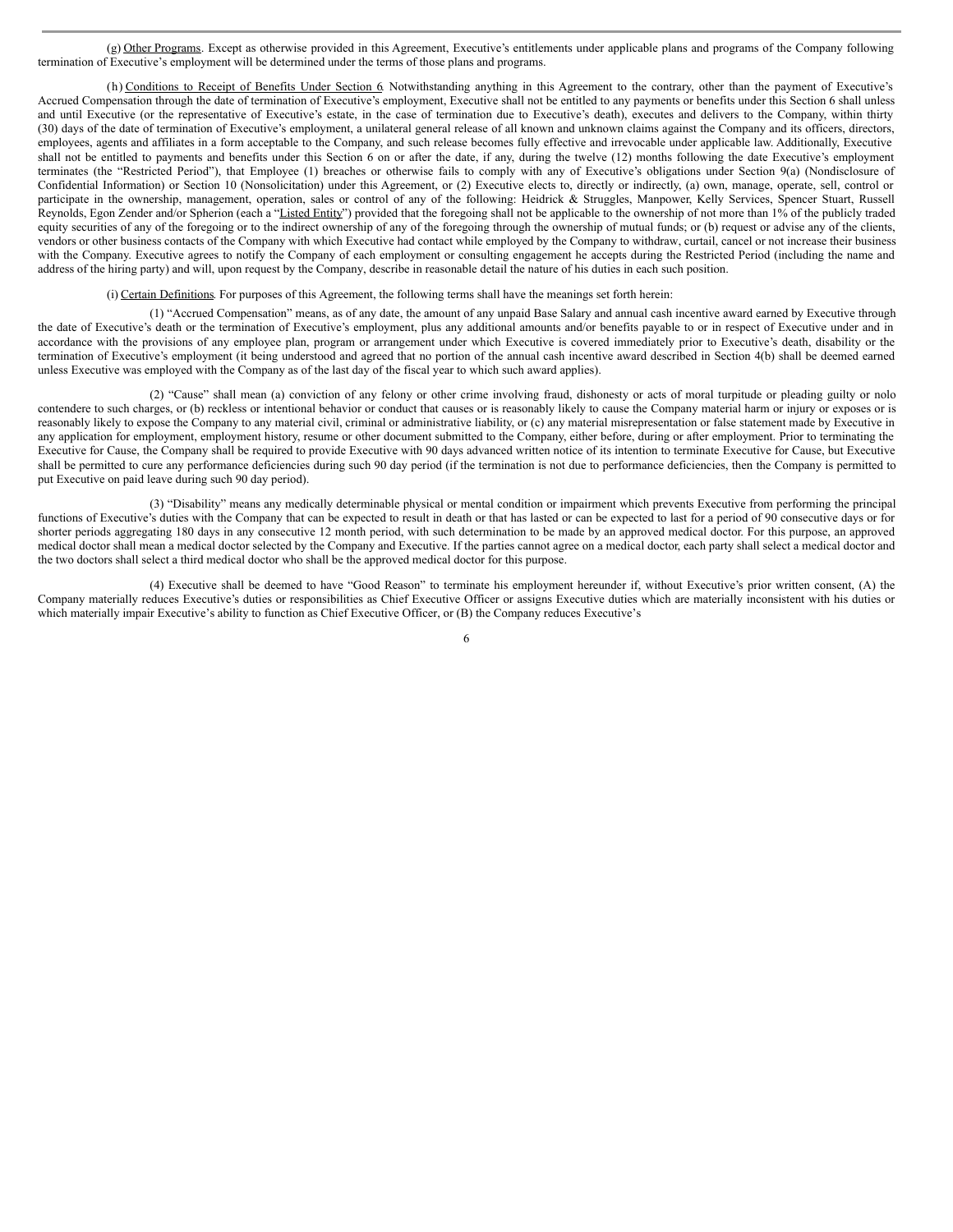(g) Other Programs. Except as otherwise provided in this Agreement, Executive's entitlements under applicable plans and programs of the Company following termination of Executive's employment will be determined under the terms of those plans and programs.

(h) Conditions to Receipt of Benefits Under Section 6. Notwithstanding anything in this Agreement to the contrary, other than the payment of Executive's Accrued Compensation through the date of termination of Executive's employment, Executive shall not be entitled to any payments or benefits under this Section 6 shall unless and until Executive (or the representative of Executive's estate, in the case of termination due to Executive's death), executes and delivers to the Company, within thirty (30) days of the date of termination of Executive's employment, a unilateral general release of all known and unknown claims against the Company and its officers, directors, employees, agents and affiliates in a form acceptable to the Company, and such release becomes fully effective and irrevocable under applicable law. Additionally, Executive shall not be entitled to payments and benefits under this Section 6 on or after the date, if any, during the twelve (12) months following the date Executive's employment terminates (the "Restricted Period"), that Employee (1) breaches or otherwise fails to comply with any of Executive's obligations under Section 9(a) (Nondisclosure of Confidential Information) or Section 10 (Nonsolicitation) under this Agreement, or (2) Executive elects to, directly or indirectly, (a) own, manage, operate, sell, control or participate in the ownership, management, operation, sales or control of any of the following: Heidrick & Struggles, Manpower, Kelly Services, Spencer Stuart, Russell Reynolds, Egon Zender and/or Spherion (each a "Listed Entity") provided that the foregoing shall not be applicable to the ownership of not more than 1% of the publicly traded equity securities of any of the foregoing or to the indirect ownership of any of the foregoing through the ownership of mutual funds; or (b) request or advise any of the clients, vendors or other business contacts of the Company with which Executive had contact while employed by the Company to withdraw, curtail, cancel or not increase their business with the Company. Executive agrees to notify the Company of each employment or consulting engagement he accepts during the Restricted Period (including the name and address of the hiring party) and will, upon request by the Company, describe in reasonable detail the nature of his duties in each such position.

(i) Certain Definitions. For purposes of this Agreement, the following terms shall have the meanings set forth herein:

(1) "Accrued Compensation" means, as of any date, the amount of any unpaid Base Salary and annual cash incentive award earned by Executive through the date of Executive's death or the termination of Executive's employment, plus any additional amounts and/or benefits payable to or in respect of Executive under and in accordance with the provisions of any employee plan, program or arrangement under which Executive is covered immediately prior to Executive's death, disability or the termination of Executive's employment (it being understood and agreed that no portion of the annual cash incentive award described in Section 4(b) shall be deemed earned unless Executive was employed with the Company as of the last day of the fiscal year to which such award applies).

(2) "Cause" shall mean (a) conviction of any felony or other crime involving fraud, dishonesty or acts of moral turpitude or pleading guilty or nolo contendere to such charges, or (b) reckless or intentional behavior or conduct that causes or is reasonably likely to cause the Company material harm or injury or exposes or is reasonably likely to expose the Company to any material civil, criminal or administrative liability, or (c) any material misrepresentation or false statement made by Executive in any application for employment, employment history, resume or other document submitted to the Company, either before, during or after employment. Prior to terminating the Executive for Cause, the Company shall be required to provide Executive with 90 days advanced written notice of its intention to terminate Executive for Cause, but Executive shall be permitted to cure any performance deficiencies during such 90 day period (if the termination is not due to performance deficiencies, then the Company is permitted to put Executive on paid leave during such 90 day period).

(3) "Disability" means any medically determinable physical or mental condition or impairment which prevents Executive from performing the principal functions of Executive's duties with the Company that can be expected to result in death or that has lasted or can be expected to last for a period of 90 consecutive days or for shorter periods aggregating 180 days in any consecutive 12 month period, with such determination to be made by an approved medical doctor. For this purpose, an approved medical doctor shall mean a medical doctor selected by the Company and Executive. If the parties cannot agree on a medical doctor, each party shall select a medical doctor and the two doctors shall select a third medical doctor who shall be the approved medical doctor for this purpose.

(4) Executive shall be deemed to have "Good Reason" to terminate his employment hereunder if, without Executive's prior written consent, (A) the Company materially reduces Executive's duties or responsibilities as Chief Executive Officer or assigns Executive duties which are materially inconsistent with his duties or which materially impair Executive's ability to function as Chief Executive Officer, or (B) the Company reduces Executive's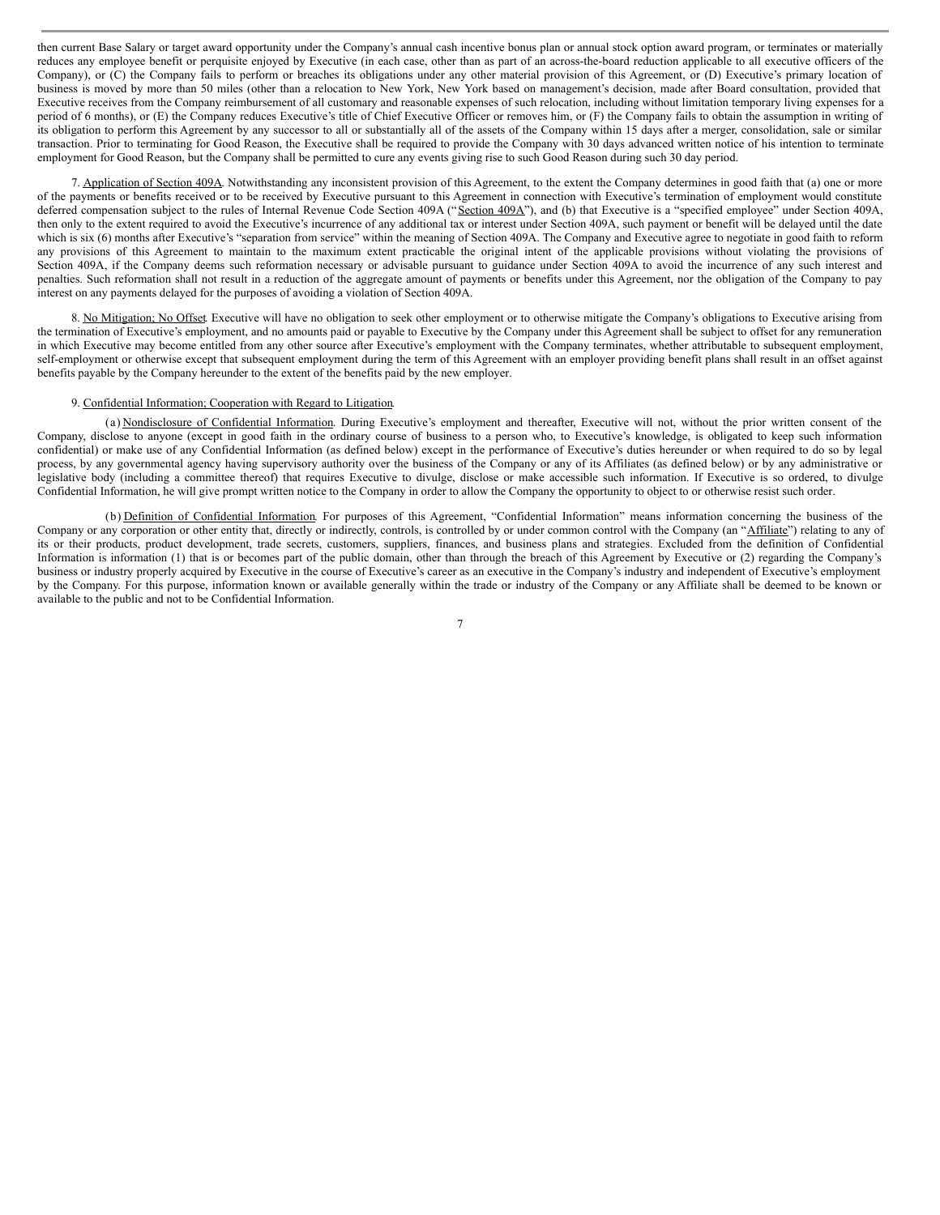then current Base Salary or target award opportunity under the Company's annual cash incentive bonus plan or annual stock option award program, or terminates or materially reduces any employee benefit or perquisite enjoyed by Executive (in each case, other than as part of an across-the-board reduction applicable to all executive officers of the Company), or (C) the Company fails to perform or breaches its obligations under any other material provision of this Agreement, or (D) Executive's primary location of business is moved by more than 50 miles (other than a relocation to New York, New York based on management's decision, made after Board consultation, provided that Executive receives from the Company reimbursement of all customary and reasonable expenses of such relocation, including without limitation temporary living expenses for a period of 6 months), or (E) the Company reduces Executive's title of Chief Executive Officer or removes him, or (F) the Company fails to obtain the assumption in writing of its obligation to perform this Agreement by any successor to all or substantially all of the assets of the Company within 15 days after a merger, consolidation, sale or similar transaction. Prior to terminating for Good Reason, the Executive shall be required to provide the Company with 30 days advanced written notice of his intention to terminate employment for Good Reason, but the Company shall be permitted to cure any events giving rise to such Good Reason during such 30 day period.

7. Application of Section 409A. Notwithstanding any inconsistent provision of this Agreement, to the extent the Company determines in good faith that (a) one or more of the payments or benefits received or to be received by Executive pursuant to this Agreement in connection with Executive's termination of employment would constitute deferred compensation subject to the rules of Internal Revenue Code Section 409A ("Section 409A"), and (b) that Executive is a "specified employee" under Section 409A, then only to the extent required to avoid the Executive's incurrence of any additional tax or interest under Section 409A, such payment or benefit will be delayed until the date which is six (6) months after Executive's "separation from service" within the meaning of Section 409A. The Company and Executive agree to negotiate in good faith to reform any provisions of this Agreement to maintain to the maximum extent practicable the original intent of the applicable provisions without violating the provisions of Section 409A, if the Company deems such reformation necessary or advisable pursuant to guidance under Section 409A to avoid the incurrence of any such interest and penalties. Such reformation shall not result in a reduction of the aggregate amount of payments or benefits under this Agreement, nor the obligation of the Company to pay interest on any payments delayed for the purposes of avoiding a violation of Section 409A.

8. No Mitigation; No Offset. Executive will have no obligation to seek other employment or to otherwise mitigate the Company's obligations to Executive arising from the termination of Executive's employment, and no amounts paid or payable to Executive by the Company under this Agreement shall be subject to offset for any remuneration in which Executive may become entitled from any other source after Executive's employment with the Company terminates, whether attributable to subsequent employment, self-employment or otherwise except that subsequent employment during the term of this Agreement with an employer providing benefit plans shall result in an offset against benefits payable by the Company hereunder to the extent of the benefits paid by the new employer.

9. Confidential Information; Cooperation with Regard to Litigation.

(a) Nondisclosure of Confidential Information. During Executive's employment and thereafter, Executive will not, without the prior written consent of the Company, disclose to anyone (except in good faith in the ordinary course of business to a person who, to Executive's knowledge, is obligated to keep such information confidential) or make use of any Confidential Information (as defined below) except in the performance of Executive's duties hereunder or when required to do so by legal process, by any governmental agency having supervisory authority over the business of the Company or any of its Affiliates (as defined below) or by any administrative or legislative body (including a committee thereof) that requires Executive to divulge, disclose or make accessible such information. If Executive is so ordered, to divulge Confidential Information, he will give prompt written notice to the Company in order to allow the Company the opportunity to object to or otherwise resist such order.

(b) Definition of Confidential Information. For purposes of this Agreement, "Confidential Information" means information concerning the business of the Company or any corporation or other entity that, directly or indirectly, controls, is controlled by or under common control with the Company (an "Affiliate") relating to any of its or their products, product development, trade secrets, customers, suppliers, finances, and business plans and strategies. Excluded from the definition of Confidential Information is information (1) that is or becomes part of the public domain, other than through the breach of this Agreement by Executive or (2) regarding the Company's business or industry properly acquired by Executive in the course of Executive's career as an executive in the Company's industry and independent of Executive's employment by the Company. For this purpose, information known or available generally within the trade or industry of the Company or any Affiliate shall be deemed to be known or available to the public and not to be Confidential Information.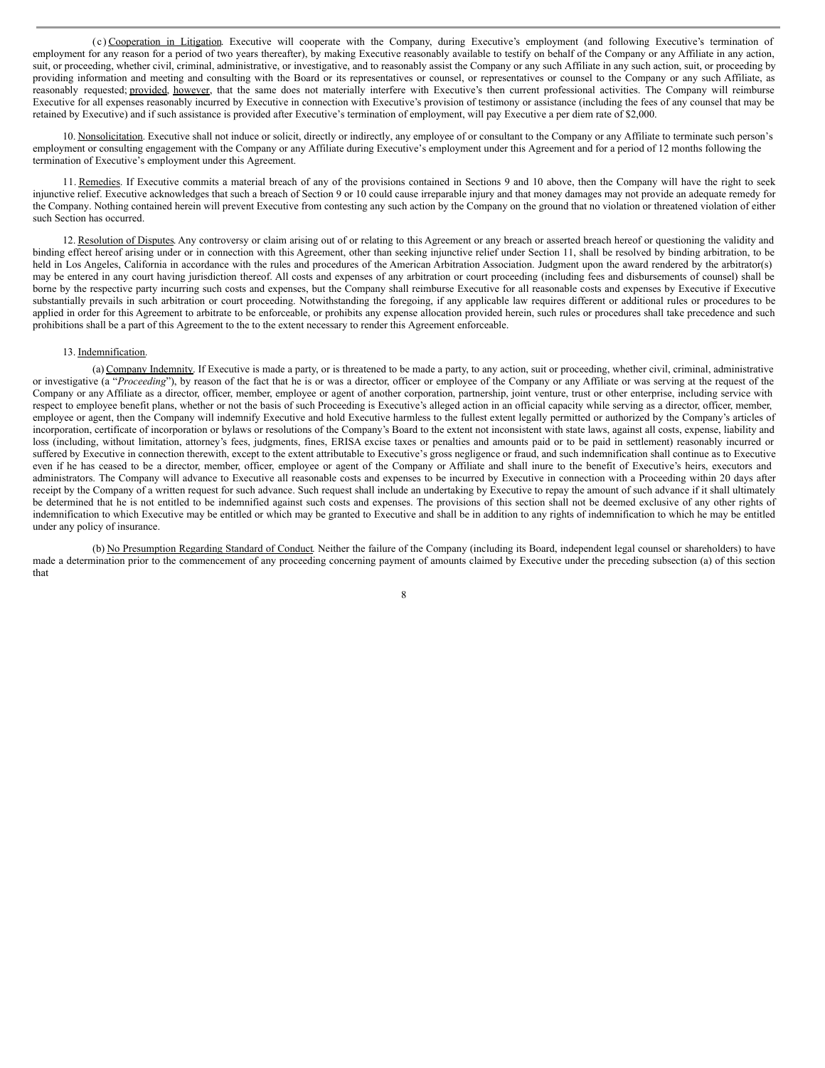(c) Cooperation in Litigation. Executive will cooperate with the Company, during Executive's employment (and following Executive's termination of employment for any reason for a period of two years thereafter), by making Executive reasonably available to testify on behalf of the Company or any Affiliate in any action, suit, or proceeding, whether civil, criminal, administrative, or investigative, and to reasonably assist the Company or any such Affiliate in any such action, suit, or proceeding by providing information and meeting and consulting with the Board or its representatives or counsel, or representatives or counsel to the Company or any such Affiliate, as reasonably requested; provided, however, that the same does not materially interfere with Executive's then current professional activities. The Company will reimburse Executive for all expenses reasonably incurred by Executive in connection with Executive's provision of testimony or assistance (including the fees of any counsel that may be retained by Executive) and if such assistance is provided after Executive's termination of employment, will pay Executive a per diem rate of $2,000.

10. Nonsolicitation. Executive shall not induce or solicit, directly or indirectly, any employee of or consultant to the Company or any Affiliate to terminate such person's employment or consulting engagement with the Company or any Affiliate during Executive's employment under this Agreement and for a period of 12 months following the termination of Executive's employment under this Agreement.

11. Remedies. If Executive commits a material breach of any of the provisions contained in Sections 9 and 10 above, then the Company will have the right to seek injunctive relief. Executive acknowledges that such a breach of Section 9 or 10 could cause irreparable injury and that money damages may not provide an adequate remedy for the Company. Nothing contained herein will prevent Executive from contesting any such action by the Company on the ground that no violation or threatened violation of either such Section has occurred.

12. Resolution of Disputes. Any controversy or claim arising out of or relating to this Agreement or any breach or asserted breach hereof or questioning the validity and binding effect hereof arising under or in connection with this Agreement, other than seeking injunctive relief under Section 11, shall be resolved by binding arbitration, to be held in Los Angeles, California in accordance with the rules and procedures of the American Arbitration Association. Judgment upon the award rendered by the arbitrator(s) may be entered in any court having jurisdiction thereof. All costs and expenses of any arbitration or court proceeding (including fees and disbursements of counsel) shall be borne by the respective party incurring such costs and expenses, but the Company shall reimburse Executive for all reasonable costs and expenses by Executive if Executive substantially prevails in such arbitration or court proceeding. Notwithstanding the foregoing, if any applicable law requires different or additional rules or procedures to be applied in order for this Agreement to arbitrate to be enforceable, or prohibits any expense allocation provided herein, such rules or procedures shall take precedence and such prohibitions shall be a part of this Agreement to the to the extent necessary to render this Agreement enforceable.

13. Indemnification.

(a) Company Indemnity. If Executive is made a party, or is threatened to be made a party, to any action, suit or proceeding, whether civil, criminal, administrative or investigative (a "*Proceeding*"), by reason of the fact that he is or was a director, officer or employee of the Company or any Affiliate or was serving at the request of the Company or any Affiliate as a director, officer, member, employee or agent of another corporation, partnership, joint venture, trust or other enterprise, including service with respect to employee benefit plans, whether or not the basis of such Proceeding is Executive's alleged action in an official capacity while serving as a director, officer, member, employee or agent, then the Company will indemnify Executive and hold Executive harmless to the fullest extent legally permitted or authorized by the Company's articles of incorporation, certificate of incorporation or bylaws or resolutions of the Company's Board to the extent not inconsistent with state laws, against all costs, expense, liability and loss (including, without limitation, attorney's fees, judgments, fines, ERISA excise taxes or penalties and amounts paid or to be paid in settlement) reasonably incurred or suffered by Executive in connection therewith, except to the extent attributable to Executive's gross negligence or fraud, and such indemnification shall continue as to Executive even if he has ceased to be a director, member, officer, employee or agent of the Company or Affiliate and shall inure to the benefit of Executive's heirs, executors and administrators. The Company will advance to Executive all reasonable costs and expenses to be incurred by Executive in connection with a Proceeding within 20 days after receipt by the Company of a written request for such advance. Such request shall include an undertaking by Executive to repay the amount of such advance if it shall ultimately be determined that he is not entitled to be indemnified against such costs and expenses. The provisions of this section shall not be deemed exclusive of any other rights of indemnification to which Executive may be entitled or which may be granted to Executive and shall be in addition to any rights of indemnification to which he may be entitled under any policy of insurance.

(b) No Presumption Regarding Standard of Conduct. Neither the failure of the Company (including its Board, independent legal counsel or shareholders) to have made a determination prior to the commencement of any proceeding concerning payment of amounts claimed by Executive under the preceding subsection (a) of this section that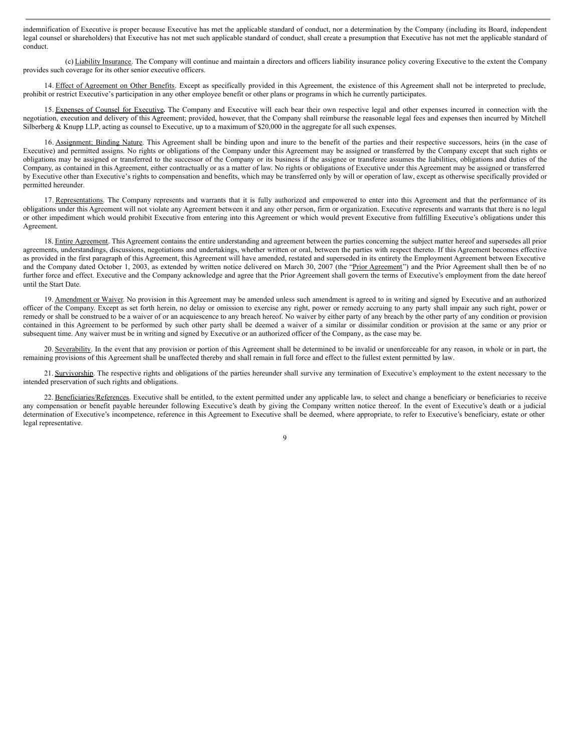indemnification of Executive is proper because Executive has met the applicable standard of conduct, nor a determination by the Company (including its Board, independent legal counsel or shareholders) that Executive has not met such applicable standard of conduct, shall create a presumption that Executive has not met the applicable standard of conduct.

(c) Liability Insurance. The Company will continue and maintain a directors and officers liability insurance policy covering Executive to the extent the Company provides such coverage for its other senior executive officers.

14. Effect of Agreement on Other Benefits. Except as specifically provided in this Agreement, the existence of this Agreement shall not be interpreted to preclude, prohibit or restrict Executive's participation in any other employee benefit or other plans or programs in which he currently participates.

15. Expenses of Counsel for Executive**.** The Company and Executive will each bear their own respective legal and other expenses incurred in connection with the negotiation, execution and delivery of this Agreement; provided, however, that the Company shall reimburse the reasonable legal fees and expenses then incurred by Mitchell Silberberg & Knupp LLP, acting as counsel to Executive, up to a maximum of $20,000 in the aggregate for all such expenses.

16. Assignment; Binding Nature. This Agreement shall be binding upon and inure to the benefit of the parties and their respective successors, heirs (in the case of Executive) and permitted assigns. No rights or obligations of the Company under this Agreement may be assigned or transferred by the Company except that such rights or obligations may be assigned or transferred to the successor of the Company or its business if the assignee or transferee assumes the liabilities, obligations and duties of the Company, as contained in this Agreement, either contractually or as a matter of law. No rights or obligations of Executive under this Agreement may be assigned or transferred by Executive other than Executive's rights to compensation and benefits, which may be transferred only by will or operation of law, except as otherwise specifically provided or permitted hereunder.

17. Representations. The Company represents and warrants that it is fully authorized and empowered to enter into this Agreement and that the performance of its obligations under this Agreement will not violate any Agreement between it and any other person, firm or organization. Executive represents and warrants that there is no legal or other impediment which would prohibit Executive from entering into this Agreement or which would prevent Executive from fulfilling Executive's obligations under this Agreement.

18. Entire Agreement. This Agreement contains the entire understanding and agreement between the parties concerning the subject matter hereof and supersedes all prior agreements, understandings, discussions, negotiations and undertakings, whether written or oral, between the parties with respect thereto. If this Agreement becomes effective as provided in the first paragraph of this Agreement, this Agreement will have amended, restated and superseded in its entirety the Employment Agreement between Executive and the Company dated October 1, 2003, as extended by written notice delivered on March 30, 2007 (the "Prior Agreement") and the Prior Agreement shall then be of no further force and effect. Executive and the Company acknowledge and agree that the Prior Agreement shall govern the terms of Executive's employment from the date hereof until the Start Date.

19. Amendment or Waiver. No provision in this Agreement may be amended unless such amendment is agreed to in writing and signed by Executive and an authorized officer of the Company. Except as set forth herein, no delay or omission to exercise any right, power or remedy accruing to any party shall impair any such right, power or remedy or shall be construed to be a waiver of or an acquiescence to any breach hereof. No waiver by either party of any breach by the other party of any condition or provision contained in this Agreement to be performed by such other party shall be deemed a waiver of a similar or dissimilar condition or provision at the same or any prior or subsequent time. Any waiver must be in writing and signed by Executive or an authorized officer of the Company, as the case may be.

20. Severability. In the event that any provision or portion of this Agreement shall be determined to be invalid or unenforceable for any reason, in whole or in part, the remaining provisions of this Agreement shall be unaffected thereby and shall remain in full force and effect to the fullest extent permitted by law.

21. Survivorship. The respective rights and obligations of the parties hereunder shall survive any termination of Executive's employment to the extent necessary to the intended preservation of such rights and obligations.

22. Beneficiaries/References. Executive shall be entitled, to the extent permitted under any applicable law, to select and change a beneficiary or beneficiaries to receive any compensation or benefit payable hereunder following Executive's death by giving the Company written notice thereof. In the event of Executive's death or a judicial determination of Executive's incompetence, reference in this Agreement to Executive shall be deemed, where appropriate, to refer to Executive's beneficiary, estate or other legal representative.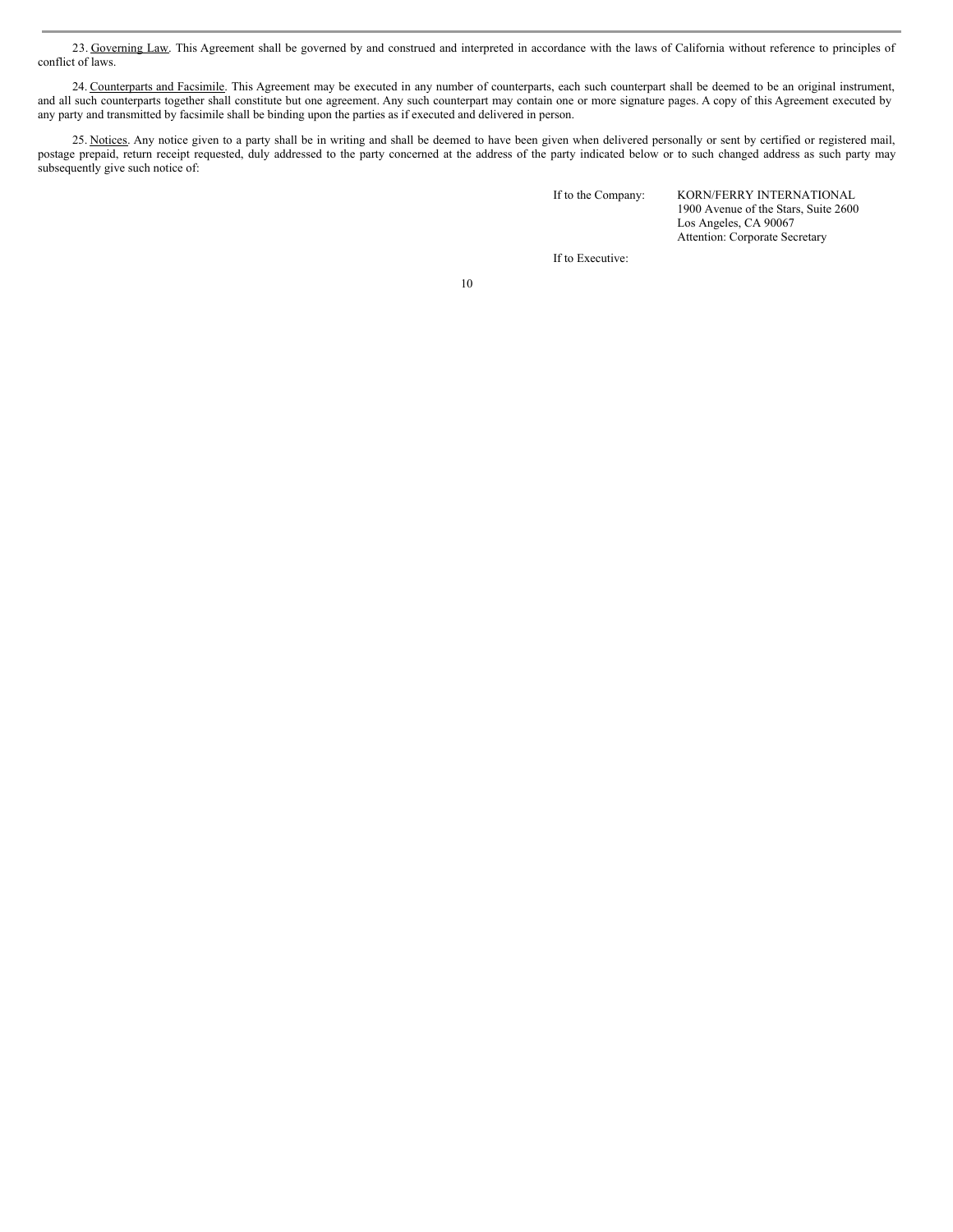23. Governing Law. This Agreement shall be governed by and construed and interpreted in accordance with the laws of California without reference to principles of conflict of laws.

24. Counterparts and Facsimile. This Agreement may be executed in any number of counterparts, each such counterpart shall be deemed to be an original instrument, and all such counterparts together shall constitute but one agreement. Any such counterpart may contain one or more signature pages. A copy of this Agreement executed by any party and transmitted by facsimile shall be binding upon the parties as if executed and delivered in person.

25. Notices. Any notice given to a party shall be in writing and shall be deemed to have been given when delivered personally or sent by certified or registered mail, postage prepaid, return receipt requested, duly addressed to the party concerned at the address of the party indicated below or to such changed address as such party may subsequently give such notice of:

If to the Company: KORN/FERRY INTERNATIONAL
1900 Avenue of the Stars, Suite 2600
Los Angeles, CA 90067
Attention: Corporate Secretary

If to Executive: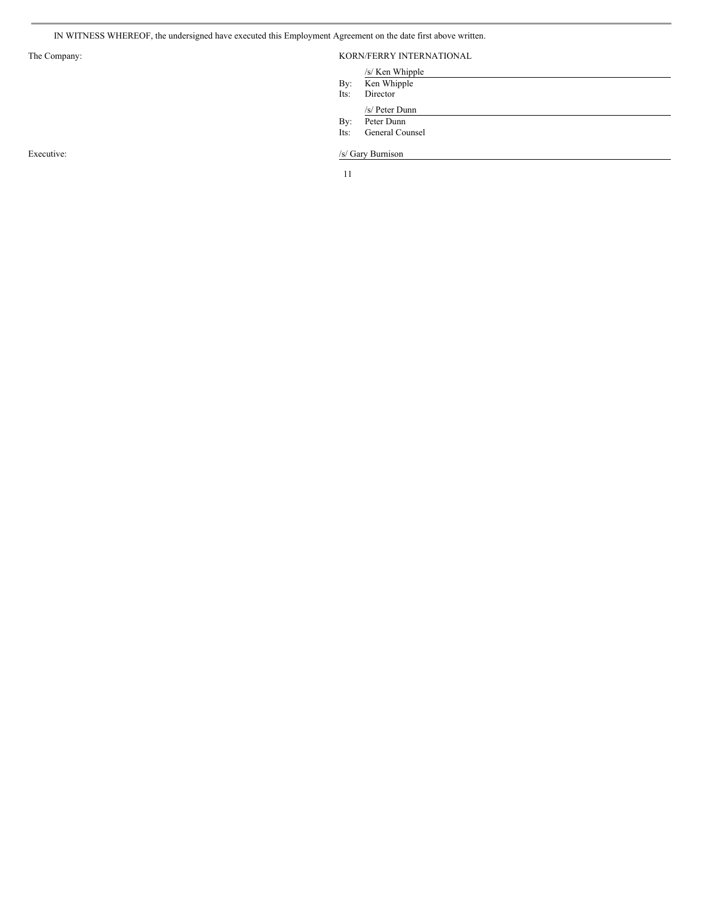IN WITNESS WHEREOF, the undersigned have executed this Employment Agreement on the date first above written.

| | |
|---|---|
| The Company: | KORN/FERRY INTERNATIONAL |
| | /s/ Ken Whipple<br>By: Ken Whipple<br>Its: Director |
| | /s/ Peter Dunn<br>By: Peter Dunn<br>Its: General Counsel |
| Executive: | /s/ Gary Burnison |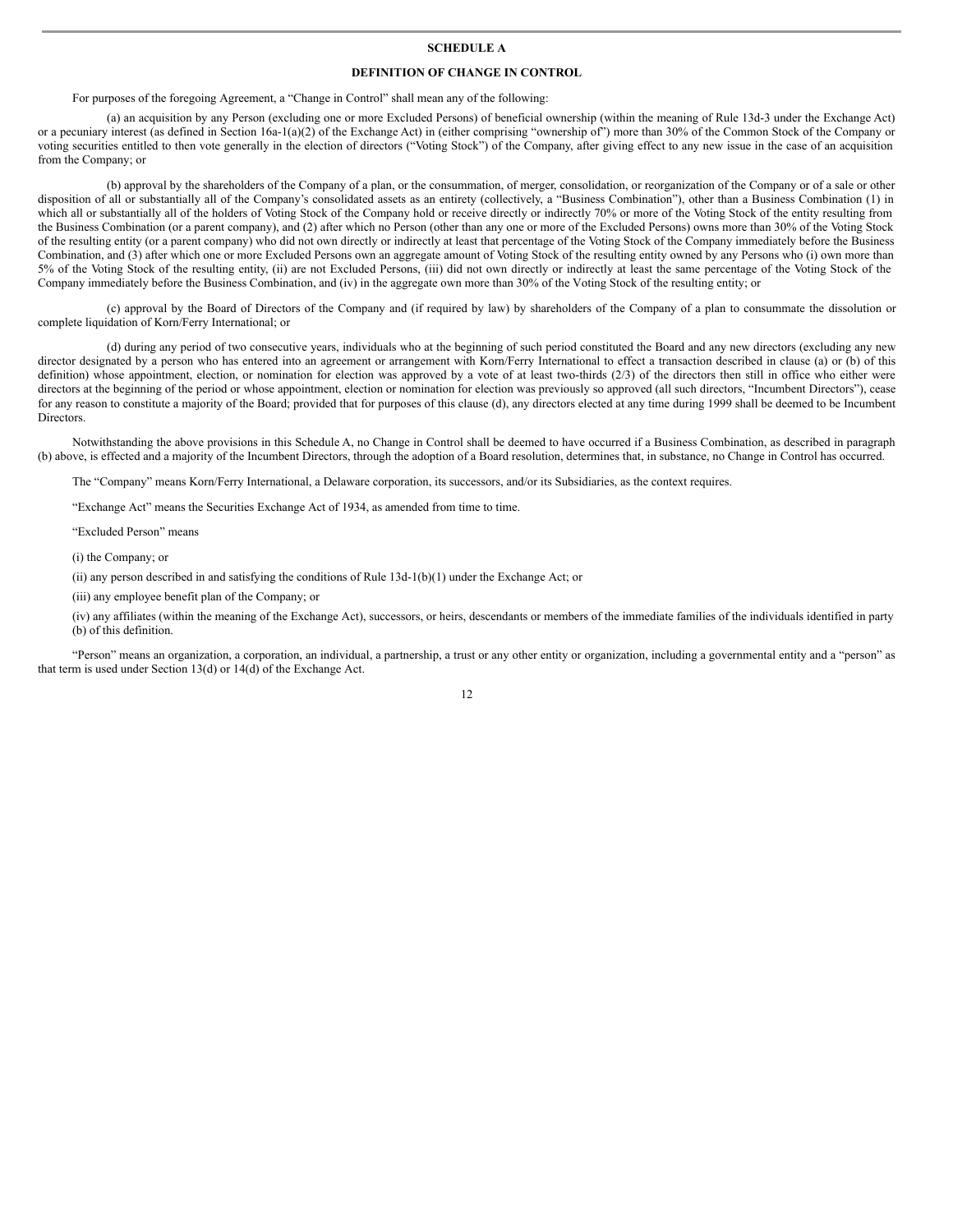## SCHEDULE A

## DEFINITION OF CHANGE IN CONTROL

For purposes of the foregoing Agreement, a "Change in Control" shall mean any of the following:

(a) an acquisition by any Person (excluding one or more Excluded Persons) of beneficial ownership (within the meaning of Rule 13d-3 under the Exchange Act) or a pecuniary interest (as defined in Section 16a-1(a)(2) of the Exchange Act) in (either comprising "ownership of") more than 30% of the Common Stock of the Company or voting securities entitled to then vote generally in the election of directors ("Voting Stock") of the Company, after giving effect to any new issue in the case of an acquisition from the Company; or

(b) approval by the shareholders of the Company of a plan, or the consummation, of merger, consolidation, or reorganization of the Company or of a sale or other disposition of all or substantially all of the Company's consolidated assets as an entirety (collectively, a "Business Combination"), other than a Business Combination (1) in which all or substantially all of the holders of Voting Stock of the Company hold or receive directly or indirectly 70% or more of the Voting Stock of the entity resulting from the Business Combination (or a parent company), and (2) after which no Person (other than any one or more of the Excluded Persons) owns more than 30% of the Voting Stock of the resulting entity (or a parent company) who did not own directly or indirectly at least that percentage of the Voting Stock of the Company immediately before the Business Combination, and (3) after which one or more Excluded Persons own an aggregate amount of Voting Stock of the resulting entity owned by any Persons who (i) own more than 5% of the Voting Stock of the resulting entity, (ii) are not Excluded Persons, (iii) did not own directly or indirectly at least the same percentage of the Voting Stock of the Company immediately before the Business Combination, and (iv) in the aggregate own more than 30% of the Voting Stock of the resulting entity; or

(c) approval by the Board of Directors of the Company and (if required by law) by shareholders of the Company of a plan to consummate the dissolution or complete liquidation of Korn/Ferry International; or

(d) during any period of two consecutive years, individuals who at the beginning of such period constituted the Board and any new directors (excluding any new director designated by a person who has entered into an agreement or arrangement with Korn/Ferry International to effect a transaction described in clause (a) or (b) of this definition) whose appointment, election, or nomination for election was approved by a vote of at least two-thirds (2/3) of the directors then still in office who either were directors at the beginning of the period or whose appointment, election or nomination for election was previously so approved (all such directors, "Incumbent Directors"), cease for any reason to constitute a majority of the Board; provided that for purposes of this clause (d), any directors elected at any time during 1999 shall be deemed to be Incumbent Directors.

Notwithstanding the above provisions in this Schedule A, no Change in Control shall be deemed to have occurred if a Business Combination, as described in paragraph (b) above, is effected and a majority of the Incumbent Directors, through the adoption of a Board resolution, determines that, in substance, no Change in Control has occurred.

The "Company" means Korn/Ferry International, a Delaware corporation, its successors, and/or its Subsidiaries, as the context requires.

"Exchange Act" means the Securities Exchange Act of 1934, as amended from time to time.

"Excluded Person" means

(i) the Company; or

(ii) any person described in and satisfying the conditions of Rule 13d-1(b)(1) under the Exchange Act; or

(iii) any employee benefit plan of the Company; or

(iv) any affiliates (within the meaning of the Exchange Act), successors, or heirs, descendants or members of the immediate families of the individuals identified in party (b) of this definition.

"Person" means an organization, a corporation, an individual, a partnership, a trust or any other entity or organization, including a governmental entity and a "person" as that term is used under Section 13(d) or 14(d) of the Exchange Act.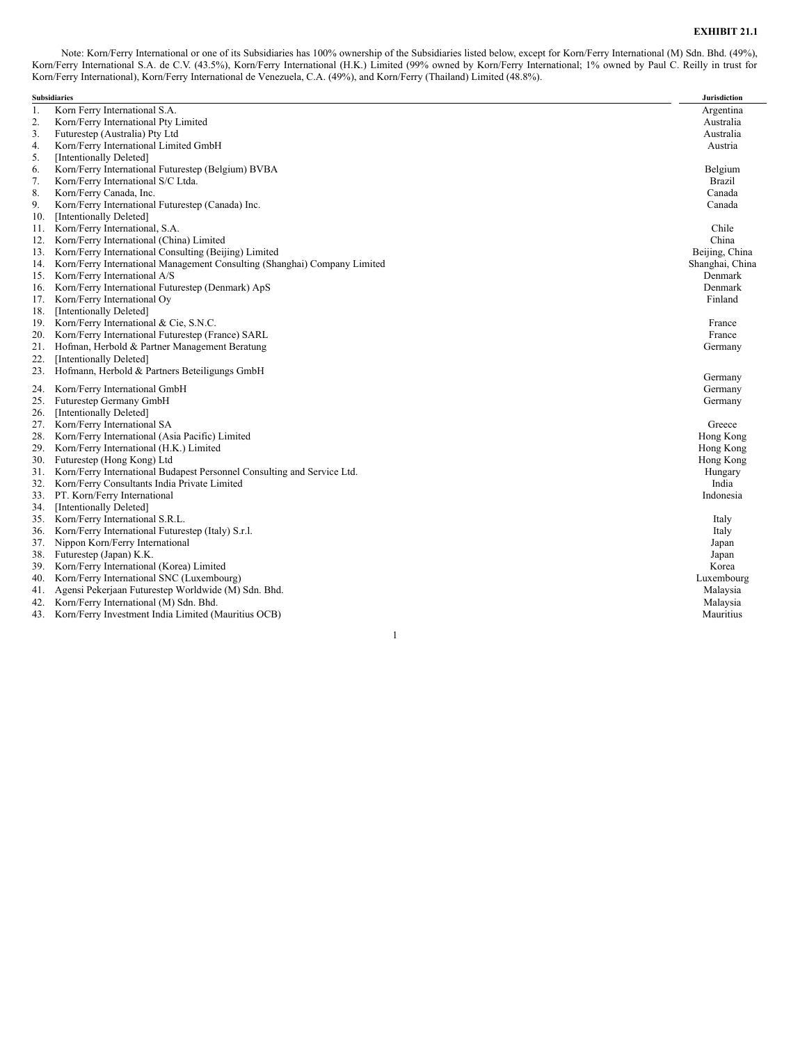**EXHIBIT 21.1**

Note: Korn/Ferry International or one of its Subsidiaries has 100% ownership of the Subsidiaries listed below, except for Korn/Ferry International (M) Sdn. Bhd. (49%), Korn/Ferry International S.A. de C.V. (43.5%), Korn/Ferry International (H.K.) Limited (99% owned by Korn/Ferry International; 1% owned by Paul C. Reilly in trust for Korn/Ferry International), Korn/Ferry International de Venezuela, C.A. (49%), and Korn/Ferry (Thailand) Limited (48.8%).

| | Subsidiaries | Jurisdiction |
|---|---|---|
| 1. | Korn Ferry International S.A. | Argentina |
| 2. | Korn/Ferry International Pty Limited | Australia |
| 3. | Futurestep (Australia) Pty Ltd | Australia |
| 4. | Korn/Ferry International Limited GmbH | Austria |
| 5. | [Intentionally Deleted] | |
| 6. | Korn/Ferry International Futurestep (Belgium) BVBA | Belgium |
| 7. | Korn/Ferry International S/C Ltda. | Brazil |
| 8. | Korn/Ferry Canada, Inc. | Canada |
| 9. | Korn/Ferry International Futurestep (Canada) Inc. | Canada |
| 10. | [Intentionally Deleted] | |
| 11. | Korn/Ferry International, S.A. | Chile |
| 12. | Korn/Ferry International (China) Limited | China |
| 13. | Korn/Ferry International Consulting (Beijing) Limited | Beijing, China |
| 14. | Korn/Ferry International Management Consulting (Shanghai) Company Limited | Shanghai, China |
| 15. | Korn/Ferry International A/S | Denmark |
| 16. | Korn/Ferry International Futurestep (Denmark) ApS | Denmark |
| 17. | Korn/Ferry International Oy | Finland |
| 18. | [Intentionally Deleted] | |
| 19. | Korn/Ferry International & Cie, S.N.C. | France |
| 20. | Korn/Ferry International Futurestep (France) SARL | France |
| 21. | Hofman, Herbold & Partner Management Beratung | Germany |
| 22. | [Intentionally Deleted] | |
| 23. | Hofmann, Herbold & Partners Beteiligungs GmbH | Germany |
| 24. | Korn/Ferry International GmbH | Germany |
| 25. | Futurestep Germany GmbH | Germany |
| 26. | [Intentionally Deleted] | |
| 27. | Korn/Ferry International SA | Greece |
| 28. | Korn/Ferry International (Asia Pacific) Limited | Hong Kong |
| 29. | Korn/Ferry International (H.K.) Limited | Hong Kong |
| 30. | Futurestep (Hong Kong) Ltd | Hong Kong |
| 31. | Korn/Ferry International Budapest Personnel Consulting and Service Ltd. | Hungary |
| 32. | Korn/Ferry Consultants India Private Limited | India |
| 33. | PT. Korn/Ferry International | Indonesia |
| 34. | [Intentionally Deleted] | |
| 35. | Korn/Ferry International S.R.L. | Italy |
| 36. | Korn/Ferry International Futurestep (Italy) S.r.l. | Italy |
| 37. | Nippon Korn/Ferry International | Japan |
| 38. | Futurestep (Japan) K.K. | Japan |
| 39. | Korn/Ferry International (Korea) Limited | Korea |
| 40. | Korn/Ferry International SNC (Luxembourg) | Luxembourg |
| 41. | Agensi Pekerjaan Futurestep Worldwide (M) Sdn. Bhd. | Malaysia |
| 42. | Korn/Ferry International (M) Sdn. Bhd. | Malaysia |
| 43. | Korn/Ferry Investment India Limited (Mauritius OCB) | Mauritius |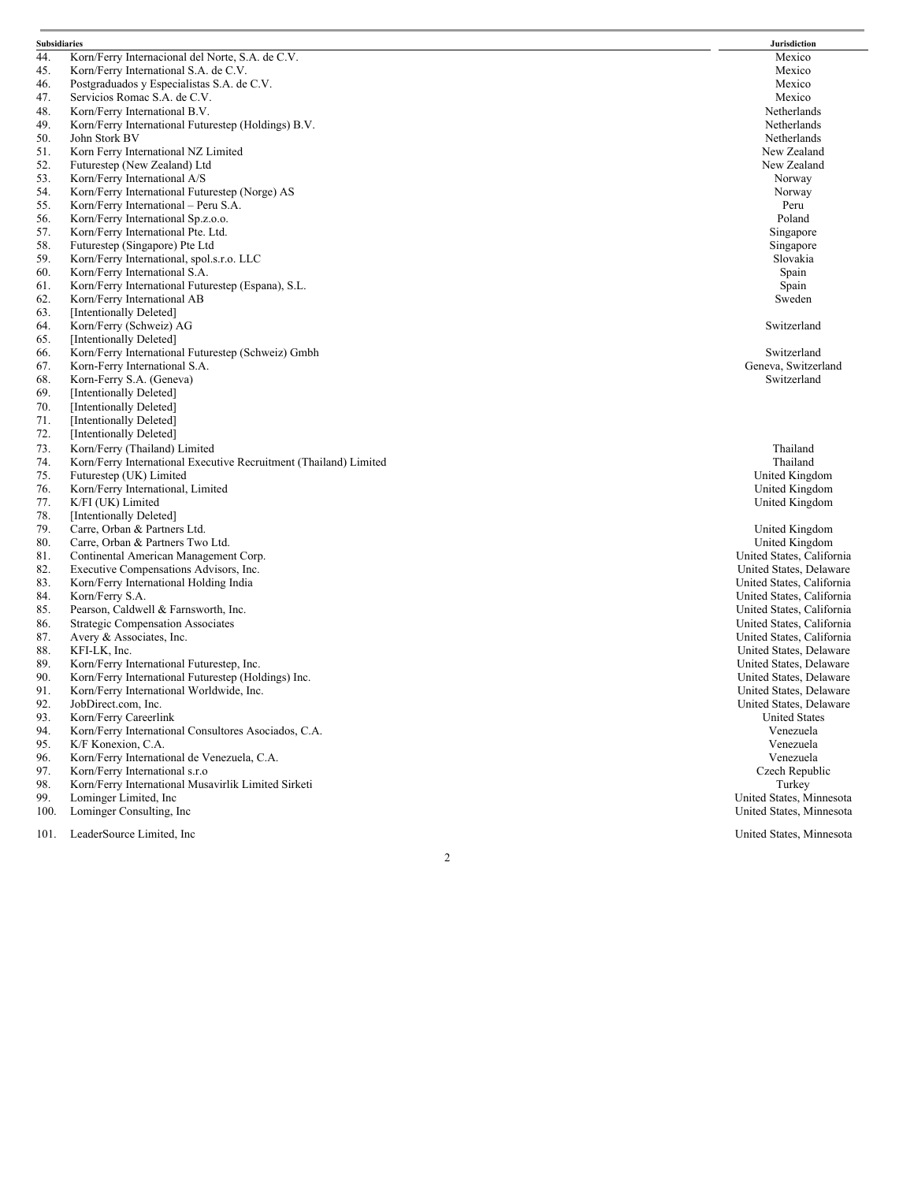| | Subsidiaries | Jurisdiction |
|---|---|---|
| 44. | Korn/Ferry Internacional del Norte, S.A. de C.V. | Mexico |
| 45. | Korn/Ferry International S.A. de C.V. | Mexico |
| 46. | Postgraduados y Especialistas S.A. de C.V. | Mexico |
| 47. | Servicios Romac S.A. de C.V. | Mexico |
| 48. | Korn/Ferry International B.V. | Netherlands |
| 49. | Korn/Ferry International Futurestep (Holdings) B.V. | Netherlands |
| 50. | John Stork BV | Netherlands |
| 51. | Korn Ferry International NZ Limited | New Zealand |
| 52. | Futurestep (New Zealand) Ltd | New Zealand |
| 53. | Korn/Ferry International A/S | Norway |
| 54. | Korn/Ferry International Futurestep (Norge) AS | Norway |
| 55. | Korn/Ferry International – Peru S.A. | Peru |
| 56. | Korn/Ferry International Sp.z.o.o. | Poland |
| 57. | Korn/Ferry International Pte. Ltd. | Singapore |
| 58. | Futurestep (Singapore) Pte Ltd | Singapore |
| 59. | Korn/Ferry International, spol.s.r.o. LLC | Slovakia |
| 60. | Korn/Ferry International S.A. | Spain |
| 61. | Korn/Ferry International Futurestep (Espana), S.L. | Spain |
| 62. | Korn/Ferry International AB | Sweden |
| 63. | [Intentionally Deleted] | |
| 64. | Korn/Ferry (Schweiz) AG | Switzerland |
| 65. | [Intentionally Deleted] | |
| 66. | Korn/Ferry International Futurestep (Schweiz) Gmbh | Switzerland |
| 67. | Korn-Ferry International S.A. | Geneva, Switzerland |
| 68. | Korn-Ferry S.A. (Geneva) | Switzerland |
| 69. | [Intentionally Deleted] | |
| 70. | [Intentionally Deleted] | |
| 71. | [Intentionally Deleted] | |
| 72. | [Intentionally Deleted] | |
| 73. | Korn/Ferry (Thailand) Limited | Thailand |
| 74. | Korn/Ferry International Executive Recruitment (Thailand) Limited | Thailand |
| 75. | Futurestep (UK) Limited | United Kingdom |
| 76. | Korn/Ferry International, Limited | United Kingdom |
| 77. | K/FI (UK) Limited | United Kingdom |
| 78. | [Intentionally Deleted] | |
| 79. | Carre, Orban & Partners Ltd. | United Kingdom |
| 80. | Carre, Orban & Partners Two Ltd. | United Kingdom |
| 81. | Continental American Management Corp. | United States, California |
| 82. | Executive Compensations Advisors, Inc. | United States, Delaware |
| 83. | Korn/Ferry International Holding India | United States, California |
| 84. | Korn/Ferry S.A. | United States, California |
| 85. | Pearson, Caldwell & Farnsworth, Inc. | United States, California |
| 86. | Strategic Compensation Associates | United States, California |
| 87. | Avery & Associates, Inc. | United States, California |
| 88. | KFI-LK, Inc. | United States, Delaware |
| 89. | Korn/Ferry International Futurestep, Inc. | United States, Delaware |
| 90. | Korn/Ferry International Futurestep (Holdings) Inc. | United States, Delaware |
| 91. | Korn/Ferry International Worldwide, Inc. | United States, Delaware |
| 92. | JobDirect.com, Inc. | United States, Delaware |
| 93. | Korn/Ferry Careerlink | United States |
| 94. | Korn/Ferry International Consultores Asociados, C.A. | Venezuela |
| 95. | K/F Konexion, C.A. | Venezuela |
| 96. | Korn/Ferry International de Venezuela, C.A. | Venezuela |
| 97. | Korn/Ferry International s.r.o | Czech Republic |
| 98. | Korn/Ferry International Musavirlik Limited Sirketi | Turkey |
| 99. | Lominger Limited, Inc | United States, Minnesota |
| 100. | Lominger Consulting, Inc | United States, Minnesota |
| 101. | LeaderSource Limited, Inc | United States, Minnesota |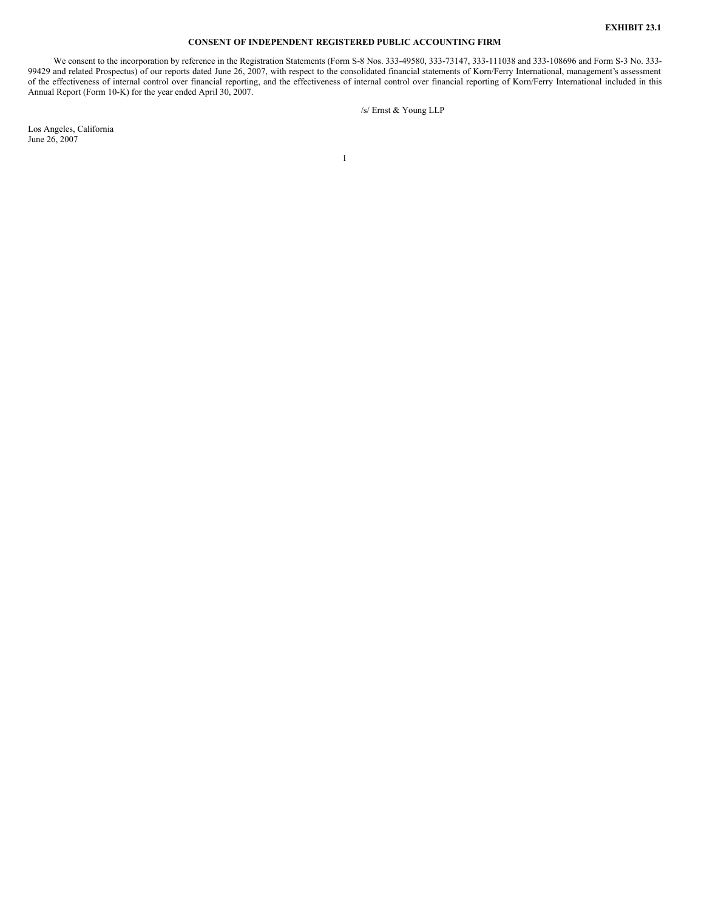**EXHIBIT 23.1**

**CONSENT OF INDEPENDENT REGISTERED PUBLIC ACCOUNTING FIRM**

We consent to the incorporation by reference in the Registration Statements (Form S-8 Nos. 333-49580, 333-73147, 333-111038 and 333-108696 and Form S-3 No. 333-99429 and related Prospectus) of our reports dated June 26, 2007, with respect to the consolidated financial statements of Korn/Ferry International, management's assessment of the effectiveness of internal control over financial reporting, and the effectiveness of internal control over financial reporting of Korn/Ferry International included in this Annual Report (Form 10-K) for the year ended April 30, 2007.

/s/ Ernst & Young LLP

Los Angeles, California
June 26, 2007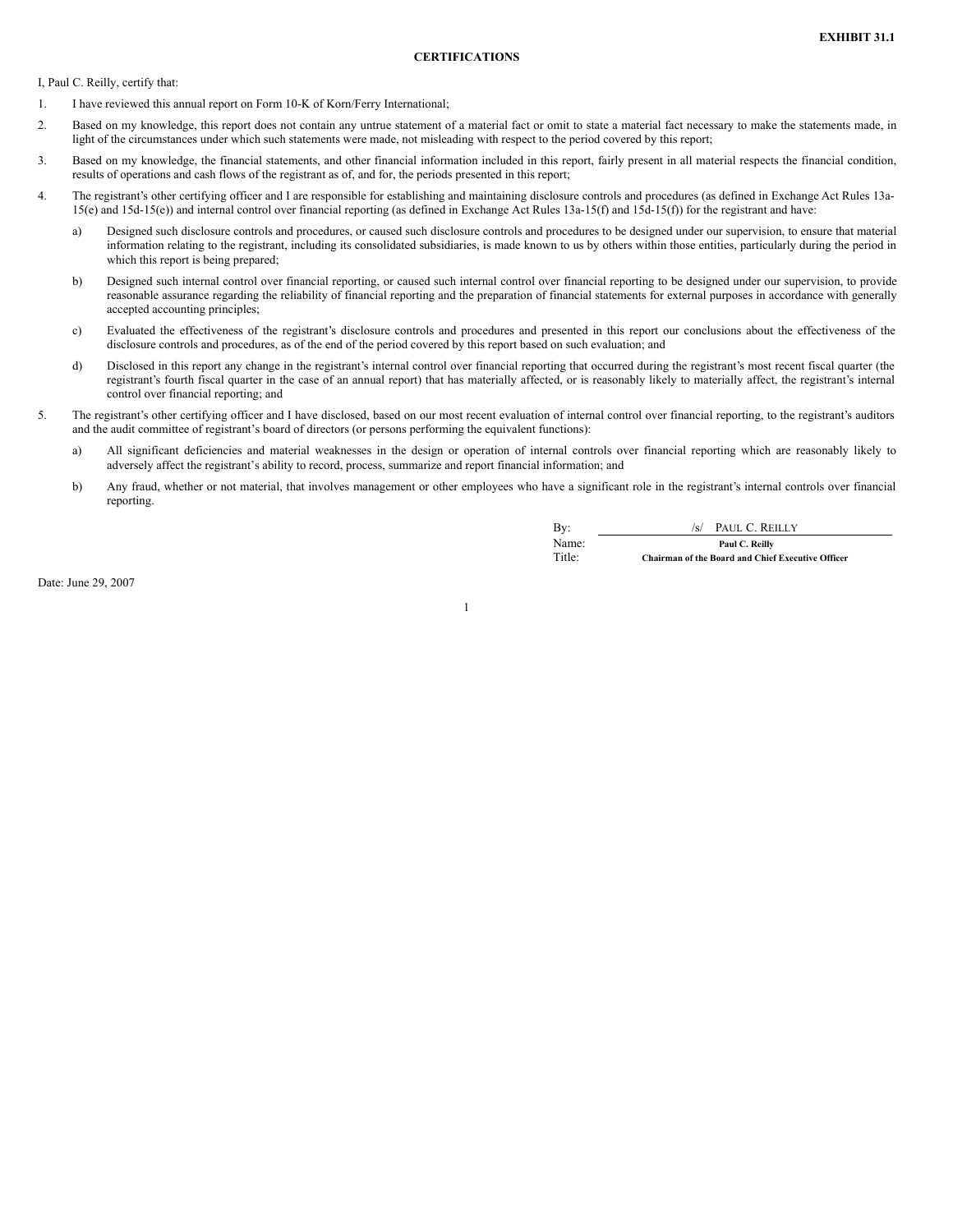**EXHIBIT 31.1**

**CERTIFICATIONS**

I, Paul C. Reilly, certify that:

1. I have reviewed this annual report on Form 10-K of Korn/Ferry International;

2. Based on my knowledge, this report does not contain any untrue statement of a material fact or omit to state a material fact necessary to make the statements made, in light of the circumstances under which such statements were made, not misleading with respect to the period covered by this report;

3. Based on my knowledge, the financial statements, and other financial information included in this report, fairly present in all material respects the financial condition, results of operations and cash flows of the registrant as of, and for, the periods presented in this report;

4. The registrant's other certifying officer and I are responsible for establishing and maintaining disclosure controls and procedures (as defined in Exchange Act Rules 13a-15(e) and 15d-15(e)) and internal control over financial reporting (as defined in Exchange Act Rules 13a-15(f) and 15d-15(f)) for the registrant and have:

   a) Designed such disclosure controls and procedures, or caused such disclosure controls and procedures to be designed under our supervision, to ensure that material information relating to the registrant, including its consolidated subsidiaries, is made known to us by others within those entities, particularly during the period in which this report is being prepared;

   b) Designed such internal control over financial reporting, or caused such internal control over financial reporting to be designed under our supervision, to provide reasonable assurance regarding the reliability of financial reporting and the preparation of financial statements for external purposes in accordance with generally accepted accounting principles;

   c) Evaluated the effectiveness of the registrant's disclosure controls and procedures and presented in this report our conclusions about the effectiveness of the disclosure controls and procedures, as of the end of the period covered by this report based on such evaluation; and

   d) Disclosed in this report any change in the registrant's internal control over financial reporting that occurred during the registrant's most recent fiscal quarter (the registrant's fourth fiscal quarter in the case of an annual report) that has materially affected, or is reasonably likely to materially affect, the registrant's internal control over financial reporting; and

5. The registrant's other certifying officer and I have disclosed, based on our most recent evaluation of internal control over financial reporting, to the registrant's auditors and the audit committee of registrant's board of directors (or persons performing the equivalent functions):

   a) All significant deficiencies and material weaknesses in the design or operation of internal controls over financial reporting which are reasonably likely to adversely affect the registrant's ability to record, process, summarize and report financial information; and

   b) Any fraud, whether or not material, that involves management or other employees who have a significant role in the registrant's internal controls over financial reporting.

| | |
|---|---|
| By: | /s/ PAUL C. REILLY |
| Name: | **Paul C. Reilly** |
| Title: | **Chairman of the Board and Chief Executive Officer** |

Date: June 29, 2007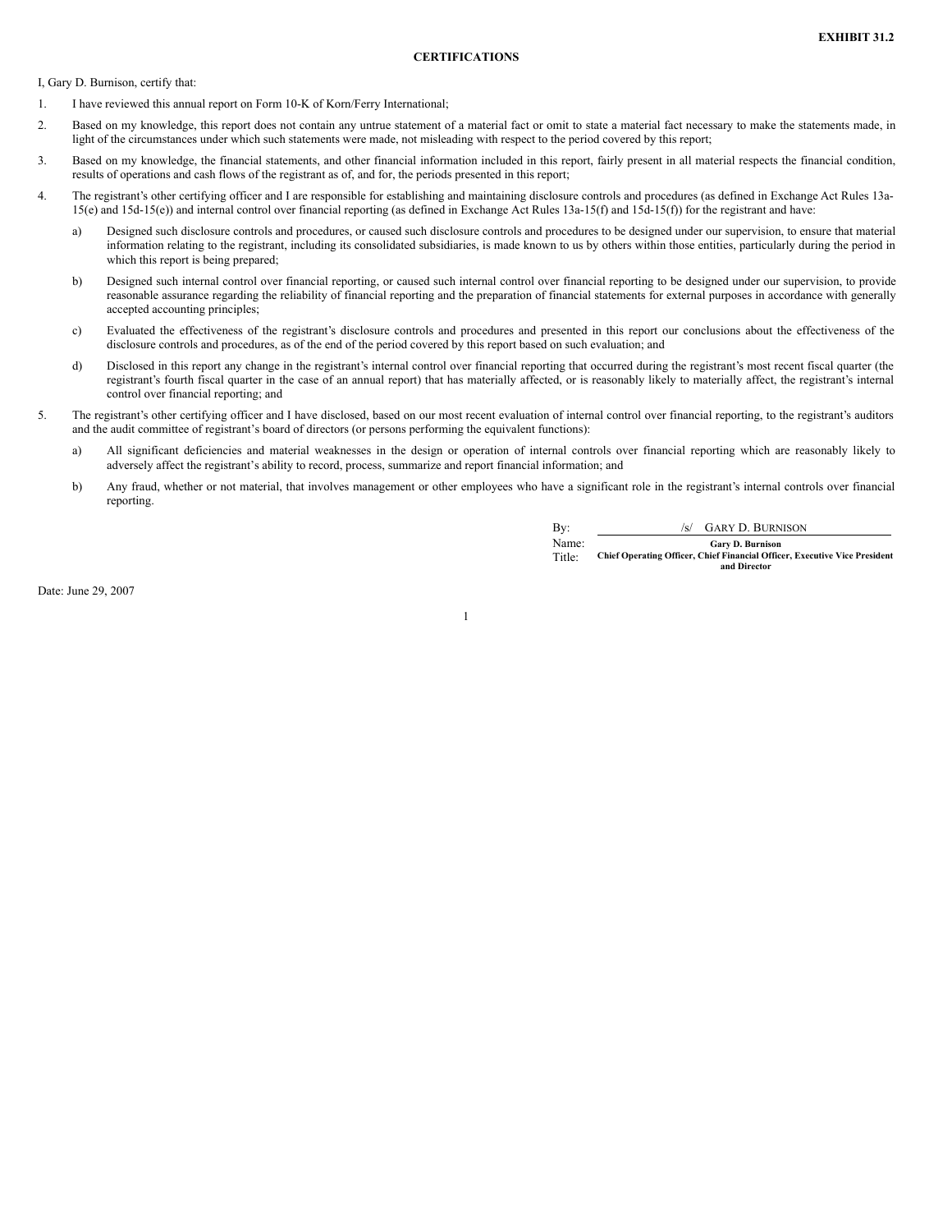**EXHIBIT 31.2**

**CERTIFICATIONS**

I, Gary D. Burnison, certify that:

1. I have reviewed this annual report on Form 10-K of Korn/Ferry International;

2. Based on my knowledge, this report does not contain any untrue statement of a material fact or omit to state a material fact necessary to make the statements made, in light of the circumstances under which such statements were made, not misleading with respect to the period covered by this report;

3. Based on my knowledge, the financial statements, and other financial information included in this report, fairly present in all material respects the financial condition, results of operations and cash flows of the registrant as of, and for, the periods presented in this report;

4. The registrant's other certifying officer and I are responsible for establishing and maintaining disclosure controls and procedures (as defined in Exchange Act Rules 13a-15(e) and 15d-15(e)) and internal control over financial reporting (as defined in Exchange Act Rules 13a-15(f) and 15d-15(f)) for the registrant and have:

   a) Designed such disclosure controls and procedures, or caused such disclosure controls and procedures to be designed under our supervision, to ensure that material information relating to the registrant, including its consolidated subsidiaries, is made known to us by others within those entities, particularly during the period in which this report is being prepared;

   b) Designed such internal control over financial reporting, or caused such internal control over financial reporting to be designed under our supervision, to provide reasonable assurance regarding the reliability of financial reporting and the preparation of financial statements for external purposes in accordance with generally accepted accounting principles;

   c) Evaluated the effectiveness of the registrant's disclosure controls and procedures and presented in this report our conclusions about the effectiveness of the disclosure controls and procedures, as of the end of the period covered by this report based on such evaluation; and

   d) Disclosed in this report any change in the registrant's internal control over financial reporting that occurred during the registrant's most recent fiscal quarter (the registrant's fourth fiscal quarter in the case of an annual report) that has materially affected, or is reasonably likely to materially affect, the registrant's internal control over financial reporting; and

5. The registrant's other certifying officer and I have disclosed, based on our most recent evaluation of internal control over financial reporting, to the registrant's auditors and the audit committee of registrant's board of directors (or persons performing the equivalent functions):

   a) All significant deficiencies and material weaknesses in the design or operation of internal controls over financial reporting which are reasonably likely to adversely affect the registrant's ability to record, process, summarize and report financial information; and

   b) Any fraud, whether or not material, that involves management or other employees who have a significant role in the registrant's internal controls over financial reporting.

By: /s/ GARY D. BURNISON
Name: **Gary D. Burnison**
Title: **Chief Operating Officer, Chief Financial Officer, Executive Vice President and Director**

Date: June 29, 2007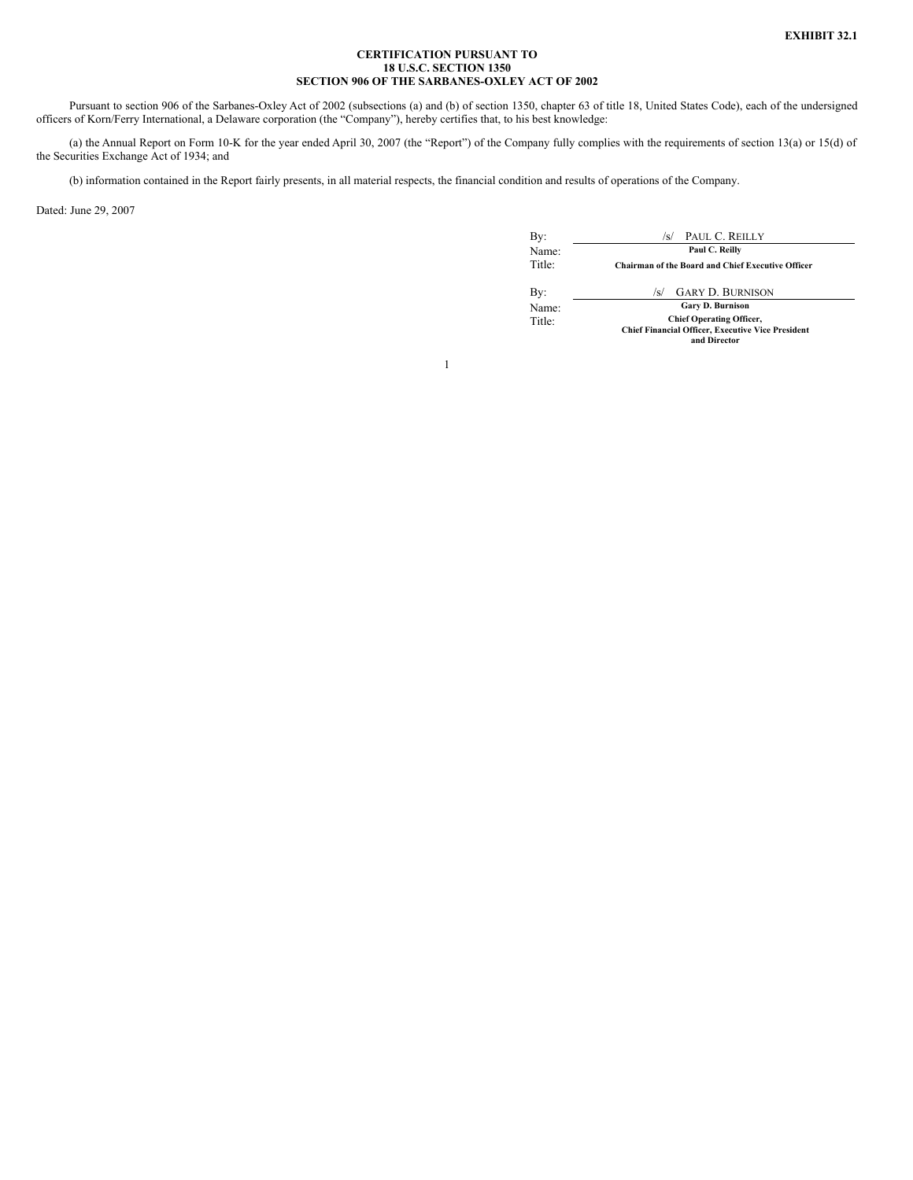**EXHIBIT 32.1**

**CERTIFICATION PURSUANT TO**
**18 U.S.C. SECTION 1350**
**SECTION 906 OF THE SARBANES-OXLEY ACT OF 2002**

Pursuant to section 906 of the Sarbanes-Oxley Act of 2002 (subsections (a) and (b) of section 1350, chapter 63 of title 18, United States Code), each of the undersigned officers of Korn/Ferry International, a Delaware corporation (the "Company"), hereby certifies that, to his best knowledge:

(a) the Annual Report on Form 10-K for the year ended April 30, 2007 (the "Report") of the Company fully complies with the requirements of section 13(a) or 15(d) of the Securities Exchange Act of 1934; and

(b) information contained in the Report fairly presents, in all material respects, the financial condition and results of operations of the Company.

Dated: June 29, 2007

| | |
|---|---|
| By: | /s/ PAUL C. REILLY |
| Name: | **Paul C. Reilly** |
| Title: | **Chairman of the Board and Chief Executive Officer** |
| By: | /s/ GARY D. BURNISON |
| Name: | **Gary D. Burnison** |
| Title: | **Chief Operating Officer, Chief Financial Officer, Executive Vice President and Director** |